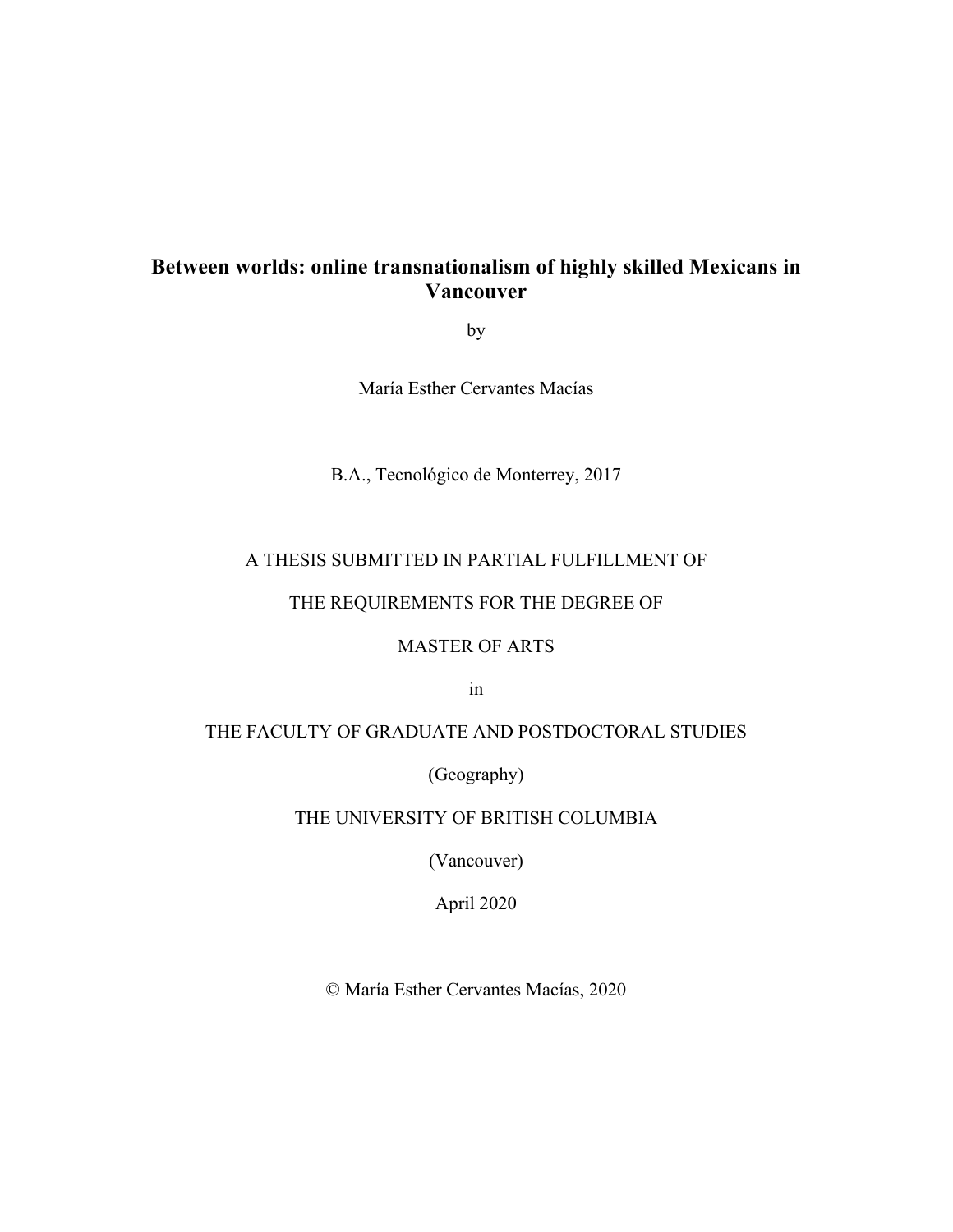# Between worlds: online transnationalism of highly skilled Mexicans in Vancouver

by

María Esther Cervantes Macías

B.A., Tecnológico de Monterrey, 2017

A THESIS SUBMITTED IN PARTIAL FULFILLMENT OF

THE REQUIREMENTS FOR THE DEGREE OF

MASTER OF ARTS

in

THE FACULTY OF GRADUATE AND POSTDOCTORAL STUDIES

(Geography)

THE UNIVERSITY OF BRITISH COLUMBIA

(Vancouver)

April 2020

© María Esther Cervantes Macías, 2020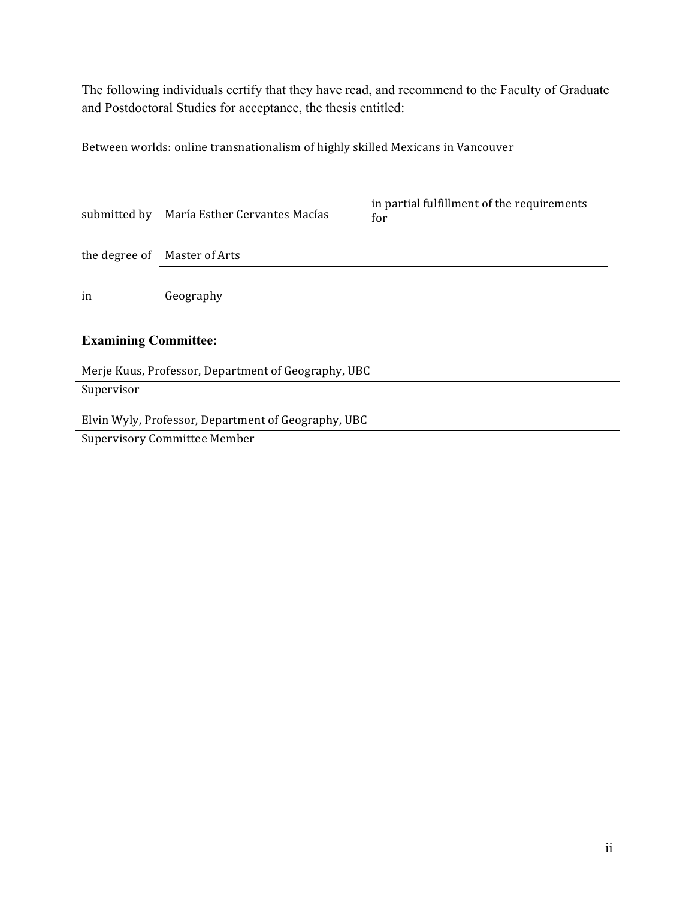The following individuals certify that they have read, and recommend to the Faculty of Graduate and Postdoctoral Studies for acceptance, the thesis entitled:

Between worlds: online transnationalism of highly skilled Mexicans in Vancouver

submitted by María Esther Cervantes Macías in partial fulfillment of the requirements for

the degree of Master of Arts

in Geography

**Examining Committee:**

Merje Kuus, Professor, Department of Geography, UBC
Supervisor

Elvin Wyly, Professor, Department of Geography, UBC
Supervisory Committee Member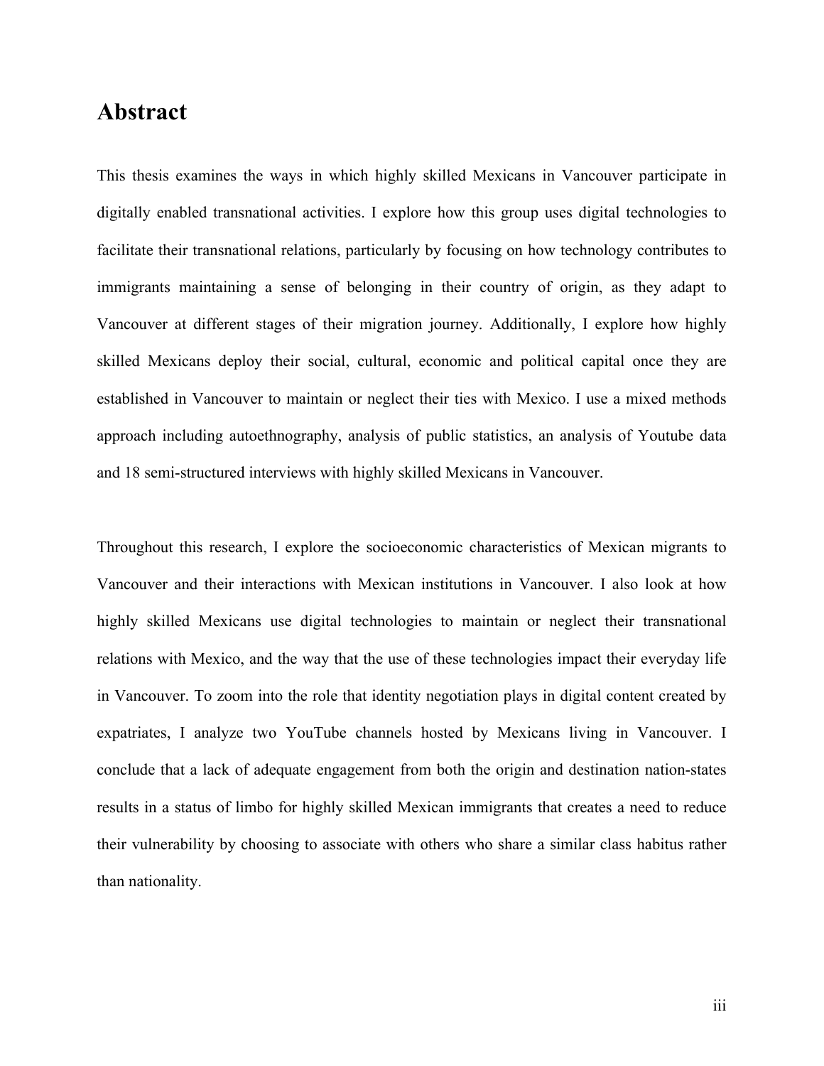# Abstract

This thesis examines the ways in which highly skilled Mexicans in Vancouver participate in digitally enabled transnational activities. I explore how this group uses digital technologies to facilitate their transnational relations, particularly by focusing on how technology contributes to immigrants maintaining a sense of belonging in their country of origin, as they adapt to Vancouver at different stages of their migration journey. Additionally, I explore how highly skilled Mexicans deploy their social, cultural, economic and political capital once they are established in Vancouver to maintain or neglect their ties with Mexico. I use a mixed methods approach including autoethnography, analysis of public statistics, an analysis of Youtube data and 18 semi-structured interviews with highly skilled Mexicans in Vancouver.

Throughout this research, I explore the socioeconomic characteristics of Mexican migrants to Vancouver and their interactions with Mexican institutions in Vancouver. I also look at how highly skilled Mexicans use digital technologies to maintain or neglect their transnational relations with Mexico, and the way that the use of these technologies impact their everyday life in Vancouver. To zoom into the role that identity negotiation plays in digital content created by expatriates, I analyze two YouTube channels hosted by Mexicans living in Vancouver. I conclude that a lack of adequate engagement from both the origin and destination nation-states results in a status of limbo for highly skilled Mexican immigrants that creates a need to reduce their vulnerability by choosing to associate with others who share a similar class habitus rather than nationality.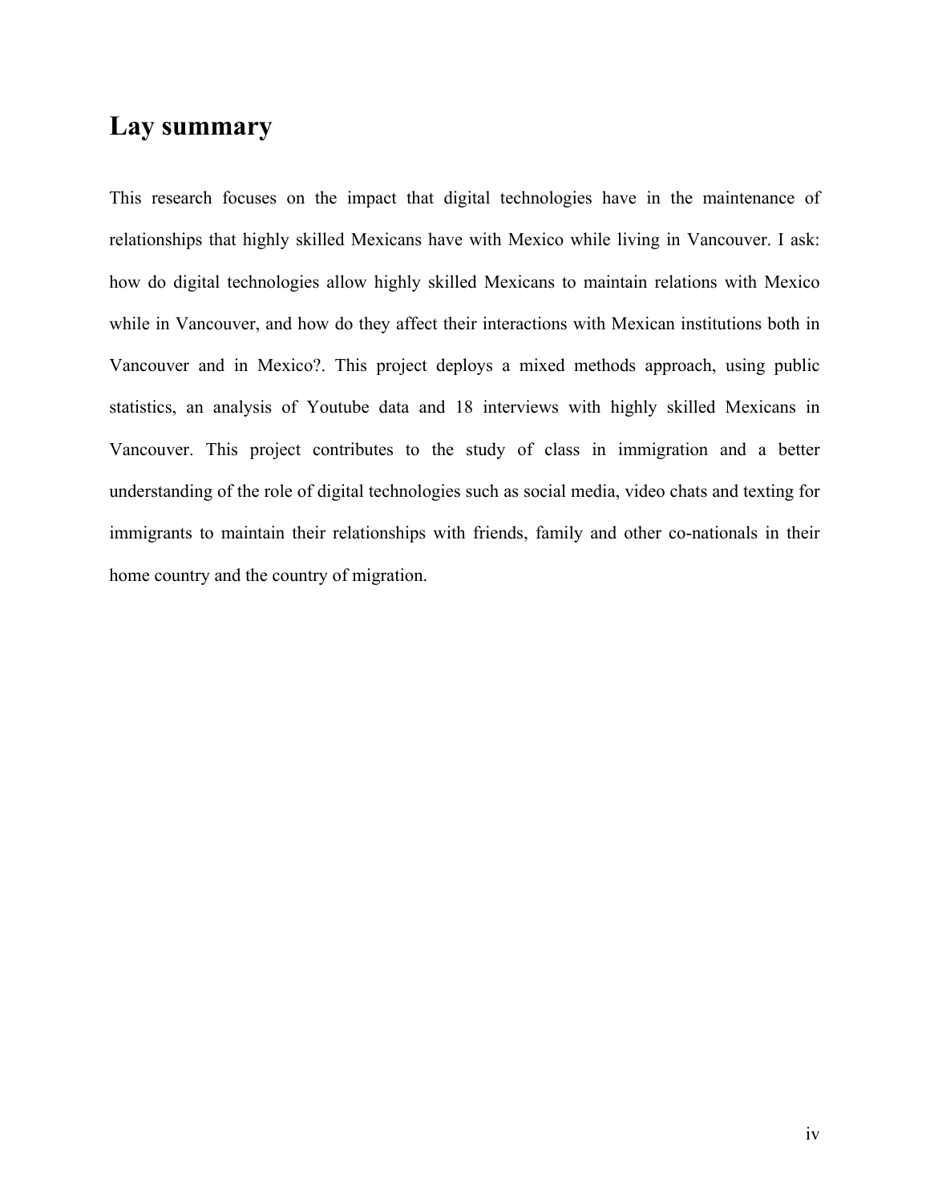## Lay summary

This research focuses on the impact that digital technologies have in the maintenance of relationships that highly skilled Mexicans have with Mexico while living in Vancouver. I ask: how do digital technologies allow highly skilled Mexicans to maintain relations with Mexico while in Vancouver, and how do they affect their interactions with Mexican institutions both in Vancouver and in Mexico?. This project deploys a mixed methods approach, using public statistics, an analysis of Youtube data and 18 interviews with highly skilled Mexicans in Vancouver. This project contributes to the study of class in immigration and a better understanding of the role of digital technologies such as social media, video chats and texting for immigrants to maintain their relationships with friends, family and other co-nationals in their home country and the country of migration.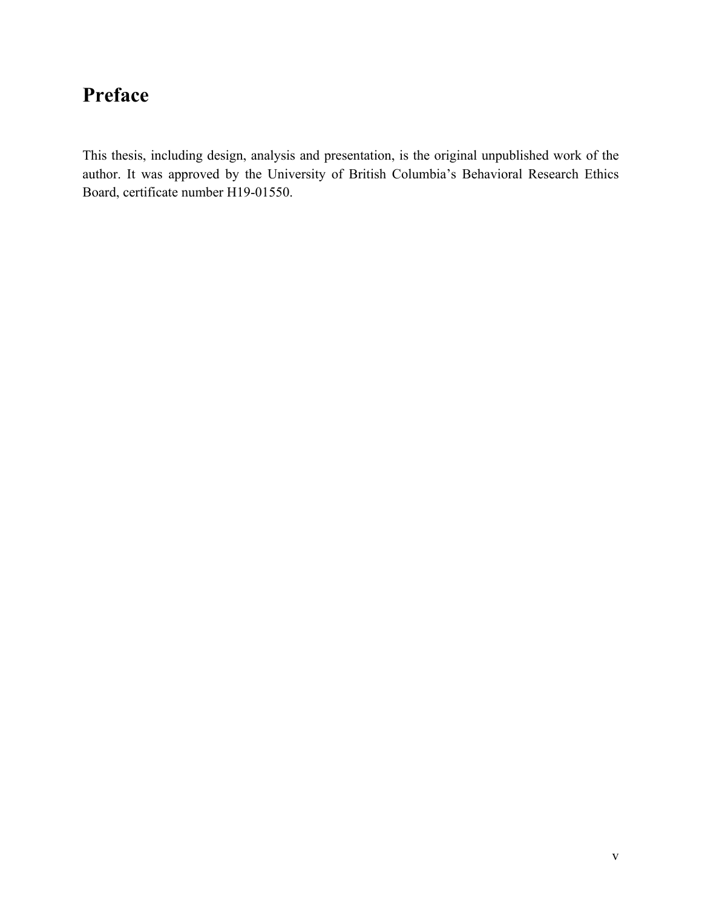# Preface

This thesis, including design, analysis and presentation, is the original unpublished work of the author. It was approved by the University of British Columbia's Behavioral Research Ethics Board, certificate number H19-01550.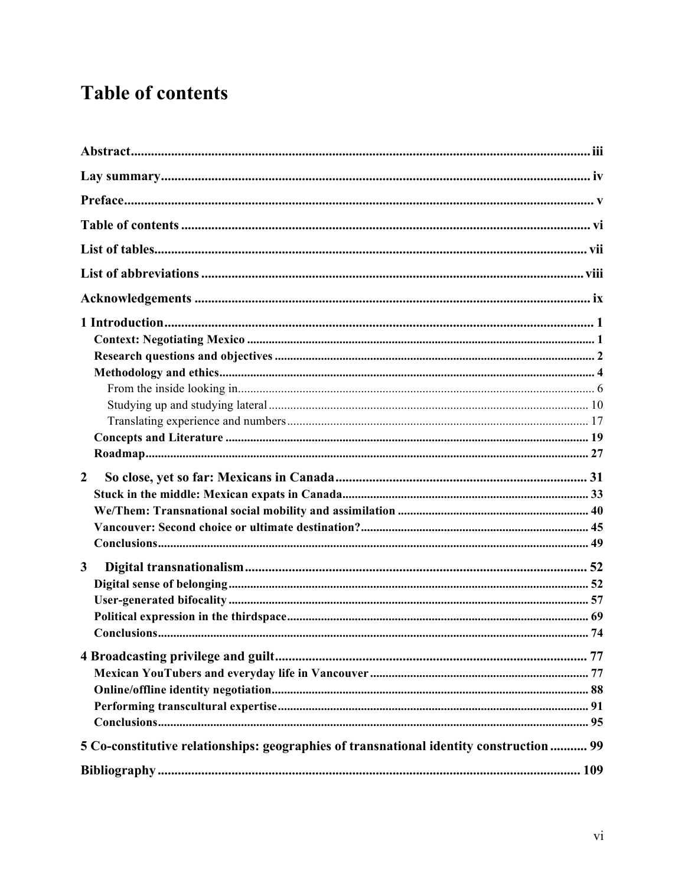# Table of contents

**Abstract** ........................................................................................................................ iii

**Lay summary** .................................................................................................................. iv

**Preface** ........................................................................................................................... v

**Table of contents** .......................................................................................................... vi

**List of tables** .................................................................................................................. vii

**List of abbreviations** ................................................................................................... viii

**Acknowledgements** ....................................................................................................... ix

**1 Introduction** .................................................................................................................. 1

- **Context: Negotiating Mexico** ...................................................................................... 1
- **Research questions and objectives** ............................................................................ 2
- **Methodology and ethics** ............................................................................................... 4
  - From the inside looking in ........................................................................................ 6
  - Studying up and studying lateral ............................................................................ 10
  - Translating experience and numbers ...................................................................... 17
- **Concepts and Literature** ............................................................................................ 19
- **Roadmap** ..................................................................................................................... 27

**2 So close, yet so far: Mexicans in Canada** ................................................................ 31

- **Stuck in the middle: Mexican expats in Canada** ...................................................... 33
- **We/Them: Transnational social mobility and assimilation** ..................................... 40
- **Vancouver: Second choice or ultimate destination?** ................................................ 45
- **Conclusions** ................................................................................................................. 49

**3 Digital transnationalism** ............................................................................................. 52

- **Digital sense of belonging** .......................................................................................... 52
- **User-generated bifocality** ........................................................................................... 57
- **Political expression in the thirdspace** ........................................................................ 69
- **Conclusions** ................................................................................................................. 74

**4 Broadcasting privilege and guilt** ................................................................................. 77

- **Mexican YouTubers and everyday life in Vancouver** ............................................... 77
- **Online/offline identity negotiation** ............................................................................. 88
- **Performing transcultural expertise** ........................................................................... 91
- **Conclusions** ................................................................................................................. 95

**5 Co-constitutive relationships: geographies of transnational identity construction** ........... 99

**Bibliography** ................................................................................................................. 109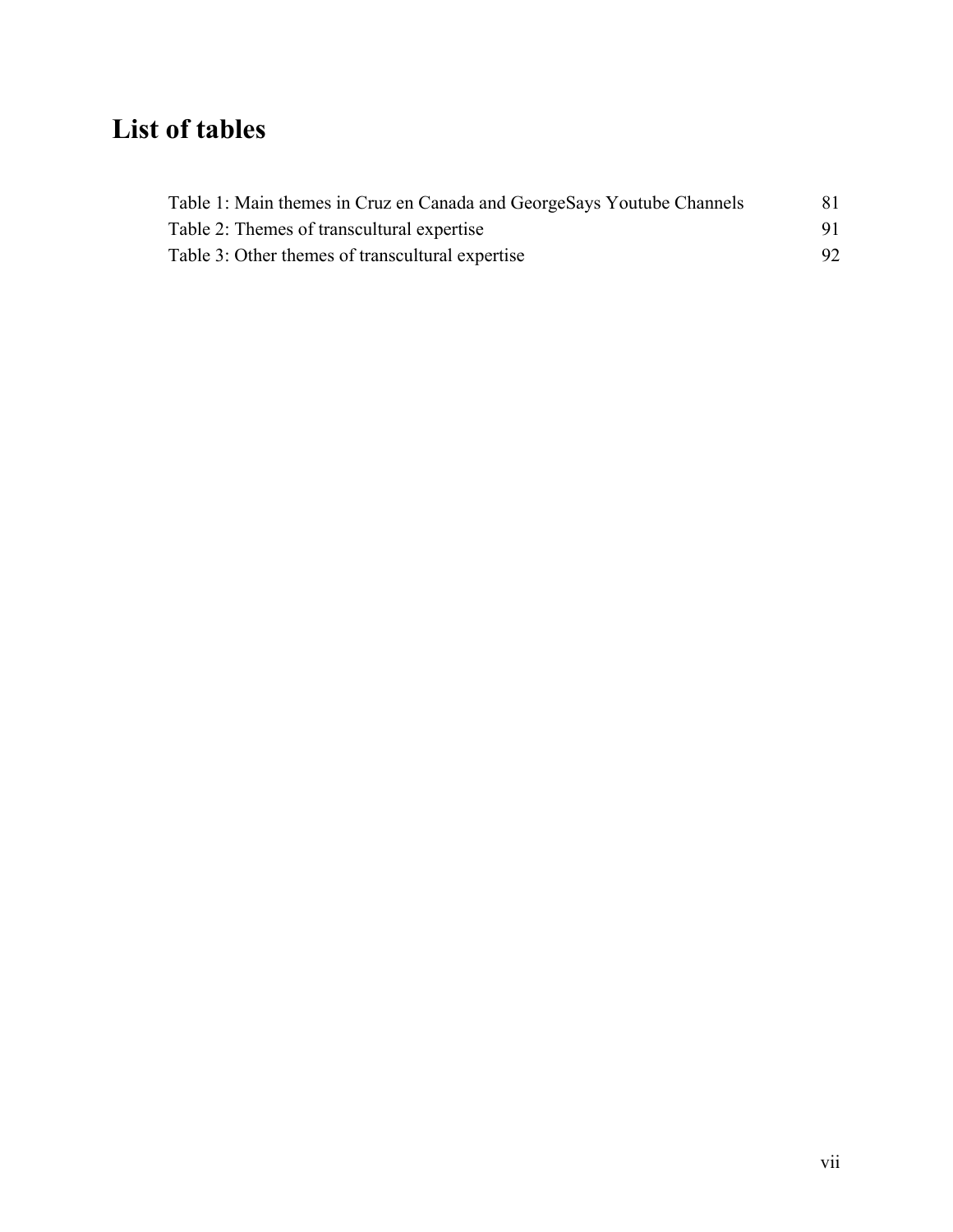# List of tables

Table 1: Main themes in Cruz en Canada and GeorgeSays Youtube Channels 81
Table 2: Themes of transcultural expertise 91
Table 3: Other themes of transcultural expertise 92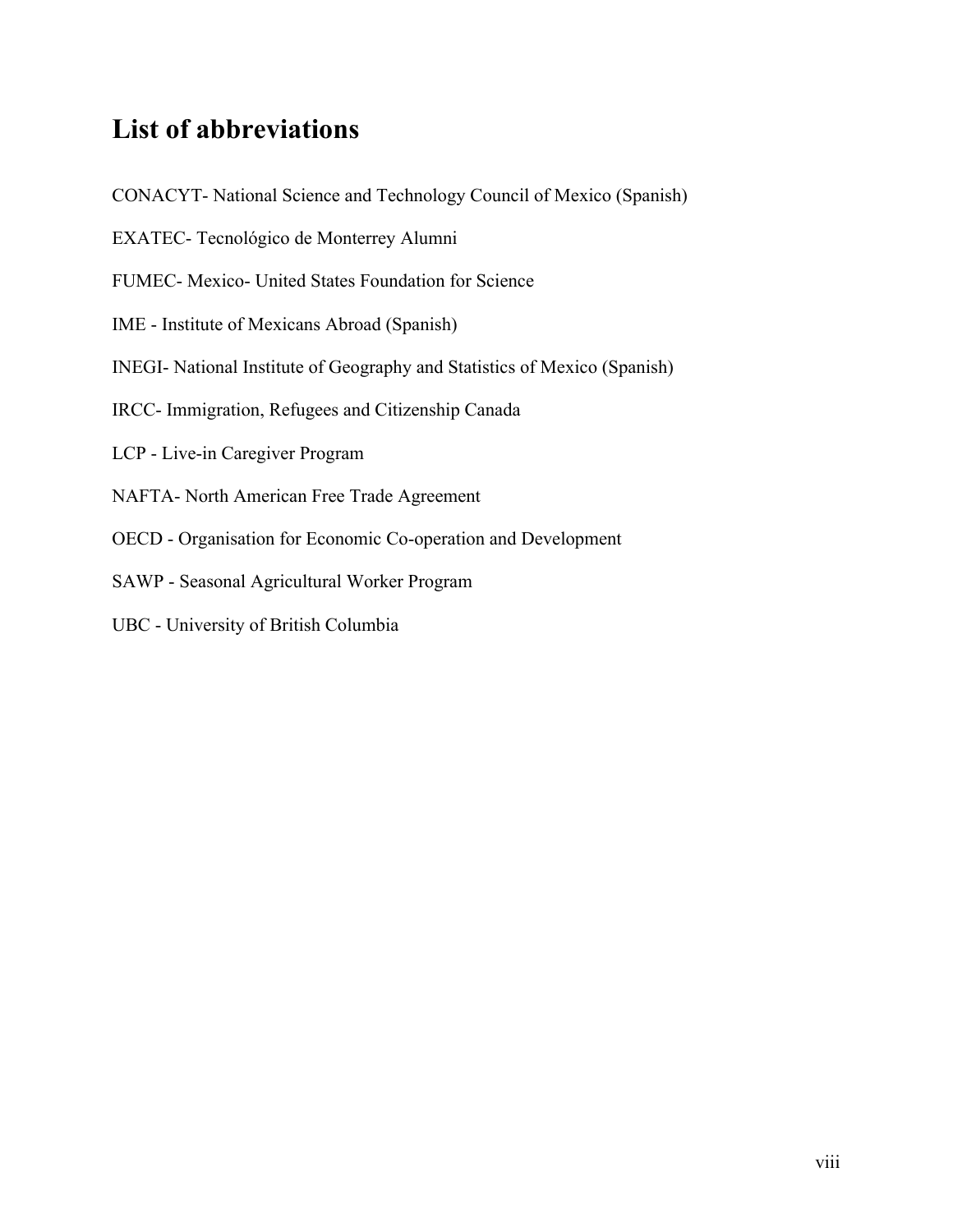# List of abbreviations

CONACYT- National Science and Technology Council of Mexico (Spanish)

EXATEC- Tecnológico de Monterrey Alumni

FUMEC- Mexico- United States Foundation for Science

IME - Institute of Mexicans Abroad (Spanish)

INEGI- National Institute of Geography and Statistics of Mexico (Spanish)

IRCC- Immigration, Refugees and Citizenship Canada

LCP - Live-in Caregiver Program

NAFTA- North American Free Trade Agreement

OECD - Organisation for Economic Co-operation and Development

SAWP - Seasonal Agricultural Worker Program

UBC - University of British Columbia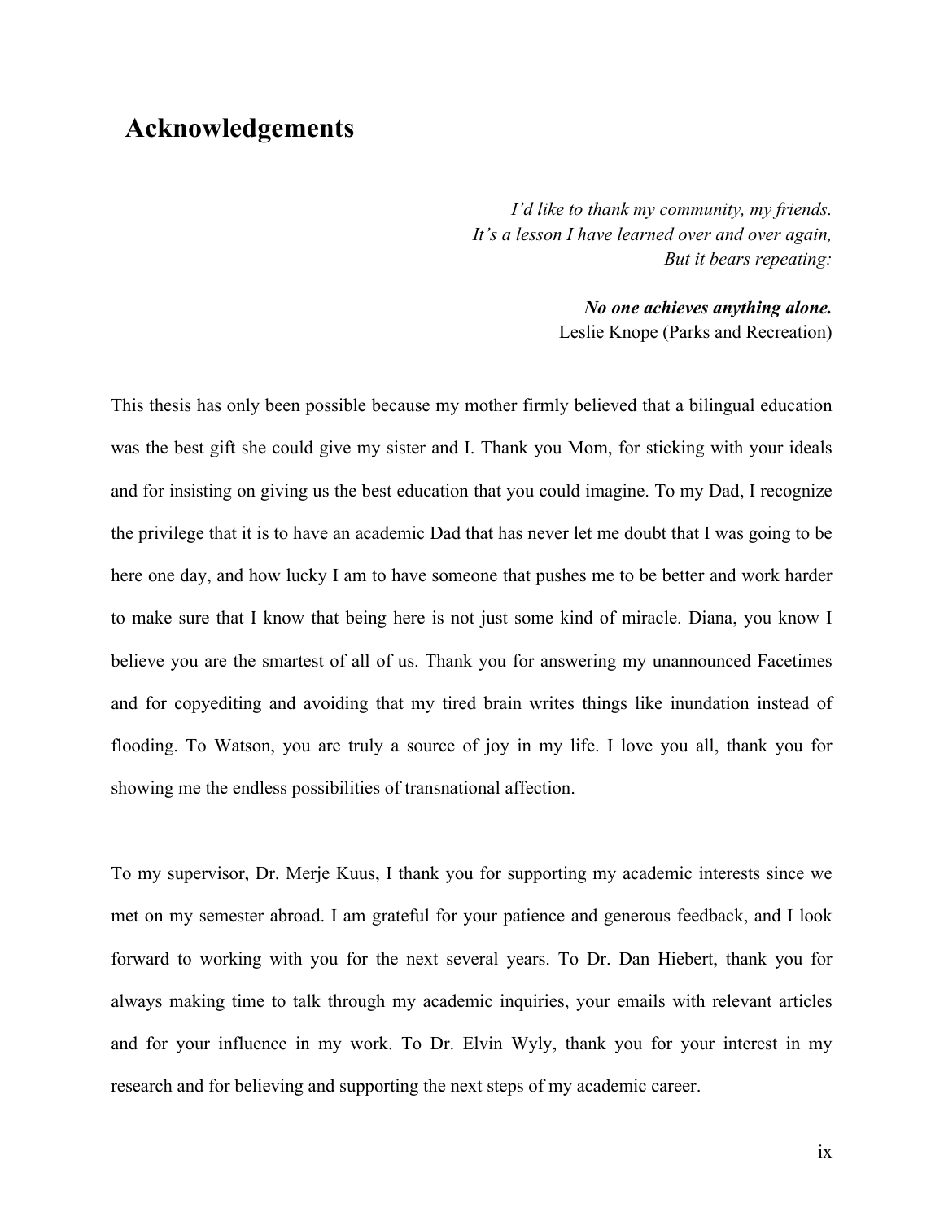# Acknowledgements

*I'd like to thank my community, my friends.*
*It's a lesson I have learned over and over again,*
*But it bears repeating:*

***No one achieves anything alone.***
Leslie Knope (Parks and Recreation)

This thesis has only been possible because my mother firmly believed that a bilingual education was the best gift she could give my sister and I. Thank you Mom, for sticking with your ideals and for insisting on giving us the best education that you could imagine. To my Dad, I recognize the privilege that it is to have an academic Dad that has never let me doubt that I was going to be here one day, and how lucky I am to have someone that pushes me to be better and work harder to make sure that I know that being here is not just some kind of miracle. Diana, you know I believe you are the smartest of all of us. Thank you for answering my unannounced Facetimes and for copyediting and avoiding that my tired brain writes things like inundation instead of flooding. To Watson, you are truly a source of joy in my life. I love you all, thank you for showing me the endless possibilities of transnational affection.

To my supervisor, Dr. Merje Kuus, I thank you for supporting my academic interests since we met on my semester abroad. I am grateful for your patience and generous feedback, and I look forward to working with you for the next several years. To Dr. Dan Hiebert, thank you for always making time to talk through my academic inquiries, your emails with relevant articles and for your influence in my work. To Dr. Elvin Wyly, thank you for your interest in my research and for believing and supporting the next steps of my academic career.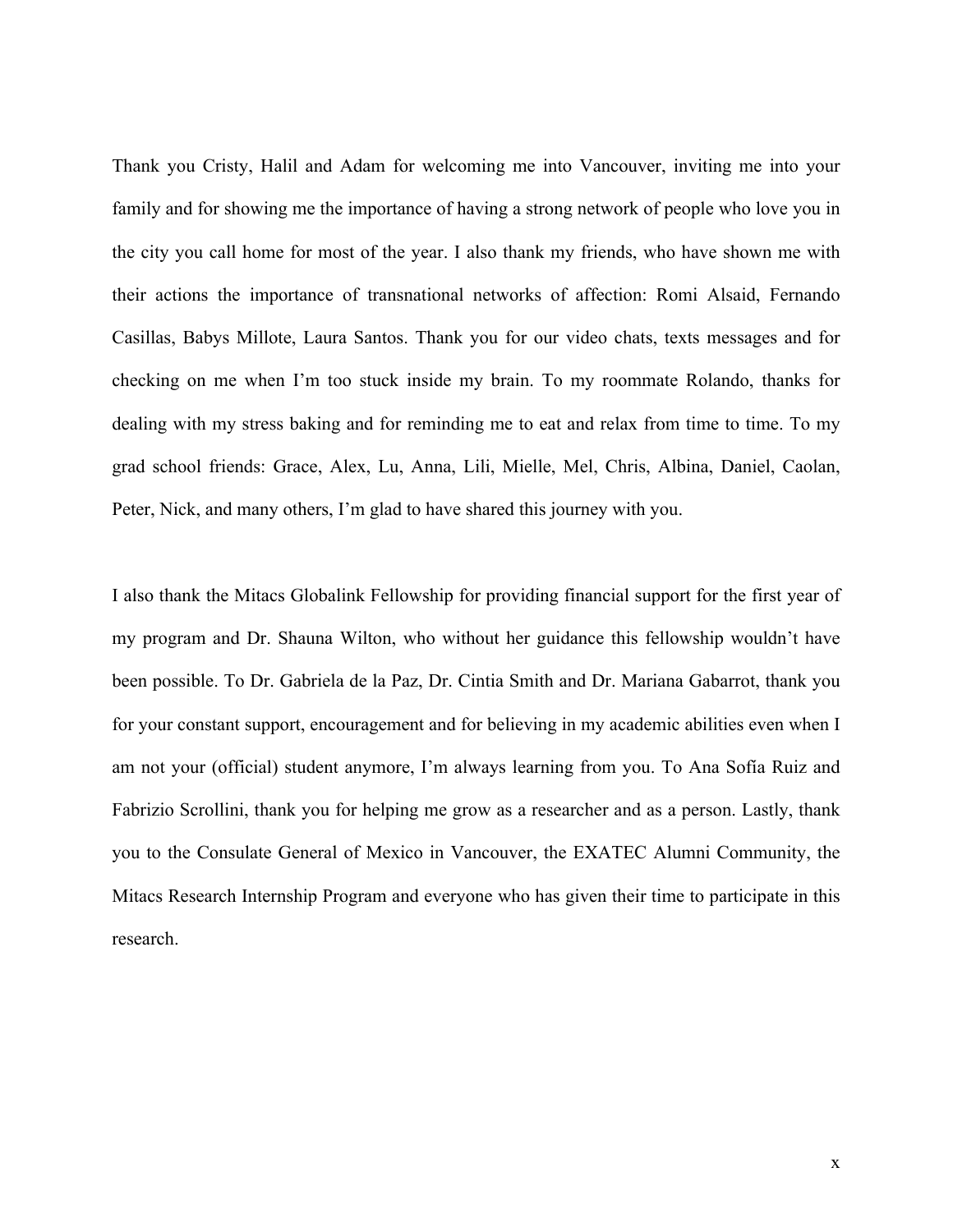Thank you Cristy, Halil and Adam for welcoming me into Vancouver, inviting me into your family and for showing me the importance of having a strong network of people who love you in the city you call home for most of the year. I also thank my friends, who have shown me with their actions the importance of transnational networks of affection: Romi Alsaid, Fernando Casillas, Babys Millote, Laura Santos. Thank you for our video chats, texts messages and for checking on me when I'm too stuck inside my brain. To my roommate Rolando, thanks for dealing with my stress baking and for reminding me to eat and relax from time to time. To my grad school friends: Grace, Alex, Lu, Anna, Lili, Mielle, Mel, Chris, Albina, Daniel, Caolan, Peter, Nick, and many others, I'm glad to have shared this journey with you.

I also thank the Mitacs Globalink Fellowship for providing financial support for the first year of my program and Dr. Shauna Wilton, who without her guidance this fellowship wouldn't have been possible. To Dr. Gabriela de la Paz, Dr. Cintia Smith and Dr. Mariana Gabarrot, thank you for your constant support, encouragement and for believing in my academic abilities even when I am not your (official) student anymore, I'm always learning from you. To Ana Sofía Ruiz and Fabrizio Scrollini, thank you for helping me grow as a researcher and as a person. Lastly, thank you to the Consulate General of Mexico in Vancouver, the EXATEC Alumni Community, the Mitacs Research Internship Program and everyone who has given their time to participate in this research.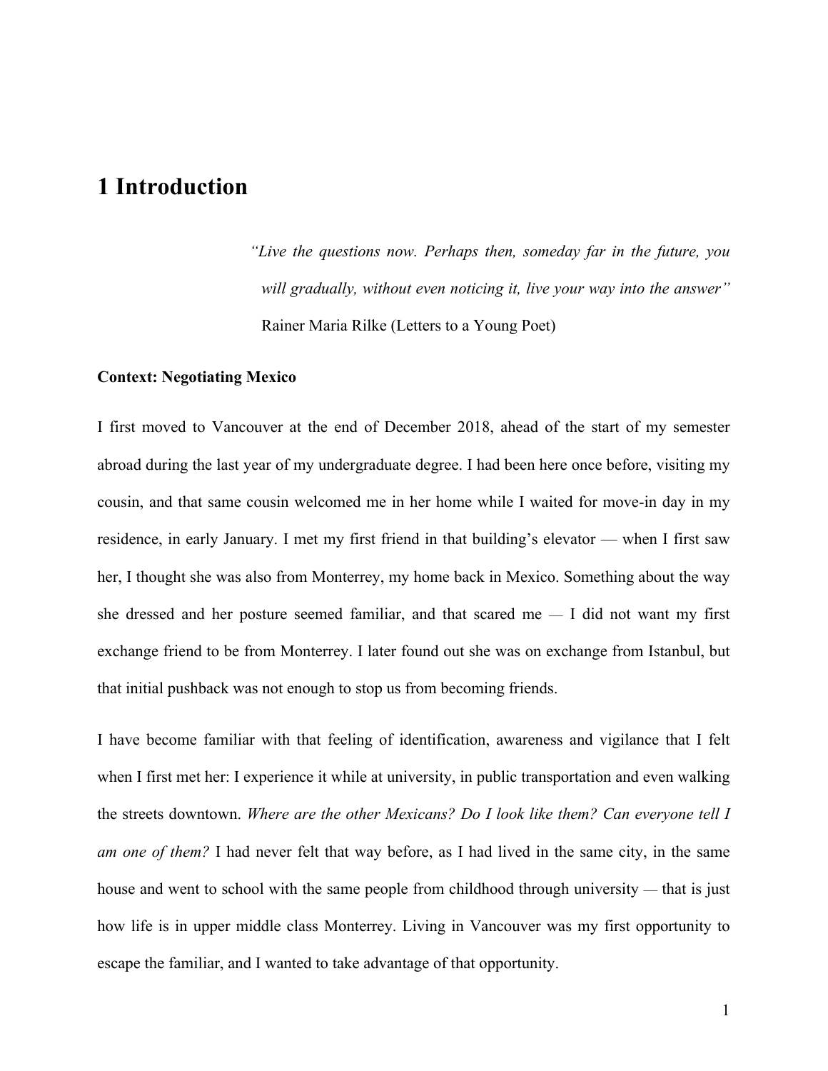# 1 Introduction

> *"Live the questions now. Perhaps then, someday far in the future, you will gradually, without even noticing it, live your way into the answer"*
> Rainer Maria Rilke (Letters to a Young Poet)

**Context: Negotiating Mexico**

I first moved to Vancouver at the end of December 2018, ahead of the start of my semester abroad during the last year of my undergraduate degree. I had been here once before, visiting my cousin, and that same cousin welcomed me in her home while I waited for move-in day in my residence, in early January. I met my first friend in that building's elevator — when I first saw her, I thought she was also from Monterrey, my home back in Mexico. Something about the way she dressed and her posture seemed familiar, and that scared me — I did not want my first exchange friend to be from Monterrey. I later found out she was on exchange from Istanbul, but that initial pushback was not enough to stop us from becoming friends.

I have become familiar with that feeling of identification, awareness and vigilance that I felt when I first met her: I experience it while at university, in public transportation and even walking the streets downtown. *Where are the other Mexicans? Do I look like them? Can everyone tell I am one of them?* I had never felt that way before, as I had lived in the same city, in the same house and went to school with the same people from childhood through university — that is just how life is in upper middle class Monterrey. Living in Vancouver was my first opportunity to escape the familiar, and I wanted to take advantage of that opportunity.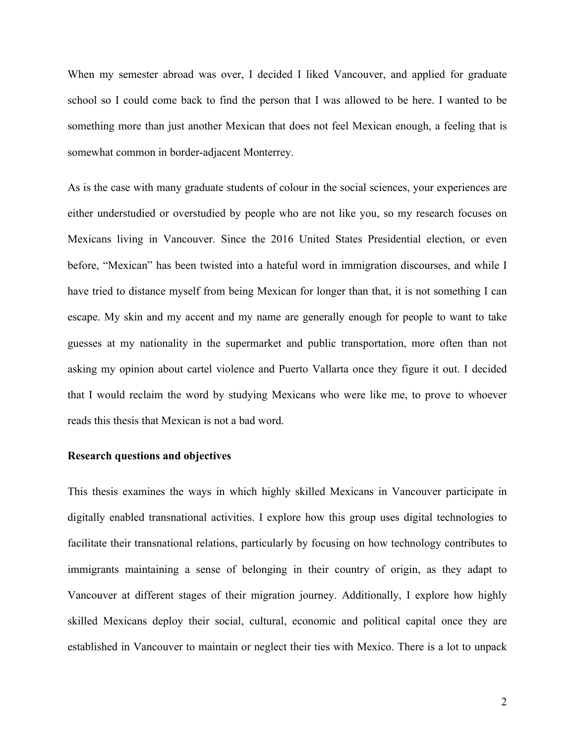When my semester abroad was over, I decided I liked Vancouver, and applied for graduate school so I could come back to find the person that I was allowed to be here. I wanted to be something more than just another Mexican that does not feel Mexican enough, a feeling that is somewhat common in border-adjacent Monterrey.

As is the case with many graduate students of colour in the social sciences, your experiences are either understudied or overstudied by people who are not like you, so my research focuses on Mexicans living in Vancouver. Since the 2016 United States Presidential election, or even before, "Mexican" has been twisted into a hateful word in immigration discourses, and while I have tried to distance myself from being Mexican for longer than that, it is not something I can escape. My skin and my accent and my name are generally enough for people to want to take guesses at my nationality in the supermarket and public transportation, more often than not asking my opinion about cartel violence and Puerto Vallarta once they figure it out. I decided that I would reclaim the word by studying Mexicans who were like me, to prove to whoever reads this thesis that Mexican is not a bad word.

### Research questions and objectives

This thesis examines the ways in which highly skilled Mexicans in Vancouver participate in digitally enabled transnational activities. I explore how this group uses digital technologies to facilitate their transnational relations, particularly by focusing on how technology contributes to immigrants maintaining a sense of belonging in their country of origin, as they adapt to Vancouver at different stages of their migration journey. Additionally, I explore how highly skilled Mexicans deploy their social, cultural, economic and political capital once they are established in Vancouver to maintain or neglect their ties with Mexico. There is a lot to unpack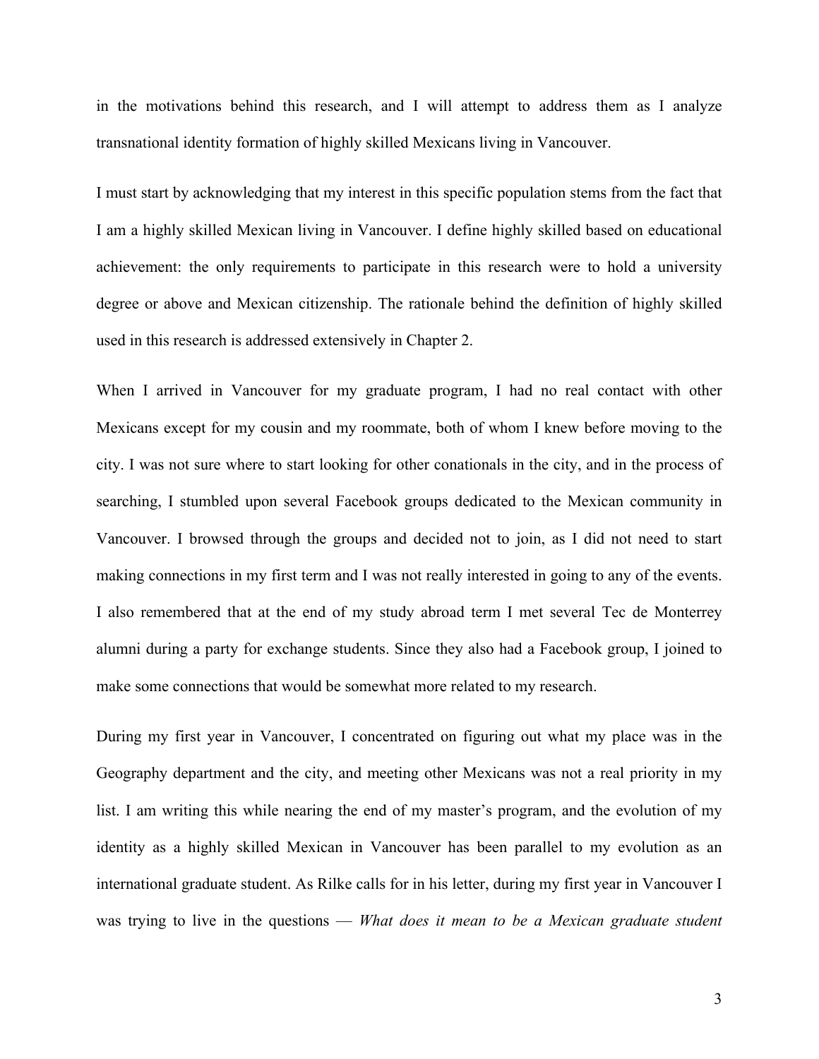in the motivations behind this research, and I will attempt to address them as I analyze transnational identity formation of highly skilled Mexicans living in Vancouver.

I must start by acknowledging that my interest in this specific population stems from the fact that I am a highly skilled Mexican living in Vancouver. I define highly skilled based on educational achievement: the only requirements to participate in this research were to hold a university degree or above and Mexican citizenship. The rationale behind the definition of highly skilled used in this research is addressed extensively in Chapter 2.

When I arrived in Vancouver for my graduate program, I had no real contact with other Mexicans except for my cousin and my roommate, both of whom I knew before moving to the city. I was not sure where to start looking for other conationals in the city, and in the process of searching, I stumbled upon several Facebook groups dedicated to the Mexican community in Vancouver. I browsed through the groups and decided not to join, as I did not need to start making connections in my first term and I was not really interested in going to any of the events. I also remembered that at the end of my study abroad term I met several Tec de Monterrey alumni during a party for exchange students. Since they also had a Facebook group, I joined to make some connections that would be somewhat more related to my research.

During my first year in Vancouver, I concentrated on figuring out what my place was in the Geography department and the city, and meeting other Mexicans was not a real priority in my list. I am writing this while nearing the end of my master's program, and the evolution of my identity as a highly skilled Mexican in Vancouver has been parallel to my evolution as an international graduate student. As Rilke calls for in his letter, during my first year in Vancouver I was trying to live in the questions — *What does it mean to be a Mexican graduate student*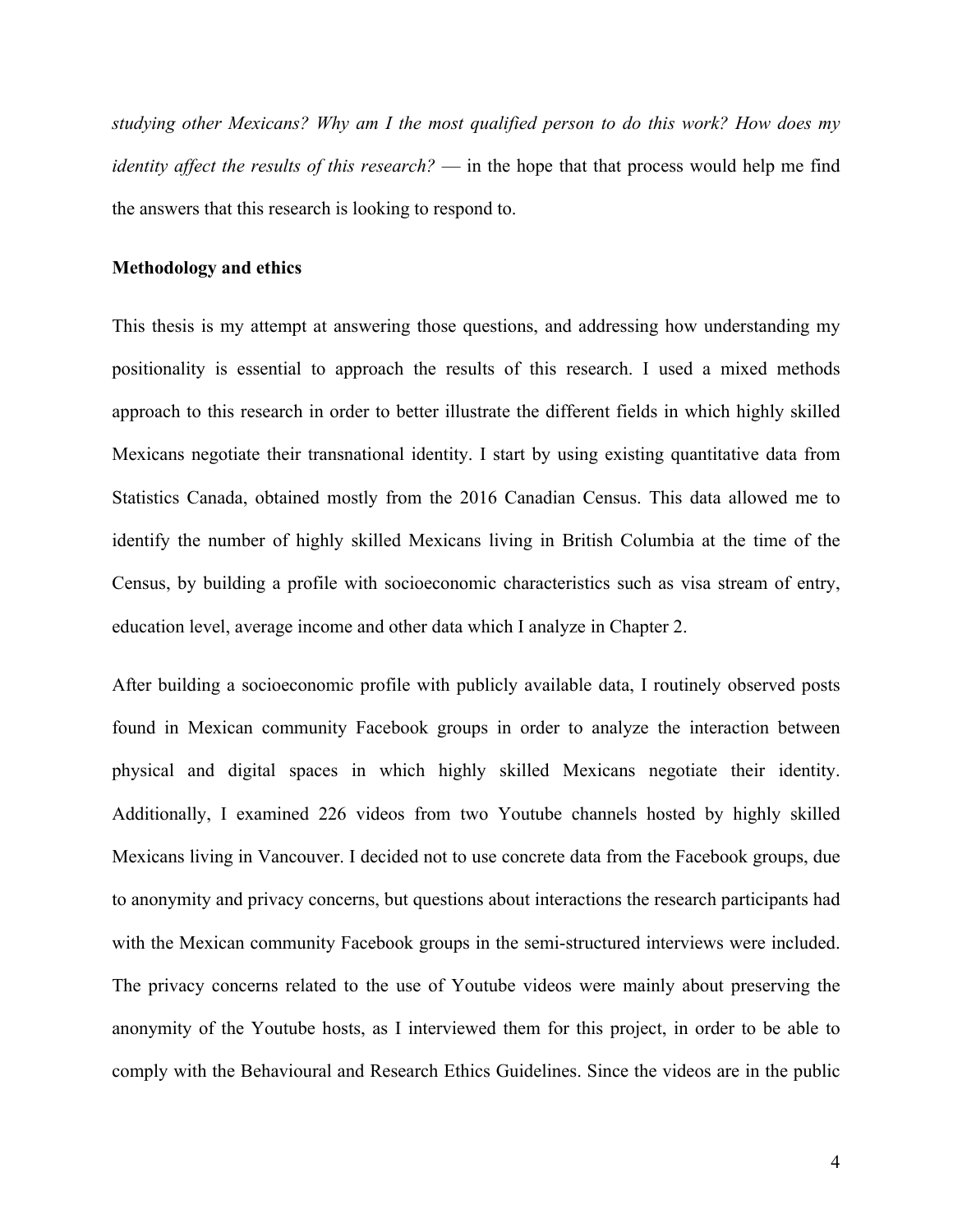*studying other Mexicans? Why am I the most qualified person to do this work? How does my identity affect the results of this research?* — in the hope that that process would help me find the answers that this research is looking to respond to.

**Methodology and ethics**

This thesis is my attempt at answering those questions, and addressing how understanding my positionality is essential to approach the results of this research. I used a mixed methods approach to this research in order to better illustrate the different fields in which highly skilled Mexicans negotiate their transnational identity. I start by using existing quantitative data from Statistics Canada, obtained mostly from the 2016 Canadian Census. This data allowed me to identify the number of highly skilled Mexicans living in British Columbia at the time of the Census, by building a profile with socioeconomic characteristics such as visa stream of entry, education level, average income and other data which I analyze in Chapter 2.

After building a socioeconomic profile with publicly available data, I routinely observed posts found in Mexican community Facebook groups in order to analyze the interaction between physical and digital spaces in which highly skilled Mexicans negotiate their identity. Additionally, I examined 226 videos from two Youtube channels hosted by highly skilled Mexicans living in Vancouver. I decided not to use concrete data from the Facebook groups, due to anonymity and privacy concerns, but questions about interactions the research participants had with the Mexican community Facebook groups in the semi-structured interviews were included. The privacy concerns related to the use of Youtube videos were mainly about preserving the anonymity of the Youtube hosts, as I interviewed them for this project, in order to be able to comply with the Behavioural and Research Ethics Guidelines. Since the videos are in the public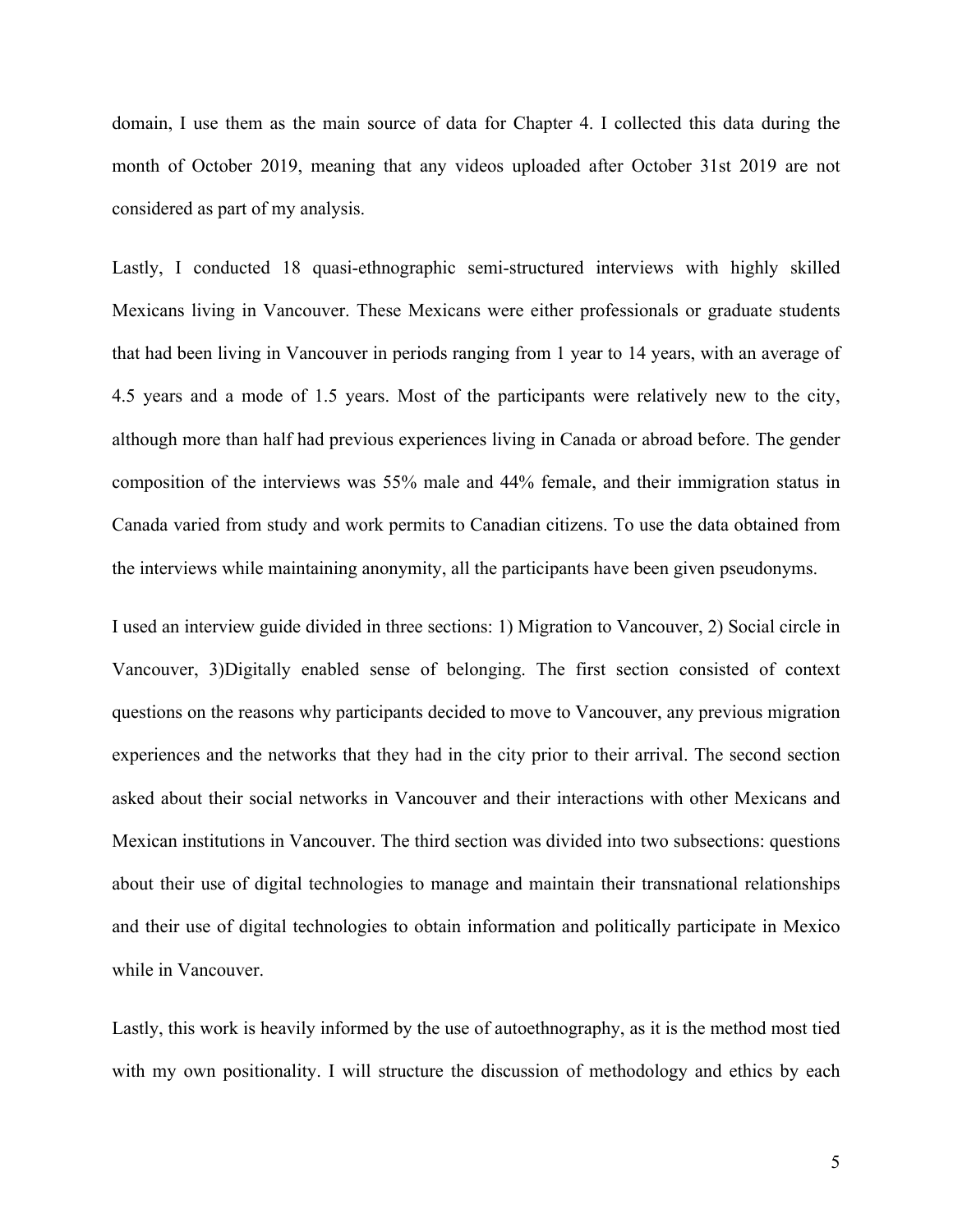domain, I use them as the main source of data for Chapter 4. I collected this data during the month of October 2019, meaning that any videos uploaded after October 31st 2019 are not considered as part of my analysis.

Lastly, I conducted 18 quasi-ethnographic semi-structured interviews with highly skilled Mexicans living in Vancouver. These Mexicans were either professionals or graduate students that had been living in Vancouver in periods ranging from 1 year to 14 years, with an average of 4.5 years and a mode of 1.5 years. Most of the participants were relatively new to the city, although more than half had previous experiences living in Canada or abroad before. The gender composition of the interviews was 55% male and 44% female, and their immigration status in Canada varied from study and work permits to Canadian citizens. To use the data obtained from the interviews while maintaining anonymity, all the participants have been given pseudonyms.

I used an interview guide divided in three sections: 1) Migration to Vancouver, 2) Social circle in Vancouver, 3)Digitally enabled sense of belonging. The first section consisted of context questions on the reasons why participants decided to move to Vancouver, any previous migration experiences and the networks that they had in the city prior to their arrival. The second section asked about their social networks in Vancouver and their interactions with other Mexicans and Mexican institutions in Vancouver. The third section was divided into two subsections: questions about their use of digital technologies to manage and maintain their transnational relationships and their use of digital technologies to obtain information and politically participate in Mexico while in Vancouver.

Lastly, this work is heavily informed by the use of autoethnography, as it is the method most tied with my own positionality. I will structure the discussion of methodology and ethics by each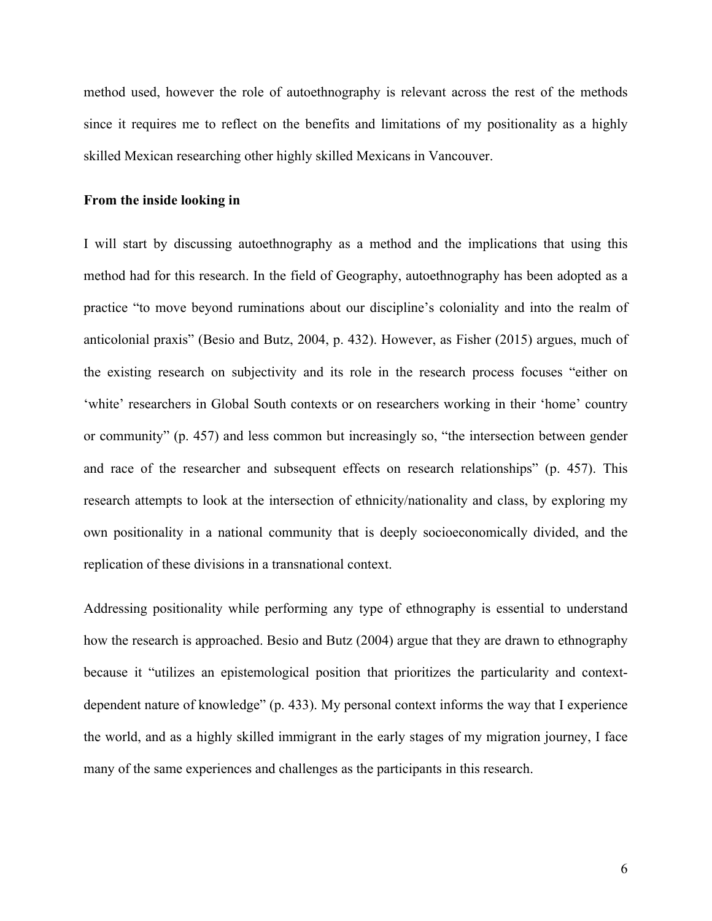method used, however the role of autoethnography is relevant across the rest of the methods since it requires me to reflect on the benefits and limitations of my positionality as a highly skilled Mexican researching other highly skilled Mexicans in Vancouver.

**From the inside looking in**

I will start by discussing autoethnography as a method and the implications that using this method had for this research. In the field of Geography, autoethnography has been adopted as a practice "to move beyond ruminations about our discipline's coloniality and into the realm of anticolonial praxis" (Besio and Butz, 2004, p. 432). However, as Fisher (2015) argues, much of the existing research on subjectivity and its role in the research process focuses "either on 'white' researchers in Global South contexts or on researchers working in their 'home' country or community" (p. 457) and less common but increasingly so, "the intersection between gender and race of the researcher and subsequent effects on research relationships" (p. 457). This research attempts to look at the intersection of ethnicity/nationality and class, by exploring my own positionality in a national community that is deeply socioeconomically divided, and the replication of these divisions in a transnational context.

Addressing positionality while performing any type of ethnography is essential to understand how the research is approached. Besio and Butz (2004) argue that they are drawn to ethnography because it "utilizes an epistemological position that prioritizes the particularity and context-dependent nature of knowledge" (p. 433). My personal context informs the way that I experience the world, and as a highly skilled immigrant in the early stages of my migration journey, I face many of the same experiences and challenges as the participants in this research.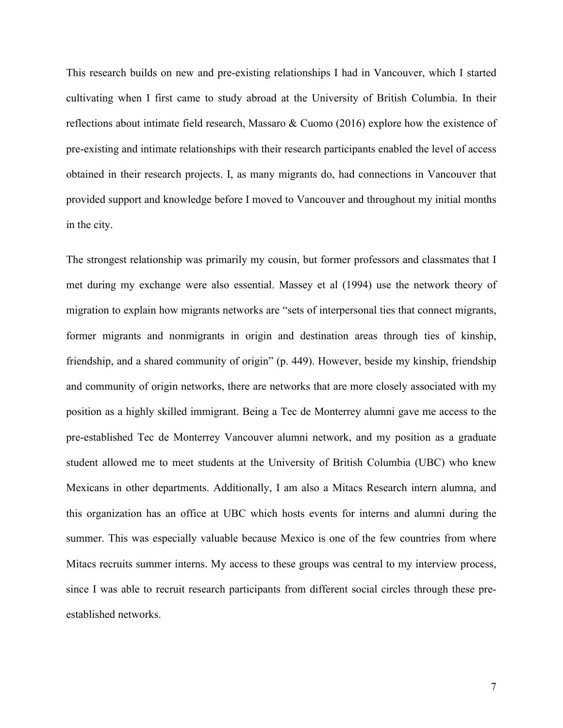This research builds on new and pre-existing relationships I had in Vancouver, which I started cultivating when I first came to study abroad at the University of British Columbia. In their reflections about intimate field research, Massaro & Cuomo (2016) explore how the existence of pre-existing and intimate relationships with their research participants enabled the level of access obtained in their research projects. I, as many migrants do, had connections in Vancouver that provided support and knowledge before I moved to Vancouver and throughout my initial months in the city.

The strongest relationship was primarily my cousin, but former professors and classmates that I met during my exchange were also essential. Massey et al (1994) use the network theory of migration to explain how migrants networks are "sets of interpersonal ties that connect migrants, former migrants and nonmigrants in origin and destination areas through ties of kinship, friendship, and a shared community of origin" (p. 449). However, beside my kinship, friendship and community of origin networks, there are networks that are more closely associated with my position as a highly skilled immigrant. Being a Tec de Monterrey alumni gave me access to the pre-established Tec de Monterrey Vancouver alumni network, and my position as a graduate student allowed me to meet students at the University of British Columbia (UBC) who knew Mexicans in other departments. Additionally, I am also a Mitacs Research intern alumna, and this organization has an office at UBC which hosts events for interns and alumni during the summer. This was especially valuable because Mexico is one of the few countries from where Mitacs recruits summer interns. My access to these groups was central to my interview process, since I was able to recruit research participants from different social circles through these pre-established networks.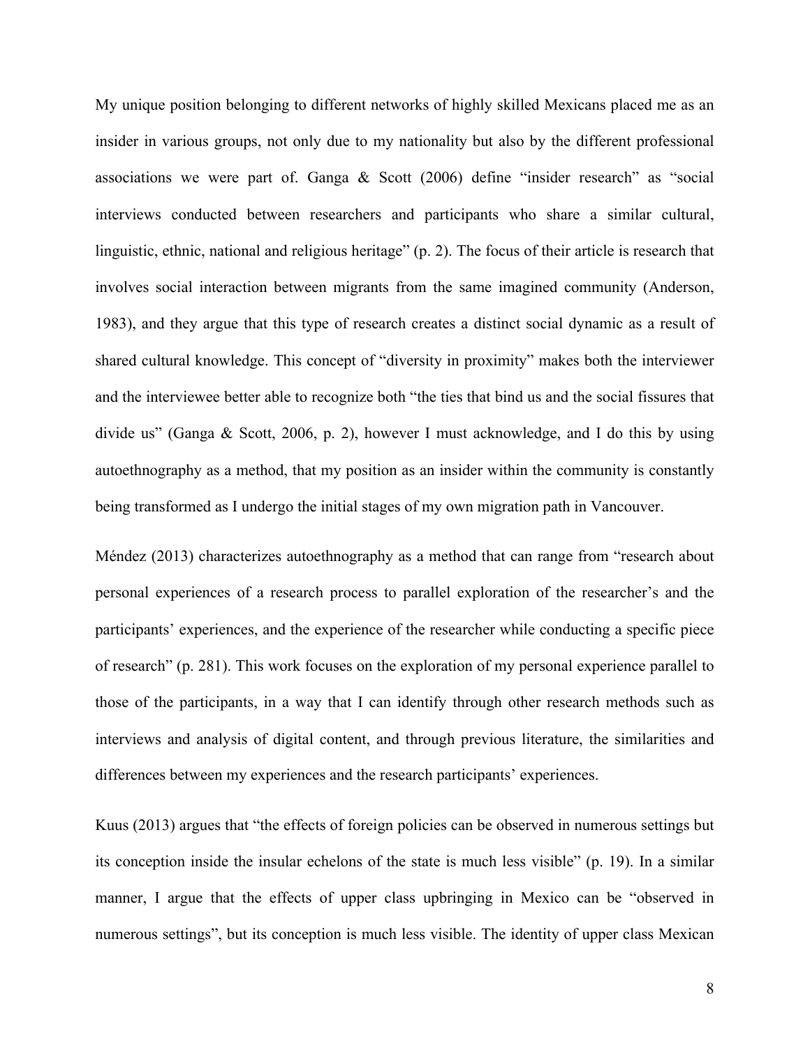My unique position belonging to different networks of highly skilled Mexicans placed me as an insider in various groups, not only due to my nationality but also by the different professional associations we were part of. Ganga & Scott (2006) define “insider research” as “social interviews conducted between researchers and participants who share a similar cultural, linguistic, ethnic, national and religious heritage” (p. 2). The focus of their article is research that involves social interaction between migrants from the same imagined community (Anderson, 1983), and they argue that this type of research creates a distinct social dynamic as a result of shared cultural knowledge. This concept of “diversity in proximity” makes both the interviewer and the interviewee better able to recognize both “the ties that bind us and the social fissures that divide us” (Ganga & Scott, 2006, p. 2), however I must acknowledge, and I do this by using autoethnography as a method, that my position as an insider within the community is constantly being transformed as I undergo the initial stages of my own migration path in Vancouver.

Méndez (2013) characterizes autoethnography as a method that can range from “research about personal experiences of a research process to parallel exploration of the researcher’s and the participants’ experiences, and the experience of the researcher while conducting a specific piece of research” (p. 281). This work focuses on the exploration of my personal experience parallel to those of the participants, in a way that I can identify through other research methods such as interviews and analysis of digital content, and through previous literature, the similarities and differences between my experiences and the research participants’ experiences.

Kuus (2013) argues that “the effects of foreign policies can be observed in numerous settings but its conception inside the insular echelons of the state is much less visible” (p. 19). In a similar manner, I argue that the effects of upper class upbringing in Mexico can be “observed in numerous settings”, but its conception is much less visible. The identity of upper class Mexican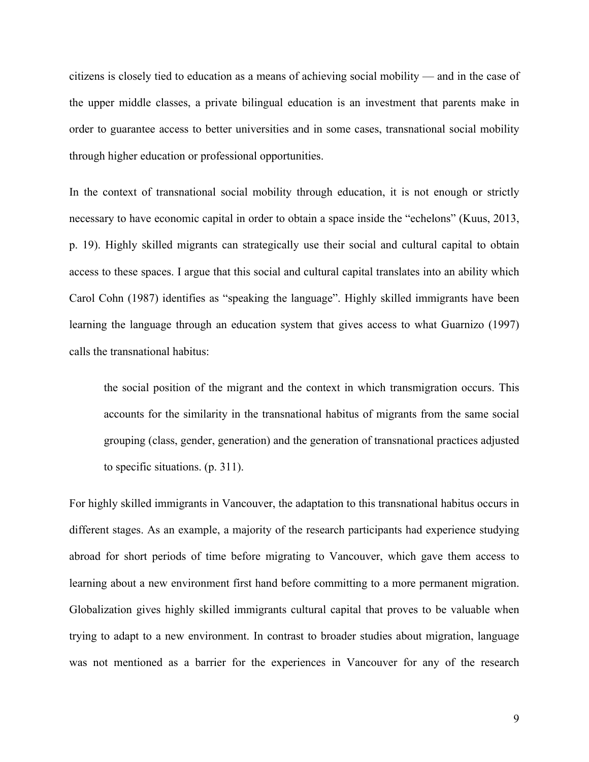citizens is closely tied to education as a means of achieving social mobility — and in the case of the upper middle classes, a private bilingual education is an investment that parents make in order to guarantee access to better universities and in some cases, transnational social mobility through higher education or professional opportunities.

In the context of transnational social mobility through education, it is not enough or strictly necessary to have economic capital in order to obtain a space inside the "echelons" (Kuus, 2013, p. 19). Highly skilled migrants can strategically use their social and cultural capital to obtain access to these spaces. I argue that this social and cultural capital translates into an ability which Carol Cohn (1987) identifies as "speaking the language". Highly skilled immigrants have been learning the language through an education system that gives access to what Guarnizo (1997) calls the transnational habitus:

> the social position of the migrant and the context in which transmigration occurs. This accounts for the similarity in the transnational habitus of migrants from the same social grouping (class, gender, generation) and the generation of transnational practices adjusted to specific situations. (p. 311).

For highly skilled immigrants in Vancouver, the adaptation to this transnational habitus occurs in different stages. As an example, a majority of the research participants had experience studying abroad for short periods of time before migrating to Vancouver, which gave them access to learning about a new environment first hand before committing to a more permanent migration. Globalization gives highly skilled immigrants cultural capital that proves to be valuable when trying to adapt to a new environment. In contrast to broader studies about migration, language was not mentioned as a barrier for the experiences in Vancouver for any of the research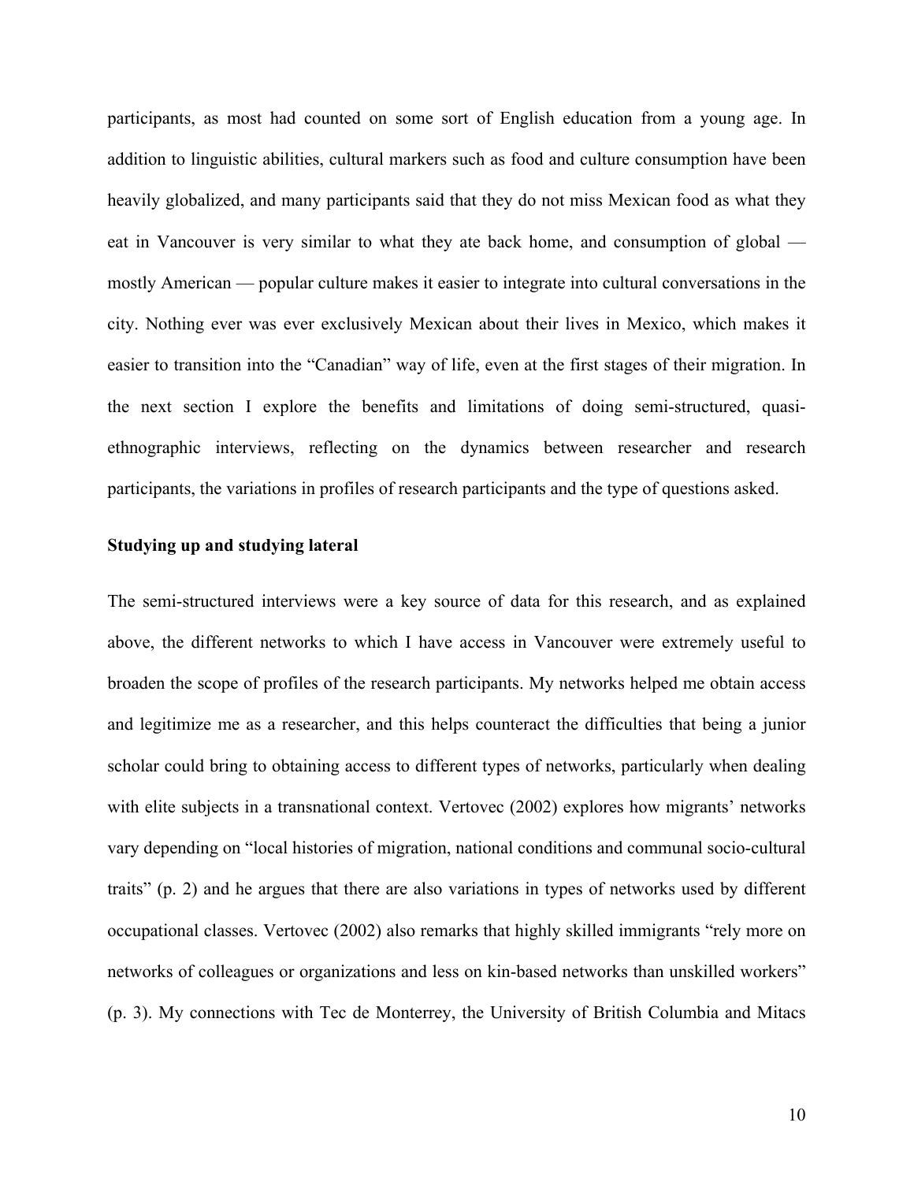participants, as most had counted on some sort of English education from a young age. In addition to linguistic abilities, cultural markers such as food and culture consumption have been heavily globalized, and many participants said that they do not miss Mexican food as what they eat in Vancouver is very similar to what they ate back home, and consumption of global — mostly American — popular culture makes it easier to integrate into cultural conversations in the city. Nothing ever was ever exclusively Mexican about their lives in Mexico, which makes it easier to transition into the "Canadian" way of life, even at the first stages of their migration. In the next section I explore the benefits and limitations of doing semi-structured, quasi-ethnographic interviews, reflecting on the dynamics between researcher and research participants, the variations in profiles of research participants and the type of questions asked.

**Studying up and studying lateral**

The semi-structured interviews were a key source of data for this research, and as explained above, the different networks to which I have access in Vancouver were extremely useful to broaden the scope of profiles of the research participants. My networks helped me obtain access and legitimize me as a researcher, and this helps counteract the difficulties that being a junior scholar could bring to obtaining access to different types of networks, particularly when dealing with elite subjects in a transnational context. Vertovec (2002) explores how migrants' networks vary depending on "local histories of migration, national conditions and communal socio-cultural traits" (p. 2) and he argues that there are also variations in types of networks used by different occupational classes. Vertovec (2002) also remarks that highly skilled immigrants "rely more on networks of colleagues or organizations and less on kin-based networks than unskilled workers" (p. 3). My connections with Tec de Monterrey, the University of British Columbia and Mitacs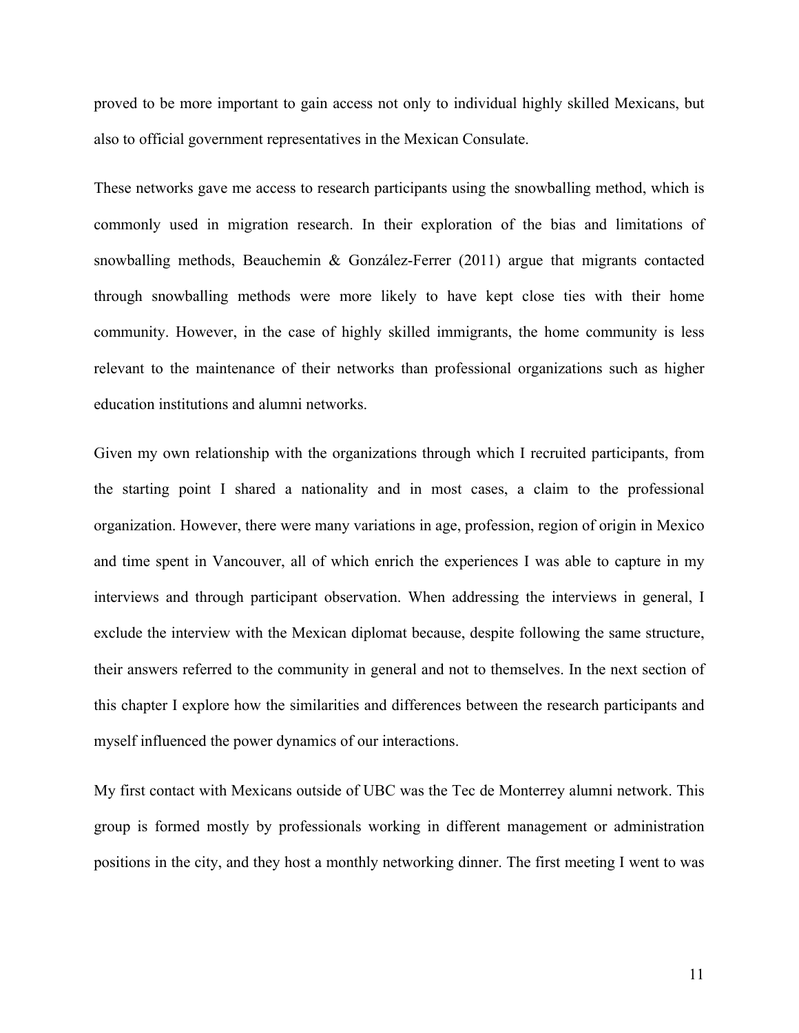proved to be more important to gain access not only to individual highly skilled Mexicans, but also to official government representatives in the Mexican Consulate.

These networks gave me access to research participants using the snowballing method, which is commonly used in migration research. In their exploration of the bias and limitations of snowballing methods, Beauchemin & González-Ferrer (2011) argue that migrants contacted through snowballing methods were more likely to have kept close ties with their home community. However, in the case of highly skilled immigrants, the home community is less relevant to the maintenance of their networks than professional organizations such as higher education institutions and alumni networks.

Given my own relationship with the organizations through which I recruited participants, from the starting point I shared a nationality and in most cases, a claim to the professional organization. However, there were many variations in age, profession, region of origin in Mexico and time spent in Vancouver, all of which enrich the experiences I was able to capture in my interviews and through participant observation. When addressing the interviews in general, I exclude the interview with the Mexican diplomat because, despite following the same structure, their answers referred to the community in general and not to themselves. In the next section of this chapter I explore how the similarities and differences between the research participants and myself influenced the power dynamics of our interactions.

My first contact with Mexicans outside of UBC was the Tec de Monterrey alumni network. This group is formed mostly by professionals working in different management or administration positions in the city, and they host a monthly networking dinner. The first meeting I went to was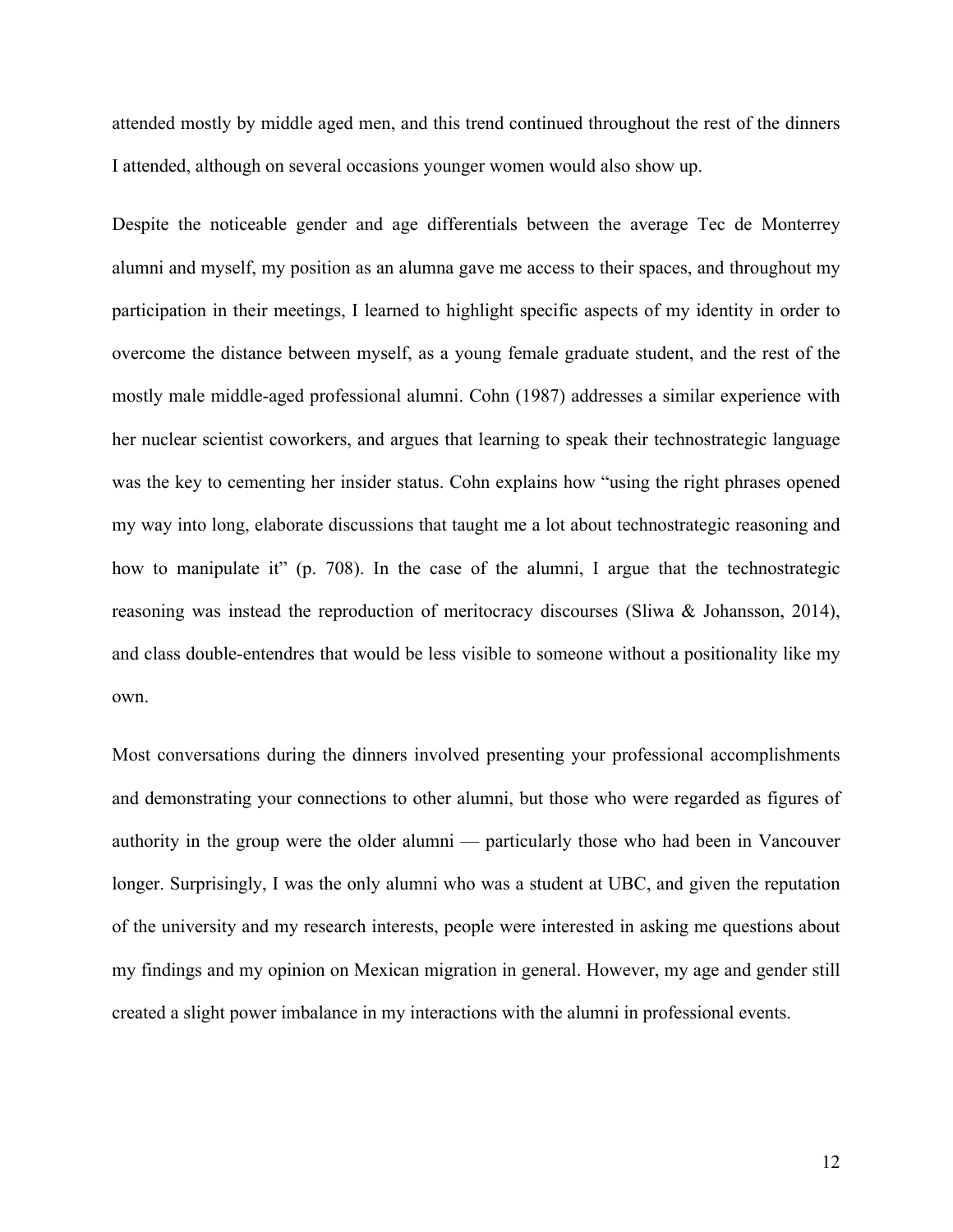attended mostly by middle aged men, and this trend continued throughout the rest of the dinners I attended, although on several occasions younger women would also show up.

Despite the noticeable gender and age differentials between the average Tec de Monterrey alumni and myself, my position as an alumna gave me access to their spaces, and throughout my participation in their meetings, I learned to highlight specific aspects of my identity in order to overcome the distance between myself, as a young female graduate student, and the rest of the mostly male middle-aged professional alumni. Cohn (1987) addresses a similar experience with her nuclear scientist coworkers, and argues that learning to speak their technostrategic language was the key to cementing her insider status. Cohn explains how "using the right phrases opened my way into long, elaborate discussions that taught me a lot about technostrategic reasoning and how to manipulate it" (p. 708). In the case of the alumni, I argue that the technostrategic reasoning was instead the reproduction of meritocracy discourses (Sliwa & Johansson, 2014), and class double-entendres that would be less visible to someone without a positionality like my own.

Most conversations during the dinners involved presenting your professional accomplishments and demonstrating your connections to other alumni, but those who were regarded as figures of authority in the group were the older alumni — particularly those who had been in Vancouver longer. Surprisingly, I was the only alumni who was a student at UBC, and given the reputation of the university and my research interests, people were interested in asking me questions about my findings and my opinion on Mexican migration in general. However, my age and gender still created a slight power imbalance in my interactions with the alumni in professional events.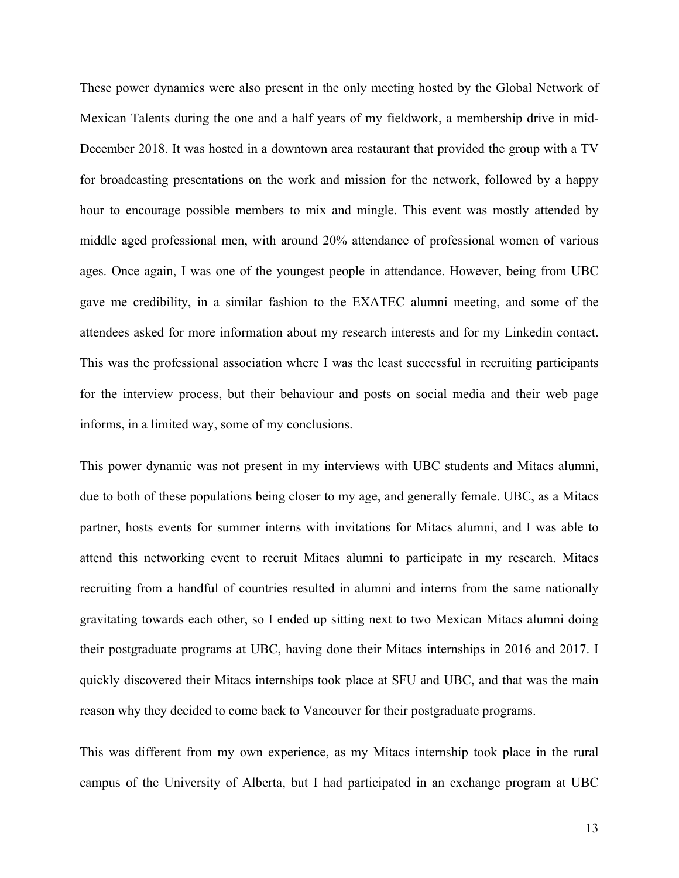These power dynamics were also present in the only meeting hosted by the Global Network of Mexican Talents during the one and a half years of my fieldwork, a membership drive in mid-December 2018. It was hosted in a downtown area restaurant that provided the group with a TV for broadcasting presentations on the work and mission for the network, followed by a happy hour to encourage possible members to mix and mingle. This event was mostly attended by middle aged professional men, with around 20% attendance of professional women of various ages. Once again, I was one of the youngest people in attendance. However, being from UBC gave me credibility, in a similar fashion to the EXATEC alumni meeting, and some of the attendees asked for more information about my research interests and for my Linkedin contact. This was the professional association where I was the least successful in recruiting participants for the interview process, but their behaviour and posts on social media and their web page informs, in a limited way, some of my conclusions.

This power dynamic was not present in my interviews with UBC students and Mitacs alumni, due to both of these populations being closer to my age, and generally female. UBC, as a Mitacs partner, hosts events for summer interns with invitations for Mitacs alumni, and I was able to attend this networking event to recruit Mitacs alumni to participate in my research. Mitacs recruiting from a handful of countries resulted in alumni and interns from the same nationally gravitating towards each other, so I ended up sitting next to two Mexican Mitacs alumni doing their postgraduate programs at UBC, having done their Mitacs internships in 2016 and 2017. I quickly discovered their Mitacs internships took place at SFU and UBC, and that was the main reason why they decided to come back to Vancouver for their postgraduate programs.

This was different from my own experience, as my Mitacs internship took place in the rural campus of the University of Alberta, but I had participated in an exchange program at UBC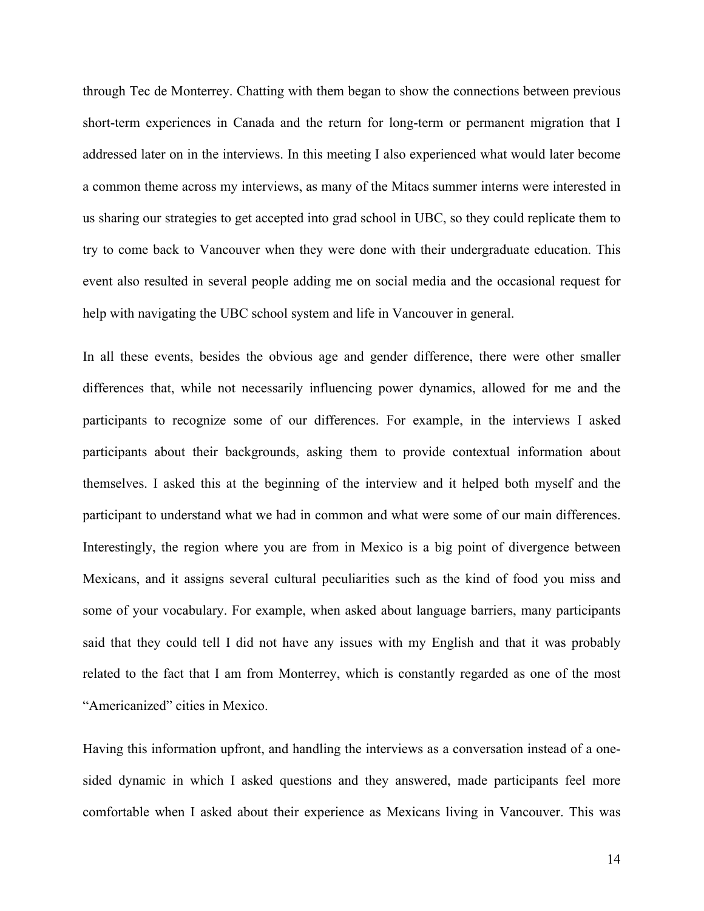through Tec de Monterrey. Chatting with them began to show the connections between previous short-term experiences in Canada and the return for long-term or permanent migration that I addressed later on in the interviews. In this meeting I also experienced what would later become a common theme across my interviews, as many of the Mitacs summer interns were interested in us sharing our strategies to get accepted into grad school in UBC, so they could replicate them to try to come back to Vancouver when they were done with their undergraduate education. This event also resulted in several people adding me on social media and the occasional request for help with navigating the UBC school system and life in Vancouver in general.

In all these events, besides the obvious age and gender difference, there were other smaller differences that, while not necessarily influencing power dynamics, allowed for me and the participants to recognize some of our differences. For example, in the interviews I asked participants about their backgrounds, asking them to provide contextual information about themselves. I asked this at the beginning of the interview and it helped both myself and the participant to understand what we had in common and what were some of our main differences. Interestingly, the region where you are from in Mexico is a big point of divergence between Mexicans, and it assigns several cultural peculiarities such as the kind of food you miss and some of your vocabulary. For example, when asked about language barriers, many participants said that they could tell I did not have any issues with my English and that it was probably related to the fact that I am from Monterrey, which is constantly regarded as one of the most "Americanized" cities in Mexico.

Having this information upfront, and handling the interviews as a conversation instead of a one-sided dynamic in which I asked questions and they answered, made participants feel more comfortable when I asked about their experience as Mexicans living in Vancouver. This was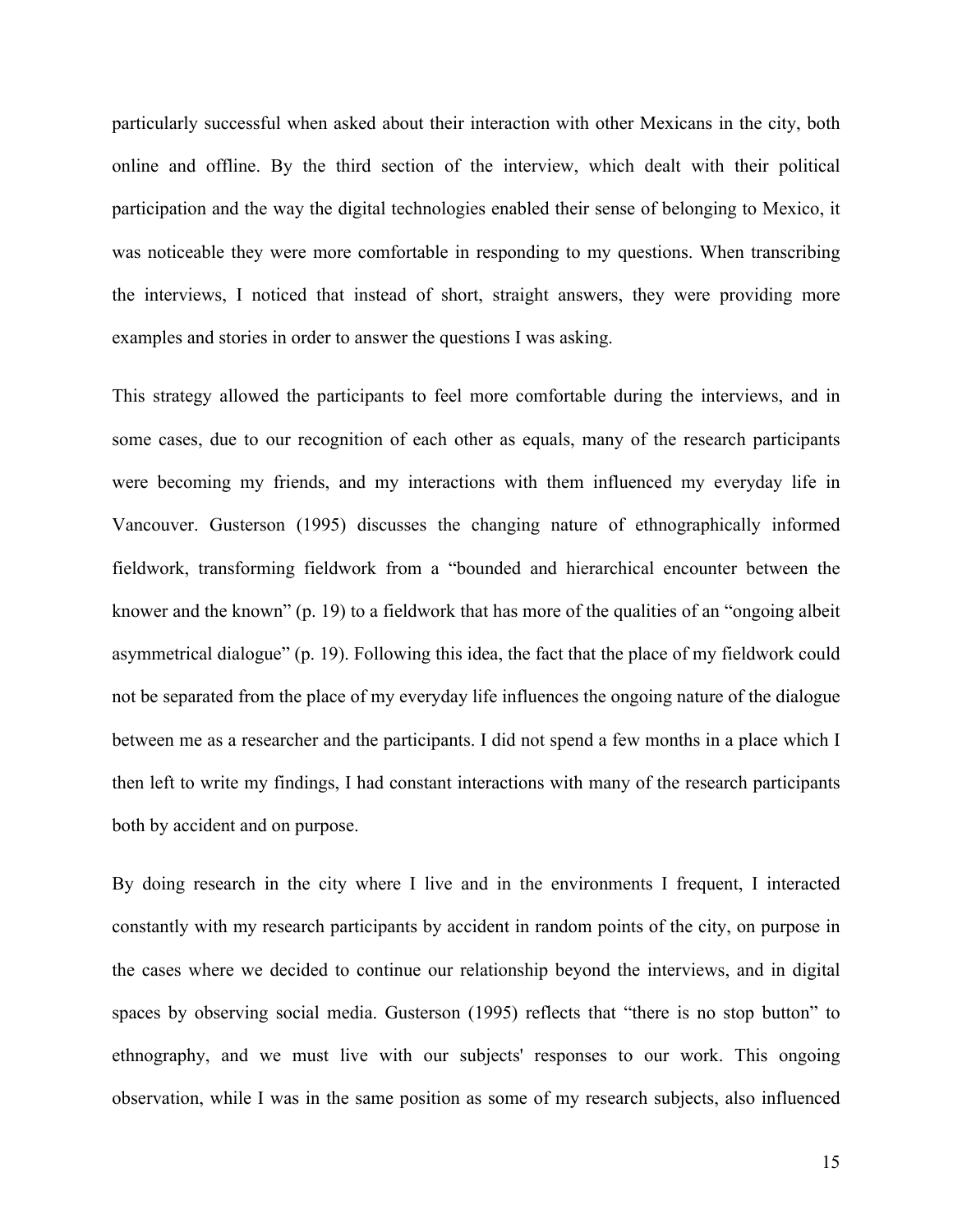particularly successful when asked about their interaction with other Mexicans in the city, both online and offline. By the third section of the interview, which dealt with their political participation and the way the digital technologies enabled their sense of belonging to Mexico, it was noticeable they were more comfortable in responding to my questions. When transcribing the interviews, I noticed that instead of short, straight answers, they were providing more examples and stories in order to answer the questions I was asking.

This strategy allowed the participants to feel more comfortable during the interviews, and in some cases, due to our recognition of each other as equals, many of the research participants were becoming my friends, and my interactions with them influenced my everyday life in Vancouver. Gusterson (1995) discusses the changing nature of ethnographically informed fieldwork, transforming fieldwork from a "bounded and hierarchical encounter between the knower and the known" (p. 19) to a fieldwork that has more of the qualities of an "ongoing albeit asymmetrical dialogue" (p. 19). Following this idea, the fact that the place of my fieldwork could not be separated from the place of my everyday life influences the ongoing nature of the dialogue between me as a researcher and the participants. I did not spend a few months in a place which I then left to write my findings, I had constant interactions with many of the research participants both by accident and on purpose.

By doing research in the city where I live and in the environments I frequent, I interacted constantly with my research participants by accident in random points of the city, on purpose in the cases where we decided to continue our relationship beyond the interviews, and in digital spaces by observing social media. Gusterson (1995) reflects that "there is no stop button" to ethnography, and we must live with our subjects' responses to our work. This ongoing observation, while I was in the same position as some of my research subjects, also influenced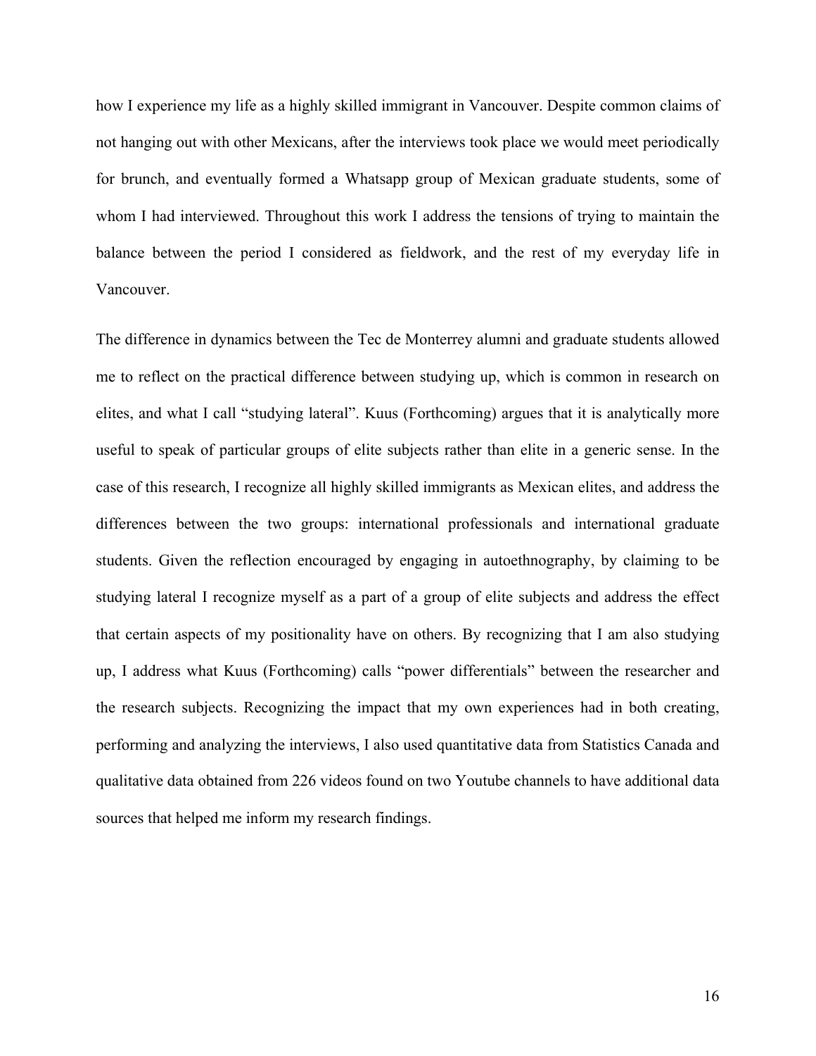how I experience my life as a highly skilled immigrant in Vancouver. Despite common claims of not hanging out with other Mexicans, after the interviews took place we would meet periodically for brunch, and eventually formed a Whatsapp group of Mexican graduate students, some of whom I had interviewed. Throughout this work I address the tensions of trying to maintain the balance between the period I considered as fieldwork, and the rest of my everyday life in Vancouver.

The difference in dynamics between the Tec de Monterrey alumni and graduate students allowed me to reflect on the practical difference between studying up, which is common in research on elites, and what I call "studying lateral". Kuus (Forthcoming) argues that it is analytically more useful to speak of particular groups of elite subjects rather than elite in a generic sense. In the case of this research, I recognize all highly skilled immigrants as Mexican elites, and address the differences between the two groups: international professionals and international graduate students. Given the reflection encouraged by engaging in autoethnography, by claiming to be studying lateral I recognize myself as a part of a group of elite subjects and address the effect that certain aspects of my positionality have on others. By recognizing that I am also studying up, I address what Kuus (Forthcoming) calls "power differentials" between the researcher and the research subjects. Recognizing the impact that my own experiences had in both creating, performing and analyzing the interviews, I also used quantitative data from Statistics Canada and qualitative data obtained from 226 videos found on two Youtube channels to have additional data sources that helped me inform my research findings.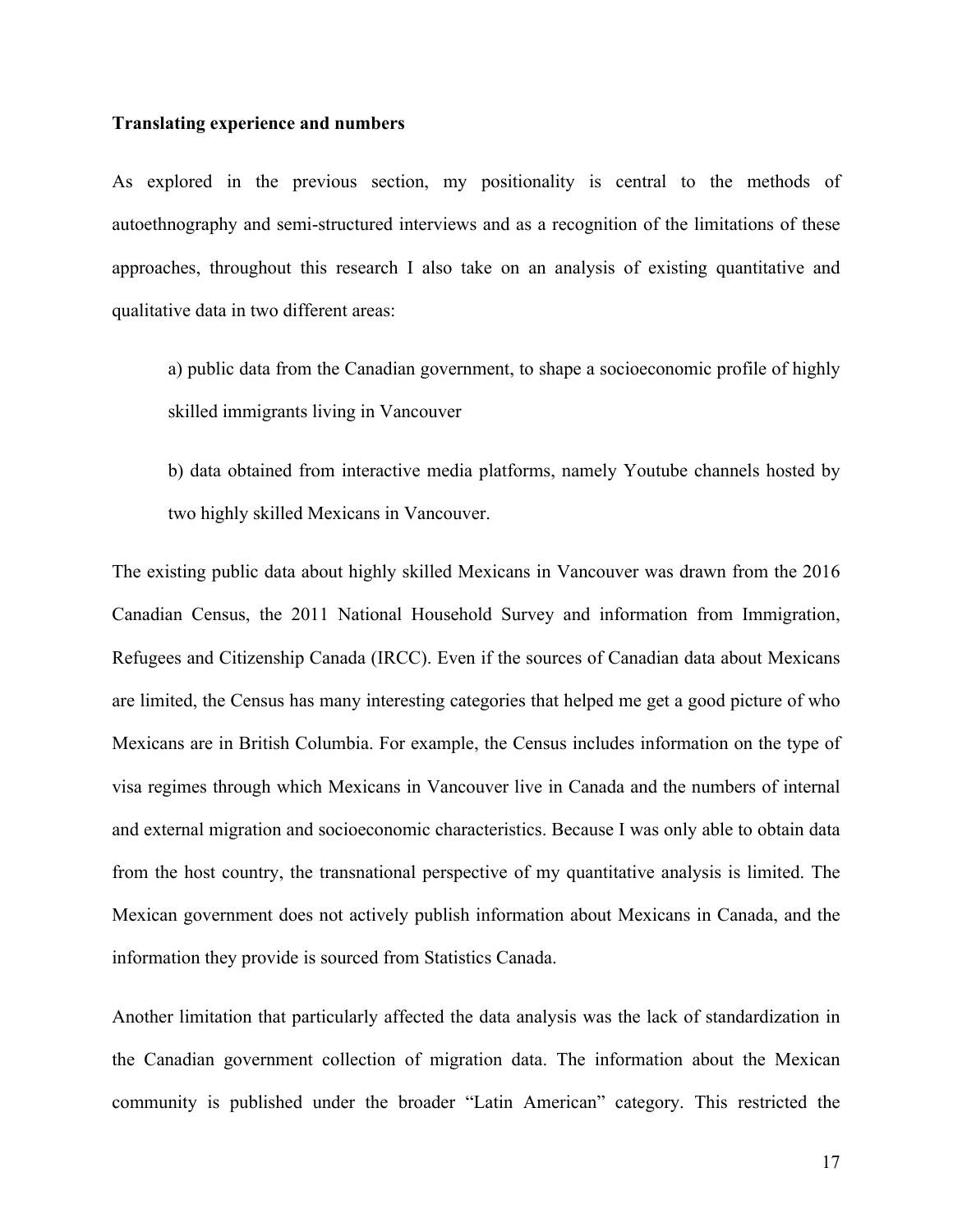**Translating experience and numbers**

As explored in the previous section, my positionality is central to the methods of autoethnography and semi-structured interviews and as a recognition of the limitations of these approaches, throughout this research I also take on an analysis of existing quantitative and qualitative data in two different areas:

a) public data from the Canadian government, to shape a socioeconomic profile of highly skilled immigrants living in Vancouver

b) data obtained from interactive media platforms, namely Youtube channels hosted by two highly skilled Mexicans in Vancouver.

The existing public data about highly skilled Mexicans in Vancouver was drawn from the 2016 Canadian Census, the 2011 National Household Survey and information from Immigration, Refugees and Citizenship Canada (IRCC). Even if the sources of Canadian data about Mexicans are limited, the Census has many interesting categories that helped me get a good picture of who Mexicans are in British Columbia. For example, the Census includes information on the type of visa regimes through which Mexicans in Vancouver live in Canada and the numbers of internal and external migration and socioeconomic characteristics. Because I was only able to obtain data from the host country, the transnational perspective of my quantitative analysis is limited. The Mexican government does not actively publish information about Mexicans in Canada, and the information they provide is sourced from Statistics Canada.

Another limitation that particularly affected the data analysis was the lack of standardization in the Canadian government collection of migration data. The information about the Mexican community is published under the broader "Latin American" category. This restricted the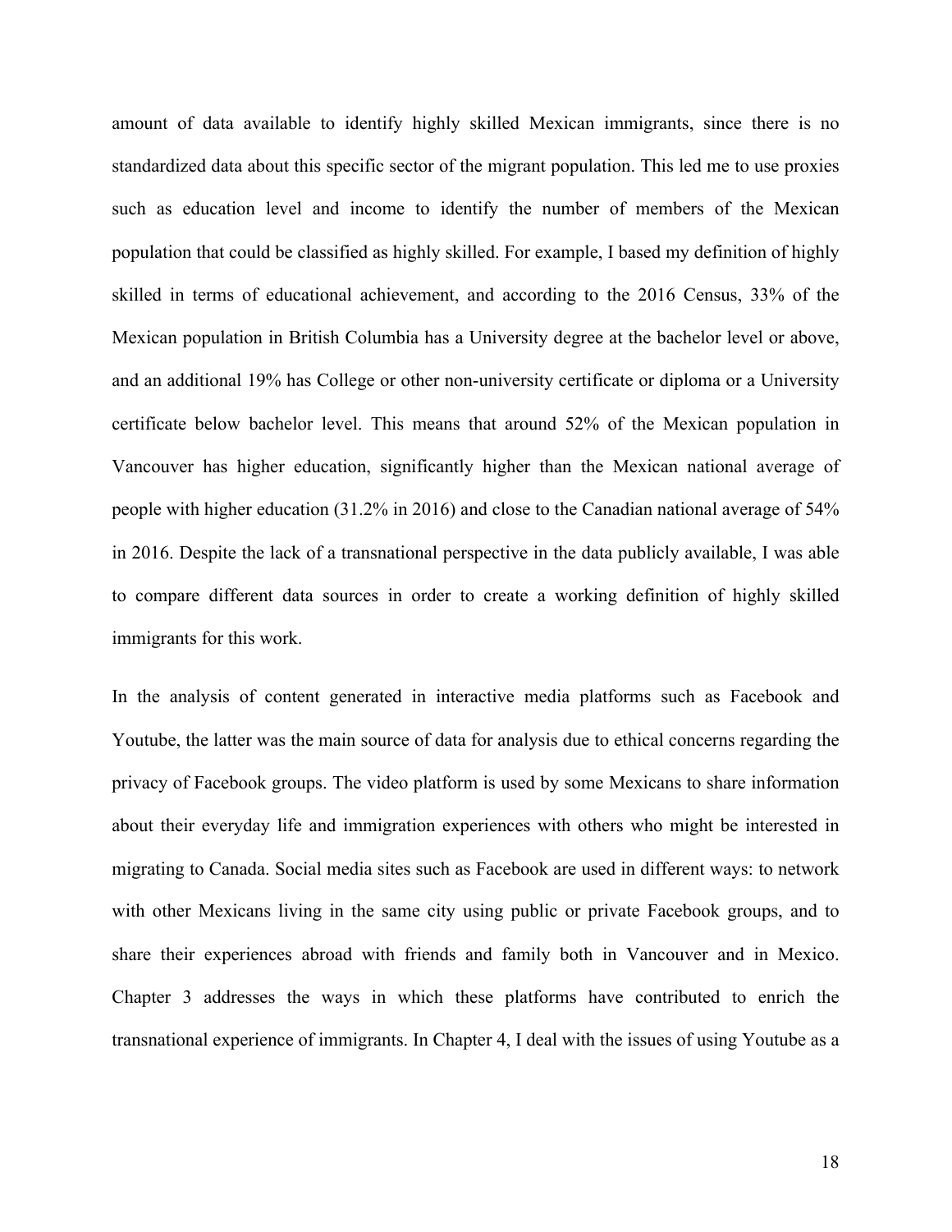amount of data available to identify highly skilled Mexican immigrants, since there is no standardized data about this specific sector of the migrant population. This led me to use proxies such as education level and income to identify the number of members of the Mexican population that could be classified as highly skilled. For example, I based my definition of highly skilled in terms of educational achievement, and according to the 2016 Census, 33% of the Mexican population in British Columbia has a University degree at the bachelor level or above, and an additional 19% has College or other non-university certificate or diploma or a University certificate below bachelor level. This means that around 52% of the Mexican population in Vancouver has higher education, significantly higher than the Mexican national average of people with higher education (31.2% in 2016) and close to the Canadian national average of 54% in 2016. Despite the lack of a transnational perspective in the data publicly available, I was able to compare different data sources in order to create a working definition of highly skilled immigrants for this work.

In the analysis of content generated in interactive media platforms such as Facebook and Youtube, the latter was the main source of data for analysis due to ethical concerns regarding the privacy of Facebook groups. The video platform is used by some Mexicans to share information about their everyday life and immigration experiences with others who might be interested in migrating to Canada. Social media sites such as Facebook are used in different ways: to network with other Mexicans living in the same city using public or private Facebook groups, and to share their experiences abroad with friends and family both in Vancouver and in Mexico. Chapter 3 addresses the ways in which these platforms have contributed to enrich the transnational experience of immigrants. In Chapter 4, I deal with the issues of using Youtube as a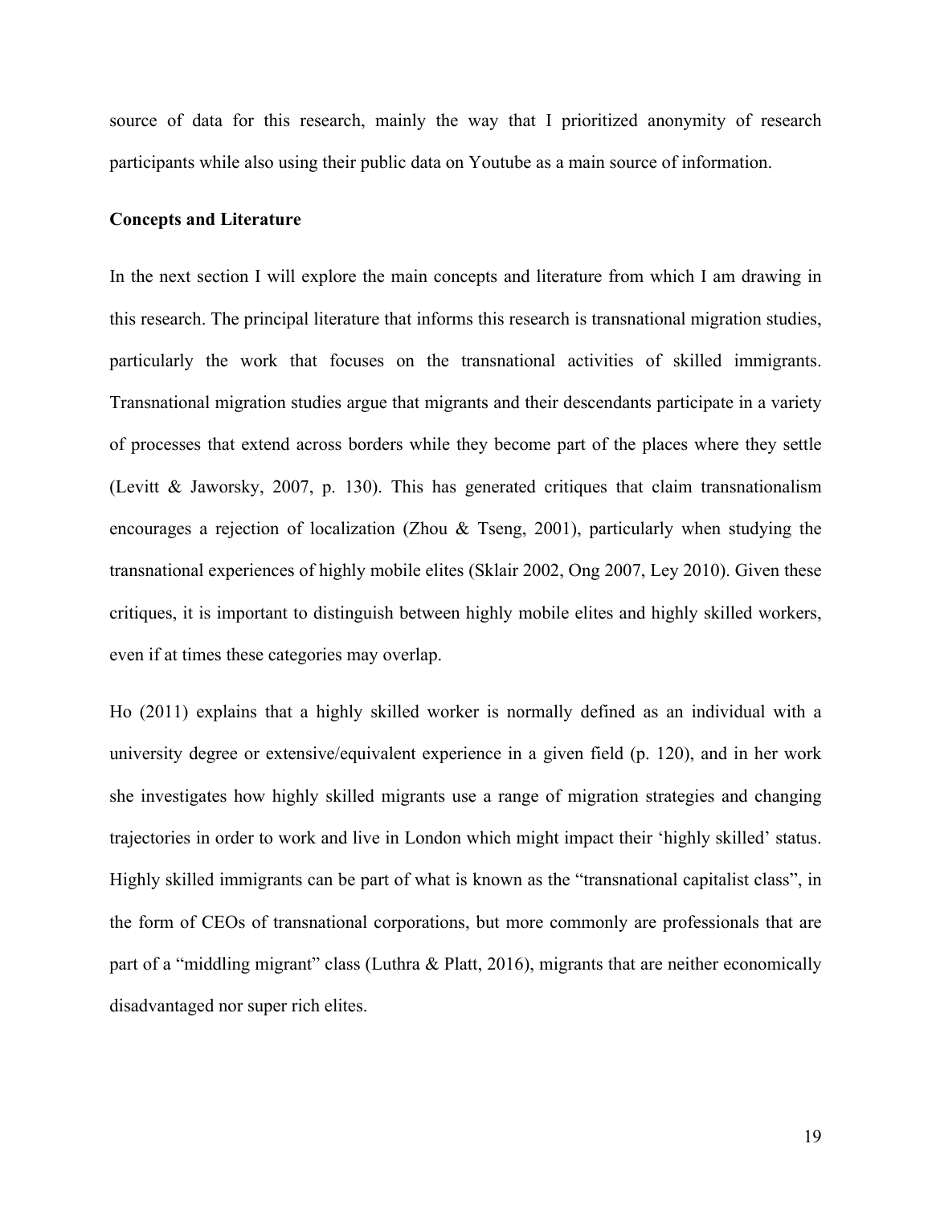source of data for this research, mainly the way that I prioritized anonymity of research participants while also using their public data on Youtube as a main source of information.

## Concepts and Literature

In the next section I will explore the main concepts and literature from which I am drawing in this research. The principal literature that informs this research is transnational migration studies, particularly the work that focuses on the transnational activities of skilled immigrants. Transnational migration studies argue that migrants and their descendants participate in a variety of processes that extend across borders while they become part of the places where they settle (Levitt & Jaworsky, 2007, p. 130). This has generated critiques that claim transnationalism encourages a rejection of localization (Zhou & Tseng, 2001), particularly when studying the transnational experiences of highly mobile elites (Sklair 2002, Ong 2007, Ley 2010). Given these critiques, it is important to distinguish between highly mobile elites and highly skilled workers, even if at times these categories may overlap.

Ho (2011) explains that a highly skilled worker is normally defined as an individual with a university degree or extensive/equivalent experience in a given field (p. 120), and in her work she investigates how highly skilled migrants use a range of migration strategies and changing trajectories in order to work and live in London which might impact their 'highly skilled' status. Highly skilled immigrants can be part of what is known as the "transnational capitalist class", in the form of CEOs of transnational corporations, but more commonly are professionals that are part of a "middling migrant" class (Luthra & Platt, 2016), migrants that are neither economically disadvantaged nor super rich elites.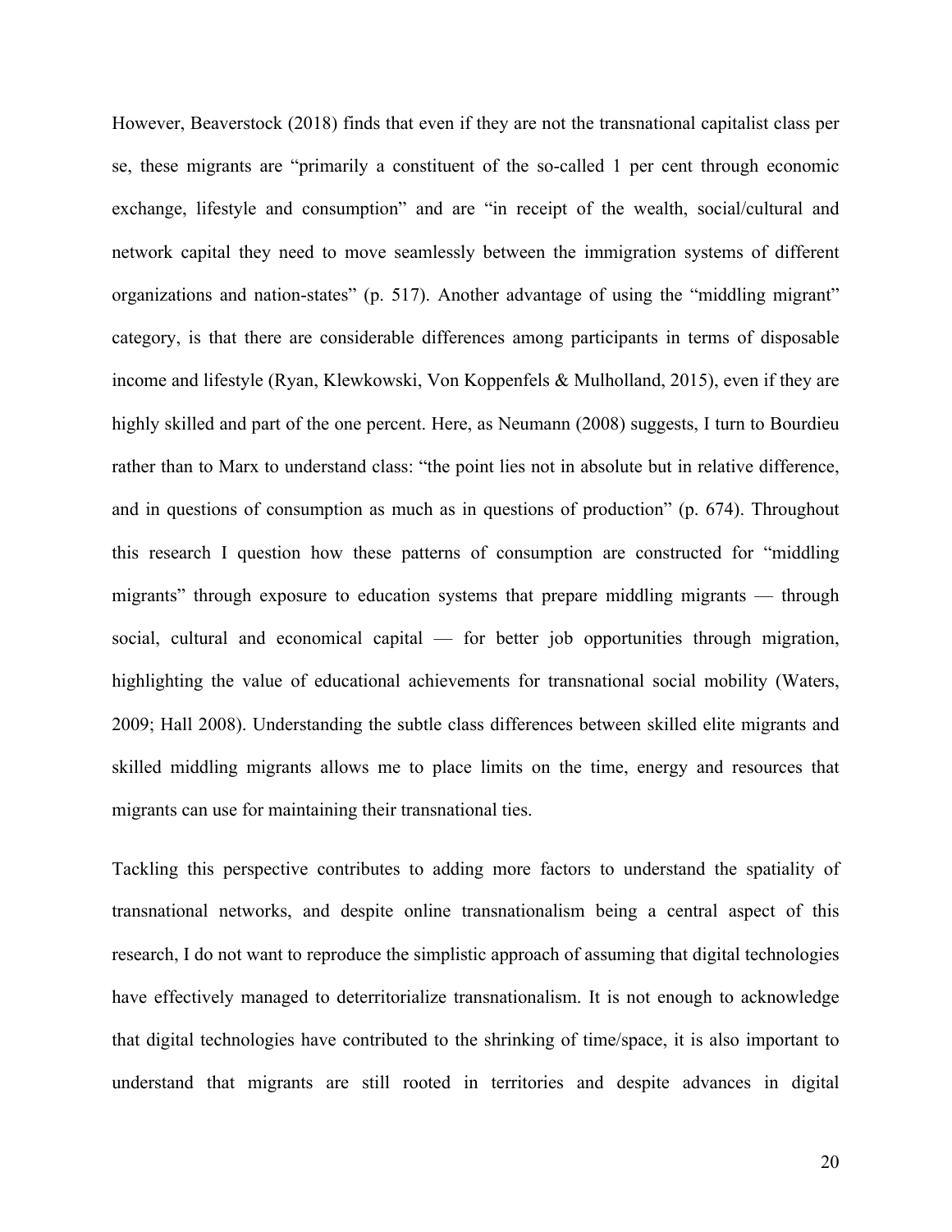However, Beaverstock (2018) finds that even if they are not the transnational capitalist class per se, these migrants are "primarily a constituent of the so-called 1 per cent through economic exchange, lifestyle and consumption" and are "in receipt of the wealth, social/cultural and network capital they need to move seamlessly between the immigration systems of different organizations and nation-states" (p. 517). Another advantage of using the "middling migrant" category, is that there are considerable differences among participants in terms of disposable income and lifestyle (Ryan, Klewkowski, Von Koppenfels & Mulholland, 2015), even if they are highly skilled and part of the one percent. Here, as Neumann (2008) suggests, I turn to Bourdieu rather than to Marx to understand class: "the point lies not in absolute but in relative difference, and in questions of consumption as much as in questions of production" (p. 674). Throughout this research I question how these patterns of consumption are constructed for "middling migrants" through exposure to education systems that prepare middling migrants — through social, cultural and economical capital — for better job opportunities through migration, highlighting the value of educational achievements for transnational social mobility (Waters, 2009; Hall 2008). Understanding the subtle class differences between skilled elite migrants and skilled middling migrants allows me to place limits on the time, energy and resources that migrants can use for maintaining their transnational ties.

Tackling this perspective contributes to adding more factors to understand the spatiality of transnational networks, and despite online transnationalism being a central aspect of this research, I do not want to reproduce the simplistic approach of assuming that digital technologies have effectively managed to deterritorialize transnationalism. It is not enough to acknowledge that digital technologies have contributed to the shrinking of time/space, it is also important to understand that migrants are still rooted in territories and despite advances in digital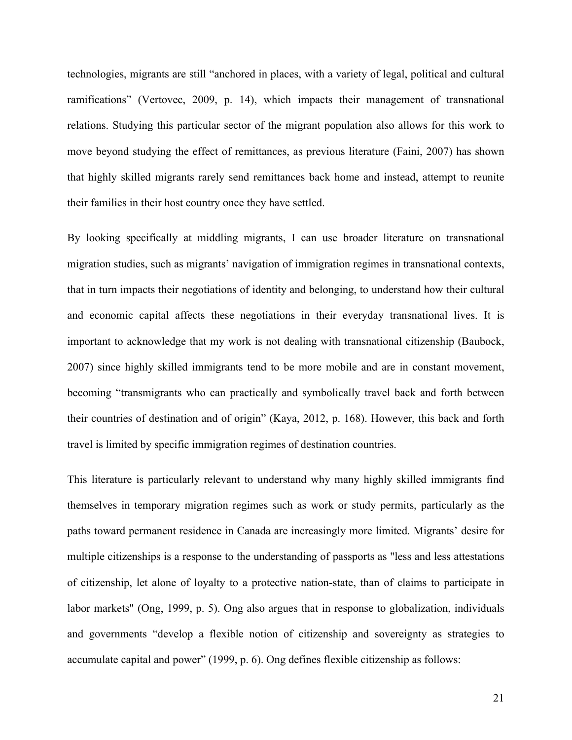technologies, migrants are still "anchored in places, with a variety of legal, political and cultural ramifications" (Vertovec, 2009, p. 14), which impacts their management of transnational relations. Studying this particular sector of the migrant population also allows for this work to move beyond studying the effect of remittances, as previous literature (Faini, 2007) has shown that highly skilled migrants rarely send remittances back home and instead, attempt to reunite their families in their host country once they have settled.

By looking specifically at middling migrants, I can use broader literature on transnational migration studies, such as migrants' navigation of immigration regimes in transnational contexts, that in turn impacts their negotiations of identity and belonging, to understand how their cultural and economic capital affects these negotiations in their everyday transnational lives. It is important to acknowledge that my work is not dealing with transnational citizenship (Baubock, 2007) since highly skilled immigrants tend to be more mobile and are in constant movement, becoming "transmigrants who can practically and symbolically travel back and forth between their countries of destination and of origin" (Kaya, 2012, p. 168). However, this back and forth travel is limited by specific immigration regimes of destination countries.

This literature is particularly relevant to understand why many highly skilled immigrants find themselves in temporary migration regimes such as work or study permits, particularly as the paths toward permanent residence in Canada are increasingly more limited. Migrants' desire for multiple citizenships is a response to the understanding of passports as "less and less attestations of citizenship, let alone of loyalty to a protective nation-state, than of claims to participate in labor markets" (Ong, 1999, p. 5). Ong also argues that in response to globalization, individuals and governments "develop a flexible notion of citizenship and sovereignty as strategies to accumulate capital and power" (1999, p. 6). Ong defines flexible citizenship as follows: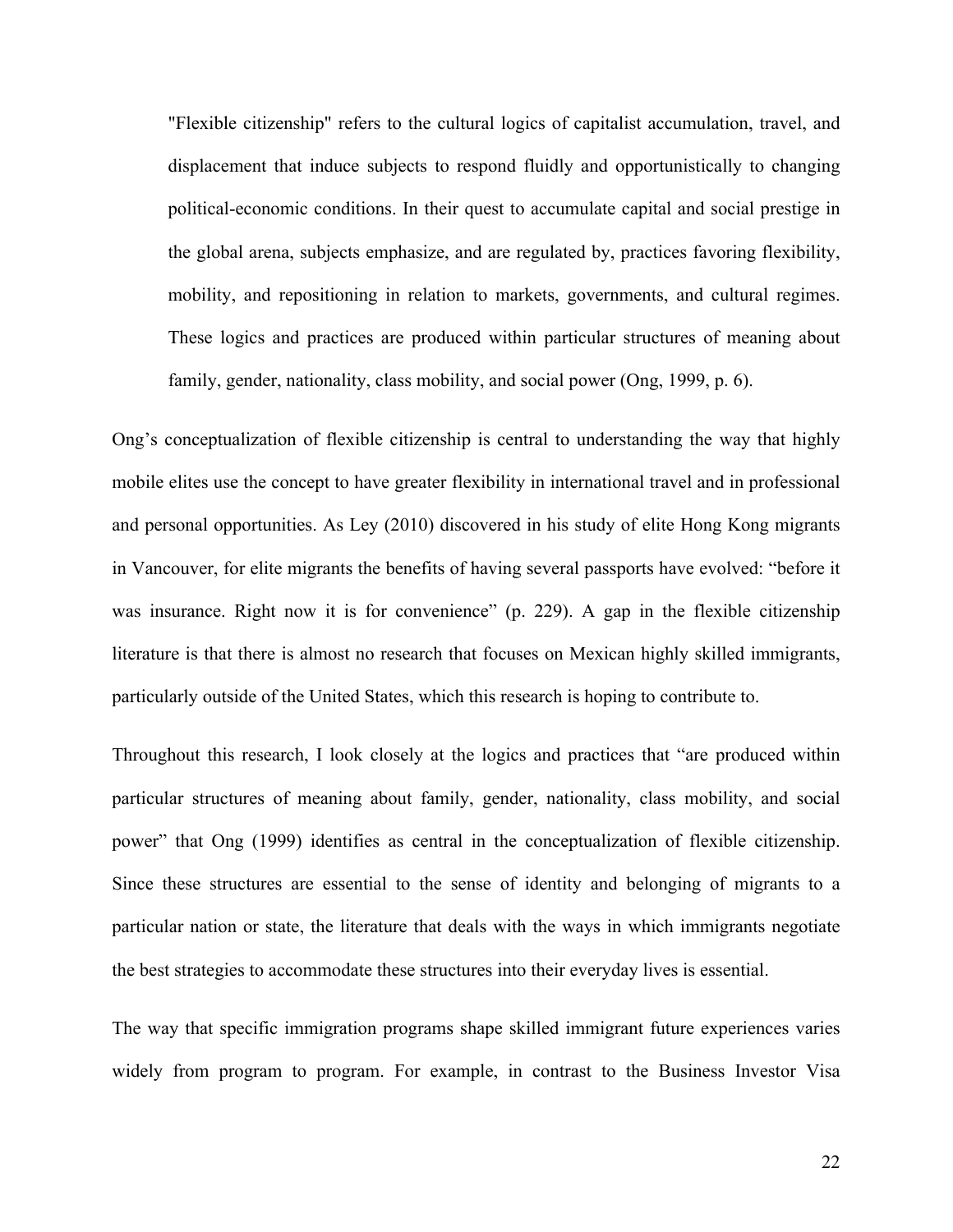> "Flexible citizenship" refers to the cultural logics of capitalist accumulation, travel, and displacement that induce subjects to respond fluidly and opportunistically to changing political-economic conditions. In their quest to accumulate capital and social prestige in the global arena, subjects emphasize, and are regulated by, practices favoring flexibility, mobility, and repositioning in relation to markets, governments, and cultural regimes. These logics and practices are produced within particular structures of meaning about family, gender, nationality, class mobility, and social power (Ong, 1999, p. 6).

Ong's conceptualization of flexible citizenship is central to understanding the way that highly mobile elites use the concept to have greater flexibility in international travel and in professional and personal opportunities. As Ley (2010) discovered in his study of elite Hong Kong migrants in Vancouver, for elite migrants the benefits of having several passports have evolved: "before it was insurance. Right now it is for convenience" (p. 229). A gap in the flexible citizenship literature is that there is almost no research that focuses on Mexican highly skilled immigrants, particularly outside of the United States, which this research is hoping to contribute to.

Throughout this research, I look closely at the logics and practices that "are produced within particular structures of meaning about family, gender, nationality, class mobility, and social power" that Ong (1999) identifies as central in the conceptualization of flexible citizenship. Since these structures are essential to the sense of identity and belonging of migrants to a particular nation or state, the literature that deals with the ways in which immigrants negotiate the best strategies to accommodate these structures into their everyday lives is essential.

The way that specific immigration programs shape skilled immigrant future experiences varies widely from program to program. For example, in contrast to the Business Investor Visa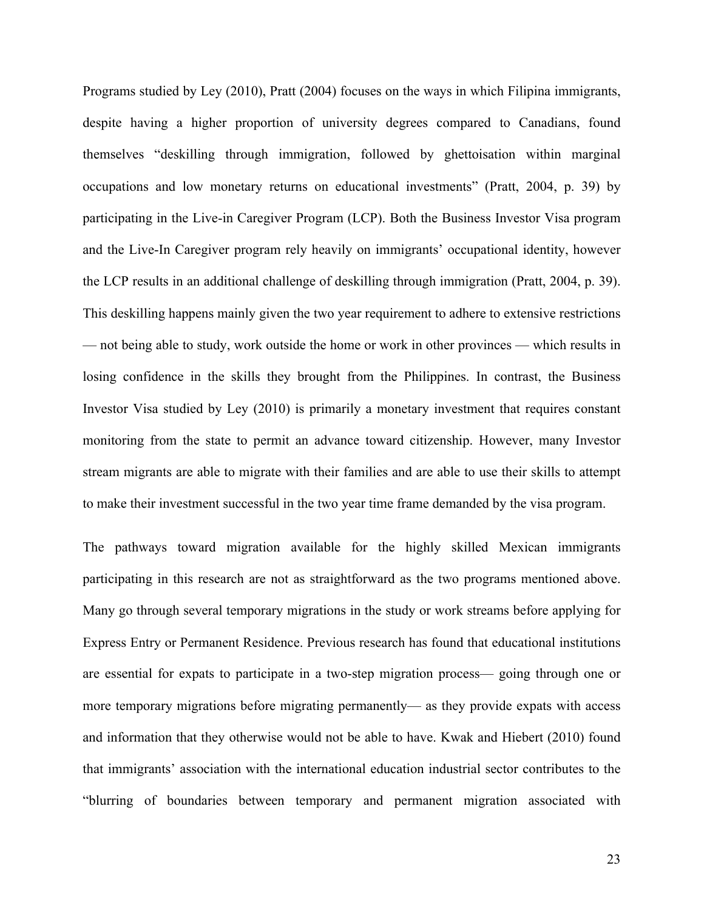Programs studied by Ley (2010), Pratt (2004) focuses on the ways in which Filipina immigrants, despite having a higher proportion of university degrees compared to Canadians, found themselves "deskilling through immigration, followed by ghettoisation within marginal occupations and low monetary returns on educational investments" (Pratt, 2004, p. 39) by participating in the Live-in Caregiver Program (LCP). Both the Business Investor Visa program and the Live-In Caregiver program rely heavily on immigrants' occupational identity, however the LCP results in an additional challenge of deskilling through immigration (Pratt, 2004, p. 39). This deskilling happens mainly given the two year requirement to adhere to extensive restrictions — not being able to study, work outside the home or work in other provinces — which results in losing confidence in the skills they brought from the Philippines. In contrast, the Business Investor Visa studied by Ley (2010) is primarily a monetary investment that requires constant monitoring from the state to permit an advance toward citizenship. However, many Investor stream migrants are able to migrate with their families and are able to use their skills to attempt to make their investment successful in the two year time frame demanded by the visa program.

The pathways toward migration available for the highly skilled Mexican immigrants participating in this research are not as straightforward as the two programs mentioned above. Many go through several temporary migrations in the study or work streams before applying for Express Entry or Permanent Residence. Previous research has found that educational institutions are essential for expats to participate in a two-step migration process— going through one or more temporary migrations before migrating permanently— as they provide expats with access and information that they otherwise would not be able to have. Kwak and Hiebert (2010) found that immigrants' association with the international education industrial sector contributes to the "blurring of boundaries between temporary and permanent migration associated with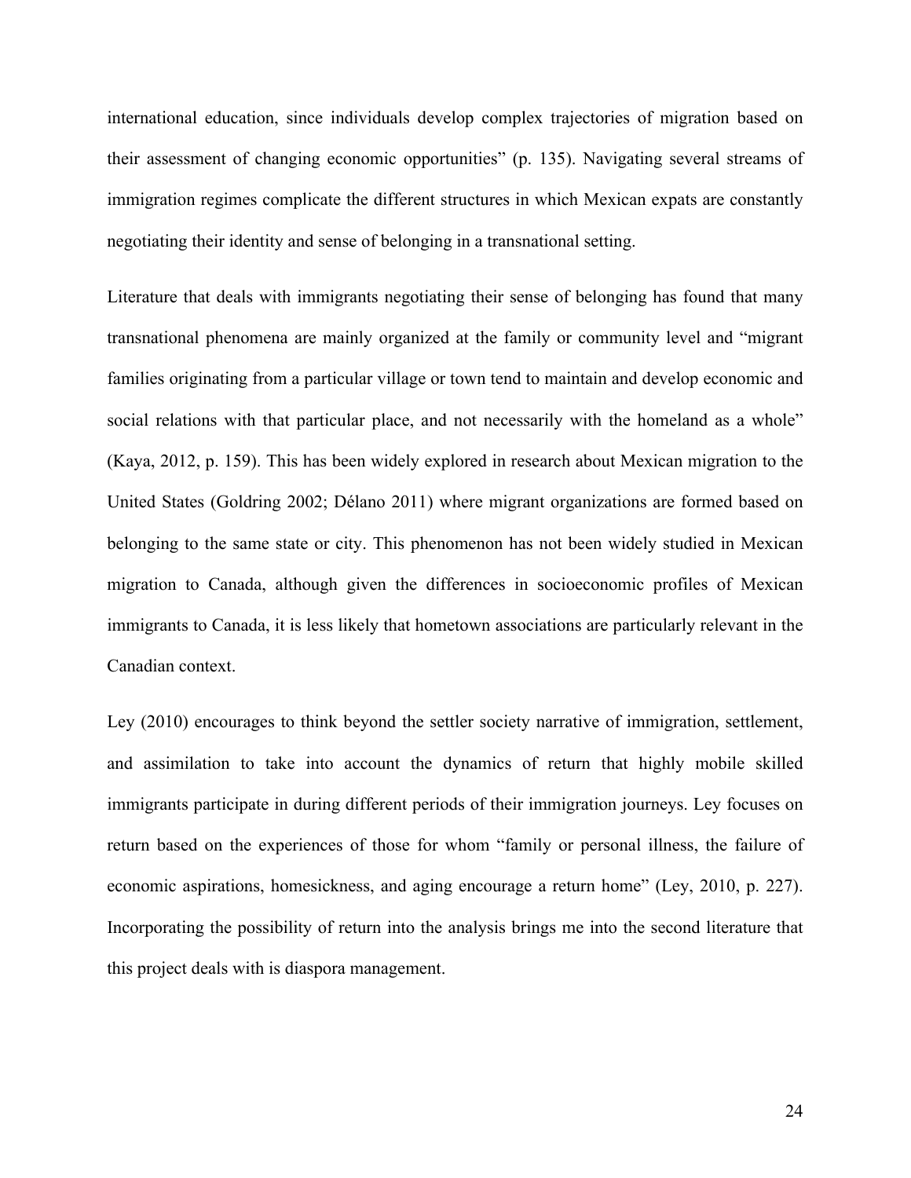international education, since individuals develop complex trajectories of migration based on their assessment of changing economic opportunities" (p. 135). Navigating several streams of immigration regimes complicate the different structures in which Mexican expats are constantly negotiating their identity and sense of belonging in a transnational setting.

Literature that deals with immigrants negotiating their sense of belonging has found that many transnational phenomena are mainly organized at the family or community level and "migrant families originating from a particular village or town tend to maintain and develop economic and social relations with that particular place, and not necessarily with the homeland as a whole" (Kaya, 2012, p. 159). This has been widely explored in research about Mexican migration to the United States (Goldring 2002; Délano 2011) where migrant organizations are formed based on belonging to the same state or city. This phenomenon has not been widely studied in Mexican migration to Canada, although given the differences in socioeconomic profiles of Mexican immigrants to Canada, it is less likely that hometown associations are particularly relevant in the Canadian context.

Ley (2010) encourages to think beyond the settler society narrative of immigration, settlement, and assimilation to take into account the dynamics of return that highly mobile skilled immigrants participate in during different periods of their immigration journeys. Ley focuses on return based on the experiences of those for whom "family or personal illness, the failure of economic aspirations, homesickness, and aging encourage a return home" (Ley, 2010, p. 227). Incorporating the possibility of return into the analysis brings me into the second literature that this project deals with is diaspora management.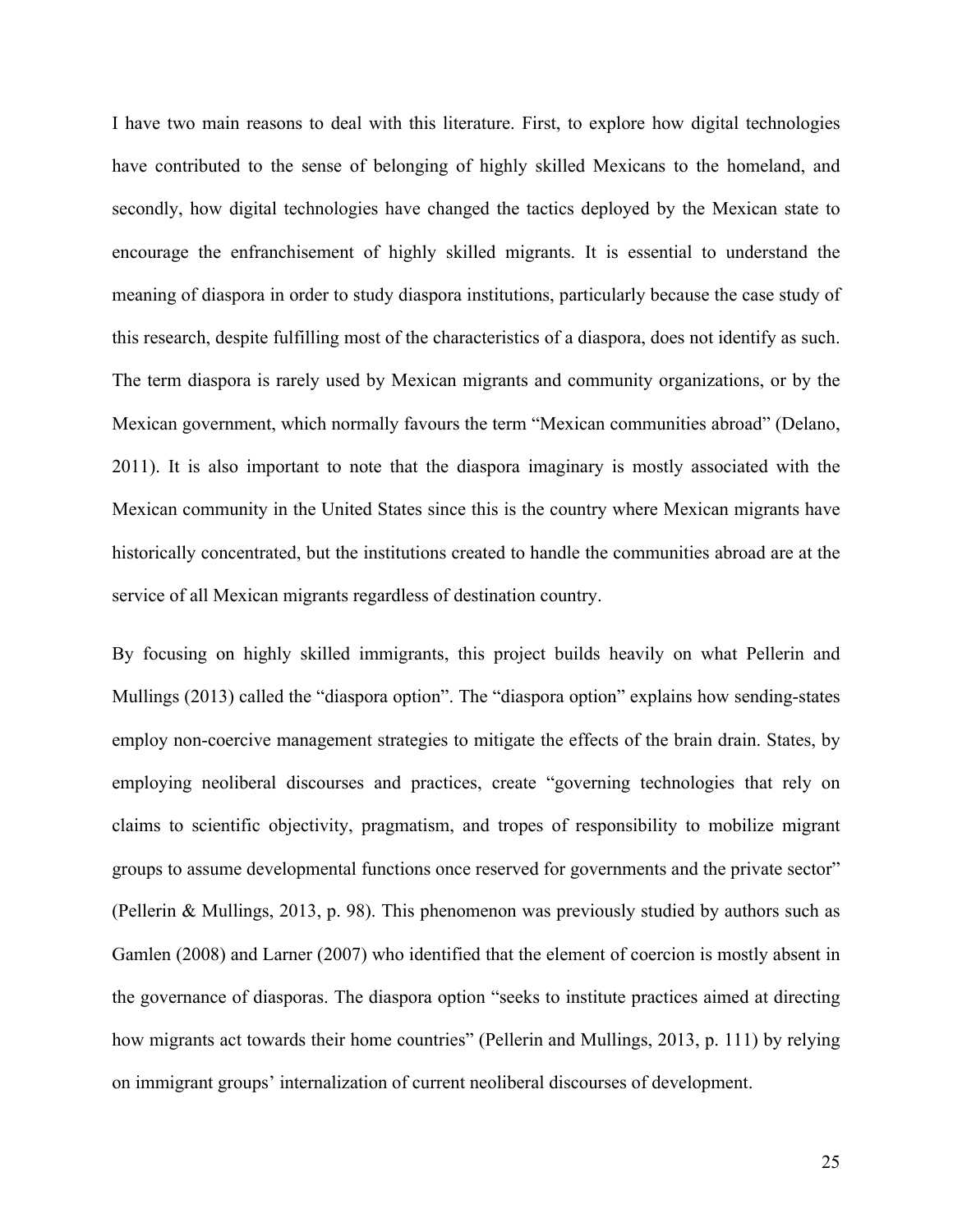I have two main reasons to deal with this literature. First, to explore how digital technologies have contributed to the sense of belonging of highly skilled Mexicans to the homeland, and secondly, how digital technologies have changed the tactics deployed by the Mexican state to encourage the enfranchisement of highly skilled migrants. It is essential to understand the meaning of diaspora in order to study diaspora institutions, particularly because the case study of this research, despite fulfilling most of the characteristics of a diaspora, does not identify as such. The term diaspora is rarely used by Mexican migrants and community organizations, or by the Mexican government, which normally favours the term "Mexican communities abroad" (Delano, 2011). It is also important to note that the diaspora imaginary is mostly associated with the Mexican community in the United States since this is the country where Mexican migrants have historically concentrated, but the institutions created to handle the communities abroad are at the service of all Mexican migrants regardless of destination country.

By focusing on highly skilled immigrants, this project builds heavily on what Pellerin and Mullings (2013) called the "diaspora option". The "diaspora option" explains how sending-states employ non-coercive management strategies to mitigate the effects of the brain drain. States, by employing neoliberal discourses and practices, create "governing technologies that rely on claims to scientific objectivity, pragmatism, and tropes of responsibility to mobilize migrant groups to assume developmental functions once reserved for governments and the private sector" (Pellerin & Mullings, 2013, p. 98). This phenomenon was previously studied by authors such as Gamlen (2008) and Larner (2007) who identified that the element of coercion is mostly absent in the governance of diasporas. The diaspora option "seeks to institute practices aimed at directing how migrants act towards their home countries" (Pellerin and Mullings, 2013, p. 111) by relying on immigrant groups' internalization of current neoliberal discourses of development.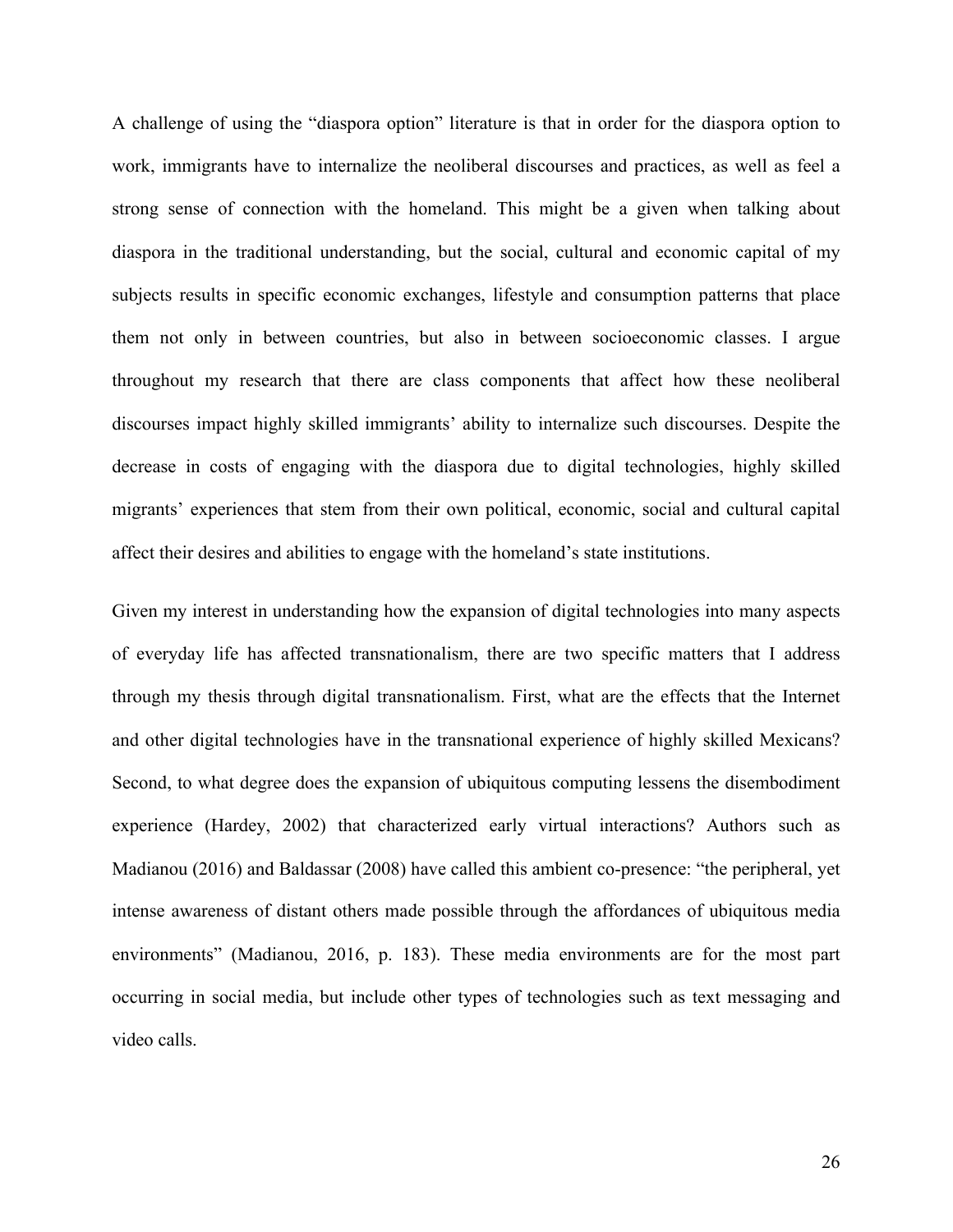A challenge of using the "diaspora option" literature is that in order for the diaspora option to work, immigrants have to internalize the neoliberal discourses and practices, as well as feel a strong sense of connection with the homeland. This might be a given when talking about diaspora in the traditional understanding, but the social, cultural and economic capital of my subjects results in specific economic exchanges, lifestyle and consumption patterns that place them not only in between countries, but also in between socioeconomic classes. I argue throughout my research that there are class components that affect how these neoliberal discourses impact highly skilled immigrants' ability to internalize such discourses. Despite the decrease in costs of engaging with the diaspora due to digital technologies, highly skilled migrants' experiences that stem from their own political, economic, social and cultural capital affect their desires and abilities to engage with the homeland's state institutions.

Given my interest in understanding how the expansion of digital technologies into many aspects of everyday life has affected transnationalism, there are two specific matters that I address through my thesis through digital transnationalism. First, what are the effects that the Internet and other digital technologies have in the transnational experience of highly skilled Mexicans? Second, to what degree does the expansion of ubiquitous computing lessens the disembodiment experience (Hardey, 2002) that characterized early virtual interactions? Authors such as Madianou (2016) and Baldassar (2008) have called this ambient co-presence: "the peripheral, yet intense awareness of distant others made possible through the affordances of ubiquitous media environments" (Madianou, 2016, p. 183). These media environments are for the most part occurring in social media, but include other types of technologies such as text messaging and video calls.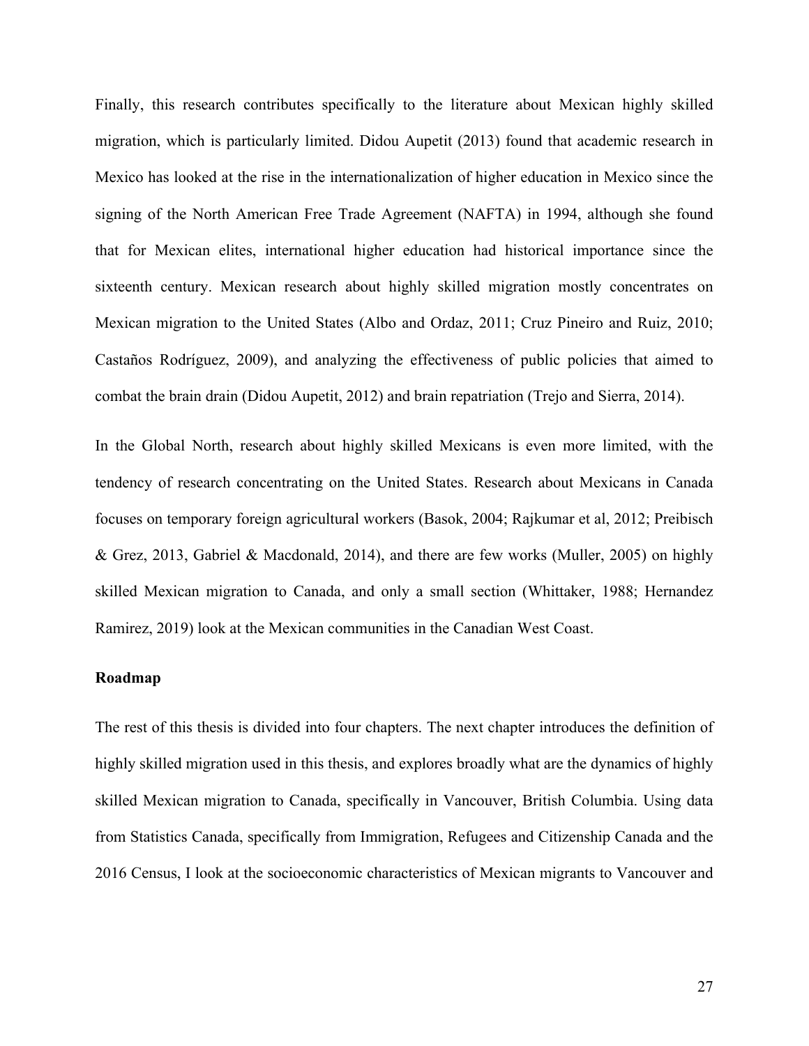Finally, this research contributes specifically to the literature about Mexican highly skilled migration, which is particularly limited. Didou Aupetit (2013) found that academic research in Mexico has looked at the rise in the internationalization of higher education in Mexico since the signing of the North American Free Trade Agreement (NAFTA) in 1994, although she found that for Mexican elites, international higher education had historical importance since the sixteenth century. Mexican research about highly skilled migration mostly concentrates on Mexican migration to the United States (Albo and Ordaz, 2011; Cruz Pineiro and Ruiz, 2010; Castaños Rodríguez, 2009), and analyzing the effectiveness of public policies that aimed to combat the brain drain (Didou Aupetit, 2012) and brain repatriation (Trejo and Sierra, 2014).

In the Global North, research about highly skilled Mexicans is even more limited, with the tendency of research concentrating on the United States. Research about Mexicans in Canada focuses on temporary foreign agricultural workers (Basok, 2004; Rajkumar et al, 2012; Preibisch & Grez, 2013, Gabriel & Macdonald, 2014), and there are few works (Muller, 2005) on highly skilled Mexican migration to Canada, and only a small section (Whittaker, 1988; Hernandez Ramirez, 2019) look at the Mexican communities in the Canadian West Coast.

**Roadmap**

The rest of this thesis is divided into four chapters. The next chapter introduces the definition of highly skilled migration used in this thesis, and explores broadly what are the dynamics of highly skilled Mexican migration to Canada, specifically in Vancouver, British Columbia. Using data from Statistics Canada, specifically from Immigration, Refugees and Citizenship Canada and the 2016 Census, I look at the socioeconomic characteristics of Mexican migrants to Vancouver and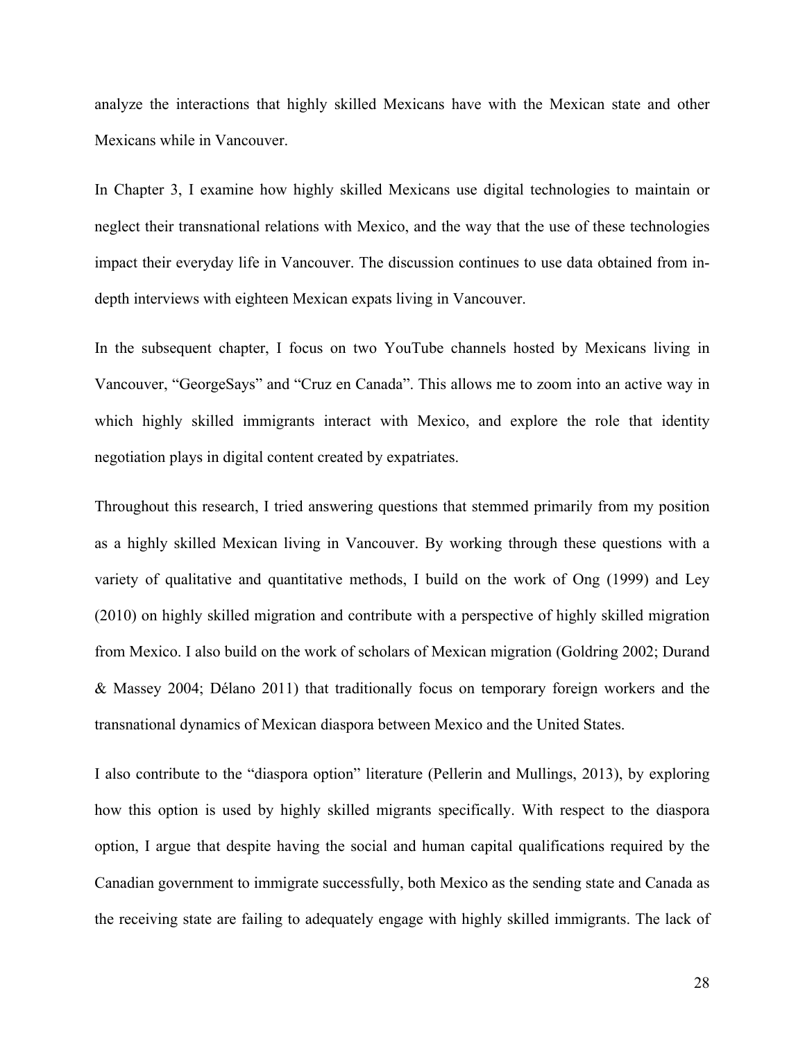analyze the interactions that highly skilled Mexicans have with the Mexican state and other Mexicans while in Vancouver.

In Chapter 3, I examine how highly skilled Mexicans use digital technologies to maintain or neglect their transnational relations with Mexico, and the way that the use of these technologies impact their everyday life in Vancouver. The discussion continues to use data obtained from in-depth interviews with eighteen Mexican expats living in Vancouver.

In the subsequent chapter, I focus on two YouTube channels hosted by Mexicans living in Vancouver, "GeorgeSays" and "Cruz en Canada". This allows me to zoom into an active way in which highly skilled immigrants interact with Mexico, and explore the role that identity negotiation plays in digital content created by expatriates.

Throughout this research, I tried answering questions that stemmed primarily from my position as a highly skilled Mexican living in Vancouver. By working through these questions with a variety of qualitative and quantitative methods, I build on the work of Ong (1999) and Ley (2010) on highly skilled migration and contribute with a perspective of highly skilled migration from Mexico. I also build on the work of scholars of Mexican migration (Goldring 2002; Durand & Massey 2004; Délano 2011) that traditionally focus on temporary foreign workers and the transnational dynamics of Mexican diaspora between Mexico and the United States.

I also contribute to the "diaspora option" literature (Pellerin and Mullings, 2013), by exploring how this option is used by highly skilled migrants specifically. With respect to the diaspora option, I argue that despite having the social and human capital qualifications required by the Canadian government to immigrate successfully, both Mexico as the sending state and Canada as the receiving state are failing to adequately engage with highly skilled immigrants. The lack of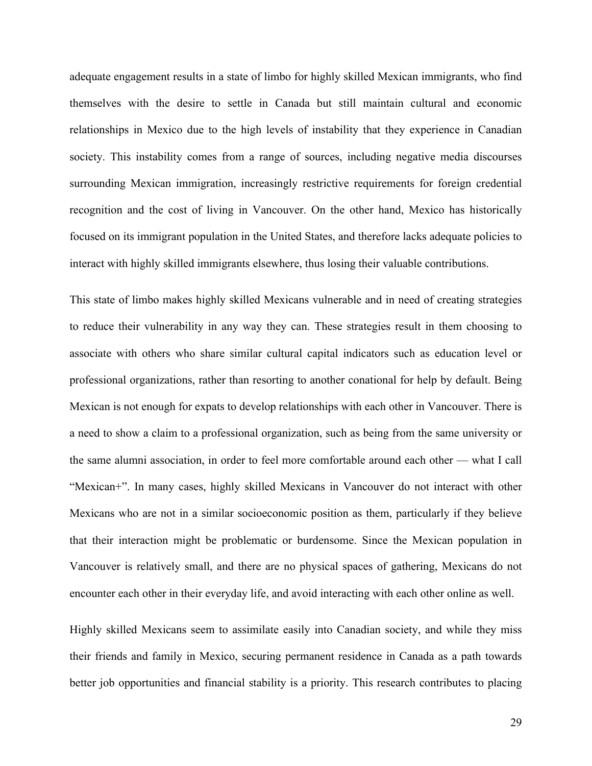adequate engagement results in a state of limbo for highly skilled Mexican immigrants, who find themselves with the desire to settle in Canada but still maintain cultural and economic relationships in Mexico due to the high levels of instability that they experience in Canadian society. This instability comes from a range of sources, including negative media discourses surrounding Mexican immigration, increasingly restrictive requirements for foreign credential recognition and the cost of living in Vancouver. On the other hand, Mexico has historically focused on its immigrant population in the United States, and therefore lacks adequate policies to interact with highly skilled immigrants elsewhere, thus losing their valuable contributions.

This state of limbo makes highly skilled Mexicans vulnerable and in need of creating strategies to reduce their vulnerability in any way they can. These strategies result in them choosing to associate with others who share similar cultural capital indicators such as education level or professional organizations, rather than resorting to another conational for help by default. Being Mexican is not enough for expats to develop relationships with each other in Vancouver. There is a need to show a claim to a professional organization, such as being from the same university or the same alumni association, in order to feel more comfortable around each other — what I call "Mexican+". In many cases, highly skilled Mexicans in Vancouver do not interact with other Mexicans who are not in a similar socioeconomic position as them, particularly if they believe that their interaction might be problematic or burdensome. Since the Mexican population in Vancouver is relatively small, and there are no physical spaces of gathering, Mexicans do not encounter each other in their everyday life, and avoid interacting with each other online as well.

Highly skilled Mexicans seem to assimilate easily into Canadian society, and while they miss their friends and family in Mexico, securing permanent residence in Canada as a path towards better job opportunities and financial stability is a priority. This research contributes to placing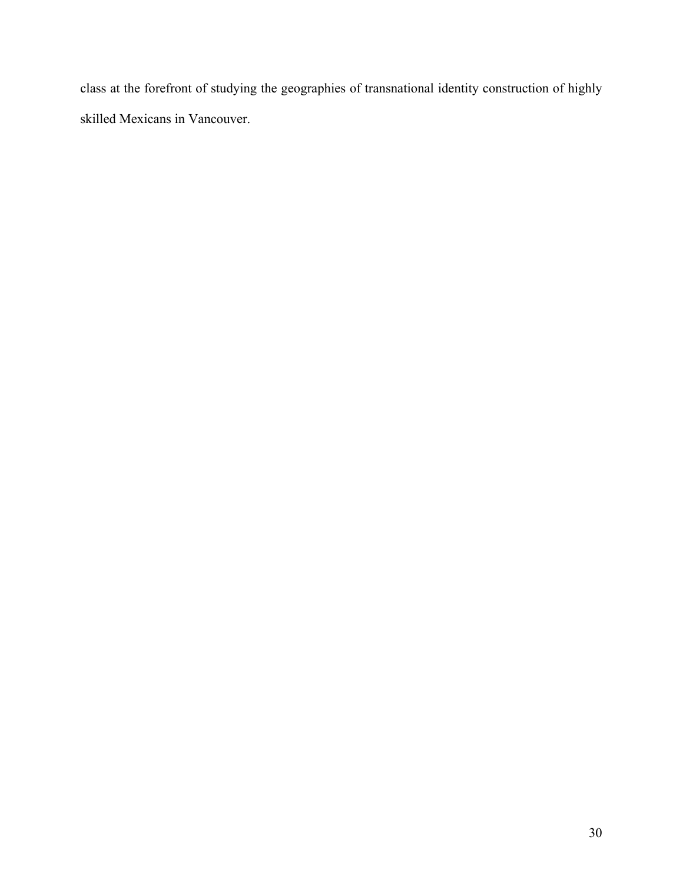class at the forefront of studying the geographies of transnational identity construction of highly skilled Mexicans in Vancouver.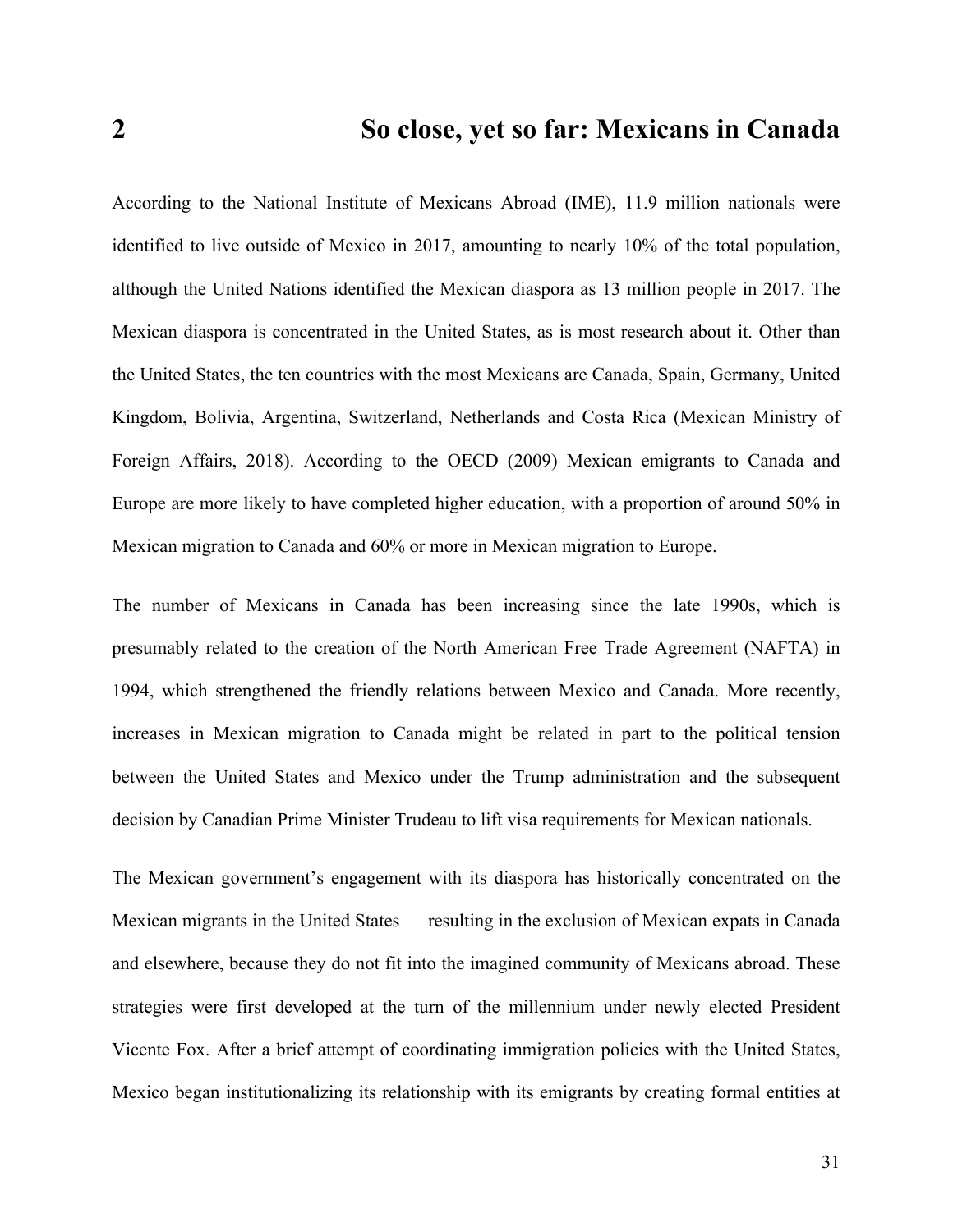# 2 So close, yet so far: Mexicans in Canada

According to the National Institute of Mexicans Abroad (IME), 11.9 million nationals were identified to live outside of Mexico in 2017, amounting to nearly 10% of the total population, although the United Nations identified the Mexican diaspora as 13 million people in 2017. The Mexican diaspora is concentrated in the United States, as is most research about it. Other than the United States, the ten countries with the most Mexicans are Canada, Spain, Germany, United Kingdom, Bolivia, Argentina, Switzerland, Netherlands and Costa Rica (Mexican Ministry of Foreign Affairs, 2018). According to the OECD (2009) Mexican emigrants to Canada and Europe are more likely to have completed higher education, with a proportion of around 50% in Mexican migration to Canada and 60% or more in Mexican migration to Europe.

The number of Mexicans in Canada has been increasing since the late 1990s, which is presumably related to the creation of the North American Free Trade Agreement (NAFTA) in 1994, which strengthened the friendly relations between Mexico and Canada. More recently, increases in Mexican migration to Canada might be related in part to the political tension between the United States and Mexico under the Trump administration and the subsequent decision by Canadian Prime Minister Trudeau to lift visa requirements for Mexican nationals.

The Mexican government's engagement with its diaspora has historically concentrated on the Mexican migrants in the United States — resulting in the exclusion of Mexican expats in Canada and elsewhere, because they do not fit into the imagined community of Mexicans abroad. These strategies were first developed at the turn of the millennium under newly elected President Vicente Fox. After a brief attempt of coordinating immigration policies with the United States, Mexico began institutionalizing its relationship with its emigrants by creating formal entities at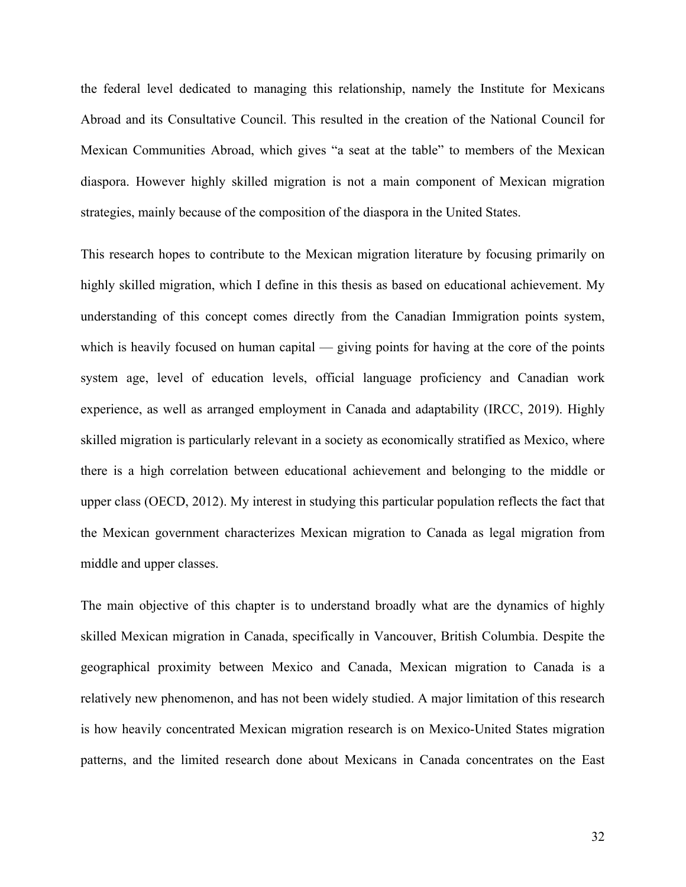the federal level dedicated to managing this relationship, namely the Institute for Mexicans Abroad and its Consultative Council. This resulted in the creation of the National Council for Mexican Communities Abroad, which gives "a seat at the table" to members of the Mexican diaspora. However highly skilled migration is not a main component of Mexican migration strategies, mainly because of the composition of the diaspora in the United States.

This research hopes to contribute to the Mexican migration literature by focusing primarily on highly skilled migration, which I define in this thesis as based on educational achievement. My understanding of this concept comes directly from the Canadian Immigration points system, which is heavily focused on human capital — giving points for having at the core of the points system age, level of education levels, official language proficiency and Canadian work experience, as well as arranged employment in Canada and adaptability (IRCC, 2019). Highly skilled migration is particularly relevant in a society as economically stratified as Mexico, where there is a high correlation between educational achievement and belonging to the middle or upper class (OECD, 2012). My interest in studying this particular population reflects the fact that the Mexican government characterizes Mexican migration to Canada as legal migration from middle and upper classes.

The main objective of this chapter is to understand broadly what are the dynamics of highly skilled Mexican migration in Canada, specifically in Vancouver, British Columbia. Despite the geographical proximity between Mexico and Canada, Mexican migration to Canada is a relatively new phenomenon, and has not been widely studied. A major limitation of this research is how heavily concentrated Mexican migration research is on Mexico-United States migration patterns, and the limited research done about Mexicans in Canada concentrates on the East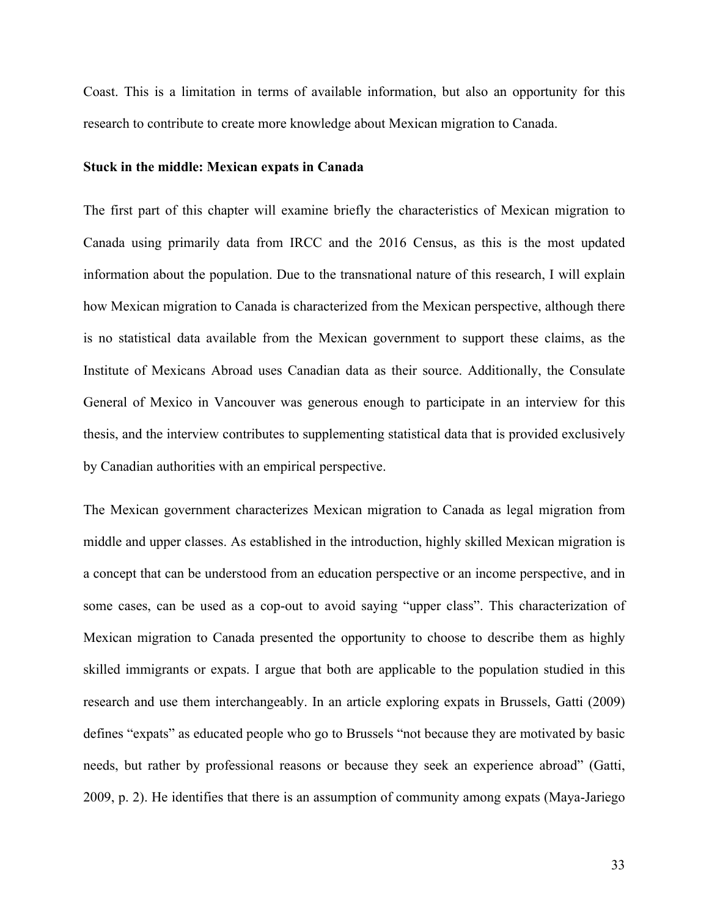Coast. This is a limitation in terms of available information, but also an opportunity for this research to contribute to create more knowledge about Mexican migration to Canada.

**Stuck in the middle: Mexican expats in Canada**

The first part of this chapter will examine briefly the characteristics of Mexican migration to Canada using primarily data from IRCC and the 2016 Census, as this is the most updated information about the population. Due to the transnational nature of this research, I will explain how Mexican migration to Canada is characterized from the Mexican perspective, although there is no statistical data available from the Mexican government to support these claims, as the Institute of Mexicans Abroad uses Canadian data as their source. Additionally, the Consulate General of Mexico in Vancouver was generous enough to participate in an interview for this thesis, and the interview contributes to supplementing statistical data that is provided exclusively by Canadian authorities with an empirical perspective.

The Mexican government characterizes Mexican migration to Canada as legal migration from middle and upper classes. As established in the introduction, highly skilled Mexican migration is a concept that can be understood from an education perspective or an income perspective, and in some cases, can be used as a cop-out to avoid saying "upper class". This characterization of Mexican migration to Canada presented the opportunity to choose to describe them as highly skilled immigrants or expats. I argue that both are applicable to the population studied in this research and use them interchangeably. In an article exploring expats in Brussels, Gatti (2009) defines "expats" as educated people who go to Brussels "not because they are motivated by basic needs, but rather by professional reasons or because they seek an experience abroad" (Gatti, 2009, p. 2). He identifies that there is an assumption of community among expats (Maya-Jariego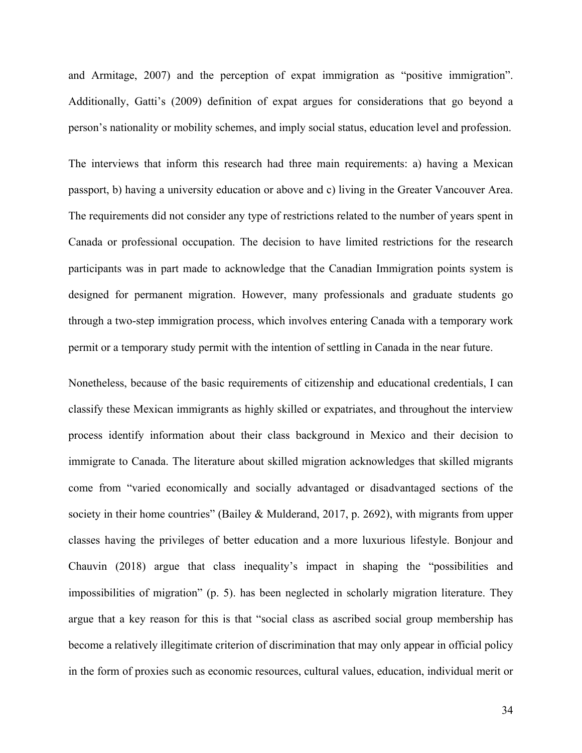and Armitage, 2007) and the perception of expat immigration as “positive immigration”. Additionally, Gatti’s (2009) definition of expat argues for considerations that go beyond a person’s nationality or mobility schemes, and imply social status, education level and profession.

The interviews that inform this research had three main requirements: a) having a Mexican passport, b) having a university education or above and c) living in the Greater Vancouver Area. The requirements did not consider any type of restrictions related to the number of years spent in Canada or professional occupation. The decision to have limited restrictions for the research participants was in part made to acknowledge that the Canadian Immigration points system is designed for permanent migration. However, many professionals and graduate students go through a two-step immigration process, which involves entering Canada with a temporary work permit or a temporary study permit with the intention of settling in Canada in the near future.

Nonetheless, because of the basic requirements of citizenship and educational credentials, I can classify these Mexican immigrants as highly skilled or expatriates, and throughout the interview process identify information about their class background in Mexico and their decision to immigrate to Canada. The literature about skilled migration acknowledges that skilled migrants come from “varied economically and socially advantaged or disadvantaged sections of the society in their home countries” (Bailey & Mulderand, 2017, p. 2692), with migrants from upper classes having the privileges of better education and a more luxurious lifestyle. Bonjour and Chauvin (2018) argue that class inequality’s impact in shaping the “possibilities and impossibilities of migration” (p. 5). has been neglected in scholarly migration literature. They argue that a key reason for this is that “social class as ascribed social group membership has become a relatively illegitimate criterion of discrimination that may only appear in official policy in the form of proxies such as economic resources, cultural values, education, individual merit or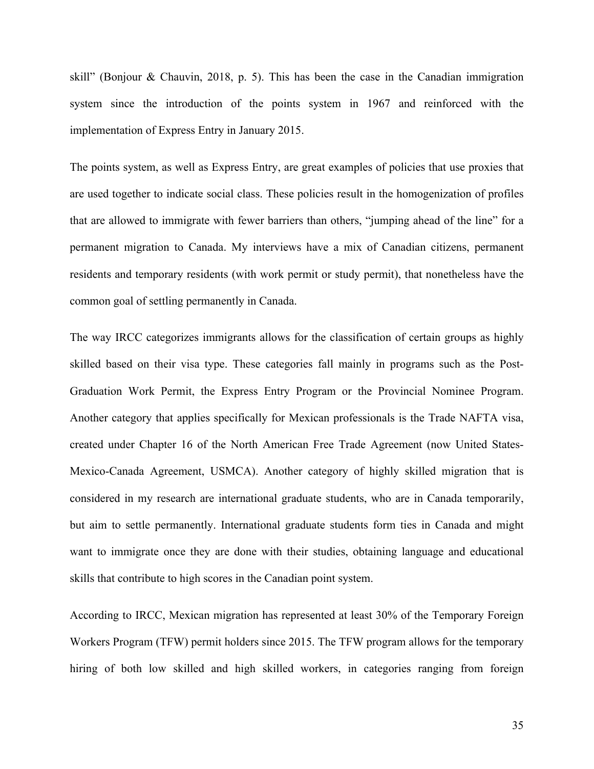skill" (Bonjour & Chauvin, 2018, p. 5). This has been the case in the Canadian immigration system since the introduction of the points system in 1967 and reinforced with the implementation of Express Entry in January 2015.

The points system, as well as Express Entry, are great examples of policies that use proxies that are used together to indicate social class. These policies result in the homogenization of profiles that are allowed to immigrate with fewer barriers than others, "jumping ahead of the line" for a permanent migration to Canada. My interviews have a mix of Canadian citizens, permanent residents and temporary residents (with work permit or study permit), that nonetheless have the common goal of settling permanently in Canada.

The way IRCC categorizes immigrants allows for the classification of certain groups as highly skilled based on their visa type. These categories fall mainly in programs such as the Post-Graduation Work Permit, the Express Entry Program or the Provincial Nominee Program. Another category that applies specifically for Mexican professionals is the Trade NAFTA visa, created under Chapter 16 of the North American Free Trade Agreement (now United States-Mexico-Canada Agreement, USMCA). Another category of highly skilled migration that is considered in my research are international graduate students, who are in Canada temporarily, but aim to settle permanently. International graduate students form ties in Canada and might want to immigrate once they are done with their studies, obtaining language and educational skills that contribute to high scores in the Canadian point system.

According to IRCC, Mexican migration has represented at least 30% of the Temporary Foreign Workers Program (TFW) permit holders since 2015. The TFW program allows for the temporary hiring of both low skilled and high skilled workers, in categories ranging from foreign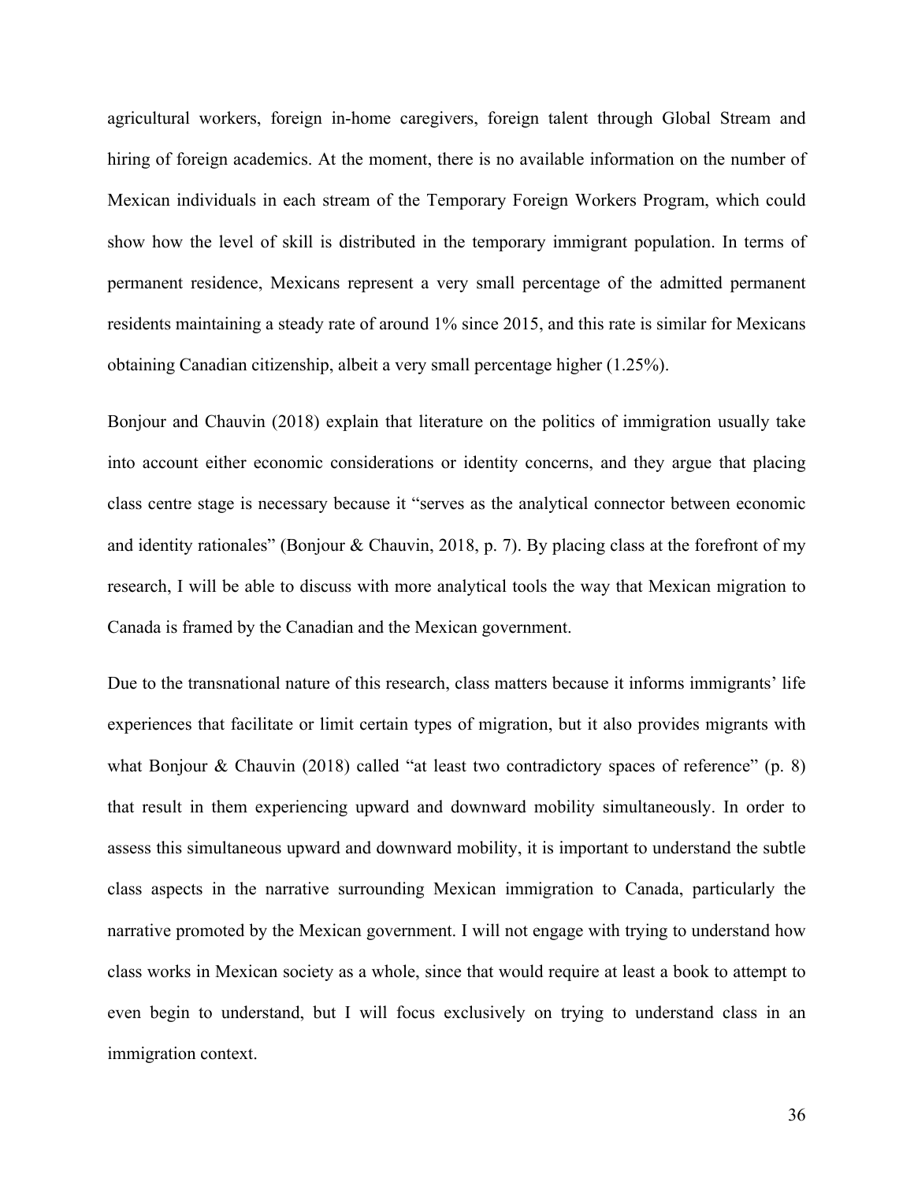agricultural workers, foreign in-home caregivers, foreign talent through Global Stream and hiring of foreign academics. At the moment, there is no available information on the number of Mexican individuals in each stream of the Temporary Foreign Workers Program, which could show how the level of skill is distributed in the temporary immigrant population. In terms of permanent residence, Mexicans represent a very small percentage of the admitted permanent residents maintaining a steady rate of around 1% since 2015, and this rate is similar for Mexicans obtaining Canadian citizenship, albeit a very small percentage higher (1.25%).

Bonjour and Chauvin (2018) explain that literature on the politics of immigration usually take into account either economic considerations or identity concerns, and they argue that placing class centre stage is necessary because it "serves as the analytical connector between economic and identity rationales" (Bonjour & Chauvin, 2018, p. 7). By placing class at the forefront of my research, I will be able to discuss with more analytical tools the way that Mexican migration to Canada is framed by the Canadian and the Mexican government.

Due to the transnational nature of this research, class matters because it informs immigrants' life experiences that facilitate or limit certain types of migration, but it also provides migrants with what Bonjour & Chauvin (2018) called "at least two contradictory spaces of reference" (p. 8) that result in them experiencing upward and downward mobility simultaneously. In order to assess this simultaneous upward and downward mobility, it is important to understand the subtle class aspects in the narrative surrounding Mexican immigration to Canada, particularly the narrative promoted by the Mexican government. I will not engage with trying to understand how class works in Mexican society as a whole, since that would require at least a book to attempt to even begin to understand, but I will focus exclusively on trying to understand class in an immigration context.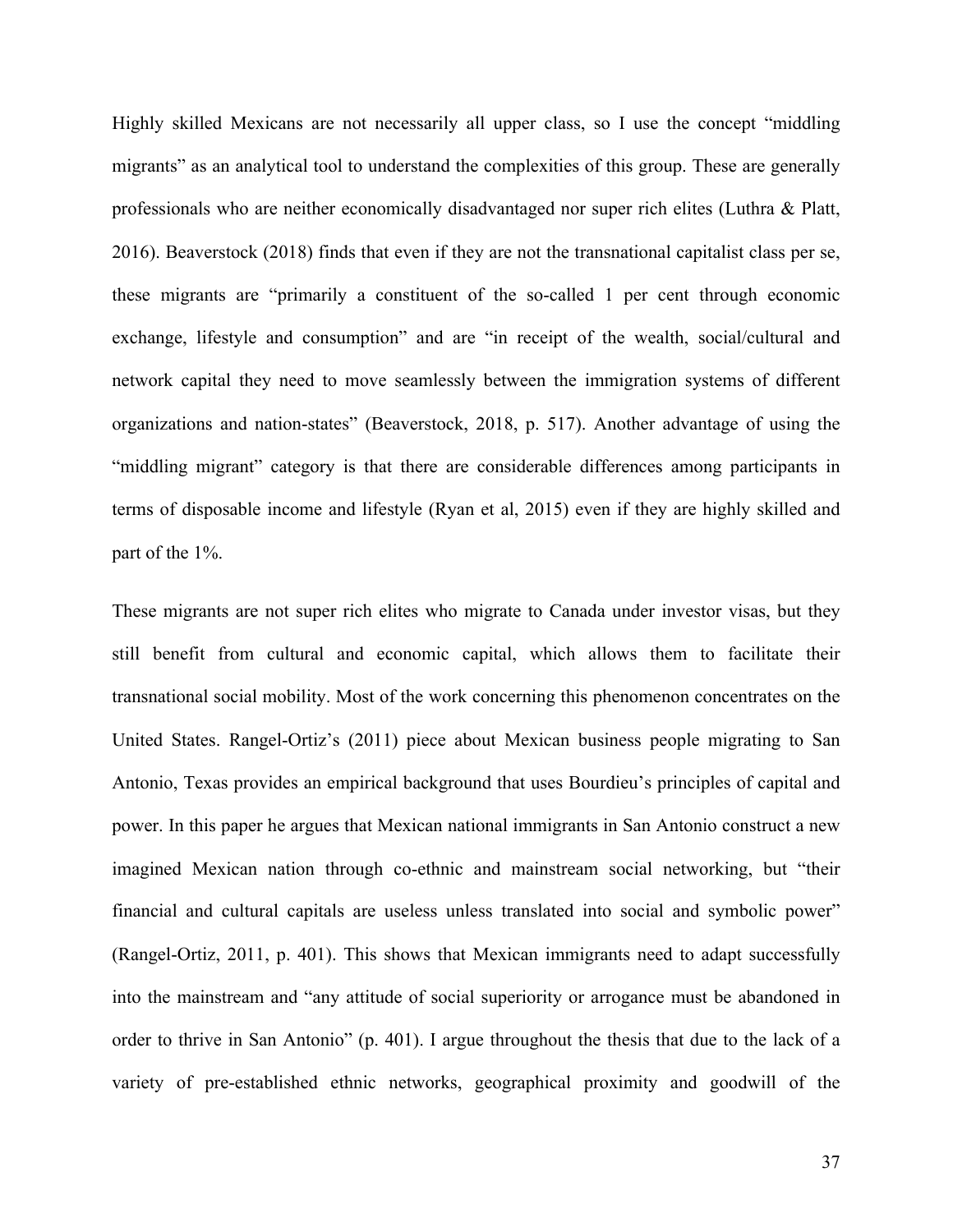Highly skilled Mexicans are not necessarily all upper class, so I use the concept “middling migrants” as an analytical tool to understand the complexities of this group. These are generally professionals who are neither economically disadvantaged nor super rich elites (Luthra & Platt, 2016). Beaverstock (2018) finds that even if they are not the transnational capitalist class per se, these migrants are “primarily a constituent of the so-called 1 per cent through economic exchange, lifestyle and consumption” and are “in receipt of the wealth, social/cultural and network capital they need to move seamlessly between the immigration systems of different organizations and nation-states” (Beaverstock, 2018, p. 517). Another advantage of using the “middling migrant” category is that there are considerable differences among participants in terms of disposable income and lifestyle (Ryan et al, 2015) even if they are highly skilled and part of the 1%.

These migrants are not super rich elites who migrate to Canada under investor visas, but they still benefit from cultural and economic capital, which allows them to facilitate their transnational social mobility. Most of the work concerning this phenomenon concentrates on the United States. Rangel-Ortiz’s (2011) piece about Mexican business people migrating to San Antonio, Texas provides an empirical background that uses Bourdieu’s principles of capital and power. In this paper he argues that Mexican national immigrants in San Antonio construct a new imagined Mexican nation through co-ethnic and mainstream social networking, but “their financial and cultural capitals are useless unless translated into social and symbolic power” (Rangel-Ortiz, 2011, p. 401). This shows that Mexican immigrants need to adapt successfully into the mainstream and “any attitude of social superiority or arrogance must be abandoned in order to thrive in San Antonio” (p. 401). I argue throughout the thesis that due to the lack of a variety of pre-established ethnic networks, geographical proximity and goodwill of the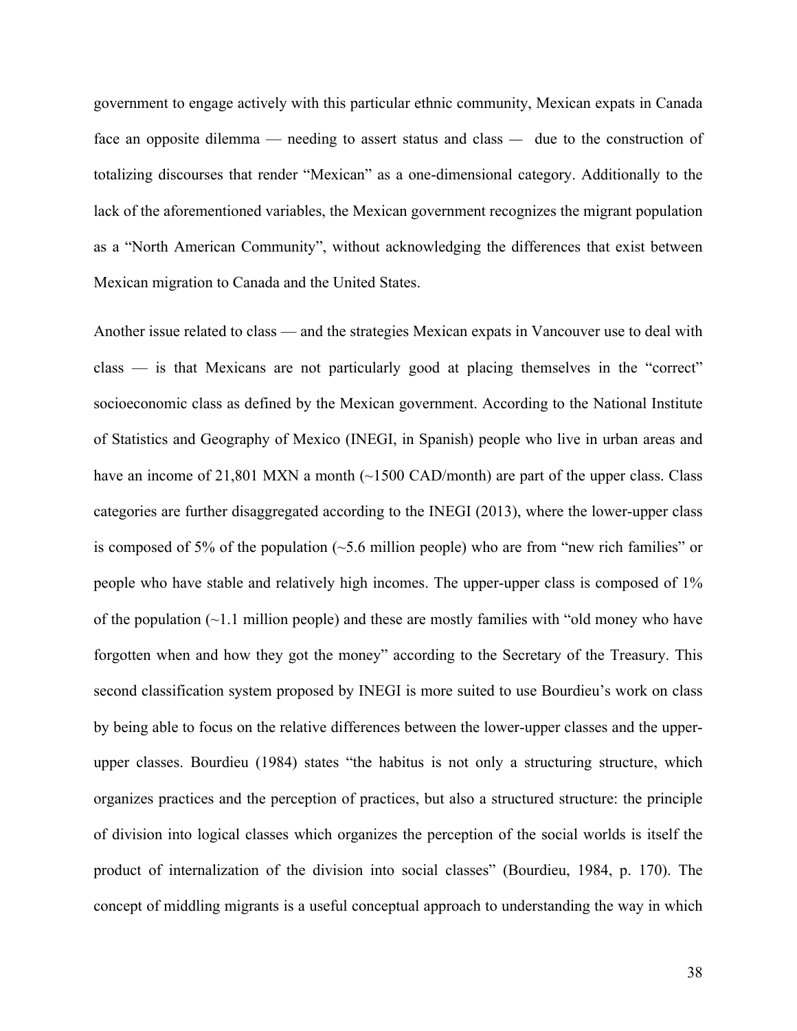government to engage actively with this particular ethnic community, Mexican expats in Canada face an opposite dilemma — needing to assert status and class — due to the construction of totalizing discourses that render "Mexican" as a one-dimensional category. Additionally to the lack of the aforementioned variables, the Mexican government recognizes the migrant population as a "North American Community", without acknowledging the differences that exist between Mexican migration to Canada and the United States.

Another issue related to class — and the strategies Mexican expats in Vancouver use to deal with class — is that Mexicans are not particularly good at placing themselves in the "correct" socioeconomic class as defined by the Mexican government. According to the National Institute of Statistics and Geography of Mexico (INEGI, in Spanish) people who live in urban areas and have an income of 21,801 MXN a month (~1500 CAD/month) are part of the upper class. Class categories are further disaggregated according to the INEGI (2013), where the lower-upper class is composed of 5% of the population (~5.6 million people) who are from "new rich families" or people who have stable and relatively high incomes. The upper-upper class is composed of 1% of the population (~1.1 million people) and these are mostly families with "old money who have forgotten when and how they got the money" according to the Secretary of the Treasury. This second classification system proposed by INEGI is more suited to use Bourdieu's work on class by being able to focus on the relative differences between the lower-upper classes and the upper-upper classes. Bourdieu (1984) states "the habitus is not only a structuring structure, which organizes practices and the perception of practices, but also a structured structure: the principle of division into logical classes which organizes the perception of the social worlds is itself the product of internalization of the division into social classes" (Bourdieu, 1984, p. 170). The concept of middling migrants is a useful conceptual approach to understanding the way in which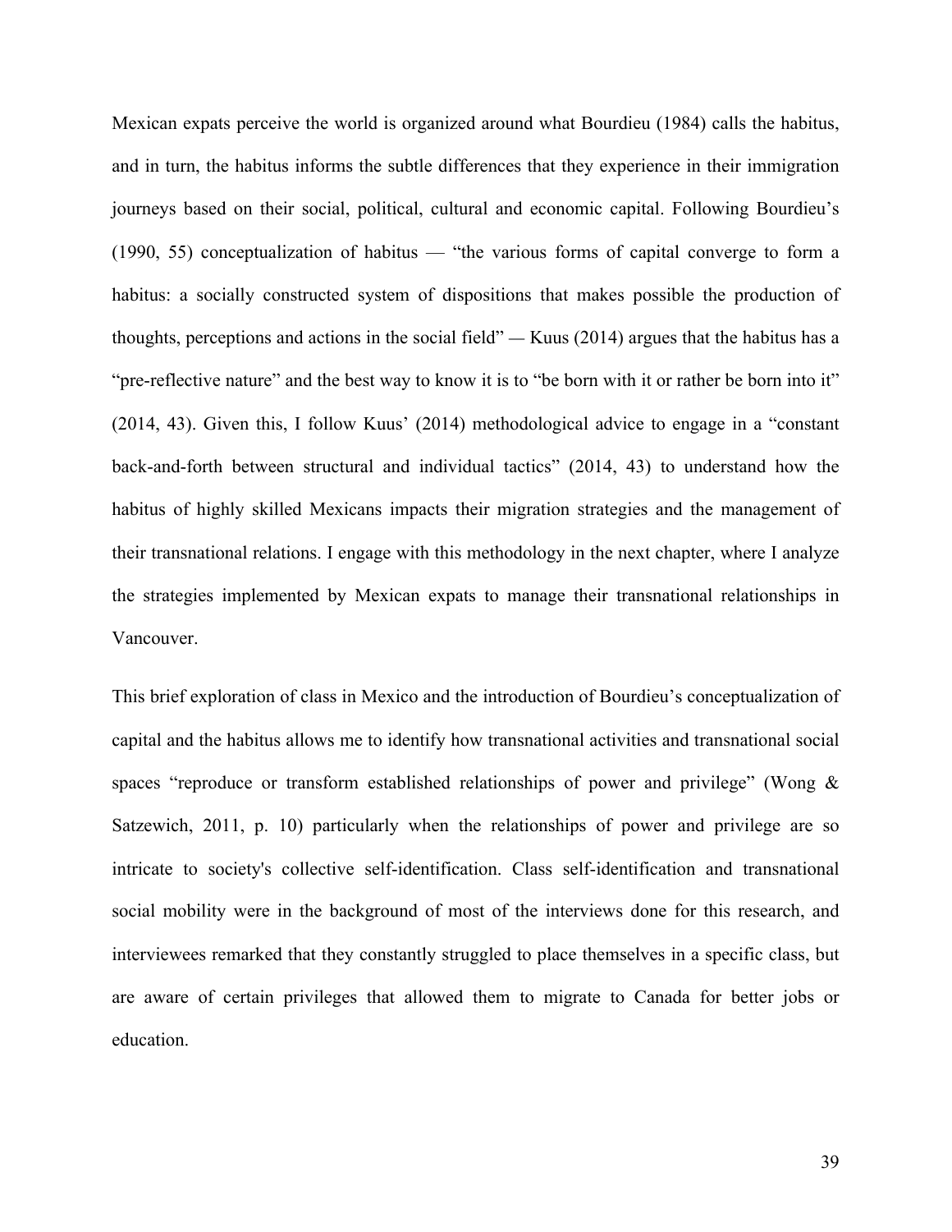Mexican expats perceive the world is organized around what Bourdieu (1984) calls the habitus, and in turn, the habitus informs the subtle differences that they experience in their immigration journeys based on their social, political, cultural and economic capital. Following Bourdieu's (1990, 55) conceptualization of habitus — "the various forms of capital converge to form a habitus: a socially constructed system of dispositions that makes possible the production of thoughts, perceptions and actions in the social field" — Kuus (2014) argues that the habitus has a "pre-reflective nature" and the best way to know it is to "be born with it or rather be born into it" (2014, 43). Given this, I follow Kuus' (2014) methodological advice to engage in a "constant back-and-forth between structural and individual tactics" (2014, 43) to understand how the habitus of highly skilled Mexicans impacts their migration strategies and the management of their transnational relations. I engage with this methodology in the next chapter, where I analyze the strategies implemented by Mexican expats to manage their transnational relationships in Vancouver.

This brief exploration of class in Mexico and the introduction of Bourdieu's conceptualization of capital and the habitus allows me to identify how transnational activities and transnational social spaces "reproduce or transform established relationships of power and privilege" (Wong & Satzewich, 2011, p. 10) particularly when the relationships of power and privilege are so intricate to society's collective self-identification. Class self-identification and transnational social mobility were in the background of most of the interviews done for this research, and interviewees remarked that they constantly struggled to place themselves in a specific class, but are aware of certain privileges that allowed them to migrate to Canada for better jobs or education.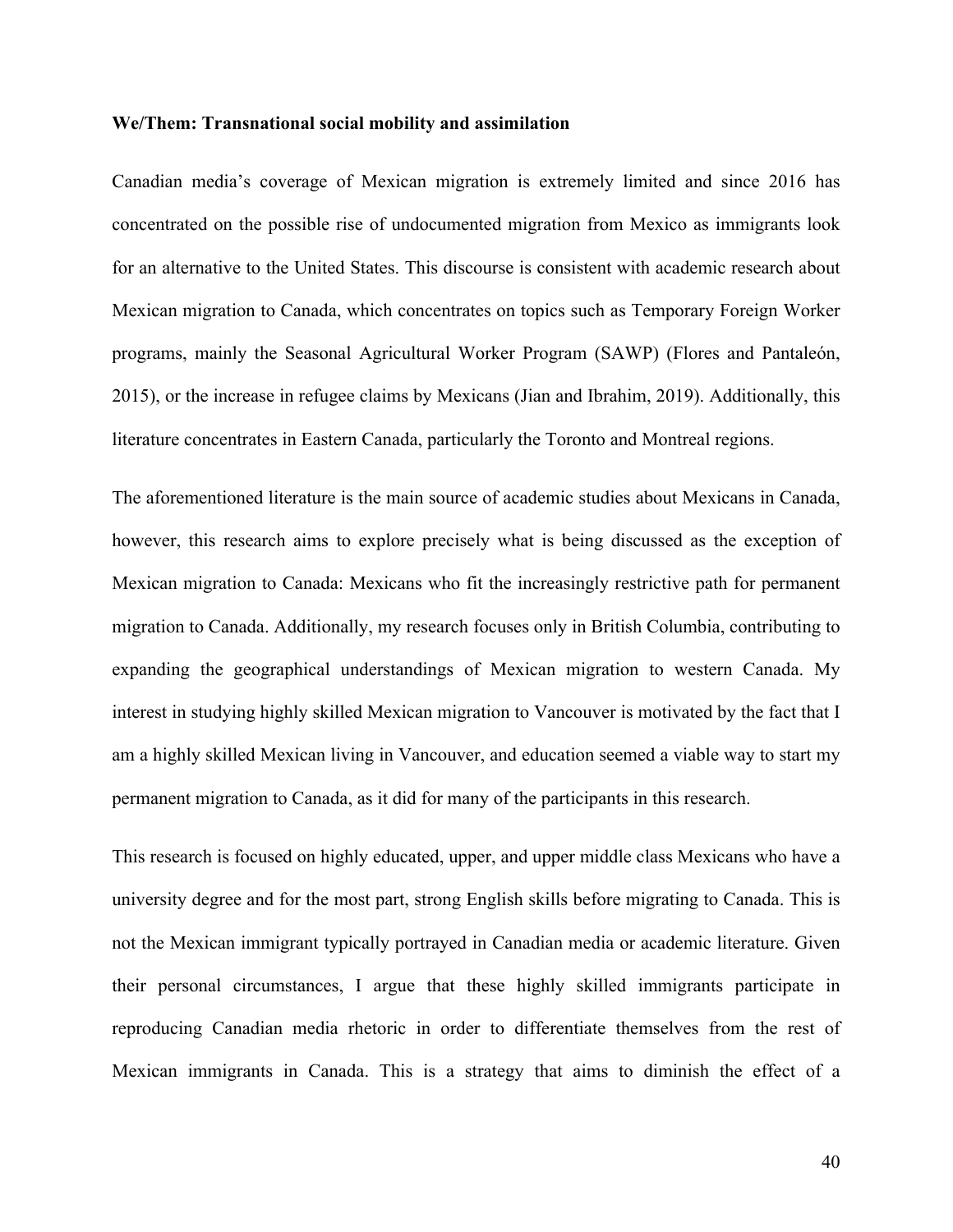**We/Them: Transnational social mobility and assimilation**

Canadian media's coverage of Mexican migration is extremely limited and since 2016 has concentrated on the possible rise of undocumented migration from Mexico as immigrants look for an alternative to the United States. This discourse is consistent with academic research about Mexican migration to Canada, which concentrates on topics such as Temporary Foreign Worker programs, mainly the Seasonal Agricultural Worker Program (SAWP) (Flores and Pantaleón, 2015), or the increase in refugee claims by Mexicans (Jian and Ibrahim, 2019). Additionally, this literature concentrates in Eastern Canada, particularly the Toronto and Montreal regions.

The aforementioned literature is the main source of academic studies about Mexicans in Canada, however, this research aims to explore precisely what is being discussed as the exception of Mexican migration to Canada: Mexicans who fit the increasingly restrictive path for permanent migration to Canada. Additionally, my research focuses only in British Columbia, contributing to expanding the geographical understandings of Mexican migration to western Canada. My interest in studying highly skilled Mexican migration to Vancouver is motivated by the fact that I am a highly skilled Mexican living in Vancouver, and education seemed a viable way to start my permanent migration to Canada, as it did for many of the participants in this research.

This research is focused on highly educated, upper, and upper middle class Mexicans who have a university degree and for the most part, strong English skills before migrating to Canada. This is not the Mexican immigrant typically portrayed in Canadian media or academic literature. Given their personal circumstances, I argue that these highly skilled immigrants participate in reproducing Canadian media rhetoric in order to differentiate themselves from the rest of Mexican immigrants in Canada. This is a strategy that aims to diminish the effect of a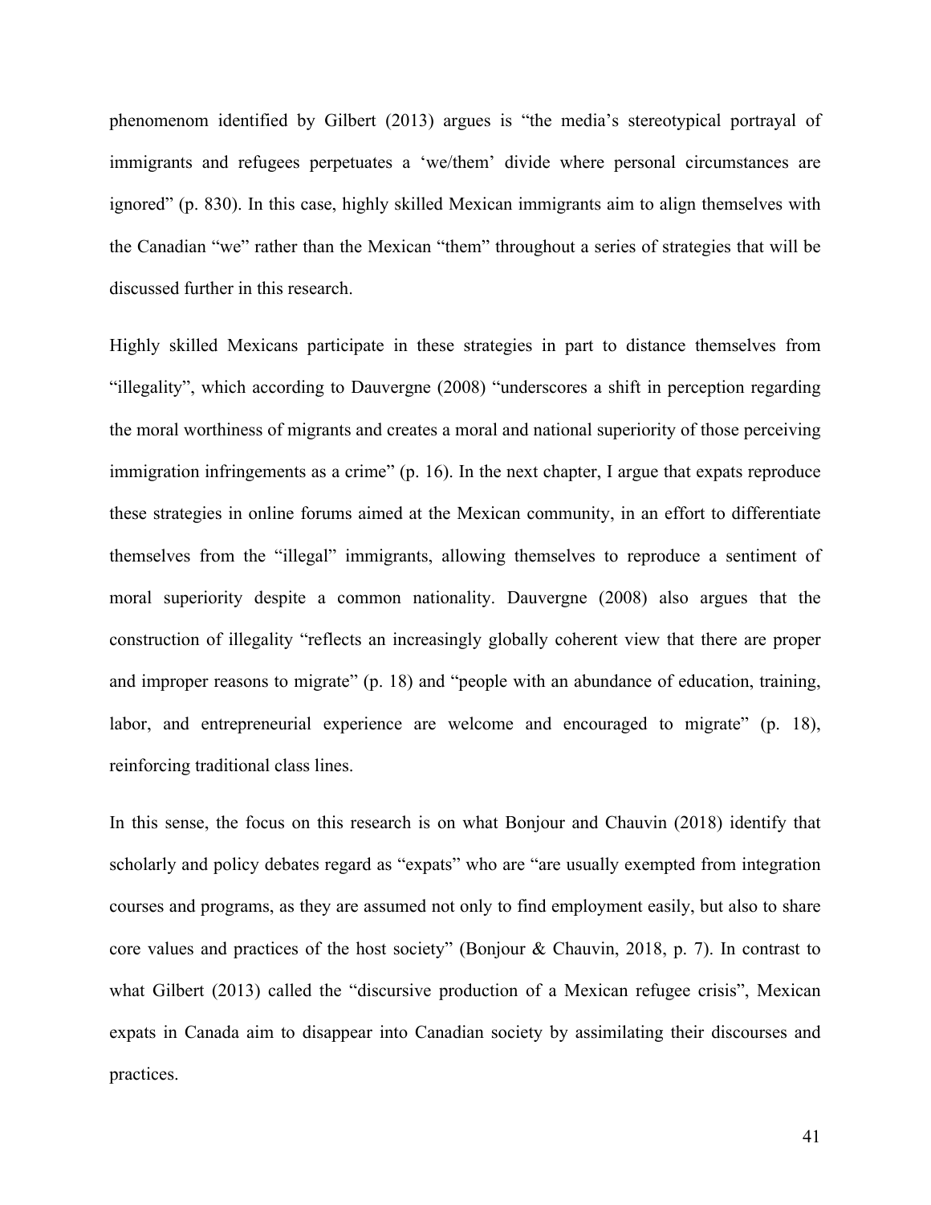phenomenom identified by Gilbert (2013) argues is "the media's stereotypical portrayal of immigrants and refugees perpetuates a 'we/them' divide where personal circumstances are ignored" (p. 830). In this case, highly skilled Mexican immigrants aim to align themselves with the Canadian "we" rather than the Mexican "them" throughout a series of strategies that will be discussed further in this research.

Highly skilled Mexicans participate in these strategies in part to distance themselves from "illegality", which according to Dauvergne (2008) "underscores a shift in perception regarding the moral worthiness of migrants and creates a moral and national superiority of those perceiving immigration infringements as a crime" (p. 16). In the next chapter, I argue that expats reproduce these strategies in online forums aimed at the Mexican community, in an effort to differentiate themselves from the "illegal" immigrants, allowing themselves to reproduce a sentiment of moral superiority despite a common nationality. Dauvergne (2008) also argues that the construction of illegality "reflects an increasingly globally coherent view that there are proper and improper reasons to migrate" (p. 18) and "people with an abundance of education, training, labor, and entrepreneurial experience are welcome and encouraged to migrate" (p. 18), reinforcing traditional class lines.

In this sense, the focus on this research is on what Bonjour and Chauvin (2018) identify that scholarly and policy debates regard as "expats" who are "are usually exempted from integration courses and programs, as they are assumed not only to find employment easily, but also to share core values and practices of the host society" (Bonjour & Chauvin, 2018, p. 7). In contrast to what Gilbert (2013) called the "discursive production of a Mexican refugee crisis", Mexican expats in Canada aim to disappear into Canadian society by assimilating their discourses and practices.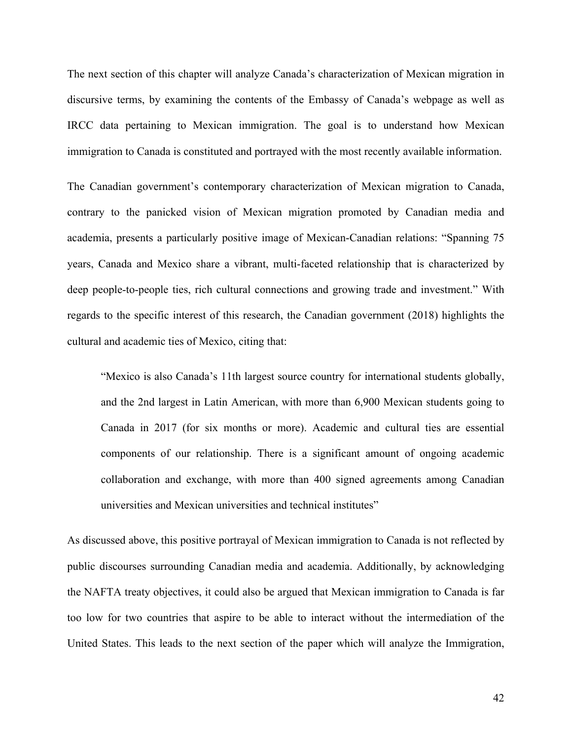The next section of this chapter will analyze Canada's characterization of Mexican migration in discursive terms, by examining the contents of the Embassy of Canada's webpage as well as IRCC data pertaining to Mexican immigration. The goal is to understand how Mexican immigration to Canada is constituted and portrayed with the most recently available information.

The Canadian government's contemporary characterization of Mexican migration to Canada, contrary to the panicked vision of Mexican migration promoted by Canadian media and academia, presents a particularly positive image of Mexican-Canadian relations: "Spanning 75 years, Canada and Mexico share a vibrant, multi-faceted relationship that is characterized by deep people-to-people ties, rich cultural connections and growing trade and investment." With regards to the specific interest of this research, the Canadian government (2018) highlights the cultural and academic ties of Mexico, citing that:

> "Mexico is also Canada's 11th largest source country for international students globally, and the 2nd largest in Latin American, with more than 6,900 Mexican students going to Canada in 2017 (for six months or more). Academic and cultural ties are essential components of our relationship. There is a significant amount of ongoing academic collaboration and exchange, with more than 400 signed agreements among Canadian universities and Mexican universities and technical institutes"

As discussed above, this positive portrayal of Mexican immigration to Canada is not reflected by public discourses surrounding Canadian media and academia. Additionally, by acknowledging the NAFTA treaty objectives, it could also be argued that Mexican immigration to Canada is far too low for two countries that aspire to be able to interact without the intermediation of the United States. This leads to the next section of the paper which will analyze the Immigration,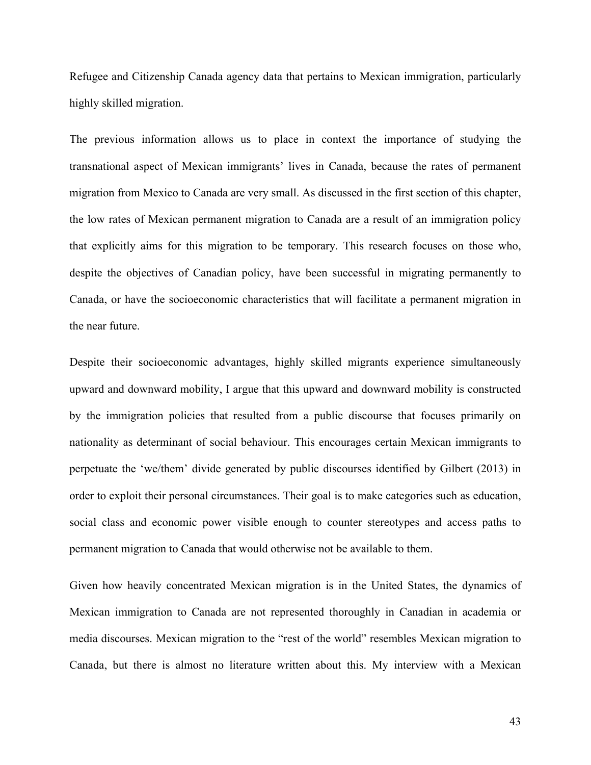Refugee and Citizenship Canada agency data that pertains to Mexican immigration, particularly highly skilled migration.

The previous information allows us to place in context the importance of studying the transnational aspect of Mexican immigrants' lives in Canada, because the rates of permanent migration from Mexico to Canada are very small. As discussed in the first section of this chapter, the low rates of Mexican permanent migration to Canada are a result of an immigration policy that explicitly aims for this migration to be temporary. This research focuses on those who, despite the objectives of Canadian policy, have been successful in migrating permanently to Canada, or have the socioeconomic characteristics that will facilitate a permanent migration in the near future.

Despite their socioeconomic advantages, highly skilled migrants experience simultaneously upward and downward mobility, I argue that this upward and downward mobility is constructed by the immigration policies that resulted from a public discourse that focuses primarily on nationality as determinant of social behaviour. This encourages certain Mexican immigrants to perpetuate the 'we/them' divide generated by public discourses identified by Gilbert (2013) in order to exploit their personal circumstances. Their goal is to make categories such as education, social class and economic power visible enough to counter stereotypes and access paths to permanent migration to Canada that would otherwise not be available to them.

Given how heavily concentrated Mexican migration is in the United States, the dynamics of Mexican immigration to Canada are not represented thoroughly in Canadian in academia or media discourses. Mexican migration to the "rest of the world" resembles Mexican migration to Canada, but there is almost no literature written about this. My interview with a Mexican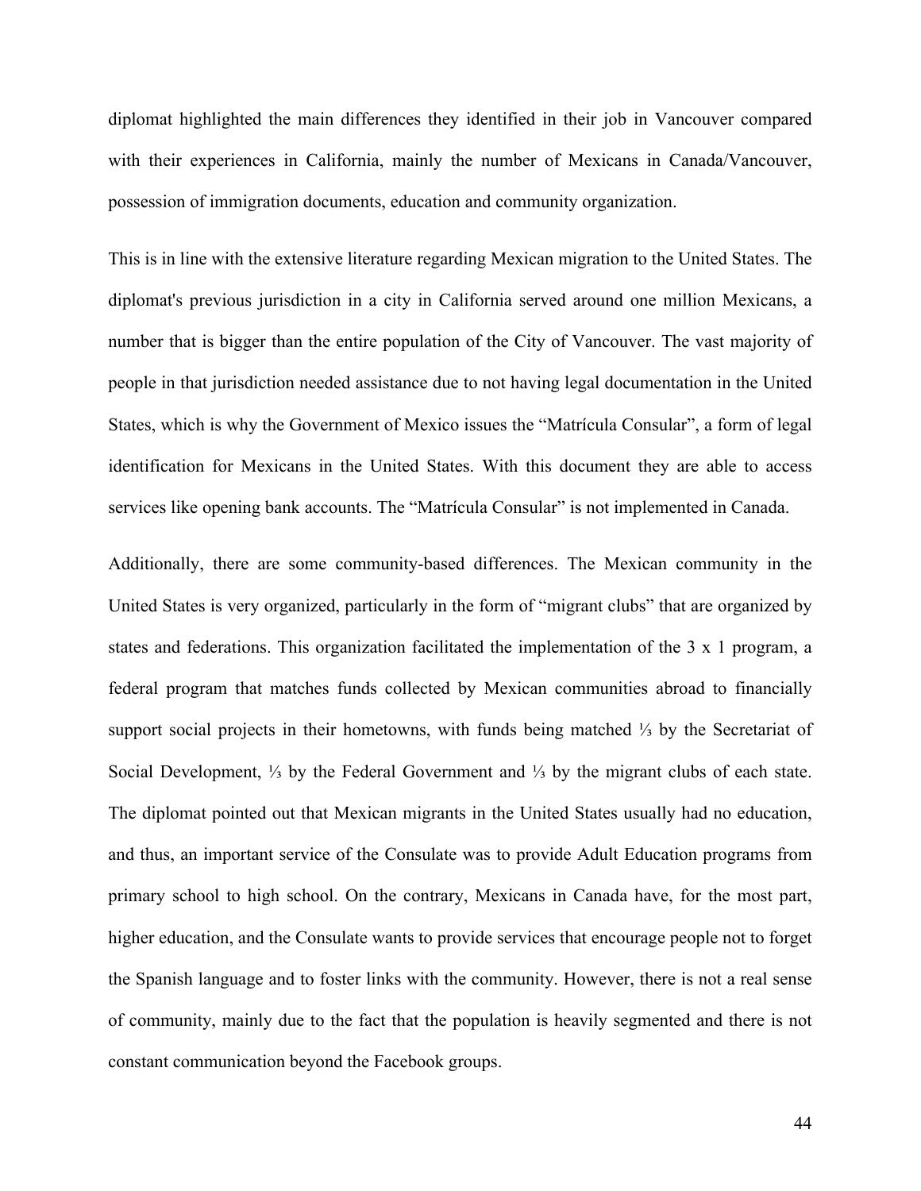diplomat highlighted the main differences they identified in their job in Vancouver compared with their experiences in California, mainly the number of Mexicans in Canada/Vancouver, possession of immigration documents, education and community organization.

This is in line with the extensive literature regarding Mexican migration to the United States. The diplomat's previous jurisdiction in a city in California served around one million Mexicans, a number that is bigger than the entire population of the City of Vancouver. The vast majority of people in that jurisdiction needed assistance due to not having legal documentation in the United States, which is why the Government of Mexico issues the "Matrícula Consular", a form of legal identification for Mexicans in the United States. With this document they are able to access services like opening bank accounts. The "Matrícula Consular" is not implemented in Canada.

Additionally, there are some community-based differences. The Mexican community in the United States is very organized, particularly in the form of "migrant clubs" that are organized by states and federations. This organization facilitated the implementation of the 3 x 1 program, a federal program that matches funds collected by Mexican communities abroad to financially support social projects in their hometowns, with funds being matched ⅓ by the Secretariat of Social Development, ⅓ by the Federal Government and ⅓ by the migrant clubs of each state. The diplomat pointed out that Mexican migrants in the United States usually had no education, and thus, an important service of the Consulate was to provide Adult Education programs from primary school to high school. On the contrary, Mexicans in Canada have, for the most part, higher education, and the Consulate wants to provide services that encourage people not to forget the Spanish language and to foster links with the community. However, there is not a real sense of community, mainly due to the fact that the population is heavily segmented and there is not constant communication beyond the Facebook groups.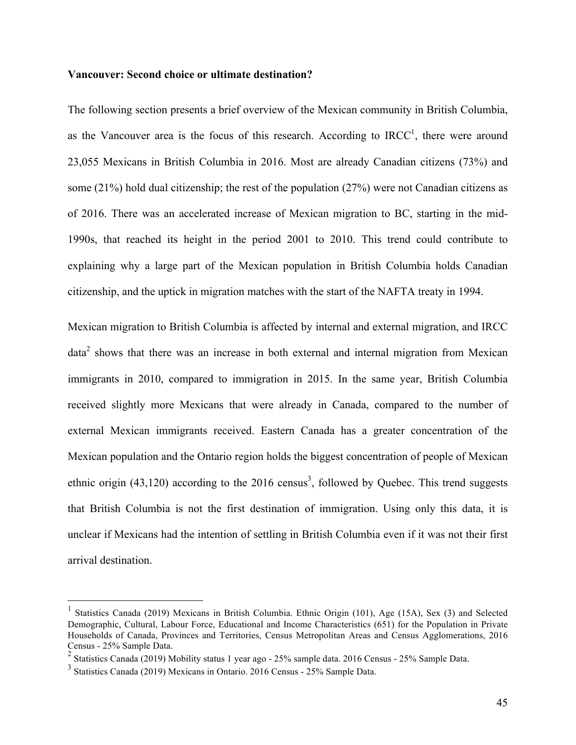**Vancouver: Second choice or ultimate destination?**

The following section presents a brief overview of the Mexican community in British Columbia, as the Vancouver area is the focus of this research. According to IRCC[1], there were around 23,055 Mexicans in British Columbia in 2016. Most are already Canadian citizens (73%) and some (21%) hold dual citizenship; the rest of the population (27%) were not Canadian citizens as of 2016. There was an accelerated increase of Mexican migration to BC, starting in the mid-1990s, that reached its height in the period 2001 to 2010. This trend could contribute to explaining why a large part of the Mexican population in British Columbia holds Canadian citizenship, and the uptick in migration matches with the start of the NAFTA treaty in 1994.

Mexican migration to British Columbia is affected by internal and external migration, and IRCC data[2] shows that there was an increase in both external and internal migration from Mexican immigrants in 2010, compared to immigration in 2015. In the same year, British Columbia received slightly more Mexicans that were already in Canada, compared to the number of external Mexican immigrants received. Eastern Canada has a greater concentration of the Mexican population and the Ontario region holds the biggest concentration of people of Mexican ethnic origin (43,120) according to the 2016 census[3], followed by Quebec. This trend suggests that British Columbia is not the first destination of immigration. Using only this data, it is unclear if Mexicans had the intention of settling in British Columbia even if it was not their first arrival destination.

---

[1] Statistics Canada (2019) Mexicans in British Columbia. Ethnic Origin (101), Age (15A), Sex (3) and Selected Demographic, Cultural, Labour Force, Educational and Income Characteristics (651) for the Population in Private Households of Canada, Provinces and Territories, Census Metropolitan Areas and Census Agglomerations, 2016 Census - 25% Sample Data.

[2] Statistics Canada (2019) Mobility status 1 year ago - 25% sample data. 2016 Census - 25% Sample Data.

[3] Statistics Canada (2019) Mexicans in Ontario. 2016 Census - 25% Sample Data.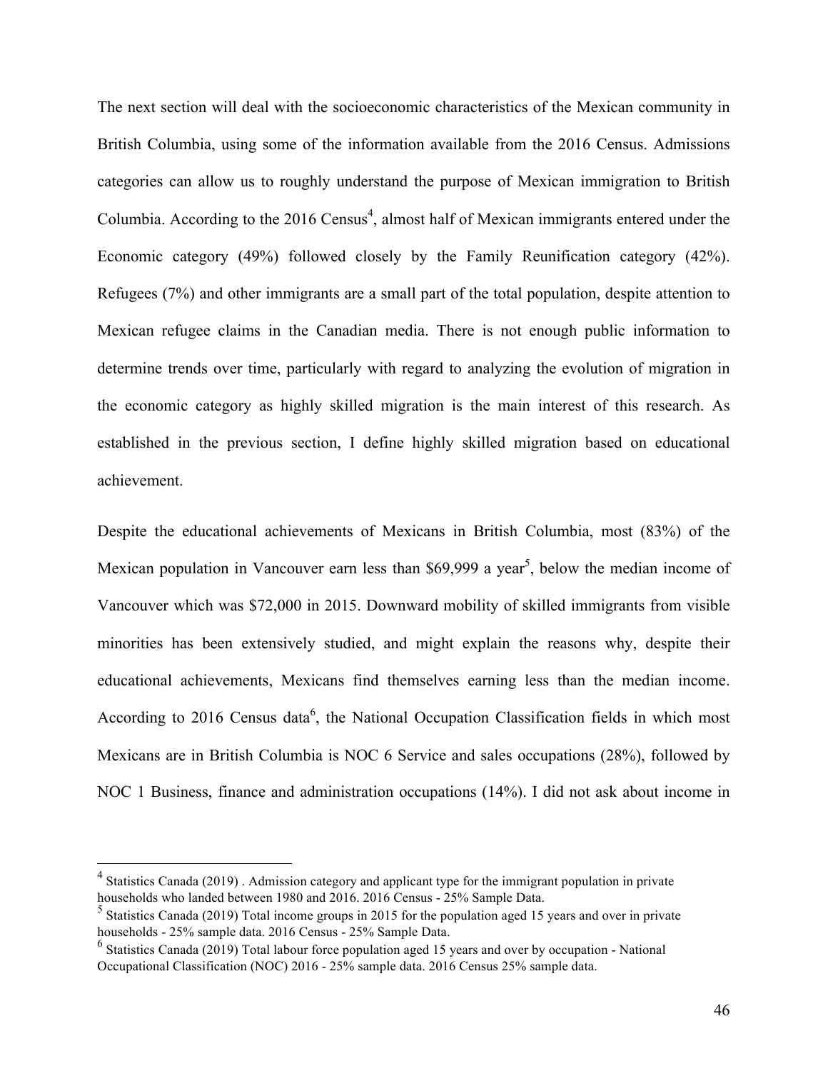The next section will deal with the socioeconomic characteristics of the Mexican community in British Columbia, using some of the information available from the 2016 Census. Admissions categories can allow us to roughly understand the purpose of Mexican immigration to British Columbia. According to the 2016 Census[4], almost half of Mexican immigrants entered under the Economic category (49%) followed closely by the Family Reunification category (42%). Refugees (7%) and other immigrants are a small part of the total population, despite attention to Mexican refugee claims in the Canadian media. There is not enough public information to determine trends over time, particularly with regard to analyzing the evolution of migration in the economic category as highly skilled migration is the main interest of this research. As established in the previous section, I define highly skilled migration based on educational achievement.

Despite the educational achievements of Mexicans in British Columbia, most (83%) of the Mexican population in Vancouver earn less than $69,999 a year[5], below the median income of Vancouver which was $72,000 in 2015. Downward mobility of skilled immigrants from visible minorities has been extensively studied, and might explain the reasons why, despite their educational achievements, Mexicans find themselves earning less than the median income. According to 2016 Census data[6], the National Occupation Classification fields in which most Mexicans are in British Columbia is NOC 6 Service and sales occupations (28%), followed by NOC 1 Business, finance and administration occupations (14%). I did not ask about income in

---

[4] Statistics Canada (2019) . Admission category and applicant type for the immigrant population in private households who landed between 1980 and 2016. 2016 Census - 25% Sample Data.

[5] Statistics Canada (2019) Total income groups in 2015 for the population aged 15 years and over in private households - 25% sample data. 2016 Census - 25% Sample Data.

[6] Statistics Canada (2019) Total labour force population aged 15 years and over by occupation - National Occupational Classification (NOC) 2016 - 25% sample data. 2016 Census 25% sample data.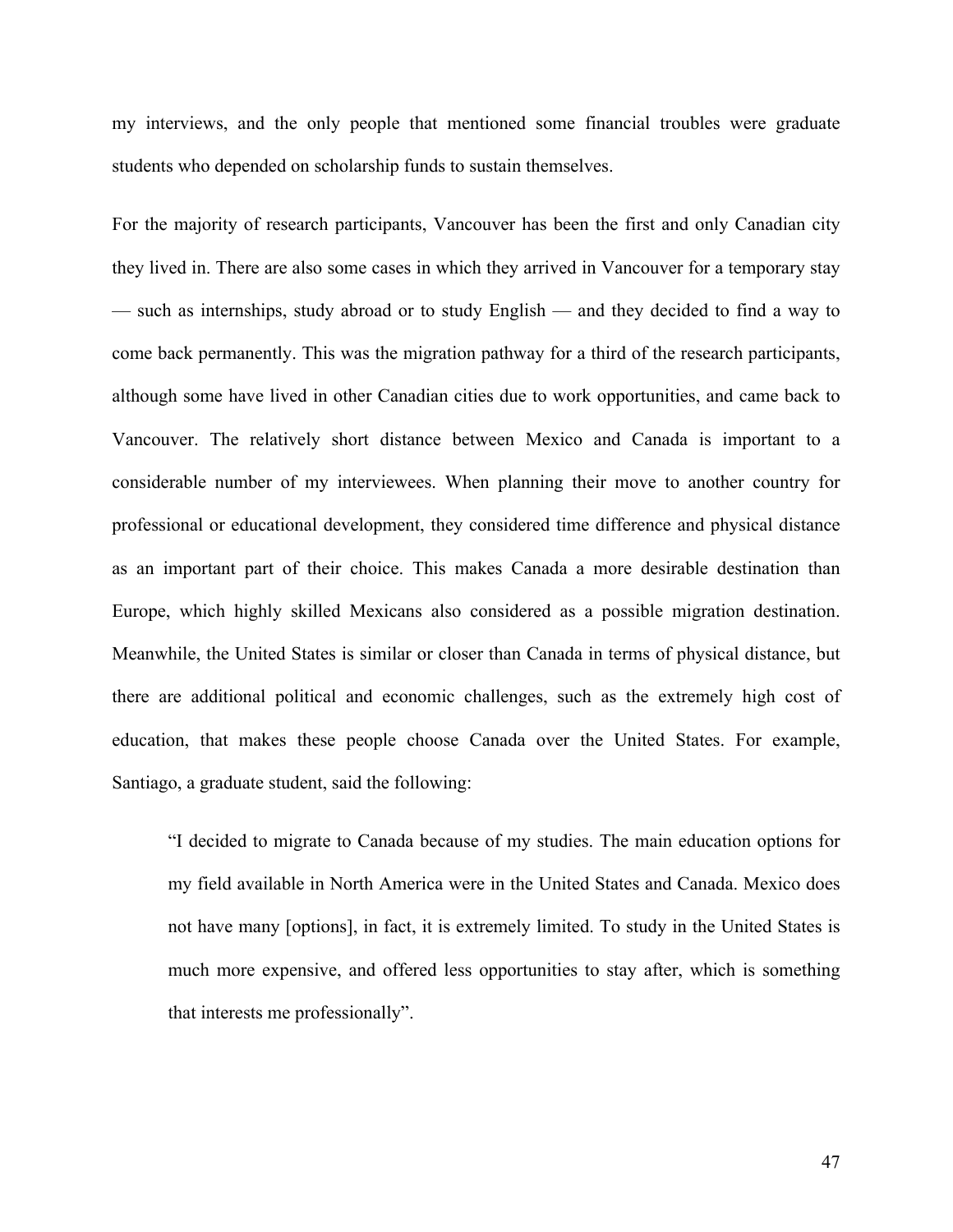my interviews, and the only people that mentioned some financial troubles were graduate students who depended on scholarship funds to sustain themselves.

For the majority of research participants, Vancouver has been the first and only Canadian city they lived in. There are also some cases in which they arrived in Vancouver for a temporary stay — such as internships, study abroad or to study English — and they decided to find a way to come back permanently. This was the migration pathway for a third of the research participants, although some have lived in other Canadian cities due to work opportunities, and came back to Vancouver. The relatively short distance between Mexico and Canada is important to a considerable number of my interviewees. When planning their move to another country for professional or educational development, they considered time difference and physical distance as an important part of their choice. This makes Canada a more desirable destination than Europe, which highly skilled Mexicans also considered as a possible migration destination. Meanwhile, the United States is similar or closer than Canada in terms of physical distance, but there are additional political and economic challenges, such as the extremely high cost of education, that makes these people choose Canada over the United States. For example, Santiago, a graduate student, said the following:

> "I decided to migrate to Canada because of my studies. The main education options for my field available in North America were in the United States and Canada. Mexico does not have many [options], in fact, it is extremely limited. To study in the United States is much more expensive, and offered less opportunities to stay after, which is something that interests me professionally".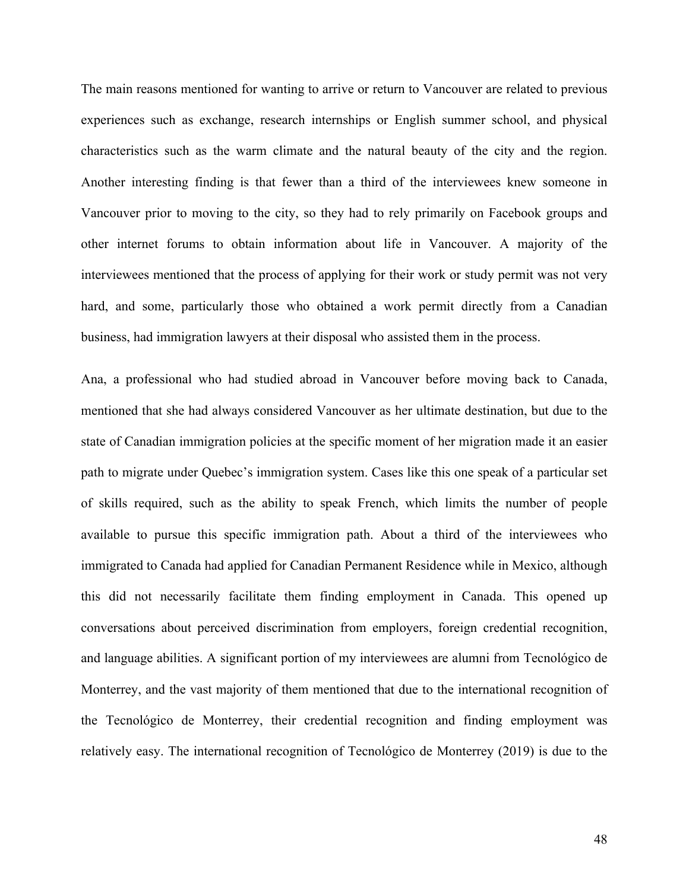The main reasons mentioned for wanting to arrive or return to Vancouver are related to previous experiences such as exchange, research internships or English summer school, and physical characteristics such as the warm climate and the natural beauty of the city and the region. Another interesting finding is that fewer than a third of the interviewees knew someone in Vancouver prior to moving to the city, so they had to rely primarily on Facebook groups and other internet forums to obtain information about life in Vancouver. A majority of the interviewees mentioned that the process of applying for their work or study permit was not very hard, and some, particularly those who obtained a work permit directly from a Canadian business, had immigration lawyers at their disposal who assisted them in the process.

Ana, a professional who had studied abroad in Vancouver before moving back to Canada, mentioned that she had always considered Vancouver as her ultimate destination, but due to the state of Canadian immigration policies at the specific moment of her migration made it an easier path to migrate under Quebec's immigration system. Cases like this one speak of a particular set of skills required, such as the ability to speak French, which limits the number of people available to pursue this specific immigration path. About a third of the interviewees who immigrated to Canada had applied for Canadian Permanent Residence while in Mexico, although this did not necessarily facilitate them finding employment in Canada. This opened up conversations about perceived discrimination from employers, foreign credential recognition, and language abilities. A significant portion of my interviewees are alumni from Tecnológico de Monterrey, and the vast majority of them mentioned that due to the international recognition of the Tecnológico de Monterrey, their credential recognition and finding employment was relatively easy. The international recognition of Tecnológico de Monterrey (2019) is due to the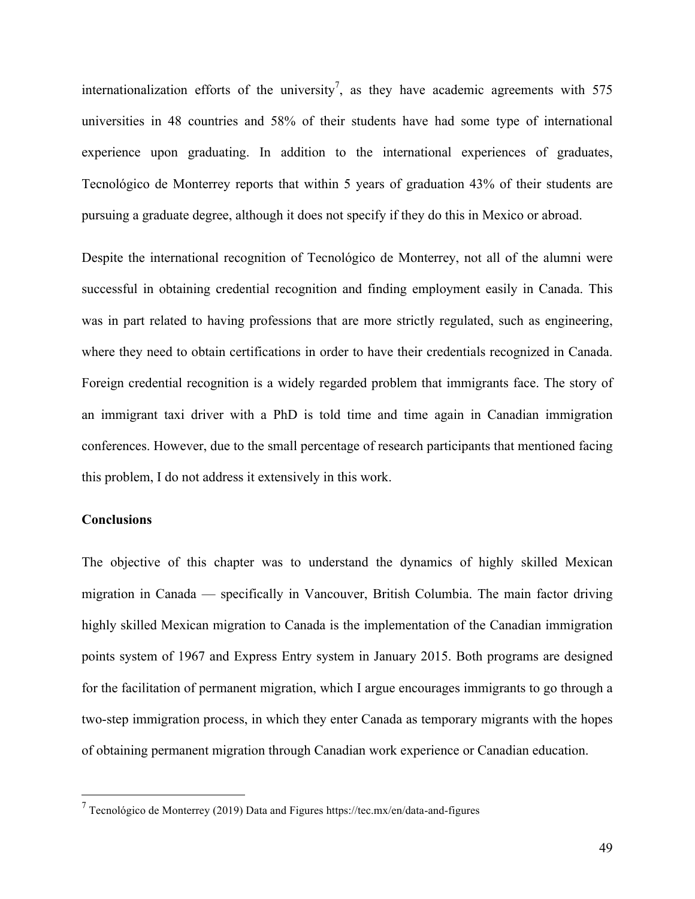internationalization efforts of the university[7], as they have academic agreements with 575 universities in 48 countries and 58% of their students have had some type of international experience upon graduating. In addition to the international experiences of graduates, Tecnológico de Monterrey reports that within 5 years of graduation 43% of their students are pursuing a graduate degree, although it does not specify if they do this in Mexico or abroad.

Despite the international recognition of Tecnológico de Monterrey, not all of the alumni were successful in obtaining credential recognition and finding employment easily in Canada. This was in part related to having professions that are more strictly regulated, such as engineering, where they need to obtain certifications in order to have their credentials recognized in Canada. Foreign credential recognition is a widely regarded problem that immigrants face. The story of an immigrant taxi driver with a PhD is told time and time again in Canadian immigration conferences. However, due to the small percentage of research participants that mentioned facing this problem, I do not address it extensively in this work.

**Conclusions**

The objective of this chapter was to understand the dynamics of highly skilled Mexican migration in Canada — specifically in Vancouver, British Columbia. The main factor driving highly skilled Mexican migration to Canada is the implementation of the Canadian immigration points system of 1967 and Express Entry system in January 2015. Both programs are designed for the facilitation of permanent migration, which I argue encourages immigrants to go through a two-step immigration process, in which they enter Canada as temporary migrants with the hopes of obtaining permanent migration through Canadian work experience or Canadian education.

---

[7] Tecnológico de Monterrey (2019) Data and Figures https://tec.mx/en/data-and-figures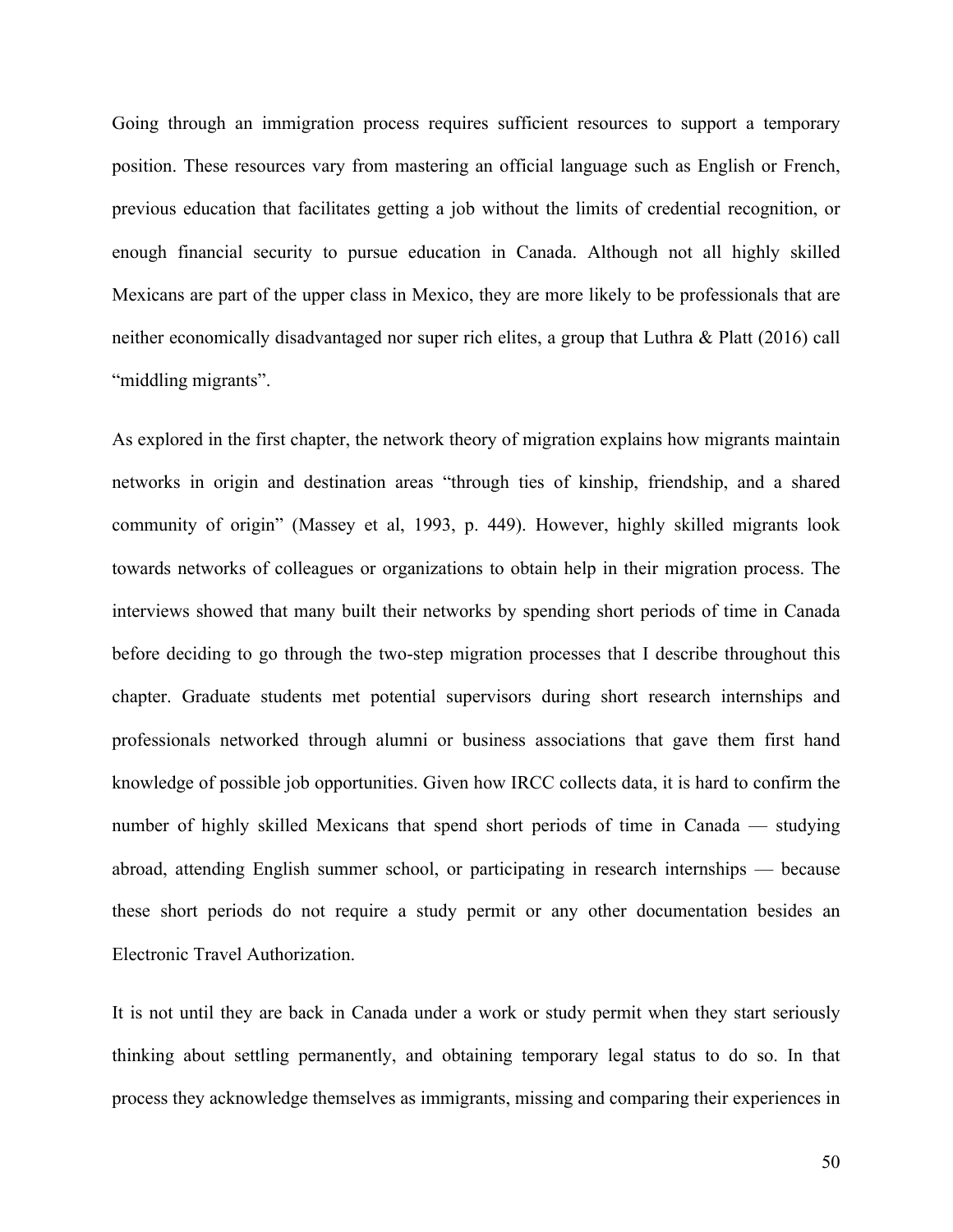Going through an immigration process requires sufficient resources to support a temporary position. These resources vary from mastering an official language such as English or French, previous education that facilitates getting a job without the limits of credential recognition, or enough financial security to pursue education in Canada. Although not all highly skilled Mexicans are part of the upper class in Mexico, they are more likely to be professionals that are neither economically disadvantaged nor super rich elites, a group that Luthra & Platt (2016) call "middling migrants".

As explored in the first chapter, the network theory of migration explains how migrants maintain networks in origin and destination areas "through ties of kinship, friendship, and a shared community of origin" (Massey et al, 1993, p. 449). However, highly skilled migrants look towards networks of colleagues or organizations to obtain help in their migration process. The interviews showed that many built their networks by spending short periods of time in Canada before deciding to go through the two-step migration processes that I describe throughout this chapter. Graduate students met potential supervisors during short research internships and professionals networked through alumni or business associations that gave them first hand knowledge of possible job opportunities. Given how IRCC collects data, it is hard to confirm the number of highly skilled Mexicans that spend short periods of time in Canada — studying abroad, attending English summer school, or participating in research internships — because these short periods do not require a study permit or any other documentation besides an Electronic Travel Authorization.

It is not until they are back in Canada under a work or study permit when they start seriously thinking about settling permanently, and obtaining temporary legal status to do so. In that process they acknowledge themselves as immigrants, missing and comparing their experiences in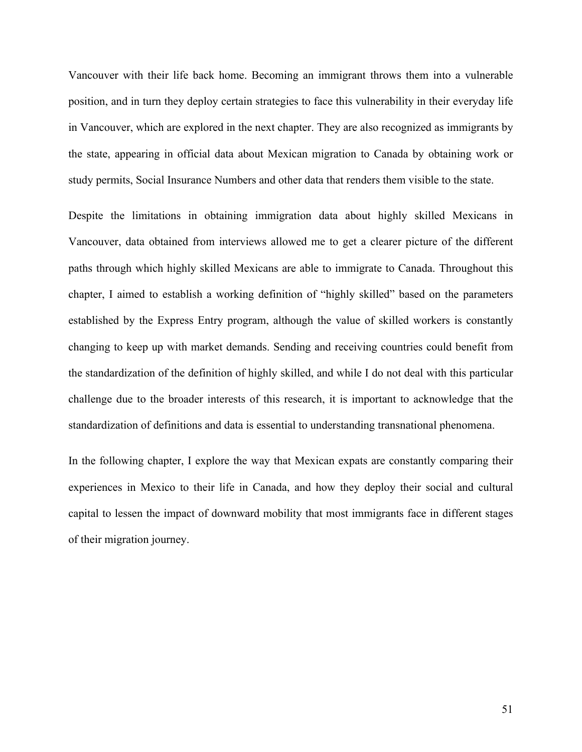Vancouver with their life back home. Becoming an immigrant throws them into a vulnerable position, and in turn they deploy certain strategies to face this vulnerability in their everyday life in Vancouver, which are explored in the next chapter. They are also recognized as immigrants by the state, appearing in official data about Mexican migration to Canada by obtaining work or study permits, Social Insurance Numbers and other data that renders them visible to the state.

Despite the limitations in obtaining immigration data about highly skilled Mexicans in Vancouver, data obtained from interviews allowed me to get a clearer picture of the different paths through which highly skilled Mexicans are able to immigrate to Canada. Throughout this chapter, I aimed to establish a working definition of "highly skilled" based on the parameters established by the Express Entry program, although the value of skilled workers is constantly changing to keep up with market demands. Sending and receiving countries could benefit from the standardization of the definition of highly skilled, and while I do not deal with this particular challenge due to the broader interests of this research, it is important to acknowledge that the standardization of definitions and data is essential to understanding transnational phenomena.

In the following chapter, I explore the way that Mexican expats are constantly comparing their experiences in Mexico to their life in Canada, and how they deploy their social and cultural capital to lessen the impact of downward mobility that most immigrants face in different stages of their migration journey.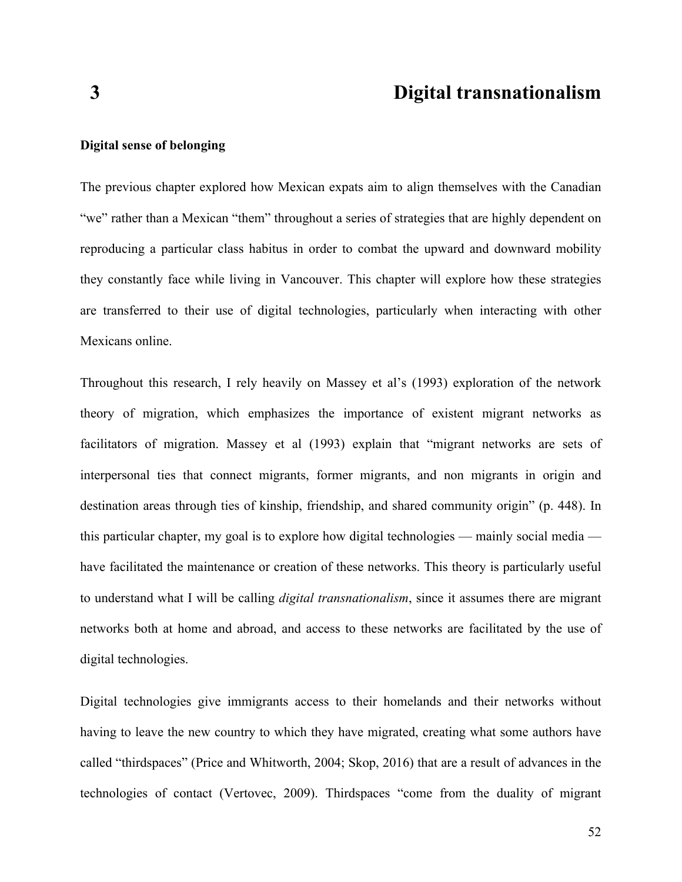# 3 Digital transnationalism

### Digital sense of belonging

The previous chapter explored how Mexican expats aim to align themselves with the Canadian "we" rather than a Mexican "them" throughout a series of strategies that are highly dependent on reproducing a particular class habitus in order to combat the upward and downward mobility they constantly face while living in Vancouver. This chapter will explore how these strategies are transferred to their use of digital technologies, particularly when interacting with other Mexicans online.

Throughout this research, I rely heavily on Massey et al's (1993) exploration of the network theory of migration, which emphasizes the importance of existent migrant networks as facilitators of migration. Massey et al (1993) explain that "migrant networks are sets of interpersonal ties that connect migrants, former migrants, and non migrants in origin and destination areas through ties of kinship, friendship, and shared community origin" (p. 448). In this particular chapter, my goal is to explore how digital technologies — mainly social media — have facilitated the maintenance or creation of these networks. This theory is particularly useful to understand what I will be calling *digital transnationalism*, since it assumes there are migrant networks both at home and abroad, and access to these networks are facilitated by the use of digital technologies.

Digital technologies give immigrants access to their homelands and their networks without having to leave the new country to which they have migrated, creating what some authors have called "thirdspaces" (Price and Whitworth, 2004; Skop, 2016) that are a result of advances in the technologies of contact (Vertovec, 2009). Thirdspaces "come from the duality of migrant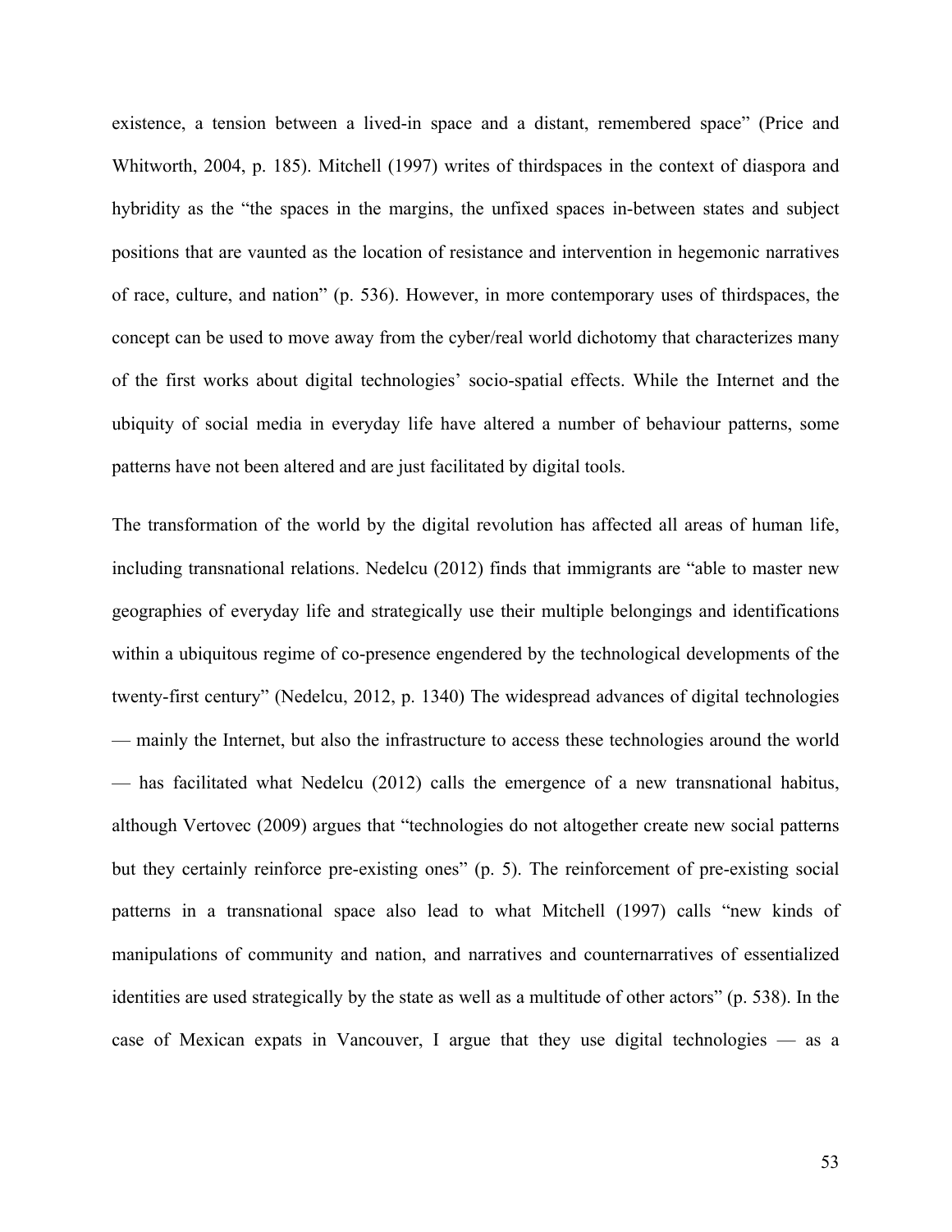existence, a tension between a lived-in space and a distant, remembered space" (Price and Whitworth, 2004, p. 185). Mitchell (1997) writes of thirdspaces in the context of diaspora and hybridity as the "the spaces in the margins, the unfixed spaces in-between states and subject positions that are vaunted as the location of resistance and intervention in hegemonic narratives of race, culture, and nation" (p. 536). However, in more contemporary uses of thirdspaces, the concept can be used to move away from the cyber/real world dichotomy that characterizes many of the first works about digital technologies' socio-spatial effects. While the Internet and the ubiquity of social media in everyday life have altered a number of behaviour patterns, some patterns have not been altered and are just facilitated by digital tools.

The transformation of the world by the digital revolution has affected all areas of human life, including transnational relations. Nedelcu (2012) finds that immigrants are "able to master new geographies of everyday life and strategically use their multiple belongings and identifications within a ubiquitous regime of co-presence engendered by the technological developments of the twenty-first century" (Nedelcu, 2012, p. 1340) The widespread advances of digital technologies — mainly the Internet, but also the infrastructure to access these technologies around the world — has facilitated what Nedelcu (2012) calls the emergence of a new transnational habitus, although Vertovec (2009) argues that "technologies do not altogether create new social patterns but they certainly reinforce pre-existing ones" (p. 5). The reinforcement of pre-existing social patterns in a transnational space also lead to what Mitchell (1997) calls "new kinds of manipulations of community and nation, and narratives and counternarratives of essentialized identities are used strategically by the state as well as a multitude of other actors" (p. 538). In the case of Mexican expats in Vancouver, I argue that they use digital technologies — as a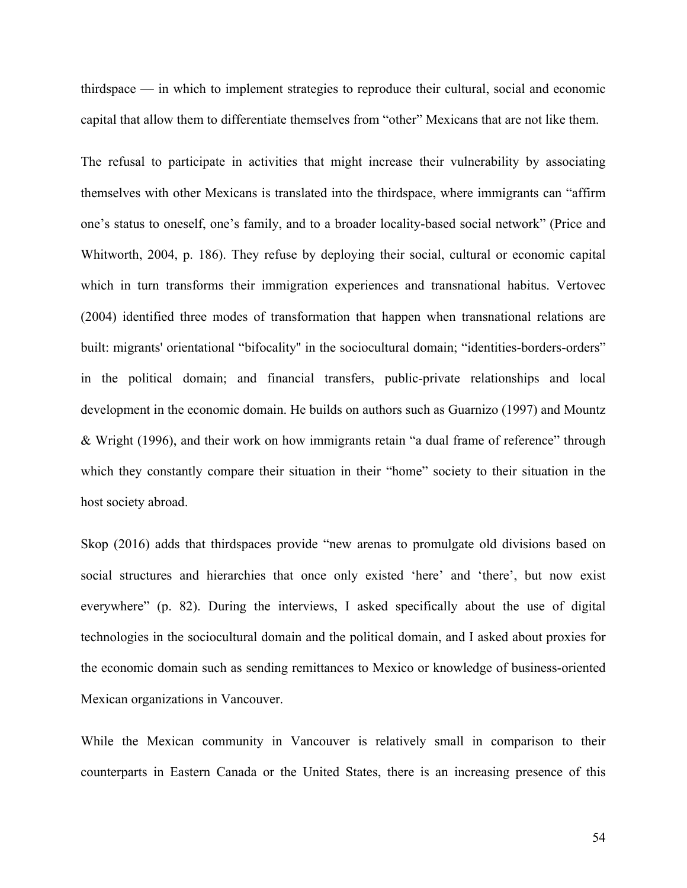thirdspace — in which to implement strategies to reproduce their cultural, social and economic capital that allow them to differentiate themselves from "other" Mexicans that are not like them.

The refusal to participate in activities that might increase their vulnerability by associating themselves with other Mexicans is translated into the thirdspace, where immigrants can "affirm one's status to oneself, one's family, and to a broader locality-based social network" (Price and Whitworth, 2004, p. 186). They refuse by deploying their social, cultural or economic capital which in turn transforms their immigration experiences and transnational habitus. Vertovec (2004) identified three modes of transformation that happen when transnational relations are built: migrants' orientational "bifocality" in the sociocultural domain; "identities-borders-orders" in the political domain; and financial transfers, public-private relationships and local development in the economic domain. He builds on authors such as Guarnizo (1997) and Mountz & Wright (1996), and their work on how immigrants retain "a dual frame of reference" through which they constantly compare their situation in their "home" society to their situation in the host society abroad.

Skop (2016) adds that thirdspaces provide "new arenas to promulgate old divisions based on social structures and hierarchies that once only existed 'here' and 'there', but now exist everywhere" (p. 82). During the interviews, I asked specifically about the use of digital technologies in the sociocultural domain and the political domain, and I asked about proxies for the economic domain such as sending remittances to Mexico or knowledge of business-oriented Mexican organizations in Vancouver.

While the Mexican community in Vancouver is relatively small in comparison to their counterparts in Eastern Canada or the United States, there is an increasing presence of this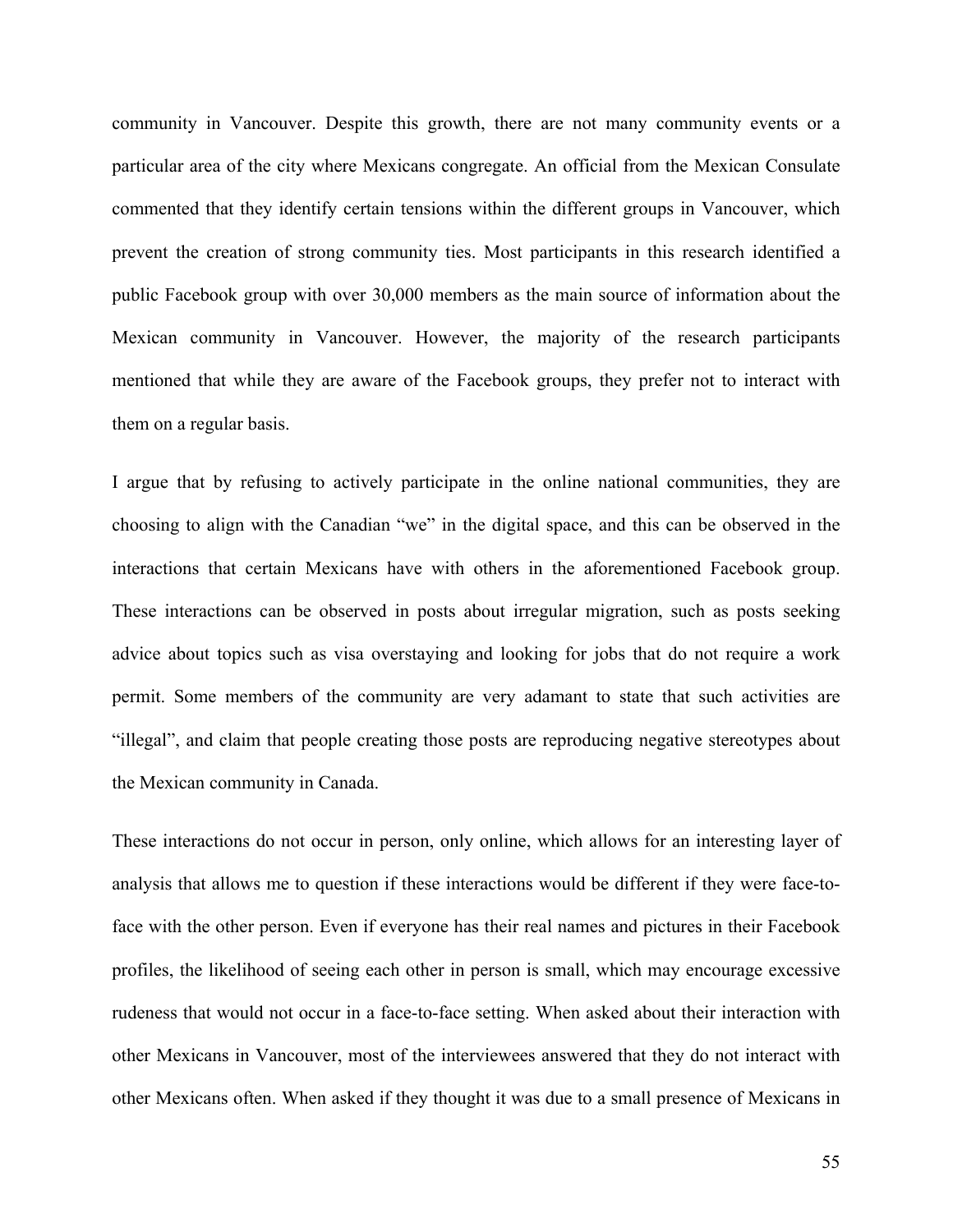community in Vancouver. Despite this growth, there are not many community events or a particular area of the city where Mexicans congregate. An official from the Mexican Consulate commented that they identify certain tensions within the different groups in Vancouver, which prevent the creation of strong community ties. Most participants in this research identified a public Facebook group with over 30,000 members as the main source of information about the Mexican community in Vancouver. However, the majority of the research participants mentioned that while they are aware of the Facebook groups, they prefer not to interact with them on a regular basis.

I argue that by refusing to actively participate in the online national communities, they are choosing to align with the Canadian "we" in the digital space, and this can be observed in the interactions that certain Mexicans have with others in the aforementioned Facebook group. These interactions can be observed in posts about irregular migration, such as posts seeking advice about topics such as visa overstaying and looking for jobs that do not require a work permit. Some members of the community are very adamant to state that such activities are "illegal", and claim that people creating those posts are reproducing negative stereotypes about the Mexican community in Canada.

These interactions do not occur in person, only online, which allows for an interesting layer of analysis that allows me to question if these interactions would be different if they were face-to-face with the other person. Even if everyone has their real names and pictures in their Facebook profiles, the likelihood of seeing each other in person is small, which may encourage excessive rudeness that would not occur in a face-to-face setting. When asked about their interaction with other Mexicans in Vancouver, most of the interviewees answered that they do not interact with other Mexicans often. When asked if they thought it was due to a small presence of Mexicans in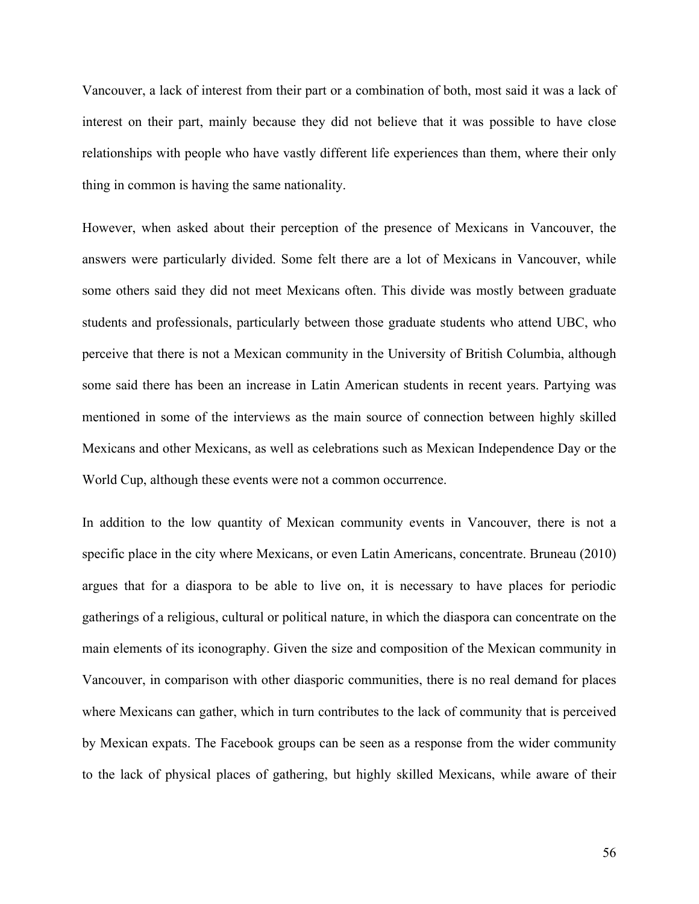Vancouver, a lack of interest from their part or a combination of both, most said it was a lack of interest on their part, mainly because they did not believe that it was possible to have close relationships with people who have vastly different life experiences than them, where their only thing in common is having the same nationality.

However, when asked about their perception of the presence of Mexicans in Vancouver, the answers were particularly divided. Some felt there are a lot of Mexicans in Vancouver, while some others said they did not meet Mexicans often. This divide was mostly between graduate students and professionals, particularly between those graduate students who attend UBC, who perceive that there is not a Mexican community in the University of British Columbia, although some said there has been an increase in Latin American students in recent years. Partying was mentioned in some of the interviews as the main source of connection between highly skilled Mexicans and other Mexicans, as well as celebrations such as Mexican Independence Day or the World Cup, although these events were not a common occurrence.

In addition to the low quantity of Mexican community events in Vancouver, there is not a specific place in the city where Mexicans, or even Latin Americans, concentrate. Bruneau (2010) argues that for a diaspora to be able to live on, it is necessary to have places for periodic gatherings of a religious, cultural or political nature, in which the diaspora can concentrate on the main elements of its iconography. Given the size and composition of the Mexican community in Vancouver, in comparison with other diasporic communities, there is no real demand for places where Mexicans can gather, which in turn contributes to the lack of community that is perceived by Mexican expats. The Facebook groups can be seen as a response from the wider community to the lack of physical places of gathering, but highly skilled Mexicans, while aware of their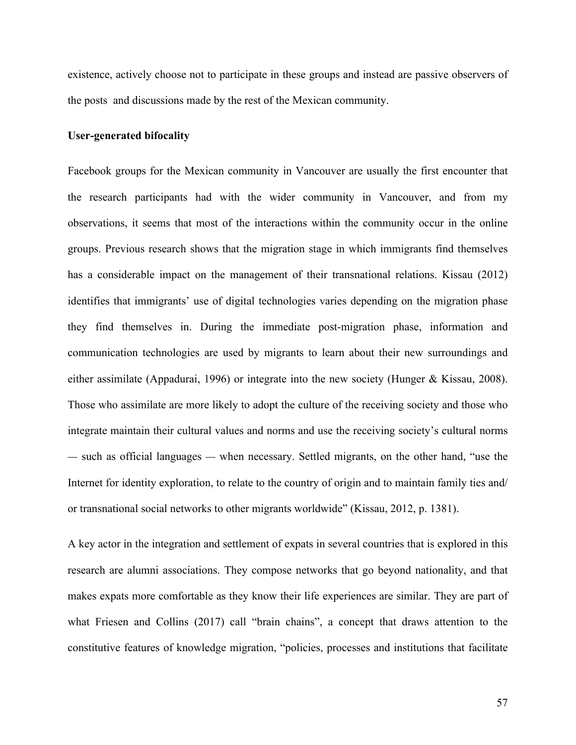existence, actively choose not to participate in these groups and instead are passive observers of the posts and discussions made by the rest of the Mexican community.

**User-generated bifocality**

Facebook groups for the Mexican community in Vancouver are usually the first encounter that the research participants had with the wider community in Vancouver, and from my observations, it seems that most of the interactions within the community occur in the online groups. Previous research shows that the migration stage in which immigrants find themselves has a considerable impact on the management of their transnational relations. Kissau (2012) identifies that immigrants' use of digital technologies varies depending on the migration phase they find themselves in. During the immediate post-migration phase, information and communication technologies are used by migrants to learn about their new surroundings and either assimilate (Appadurai, 1996) or integrate into the new society (Hunger & Kissau, 2008). Those who assimilate are more likely to adopt the culture of the receiving society and those who integrate maintain their cultural values and norms and use the receiving society's cultural norms — such as official languages — when necessary. Settled migrants, on the other hand, "use the Internet for identity exploration, to relate to the country of origin and to maintain family ties and/ or transnational social networks to other migrants worldwide" (Kissau, 2012, p. 1381).

A key actor in the integration and settlement of expats in several countries that is explored in this research are alumni associations. They compose networks that go beyond nationality, and that makes expats more comfortable as they know their life experiences are similar. They are part of what Friesen and Collins (2017) call "brain chains", a concept that draws attention to the constitutive features of knowledge migration, "policies, processes and institutions that facilitate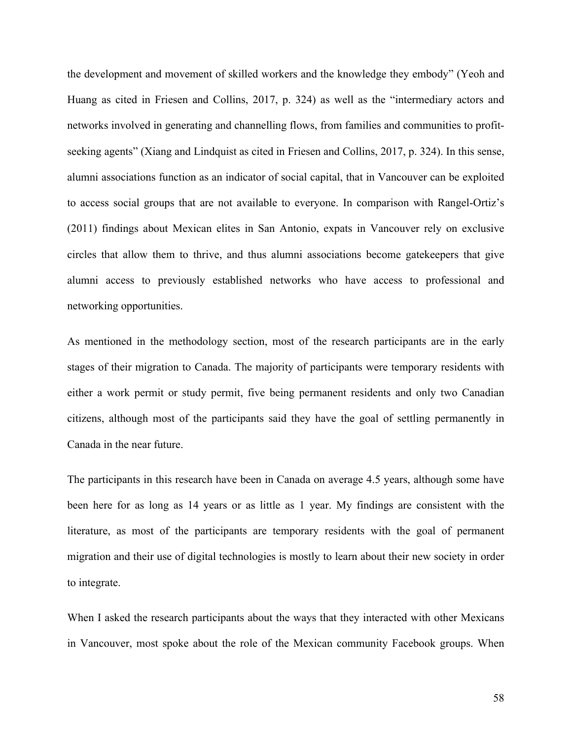the development and movement of skilled workers and the knowledge they embody" (Yeoh and Huang as cited in Friesen and Collins, 2017, p. 324) as well as the "intermediary actors and networks involved in generating and channelling flows, from families and communities to profit-seeking agents" (Xiang and Lindquist as cited in Friesen and Collins, 2017, p. 324). In this sense, alumni associations function as an indicator of social capital, that in Vancouver can be exploited to access social groups that are not available to everyone. In comparison with Rangel-Ortiz's (2011) findings about Mexican elites in San Antonio, expats in Vancouver rely on exclusive circles that allow them to thrive, and thus alumni associations become gatekeepers that give alumni access to previously established networks who have access to professional and networking opportunities.

As mentioned in the methodology section, most of the research participants are in the early stages of their migration to Canada. The majority of participants were temporary residents with either a work permit or study permit, five being permanent residents and only two Canadian citizens, although most of the participants said they have the goal of settling permanently in Canada in the near future.

The participants in this research have been in Canada on average 4.5 years, although some have been here for as long as 14 years or as little as 1 year. My findings are consistent with the literature, as most of the participants are temporary residents with the goal of permanent migration and their use of digital technologies is mostly to learn about their new society in order to integrate.

When I asked the research participants about the ways that they interacted with other Mexicans in Vancouver, most spoke about the role of the Mexican community Facebook groups. When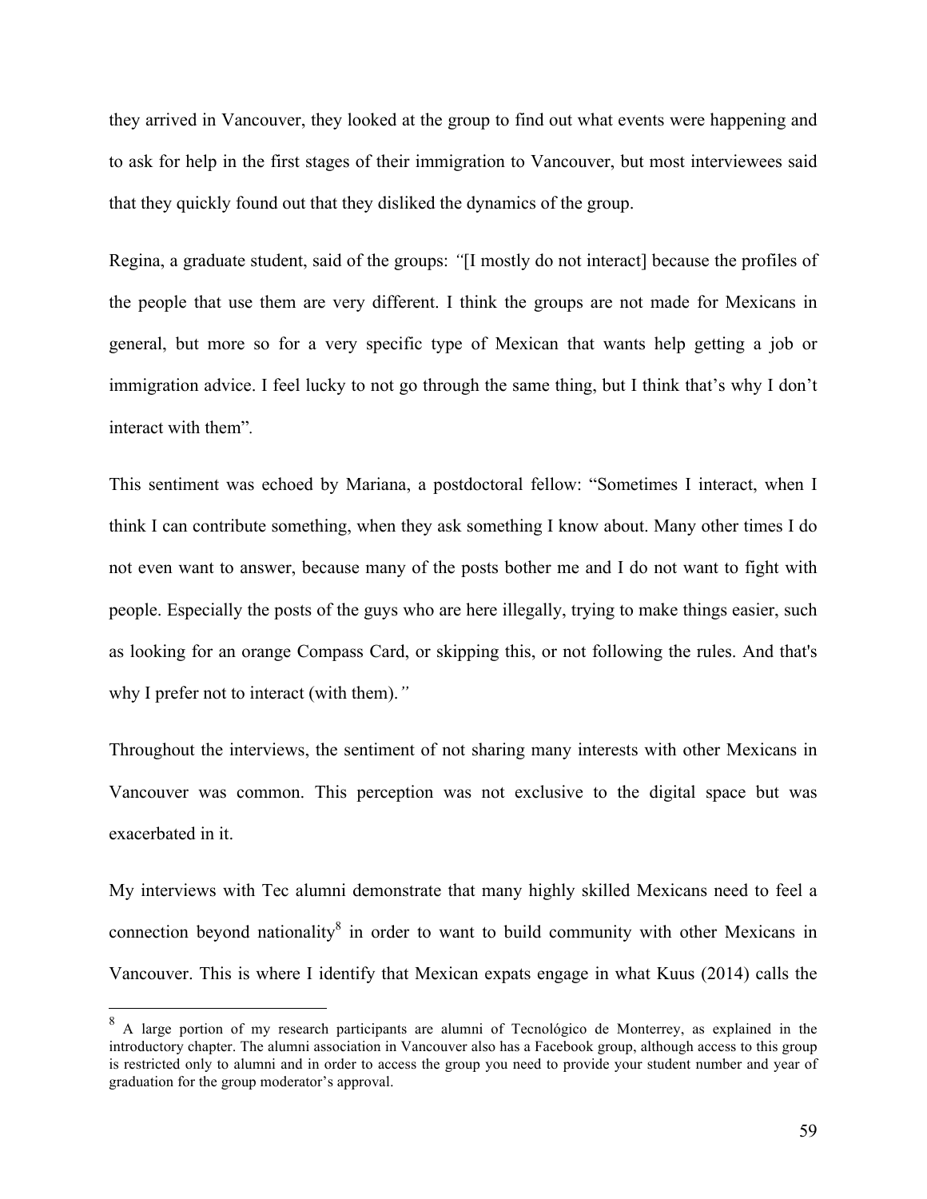they arrived in Vancouver, they looked at the group to find out what events were happening and to ask for help in the first stages of their immigration to Vancouver, but most interviewees said that they quickly found out that they disliked the dynamics of the group.

Regina, a graduate student, said of the groups: *"*[I mostly do not interact] because the profiles of the people that use them are very different. I think the groups are not made for Mexicans in general, but more so for a very specific type of Mexican that wants help getting a job or immigration advice. I feel lucky to not go through the same thing, but I think that's why I don't interact with them"*.*

This sentiment was echoed by Mariana, a postdoctoral fellow: "Sometimes I interact, when I think I can contribute something, when they ask something I know about. Many other times I do not even want to answer, because many of the posts bother me and I do not want to fight with people. Especially the posts of the guys who are here illegally, trying to make things easier, such as looking for an orange Compass Card, or skipping this, or not following the rules. And that's why I prefer not to interact (with them).*"*

Throughout the interviews, the sentiment of not sharing many interests with other Mexicans in Vancouver was common. This perception was not exclusive to the digital space but was exacerbated in it.

My interviews with Tec alumni demonstrate that many highly skilled Mexicans need to feel a connection beyond nationality[8] in order to want to build community with other Mexicans in Vancouver. This is where I identify that Mexican expats engage in what Kuus (2014) calls the

---

[8] A large portion of my research participants are alumni of Tecnológico de Monterrey, as explained in the introductory chapter. The alumni association in Vancouver also has a Facebook group, although access to this group is restricted only to alumni and in order to access the group you need to provide your student number and year of graduation for the group moderator's approval.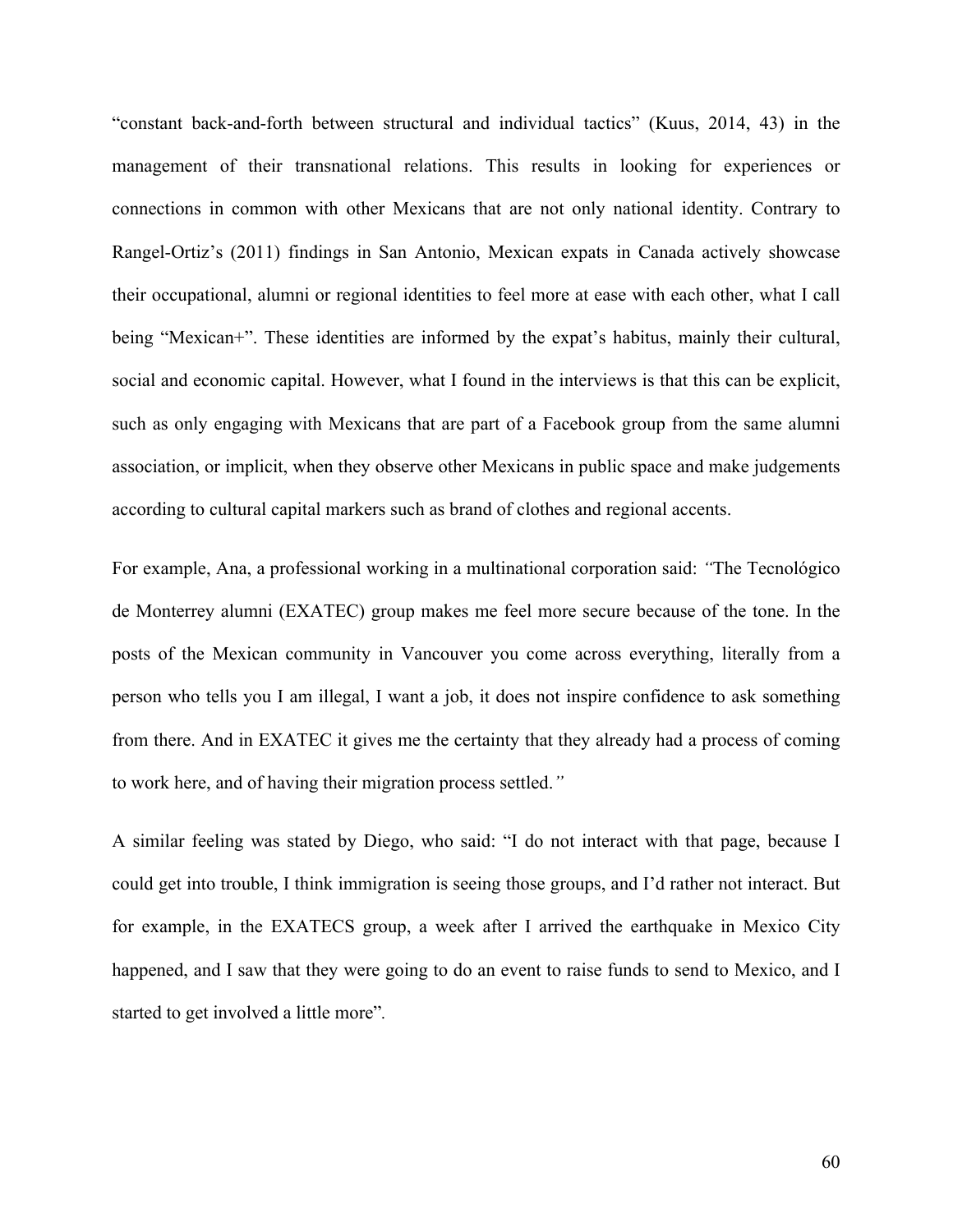"constant back-and-forth between structural and individual tactics" (Kuus, 2014, 43) in the management of their transnational relations. This results in looking for experiences or connections in common with other Mexicans that are not only national identity. Contrary to Rangel-Ortiz's (2011) findings in San Antonio, Mexican expats in Canada actively showcase their occupational, alumni or regional identities to feel more at ease with each other, what I call being "Mexican+". These identities are informed by the expat's habitus, mainly their cultural, social and economic capital. However, what I found in the interviews is that this can be explicit, such as only engaging with Mexicans that are part of a Facebook group from the same alumni association, or implicit, when they observe other Mexicans in public space and make judgements according to cultural capital markers such as brand of clothes and regional accents.

For example, Ana, a professional working in a multinational corporation said: *"*The Tecnológico de Monterrey alumni (EXATEC) group makes me feel more secure because of the tone. In the posts of the Mexican community in Vancouver you come across everything, literally from a person who tells you I am illegal, I want a job, it does not inspire confidence to ask something from there. And in EXATEC it gives me the certainty that they already had a process of coming to work here, and of having their migration process settled.*"*

A similar feeling was stated by Diego, who said: "I do not interact with that page, because I could get into trouble, I think immigration is seeing those groups, and I'd rather not interact. But for example, in the EXATECS group, a week after I arrived the earthquake in Mexico City happened, and I saw that they were going to do an event to raise funds to send to Mexico, and I started to get involved a little more"*.*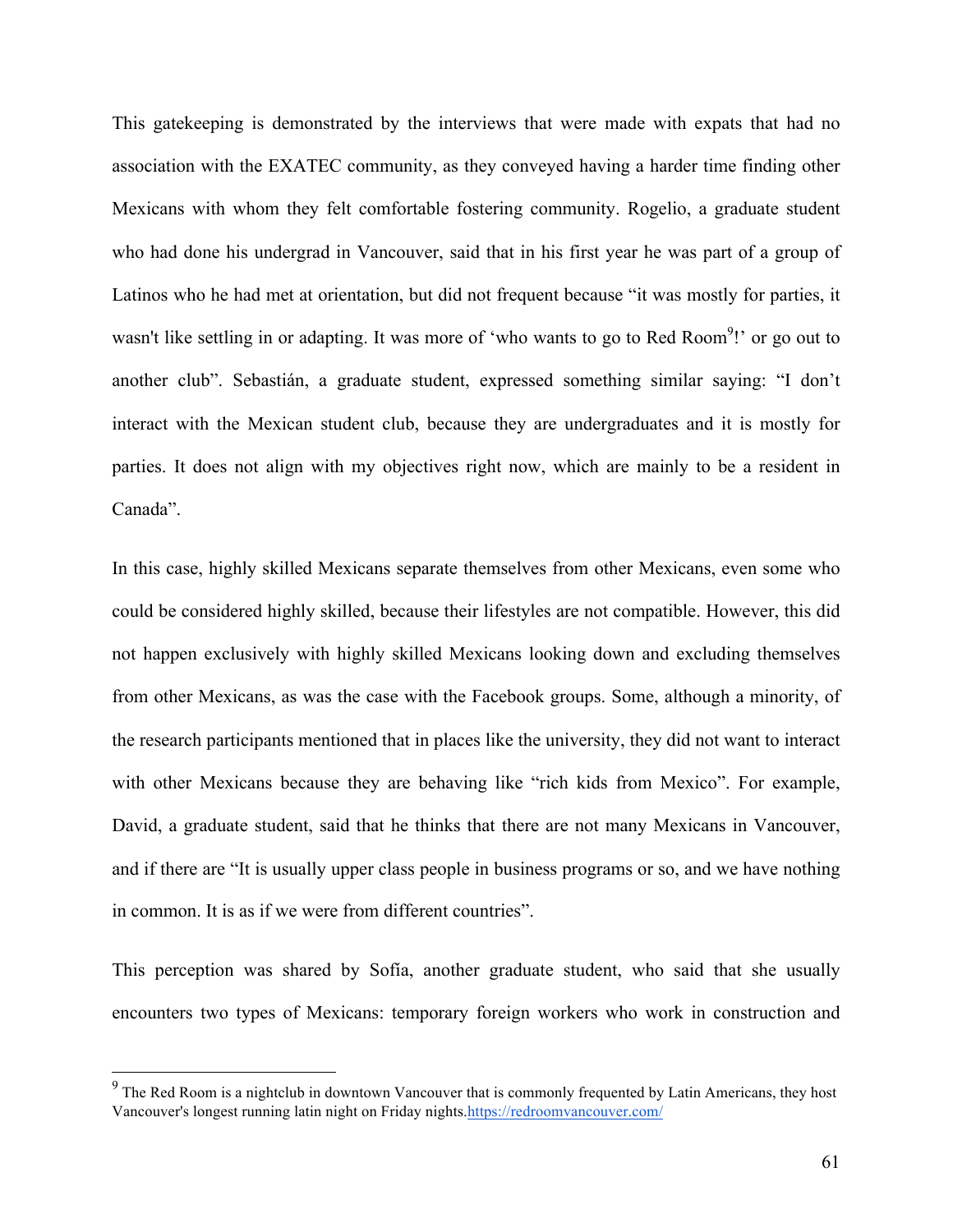This gatekeeping is demonstrated by the interviews that were made with expats that had no association with the EXATEC community, as they conveyed having a harder time finding other Mexicans with whom they felt comfortable fostering community. Rogelio, a graduate student who had done his undergrad in Vancouver, said that in his first year he was part of a group of Latinos who he had met at orientation, but did not frequent because "it was mostly for parties, it wasn't like settling in or adapting. It was more of 'who wants to go to Red Room[9]!' or go out to another club". Sebastián, a graduate student, expressed something similar saying: "I don't interact with the Mexican student club, because they are undergraduates and it is mostly for parties. It does not align with my objectives right now, which are mainly to be a resident in Canada".

In this case, highly skilled Mexicans separate themselves from other Mexicans, even some who could be considered highly skilled, because their lifestyles are not compatible. However, this did not happen exclusively with highly skilled Mexicans looking down and excluding themselves from other Mexicans, as was the case with the Facebook groups. Some, although a minority, of the research participants mentioned that in places like the university, they did not want to interact with other Mexicans because they are behaving like "rich kids from Mexico". For example, David, a graduate student, said that he thinks that there are not many Mexicans in Vancouver, and if there are "It is usually upper class people in business programs or so, and we have nothing in common. It is as if we were from different countries".

This perception was shared by Sofía, another graduate student, who said that she usually encounters two types of Mexicans: temporary foreign workers who work in construction and

---

[9] The Red Room is a nightclub in downtown Vancouver that is commonly frequented by Latin Americans, they host Vancouver's longest running latin night on Friday nights.https://redroomvancouver.com/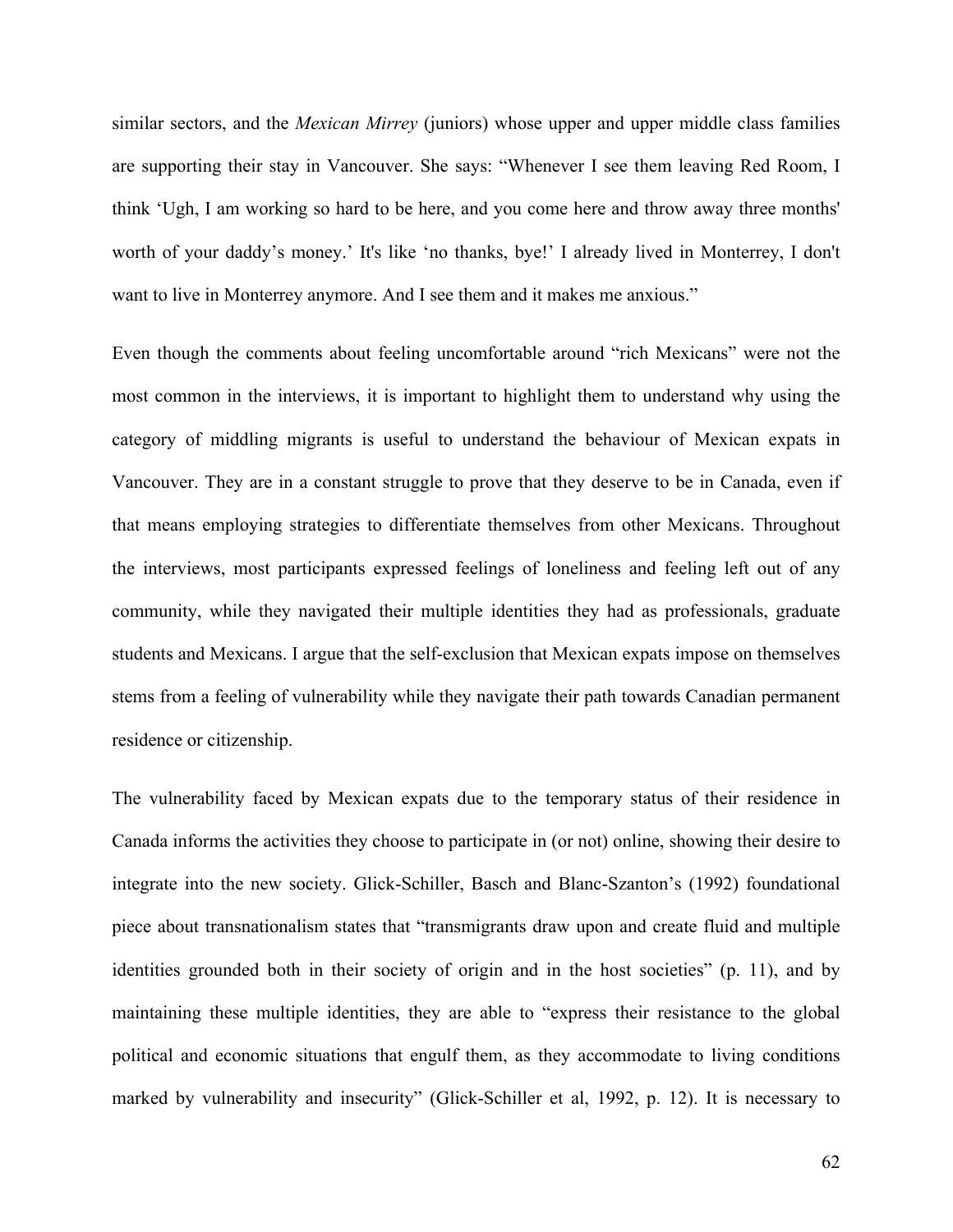similar sectors, and the *Mexican Mirrey* (juniors) whose upper and upper middle class families are supporting their stay in Vancouver. She says: "Whenever I see them leaving Red Room, I think 'Ugh, I am working so hard to be here, and you come here and throw away three months' worth of your daddy's money.' It's like 'no thanks, bye!' I already lived in Monterrey, I don't want to live in Monterrey anymore. And I see them and it makes me anxious."

Even though the comments about feeling uncomfortable around "rich Mexicans" were not the most common in the interviews, it is important to highlight them to understand why using the category of middling migrants is useful to understand the behaviour of Mexican expats in Vancouver. They are in a constant struggle to prove that they deserve to be in Canada, even if that means employing strategies to differentiate themselves from other Mexicans. Throughout the interviews, most participants expressed feelings of loneliness and feeling left out of any community, while they navigated their multiple identities they had as professionals, graduate students and Mexicans. I argue that the self-exclusion that Mexican expats impose on themselves stems from a feeling of vulnerability while they navigate their path towards Canadian permanent residence or citizenship.

The vulnerability faced by Mexican expats due to the temporary status of their residence in Canada informs the activities they choose to participate in (or not) online, showing their desire to integrate into the new society. Glick-Schiller, Basch and Blanc-Szanton's (1992) foundational piece about transnationalism states that "transmigrants draw upon and create fluid and multiple identities grounded both in their society of origin and in the host societies" (p. 11), and by maintaining these multiple identities, they are able to "express their resistance to the global political and economic situations that engulf them, as they accommodate to living conditions marked by vulnerability and insecurity" (Glick-Schiller et al, 1992, p. 12). It is necessary to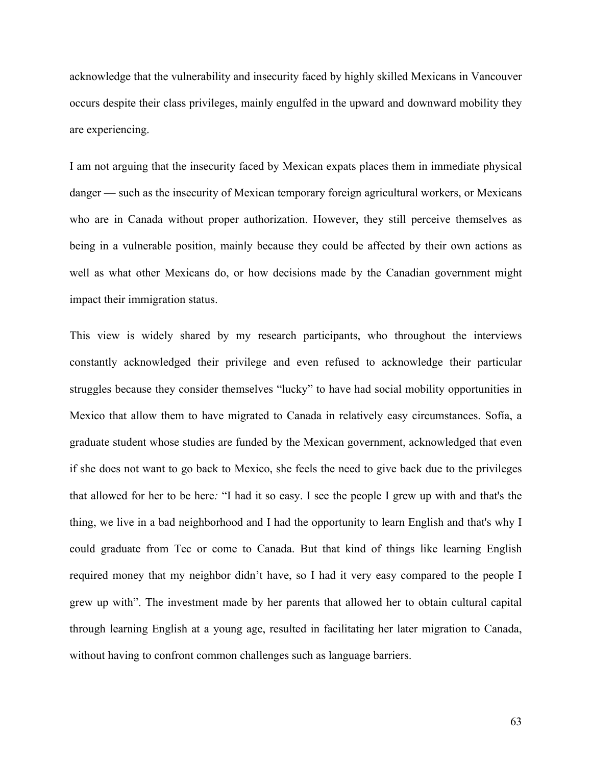acknowledge that the vulnerability and insecurity faced by highly skilled Mexicans in Vancouver occurs despite their class privileges, mainly engulfed in the upward and downward mobility they are experiencing.

I am not arguing that the insecurity faced by Mexican expats places them in immediate physical danger — such as the insecurity of Mexican temporary foreign agricultural workers, or Mexicans who are in Canada without proper authorization. However, they still perceive themselves as being in a vulnerable position, mainly because they could be affected by their own actions as well as what other Mexicans do, or how decisions made by the Canadian government might impact their immigration status.

This view is widely shared by my research participants, who throughout the interviews constantly acknowledged their privilege and even refused to acknowledge their particular struggles because they consider themselves "lucky" to have had social mobility opportunities in Mexico that allow them to have migrated to Canada in relatively easy circumstances. Sofía, a graduate student whose studies are funded by the Mexican government, acknowledged that even if she does not want to go back to Mexico, she feels the need to give back due to the privileges that allowed for her to be here*:* "I had it so easy. I see the people I grew up with and that's the thing, we live in a bad neighborhood and I had the opportunity to learn English and that's why I could graduate from Tec or come to Canada. But that kind of things like learning English required money that my neighbor didn't have, so I had it very easy compared to the people I grew up with". The investment made by her parents that allowed her to obtain cultural capital through learning English at a young age, resulted in facilitating her later migration to Canada, without having to confront common challenges such as language barriers.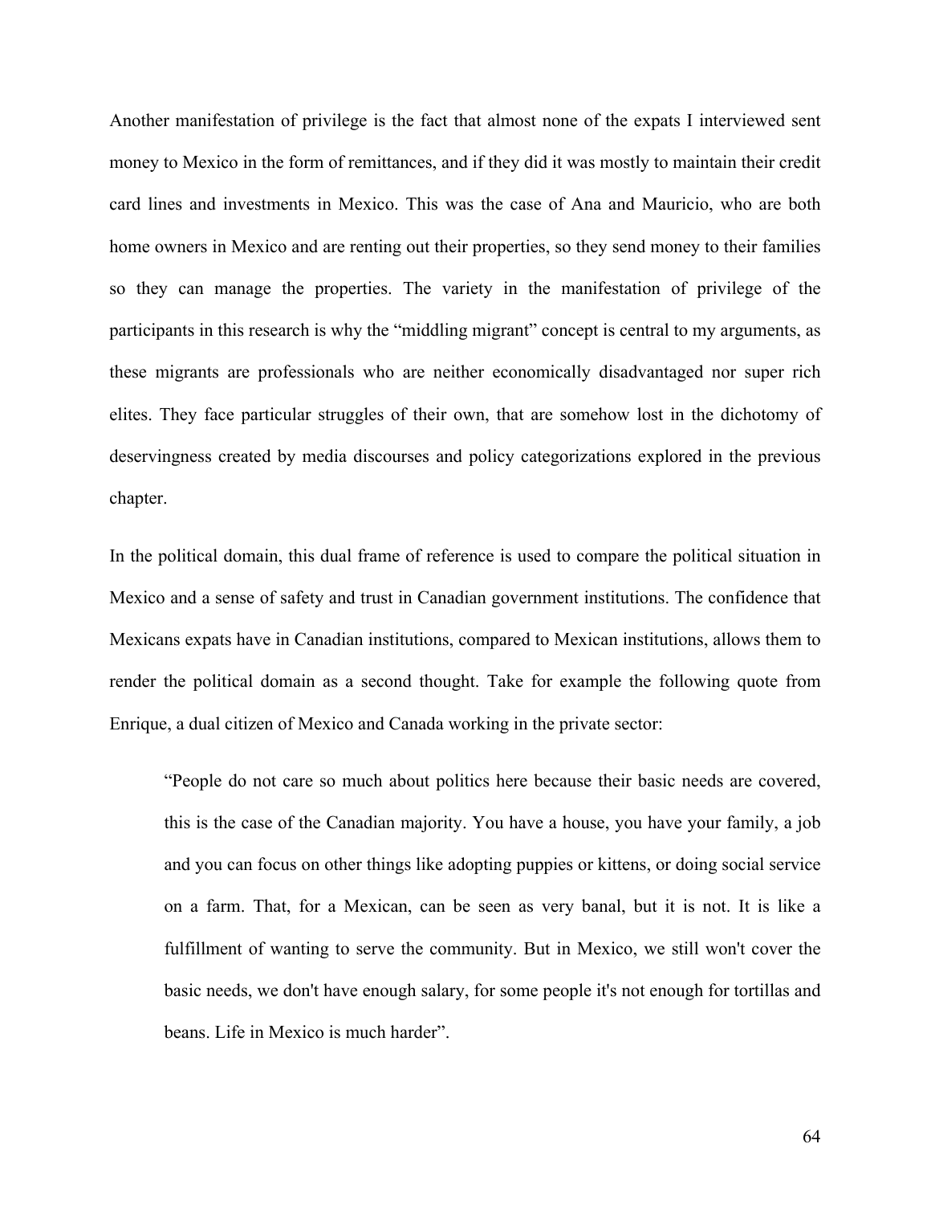Another manifestation of privilege is the fact that almost none of the expats I interviewed sent money to Mexico in the form of remittances, and if they did it was mostly to maintain their credit card lines and investments in Mexico. This was the case of Ana and Mauricio, who are both home owners in Mexico and are renting out their properties, so they send money to their families so they can manage the properties. The variety in the manifestation of privilege of the participants in this research is why the "middling migrant" concept is central to my arguments, as these migrants are professionals who are neither economically disadvantaged nor super rich elites. They face particular struggles of their own, that are somehow lost in the dichotomy of deservingness created by media discourses and policy categorizations explored in the previous chapter.

In the political domain, this dual frame of reference is used to compare the political situation in Mexico and a sense of safety and trust in Canadian government institutions. The confidence that Mexicans expats have in Canadian institutions, compared to Mexican institutions, allows them to render the political domain as a second thought. Take for example the following quote from Enrique, a dual citizen of Mexico and Canada working in the private sector:

> "People do not care so much about politics here because their basic needs are covered, this is the case of the Canadian majority. You have a house, you have your family, a job and you can focus on other things like adopting puppies or kittens, or doing social service on a farm. That, for a Mexican, can be seen as very banal, but it is not. It is like a fulfillment of wanting to serve the community. But in Mexico, we still won't cover the basic needs, we don't have enough salary, for some people it's not enough for tortillas and beans. Life in Mexico is much harder".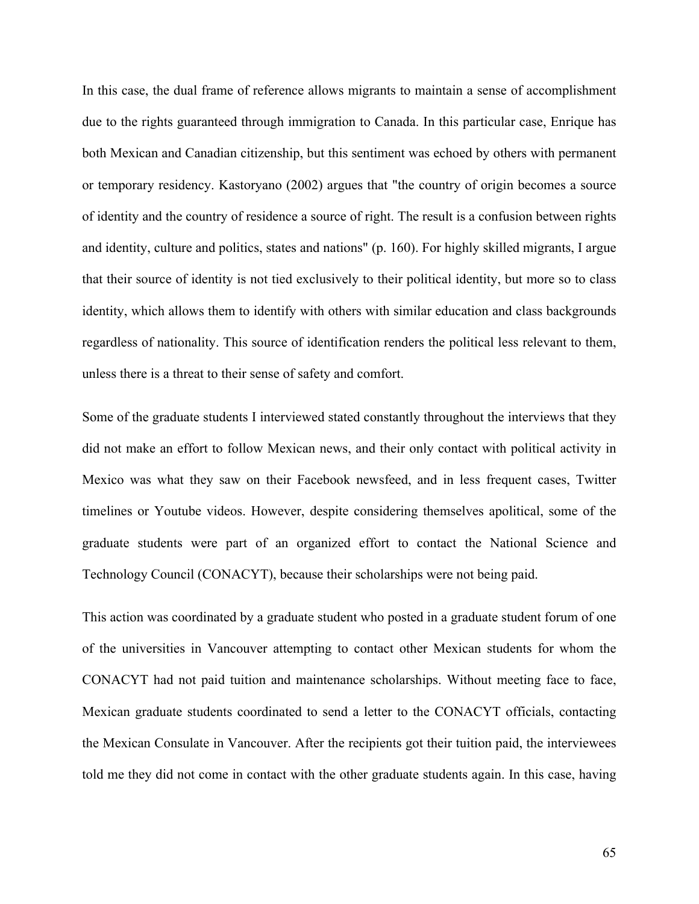In this case, the dual frame of reference allows migrants to maintain a sense of accomplishment due to the rights guaranteed through immigration to Canada. In this particular case, Enrique has both Mexican and Canadian citizenship, but this sentiment was echoed by others with permanent or temporary residency. Kastoryano (2002) argues that "the country of origin becomes a source of identity and the country of residence a source of right. The result is a confusion between rights and identity, culture and politics, states and nations" (p. 160). For highly skilled migrants, I argue that their source of identity is not tied exclusively to their political identity, but more so to class identity, which allows them to identify with others with similar education and class backgrounds regardless of nationality. This source of identification renders the political less relevant to them, unless there is a threat to their sense of safety and comfort.

Some of the graduate students I interviewed stated constantly throughout the interviews that they did not make an effort to follow Mexican news, and their only contact with political activity in Mexico was what they saw on their Facebook newsfeed, and in less frequent cases, Twitter timelines or Youtube videos. However, despite considering themselves apolitical, some of the graduate students were part of an organized effort to contact the National Science and Technology Council (CONACYT), because their scholarships were not being paid.

This action was coordinated by a graduate student who posted in a graduate student forum of one of the universities in Vancouver attempting to contact other Mexican students for whom the CONACYT had not paid tuition and maintenance scholarships. Without meeting face to face, Mexican graduate students coordinated to send a letter to the CONACYT officials, contacting the Mexican Consulate in Vancouver. After the recipients got their tuition paid, the interviewees told me they did not come in contact with the other graduate students again. In this case, having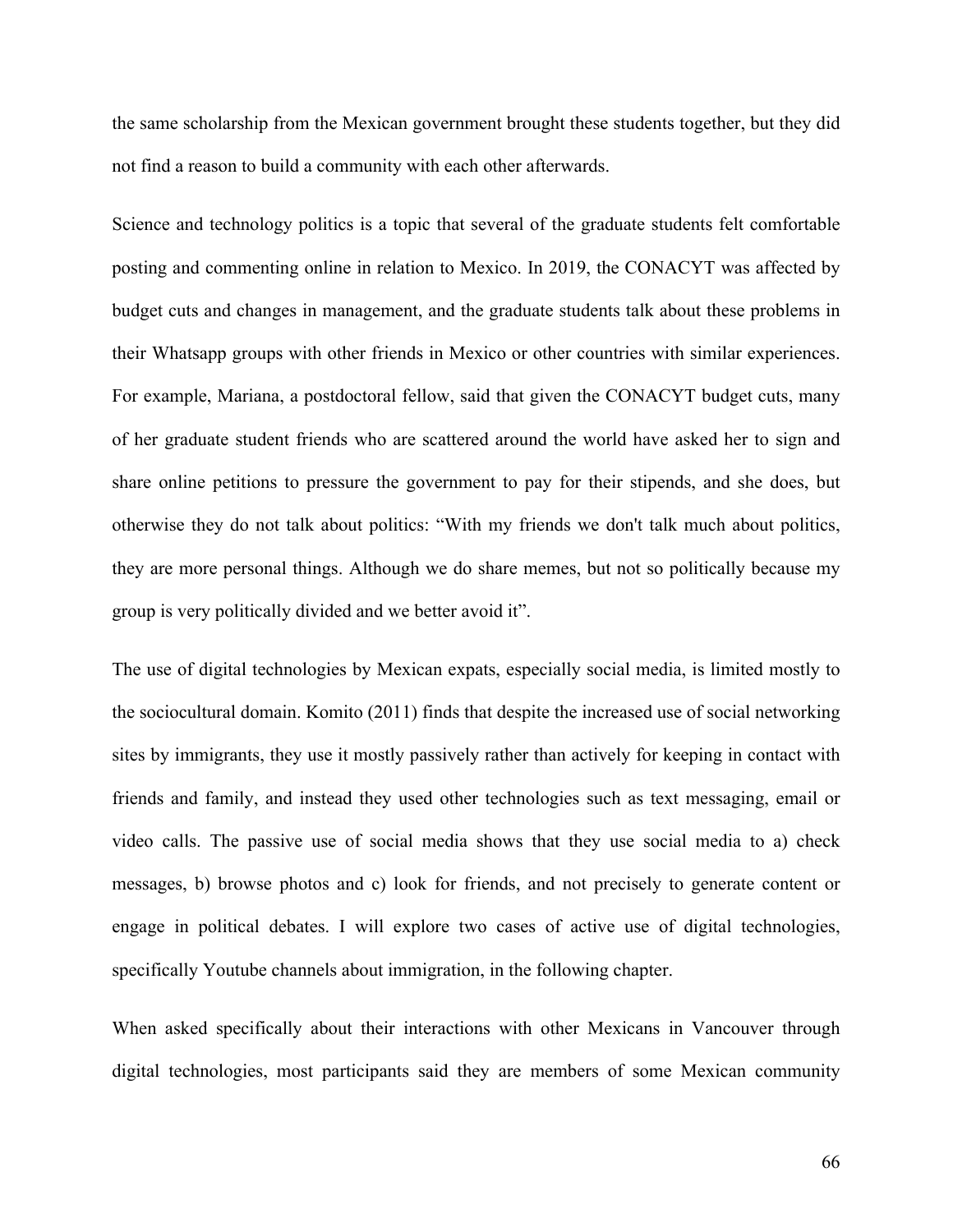the same scholarship from the Mexican government brought these students together, but they did not find a reason to build a community with each other afterwards.

Science and technology politics is a topic that several of the graduate students felt comfortable posting and commenting online in relation to Mexico. In 2019, the CONACYT was affected by budget cuts and changes in management, and the graduate students talk about these problems in their Whatsapp groups with other friends in Mexico or other countries with similar experiences. For example, Mariana, a postdoctoral fellow, said that given the CONACYT budget cuts, many of her graduate student friends who are scattered around the world have asked her to sign and share online petitions to pressure the government to pay for their stipends, and she does, but otherwise they do not talk about politics: "With my friends we don't talk much about politics, they are more personal things. Although we do share memes, but not so politically because my group is very politically divided and we better avoid it".

The use of digital technologies by Mexican expats, especially social media, is limited mostly to the sociocultural domain. Komito (2011) finds that despite the increased use of social networking sites by immigrants, they use it mostly passively rather than actively for keeping in contact with friends and family, and instead they used other technologies such as text messaging, email or video calls. The passive use of social media shows that they use social media to a) check messages, b) browse photos and c) look for friends, and not precisely to generate content or engage in political debates. I will explore two cases of active use of digital technologies, specifically Youtube channels about immigration, in the following chapter.

When asked specifically about their interactions with other Mexicans in Vancouver through digital technologies, most participants said they are members of some Mexican community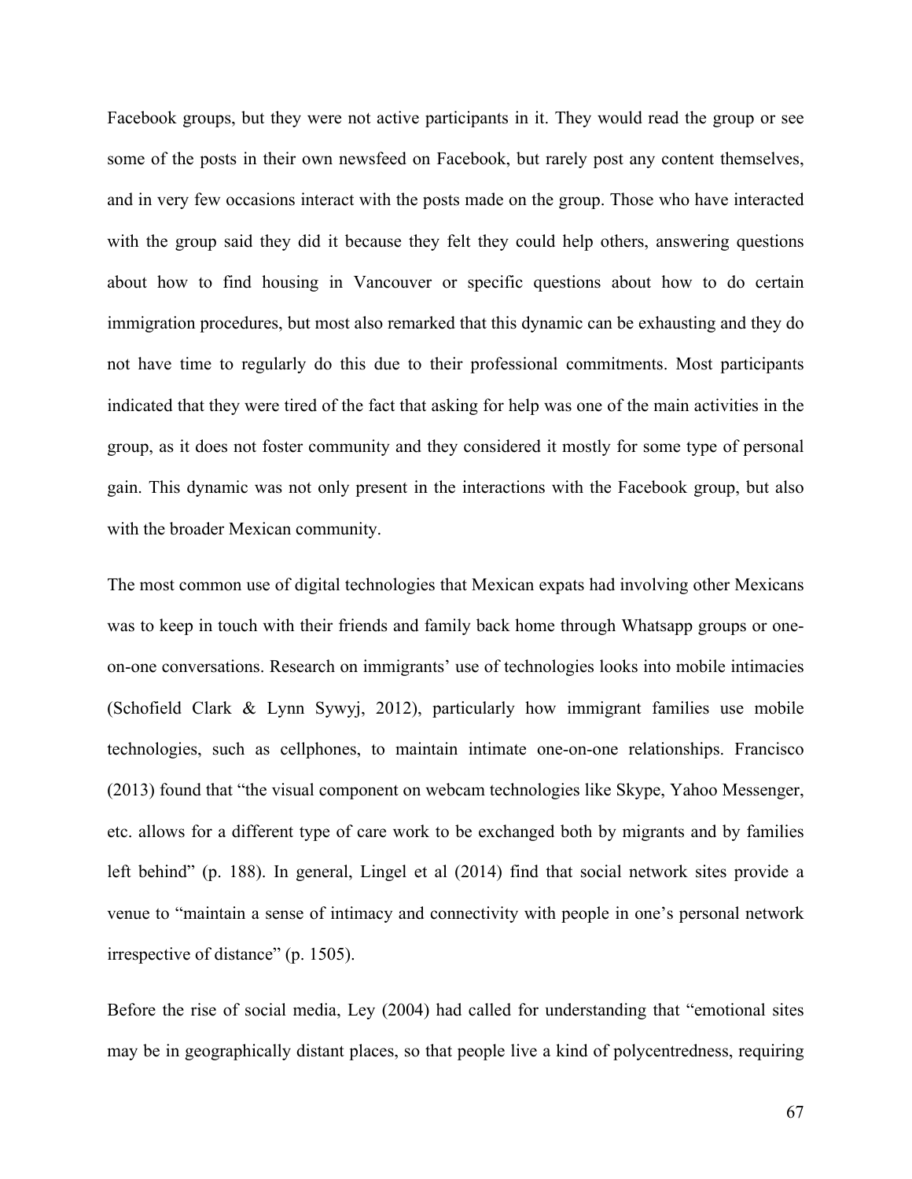Facebook groups, but they were not active participants in it. They would read the group or see some of the posts in their own newsfeed on Facebook, but rarely post any content themselves, and in very few occasions interact with the posts made on the group. Those who have interacted with the group said they did it because they felt they could help others, answering questions about how to find housing in Vancouver or specific questions about how to do certain immigration procedures, but most also remarked that this dynamic can be exhausting and they do not have time to regularly do this due to their professional commitments. Most participants indicated that they were tired of the fact that asking for help was one of the main activities in the group, as it does not foster community and they considered it mostly for some type of personal gain. This dynamic was not only present in the interactions with the Facebook group, but also with the broader Mexican community.

The most common use of digital technologies that Mexican expats had involving other Mexicans was to keep in touch with their friends and family back home through Whatsapp groups or one-on-one conversations. Research on immigrants' use of technologies looks into mobile intimacies (Schofield Clark & Lynn Sywyj, 2012), particularly how immigrant families use mobile technologies, such as cellphones, to maintain intimate one-on-one relationships. Francisco (2013) found that "the visual component on webcam technologies like Skype, Yahoo Messenger, etc. allows for a different type of care work to be exchanged both by migrants and by families left behind" (p. 188). In general, Lingel et al (2014) find that social network sites provide a venue to "maintain a sense of intimacy and connectivity with people in one's personal network irrespective of distance" (p. 1505).

Before the rise of social media, Ley (2004) had called for understanding that "emotional sites may be in geographically distant places, so that people live a kind of polycentredness, requiring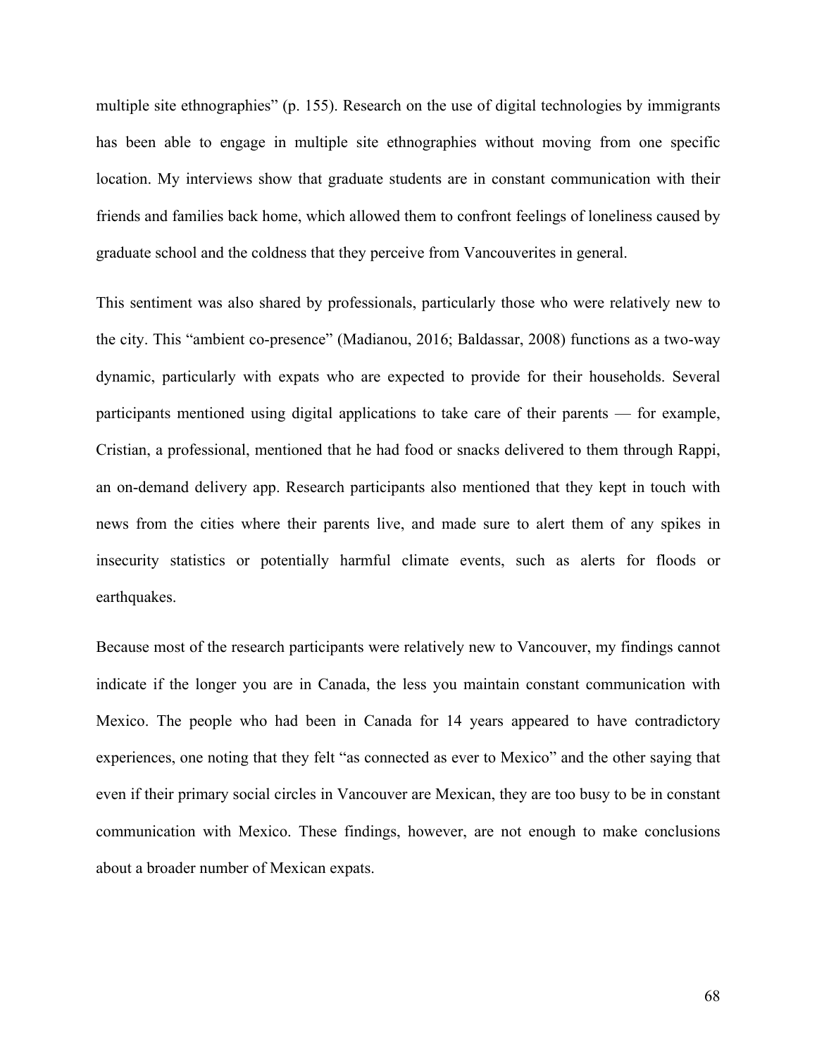multiple site ethnographies" (p. 155). Research on the use of digital technologies by immigrants has been able to engage in multiple site ethnographies without moving from one specific location. My interviews show that graduate students are in constant communication with their friends and families back home, which allowed them to confront feelings of loneliness caused by graduate school and the coldness that they perceive from Vancouverites in general.

This sentiment was also shared by professionals, particularly those who were relatively new to the city. This "ambient co-presence" (Madianou, 2016; Baldassar, 2008) functions as a two-way dynamic, particularly with expats who are expected to provide for their households. Several participants mentioned using digital applications to take care of their parents — for example, Cristian, a professional, mentioned that he had food or snacks delivered to them through Rappi, an on-demand delivery app. Research participants also mentioned that they kept in touch with news from the cities where their parents live, and made sure to alert them of any spikes in insecurity statistics or potentially harmful climate events, such as alerts for floods or earthquakes.

Because most of the research participants were relatively new to Vancouver, my findings cannot indicate if the longer you are in Canada, the less you maintain constant communication with Mexico. The people who had been in Canada for 14 years appeared to have contradictory experiences, one noting that they felt "as connected as ever to Mexico" and the other saying that even if their primary social circles in Vancouver are Mexican, they are too busy to be in constant communication with Mexico. These findings, however, are not enough to make conclusions about a broader number of Mexican expats.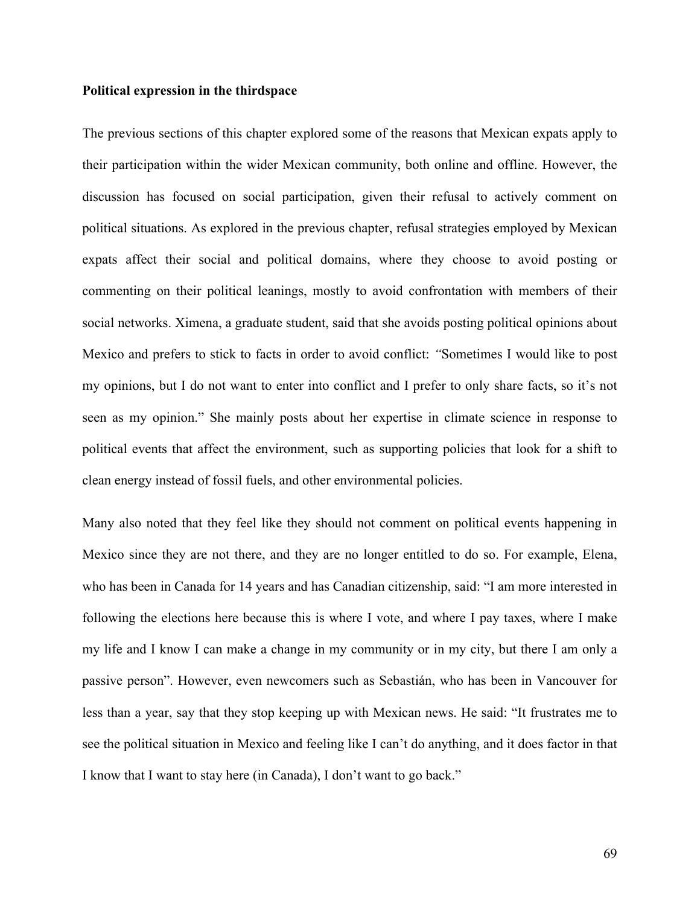**Political expression in the thirdspace**

The previous sections of this chapter explored some of the reasons that Mexican expats apply to their participation within the wider Mexican community, both online and offline. However, the discussion has focused on social participation, given their refusal to actively comment on political situations. As explored in the previous chapter, refusal strategies employed by Mexican expats affect their social and political domains, where they choose to avoid posting or commenting on their political leanings, mostly to avoid confrontation with members of their social networks. Ximena, a graduate student, said that she avoids posting political opinions about Mexico and prefers to stick to facts in order to avoid conflict: *"*Sometimes I would like to post my opinions, but I do not want to enter into conflict and I prefer to only share facts, so it's not seen as my opinion." She mainly posts about her expertise in climate science in response to political events that affect the environment, such as supporting policies that look for a shift to clean energy instead of fossil fuels, and other environmental policies.

Many also noted that they feel like they should not comment on political events happening in Mexico since they are not there, and they are no longer entitled to do so. For example, Elena, who has been in Canada for 14 years and has Canadian citizenship, said: "I am more interested in following the elections here because this is where I vote, and where I pay taxes, where I make my life and I know I can make a change in my community or in my city, but there I am only a passive person". However, even newcomers such as Sebastián, who has been in Vancouver for less than a year, say that they stop keeping up with Mexican news. He said: "It frustrates me to see the political situation in Mexico and feeling like I can't do anything, and it does factor in that I know that I want to stay here (in Canada), I don't want to go back."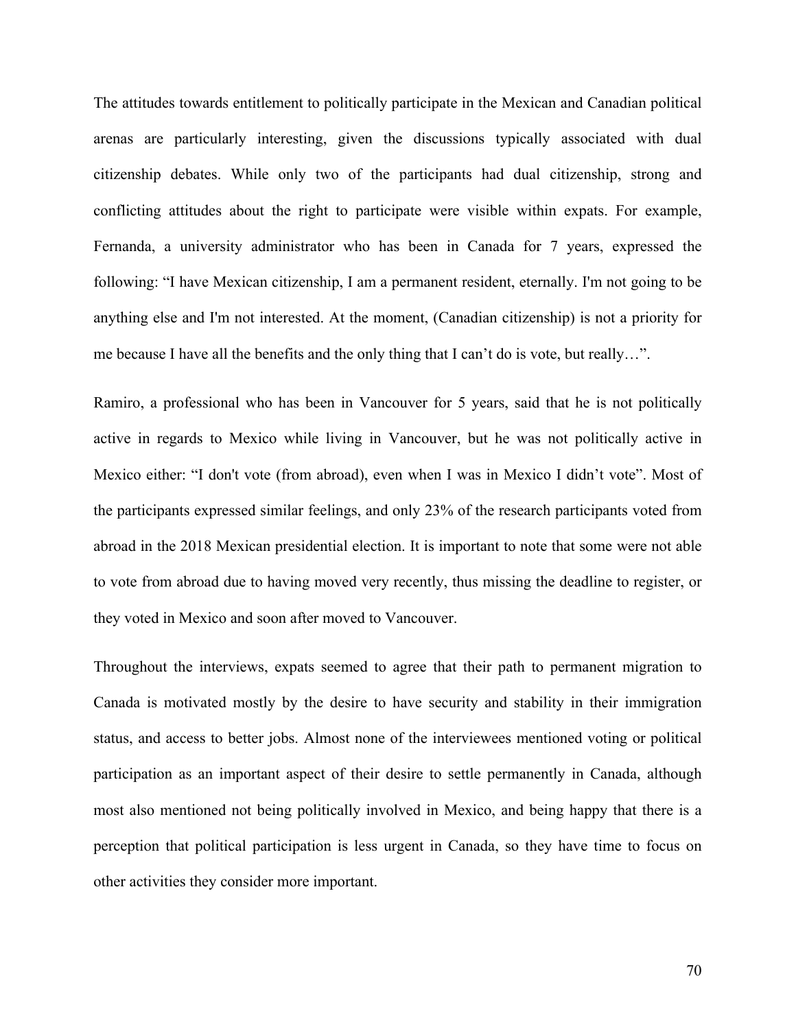The attitudes towards entitlement to politically participate in the Mexican and Canadian political arenas are particularly interesting, given the discussions typically associated with dual citizenship debates. While only two of the participants had dual citizenship, strong and conflicting attitudes about the right to participate were visible within expats. For example, Fernanda, a university administrator who has been in Canada for 7 years, expressed the following: "I have Mexican citizenship, I am a permanent resident, eternally. I'm not going to be anything else and I'm not interested. At the moment, (Canadian citizenship) is not a priority for me because I have all the benefits and the only thing that I can't do is vote, but really…".

Ramiro, a professional who has been in Vancouver for 5 years, said that he is not politically active in regards to Mexico while living in Vancouver, but he was not politically active in Mexico either: "I don't vote (from abroad), even when I was in Mexico I didn't vote". Most of the participants expressed similar feelings, and only 23% of the research participants voted from abroad in the 2018 Mexican presidential election. It is important to note that some were not able to vote from abroad due to having moved very recently, thus missing the deadline to register, or they voted in Mexico and soon after moved to Vancouver.

Throughout the interviews, expats seemed to agree that their path to permanent migration to Canada is motivated mostly by the desire to have security and stability in their immigration status, and access to better jobs. Almost none of the interviewees mentioned voting or political participation as an important aspect of their desire to settle permanently in Canada, although most also mentioned not being politically involved in Mexico, and being happy that there is a perception that political participation is less urgent in Canada, so they have time to focus on other activities they consider more important.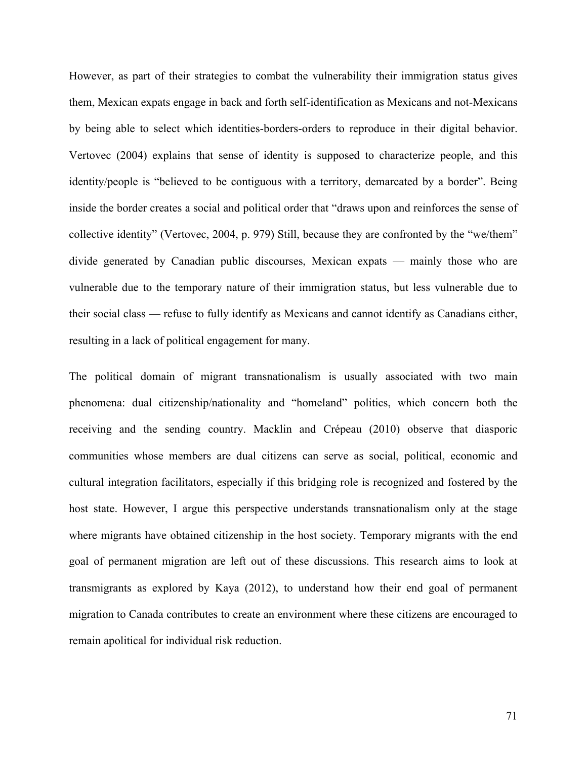However, as part of their strategies to combat the vulnerability their immigration status gives them, Mexican expats engage in back and forth self-identification as Mexicans and not-Mexicans by being able to select which identities-borders-orders to reproduce in their digital behavior. Vertovec (2004) explains that sense of identity is supposed to characterize people, and this identity/people is "believed to be contiguous with a territory, demarcated by a border". Being inside the border creates a social and political order that "draws upon and reinforces the sense of collective identity" (Vertovec, 2004, p. 979) Still, because they are confronted by the "we/them" divide generated by Canadian public discourses, Mexican expats — mainly those who are vulnerable due to the temporary nature of their immigration status, but less vulnerable due to their social class — refuse to fully identify as Mexicans and cannot identify as Canadians either, resulting in a lack of political engagement for many.

The political domain of migrant transnationalism is usually associated with two main phenomena: dual citizenship/nationality and "homeland" politics, which concern both the receiving and the sending country. Macklin and Crépeau (2010) observe that diasporic communities whose members are dual citizens can serve as social, political, economic and cultural integration facilitators, especially if this bridging role is recognized and fostered by the host state. However, I argue this perspective understands transnationalism only at the stage where migrants have obtained citizenship in the host society. Temporary migrants with the end goal of permanent migration are left out of these discussions. This research aims to look at transmigrants as explored by Kaya (2012), to understand how their end goal of permanent migration to Canada contributes to create an environment where these citizens are encouraged to remain apolitical for individual risk reduction.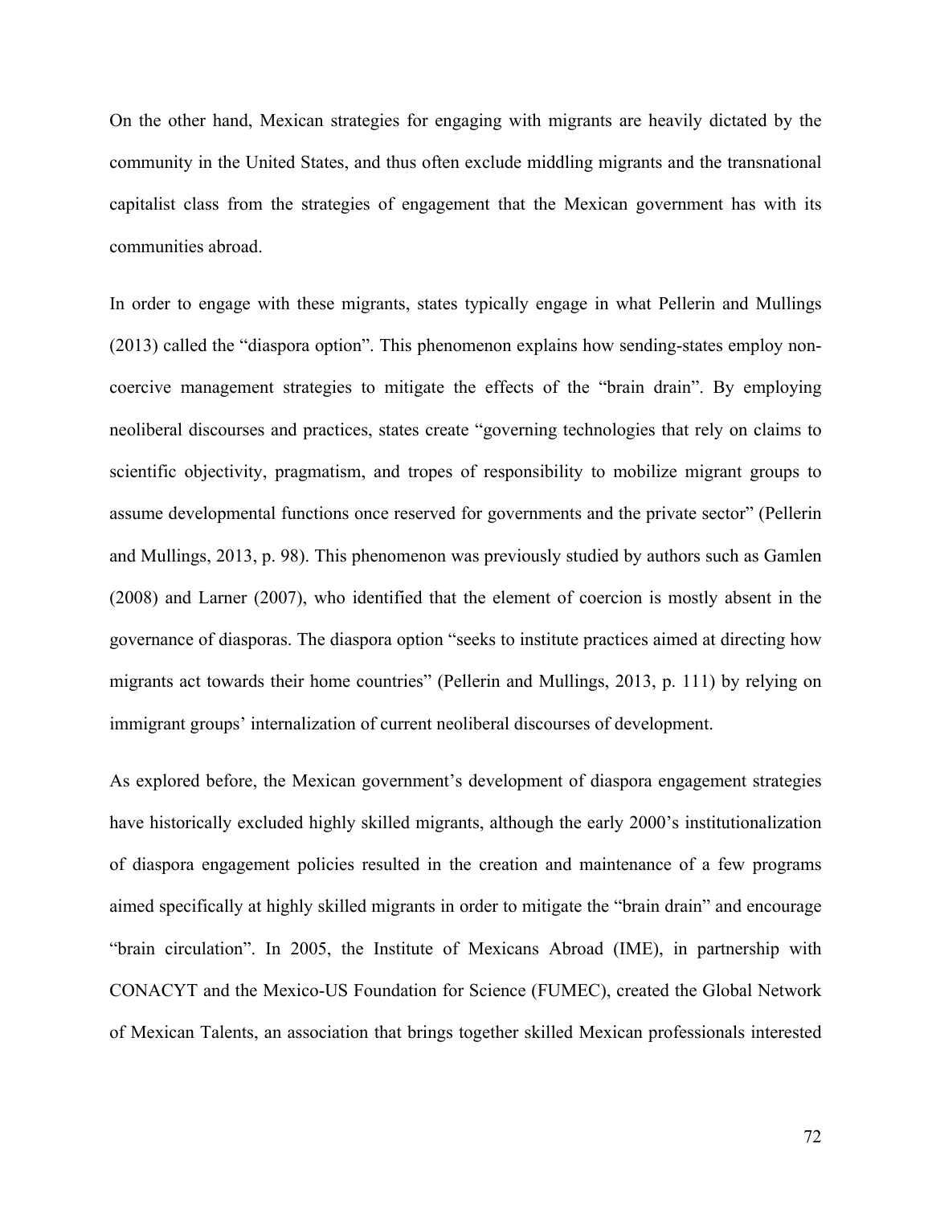On the other hand, Mexican strategies for engaging with migrants are heavily dictated by the community in the United States, and thus often exclude middling migrants and the transnational capitalist class from the strategies of engagement that the Mexican government has with its communities abroad.

In order to engage with these migrants, states typically engage in what Pellerin and Mullings (2013) called the "diaspora option". This phenomenon explains how sending-states employ non-coercive management strategies to mitigate the effects of the "brain drain". By employing neoliberal discourses and practices, states create "governing technologies that rely on claims to scientific objectivity, pragmatism, and tropes of responsibility to mobilize migrant groups to assume developmental functions once reserved for governments and the private sector" (Pellerin and Mullings, 2013, p. 98). This phenomenon was previously studied by authors such as Gamlen (2008) and Larner (2007), who identified that the element of coercion is mostly absent in the governance of diasporas. The diaspora option "seeks to institute practices aimed at directing how migrants act towards their home countries" (Pellerin and Mullings, 2013, p. 111) by relying on immigrant groups' internalization of current neoliberal discourses of development.

As explored before, the Mexican government's development of diaspora engagement strategies have historically excluded highly skilled migrants, although the early 2000's institutionalization of diaspora engagement policies resulted in the creation and maintenance of a few programs aimed specifically at highly skilled migrants in order to mitigate the "brain drain" and encourage "brain circulation". In 2005, the Institute of Mexicans Abroad (IME), in partnership with CONACYT and the Mexico-US Foundation for Science (FUMEC), created the Global Network of Mexican Talents, an association that brings together skilled Mexican professionals interested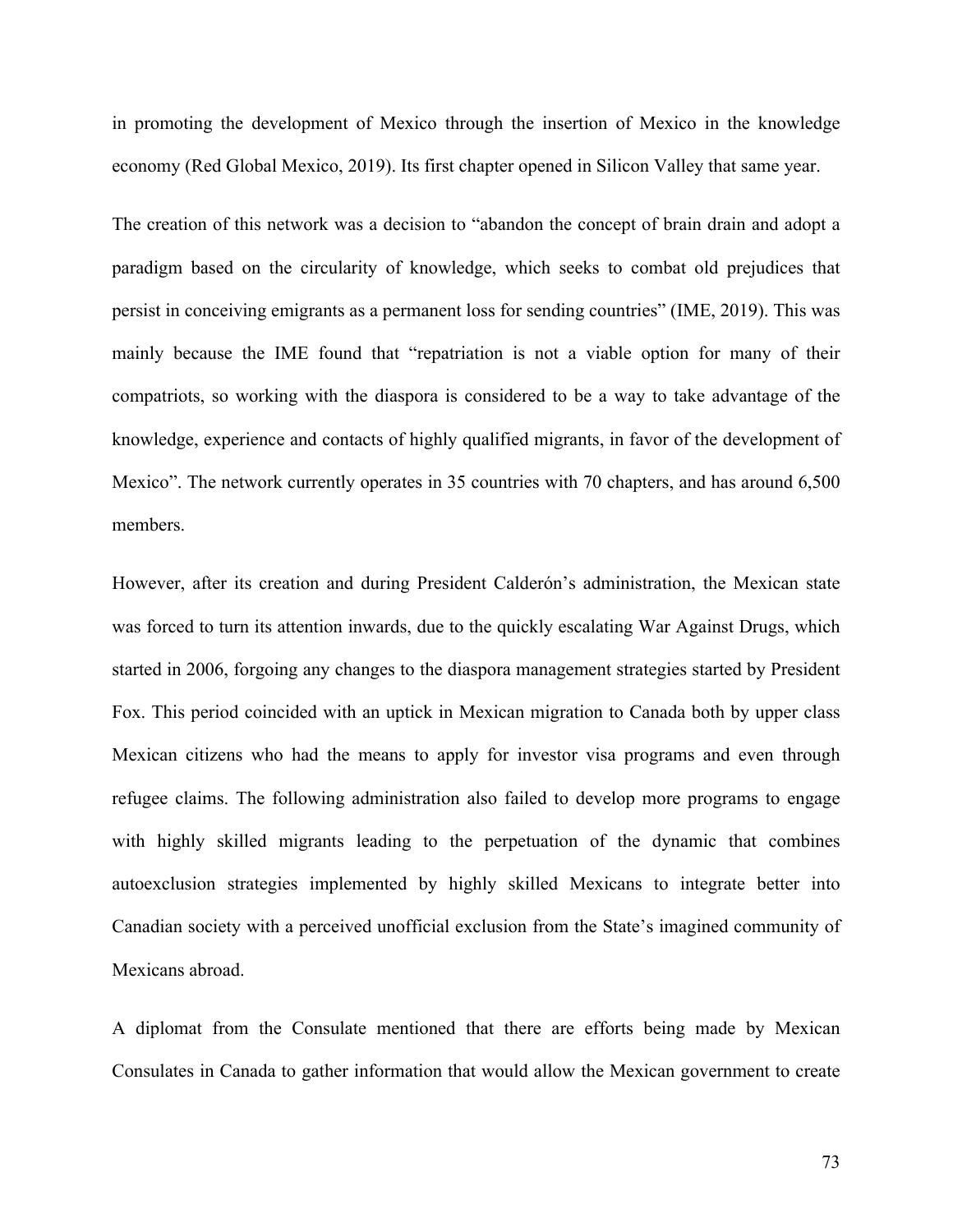in promoting the development of Mexico through the insertion of Mexico in the knowledge economy (Red Global Mexico, 2019). Its first chapter opened in Silicon Valley that same year.

The creation of this network was a decision to "abandon the concept of brain drain and adopt a paradigm based on the circularity of knowledge, which seeks to combat old prejudices that persist in conceiving emigrants as a permanent loss for sending countries" (IME, 2019). This was mainly because the IME found that "repatriation is not a viable option for many of their compatriots, so working with the diaspora is considered to be a way to take advantage of the knowledge, experience and contacts of highly qualified migrants, in favor of the development of Mexico". The network currently operates in 35 countries with 70 chapters, and has around 6,500 members.

However, after its creation and during President Calderón's administration, the Mexican state was forced to turn its attention inwards, due to the quickly escalating War Against Drugs, which started in 2006, forgoing any changes to the diaspora management strategies started by President Fox. This period coincided with an uptick in Mexican migration to Canada both by upper class Mexican citizens who had the means to apply for investor visa programs and even through refugee claims. The following administration also failed to develop more programs to engage with highly skilled migrants leading to the perpetuation of the dynamic that combines autoexclusion strategies implemented by highly skilled Mexicans to integrate better into Canadian society with a perceived unofficial exclusion from the State's imagined community of Mexicans abroad.

A diplomat from the Consulate mentioned that there are efforts being made by Mexican Consulates in Canada to gather information that would allow the Mexican government to create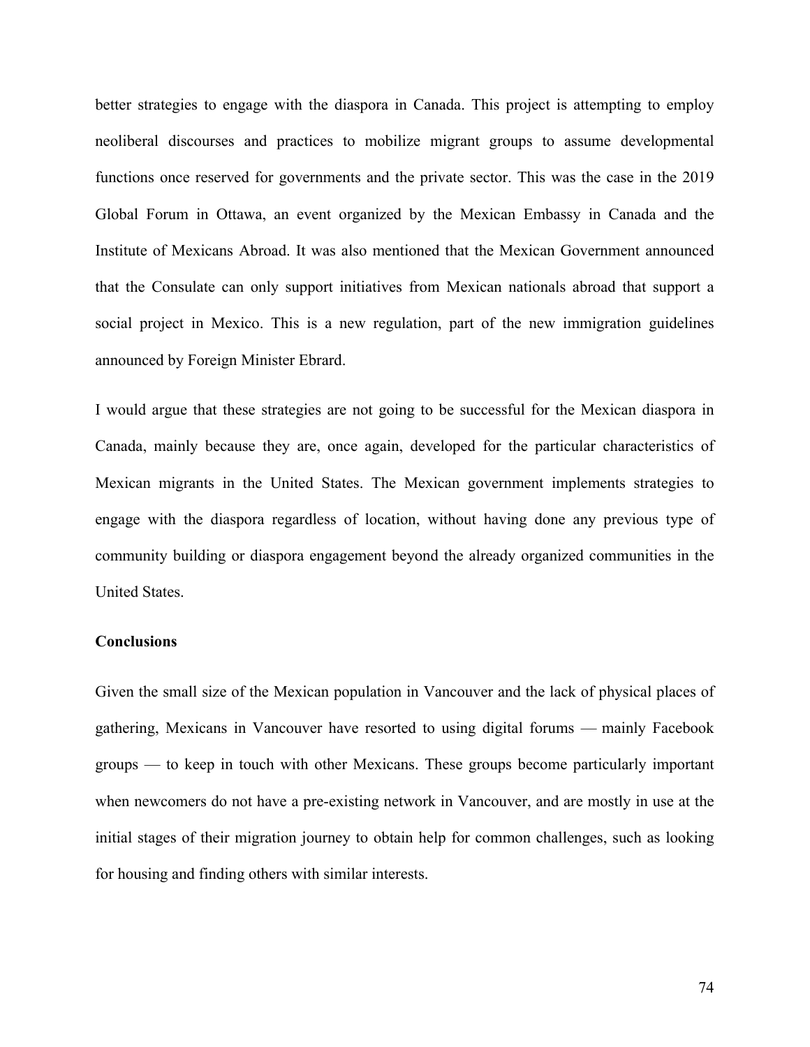better strategies to engage with the diaspora in Canada. This project is attempting to employ neoliberal discourses and practices to mobilize migrant groups to assume developmental functions once reserved for governments and the private sector. This was the case in the 2019 Global Forum in Ottawa, an event organized by the Mexican Embassy in Canada and the Institute of Mexicans Abroad. It was also mentioned that the Mexican Government announced that the Consulate can only support initiatives from Mexican nationals abroad that support a social project in Mexico. This is a new regulation, part of the new immigration guidelines announced by Foreign Minister Ebrard.

I would argue that these strategies are not going to be successful for the Mexican diaspora in Canada, mainly because they are, once again, developed for the particular characteristics of Mexican migrants in the United States. The Mexican government implements strategies to engage with the diaspora regardless of location, without having done any previous type of community building or diaspora engagement beyond the already organized communities in the United States.

**Conclusions**

Given the small size of the Mexican population in Vancouver and the lack of physical places of gathering, Mexicans in Vancouver have resorted to using digital forums — mainly Facebook groups — to keep in touch with other Mexicans. These groups become particularly important when newcomers do not have a pre-existing network in Vancouver, and are mostly in use at the initial stages of their migration journey to obtain help for common challenges, such as looking for housing and finding others with similar interests.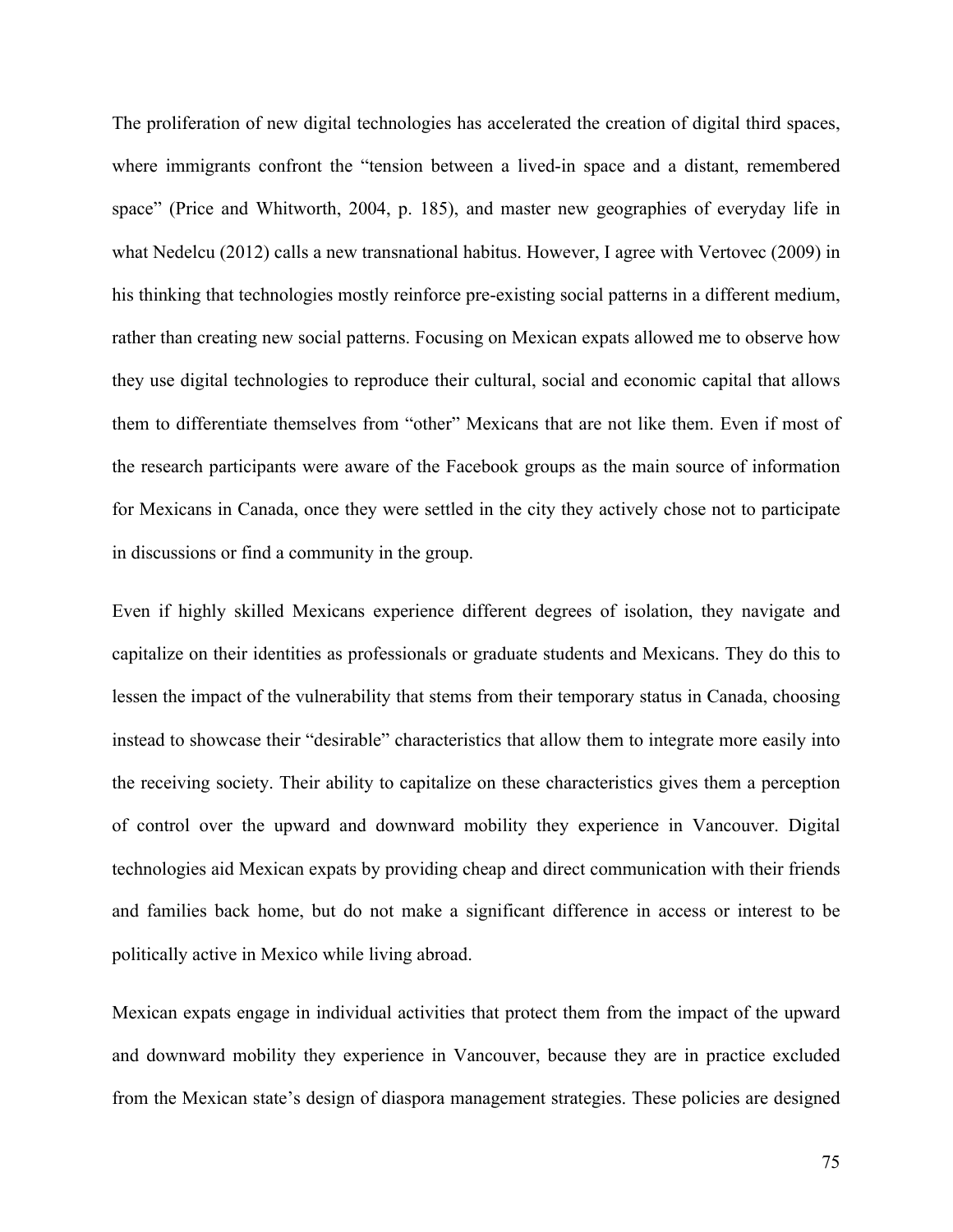The proliferation of new digital technologies has accelerated the creation of digital third spaces, where immigrants confront the "tension between a lived-in space and a distant, remembered space" (Price and Whitworth, 2004, p. 185), and master new geographies of everyday life in what Nedelcu (2012) calls a new transnational habitus. However, I agree with Vertovec (2009) in his thinking that technologies mostly reinforce pre-existing social patterns in a different medium, rather than creating new social patterns. Focusing on Mexican expats allowed me to observe how they use digital technologies to reproduce their cultural, social and economic capital that allows them to differentiate themselves from "other" Mexicans that are not like them. Even if most of the research participants were aware of the Facebook groups as the main source of information for Mexicans in Canada, once they were settled in the city they actively chose not to participate in discussions or find a community in the group.

Even if highly skilled Mexicans experience different degrees of isolation, they navigate and capitalize on their identities as professionals or graduate students and Mexicans. They do this to lessen the impact of the vulnerability that stems from their temporary status in Canada, choosing instead to showcase their "desirable" characteristics that allow them to integrate more easily into the receiving society. Their ability to capitalize on these characteristics gives them a perception of control over the upward and downward mobility they experience in Vancouver. Digital technologies aid Mexican expats by providing cheap and direct communication with their friends and families back home, but do not make a significant difference in access or interest to be politically active in Mexico while living abroad.

Mexican expats engage in individual activities that protect them from the impact of the upward and downward mobility they experience in Vancouver, because they are in practice excluded from the Mexican state's design of diaspora management strategies. These policies are designed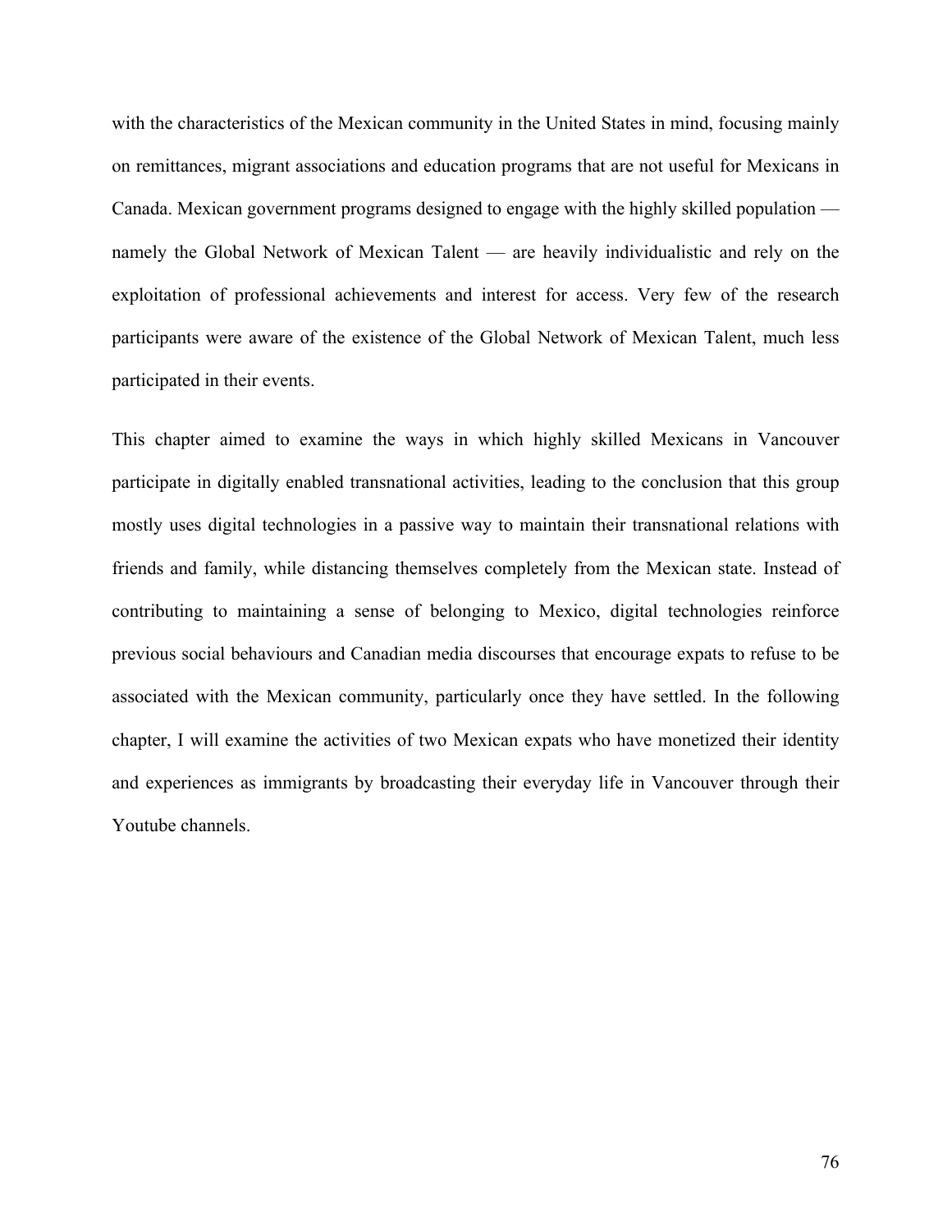with the characteristics of the Mexican community in the United States in mind, focusing mainly on remittances, migrant associations and education programs that are not useful for Mexicans in Canada. Mexican government programs designed to engage with the highly skilled population — namely the Global Network of Mexican Talent — are heavily individualistic and rely on the exploitation of professional achievements and interest for access. Very few of the research participants were aware of the existence of the Global Network of Mexican Talent, much less participated in their events.

This chapter aimed to examine the ways in which highly skilled Mexicans in Vancouver participate in digitally enabled transnational activities, leading to the conclusion that this group mostly uses digital technologies in a passive way to maintain their transnational relations with friends and family, while distancing themselves completely from the Mexican state. Instead of contributing to maintaining a sense of belonging to Mexico, digital technologies reinforce previous social behaviours and Canadian media discourses that encourage expats to refuse to be associated with the Mexican community, particularly once they have settled. In the following chapter, I will examine the activities of two Mexican expats who have monetized their identity and experiences as immigrants by broadcasting their everyday life in Vancouver through their Youtube channels.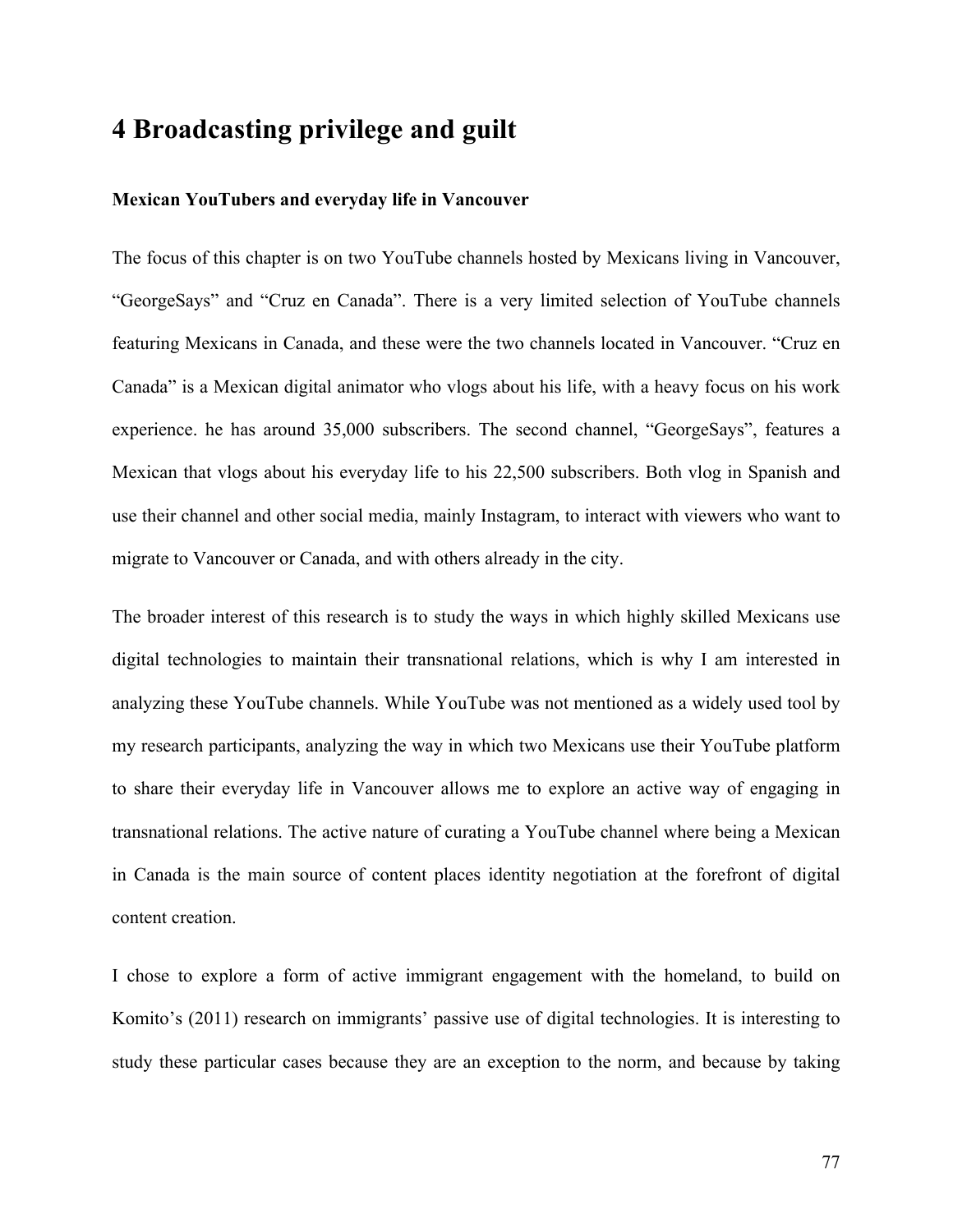# 4 Broadcasting privilege and guilt

**Mexican YouTubers and everyday life in Vancouver**

The focus of this chapter is on two YouTube channels hosted by Mexicans living in Vancouver, "GeorgeSays" and "Cruz en Canada". There is a very limited selection of YouTube channels featuring Mexicans in Canada, and these were the two channels located in Vancouver. "Cruz en Canada" is a Mexican digital animator who vlogs about his life, with a heavy focus on his work experience. he has around 35,000 subscribers. The second channel, "GeorgeSays", features a Mexican that vlogs about his everyday life to his 22,500 subscribers. Both vlog in Spanish and use their channel and other social media, mainly Instagram, to interact with viewers who want to migrate to Vancouver or Canada, and with others already in the city.

The broader interest of this research is to study the ways in which highly skilled Mexicans use digital technologies to maintain their transnational relations, which is why I am interested in analyzing these YouTube channels. While YouTube was not mentioned as a widely used tool by my research participants, analyzing the way in which two Mexicans use their YouTube platform to share their everyday life in Vancouver allows me to explore an active way of engaging in transnational relations. The active nature of curating a YouTube channel where being a Mexican in Canada is the main source of content places identity negotiation at the forefront of digital content creation.

I chose to explore a form of active immigrant engagement with the homeland, to build on Komito's (2011) research on immigrants' passive use of digital technologies. It is interesting to study these particular cases because they are an exception to the norm, and because by taking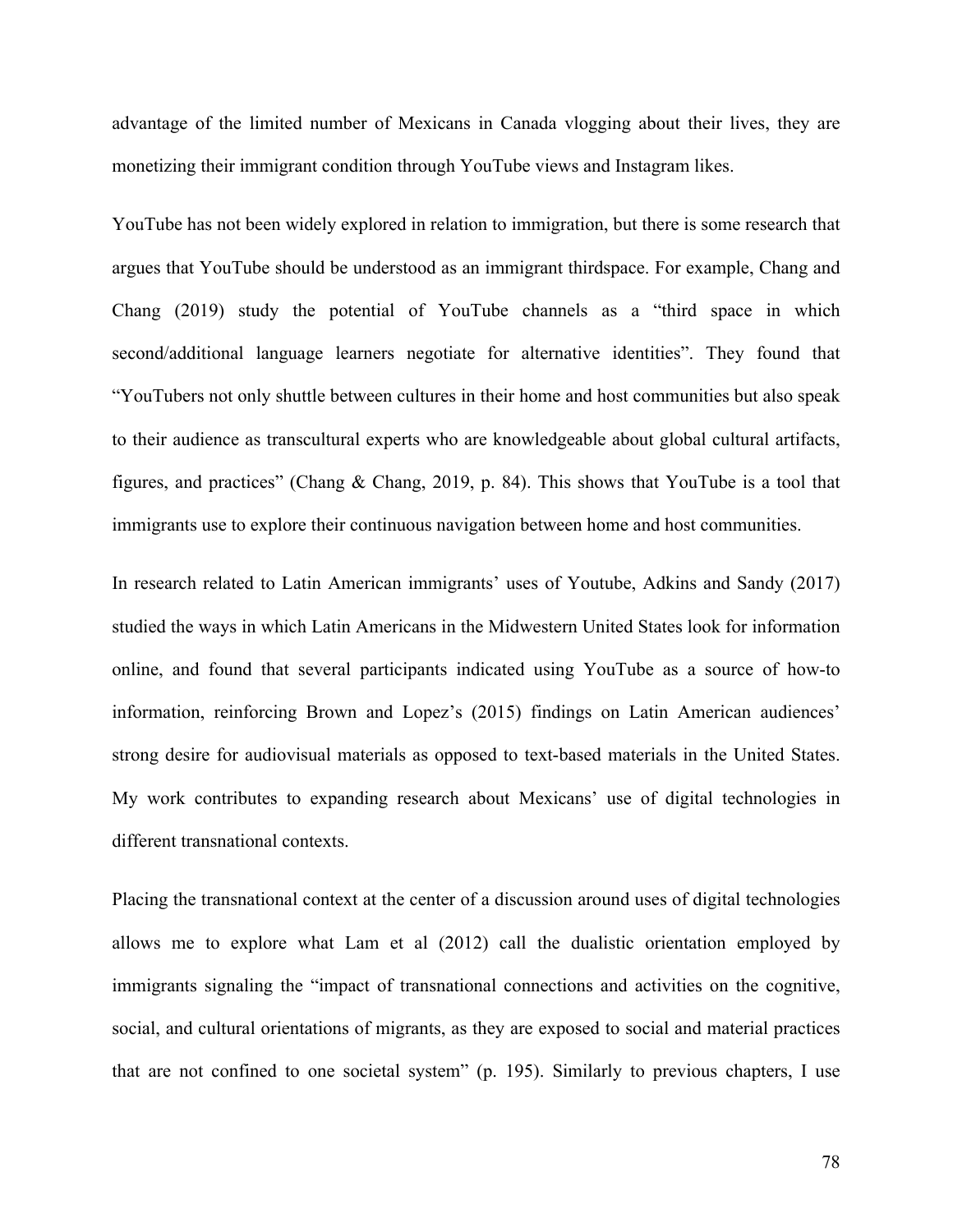advantage of the limited number of Mexicans in Canada vlogging about their lives, they are monetizing their immigrant condition through YouTube views and Instagram likes.

YouTube has not been widely explored in relation to immigration, but there is some research that argues that YouTube should be understood as an immigrant thirdspace. For example, Chang and Chang (2019) study the potential of YouTube channels as a "third space in which second/additional language learners negotiate for alternative identities". They found that "YouTubers not only shuttle between cultures in their home and host communities but also speak to their audience as transcultural experts who are knowledgeable about global cultural artifacts, figures, and practices" (Chang & Chang, 2019, p. 84). This shows that YouTube is a tool that immigrants use to explore their continuous navigation between home and host communities.

In research related to Latin American immigrants' uses of Youtube, Adkins and Sandy (2017) studied the ways in which Latin Americans in the Midwestern United States look for information online, and found that several participants indicated using YouTube as a source of how-to information, reinforcing Brown and Lopez's (2015) findings on Latin American audiences' strong desire for audiovisual materials as opposed to text-based materials in the United States. My work contributes to expanding research about Mexicans' use of digital technologies in different transnational contexts.

Placing the transnational context at the center of a discussion around uses of digital technologies allows me to explore what Lam et al (2012) call the dualistic orientation employed by immigrants signaling the "impact of transnational connections and activities on the cognitive, social, and cultural orientations of migrants, as they are exposed to social and material practices that are not confined to one societal system" (p. 195). Similarly to previous chapters, I use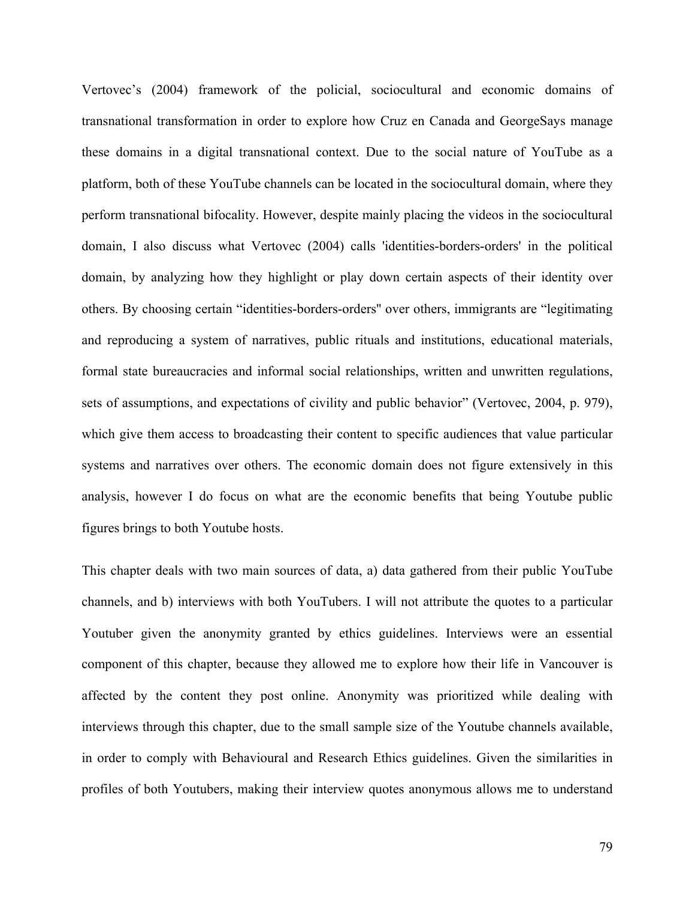Vertovec's (2004) framework of the policial, sociocultural and economic domains of transnational transformation in order to explore how Cruz en Canada and GeorgeSays manage these domains in a digital transnational context. Due to the social nature of YouTube as a platform, both of these YouTube channels can be located in the sociocultural domain, where they perform transnational bifocality. However, despite mainly placing the videos in the sociocultural domain, I also discuss what Vertovec (2004) calls 'identities-borders-orders' in the political domain, by analyzing how they highlight or play down certain aspects of their identity over others. By choosing certain "identities-borders-orders'' over others, immigrants are "legitimating and reproducing a system of narratives, public rituals and institutions, educational materials, formal state bureaucracies and informal social relationships, written and unwritten regulations, sets of assumptions, and expectations of civility and public behavior" (Vertovec, 2004, p. 979), which give them access to broadcasting their content to specific audiences that value particular systems and narratives over others. The economic domain does not figure extensively in this analysis, however I do focus on what are the economic benefits that being Youtube public figures brings to both Youtube hosts.

This chapter deals with two main sources of data, a) data gathered from their public YouTube channels, and b) interviews with both YouTubers. I will not attribute the quotes to a particular Youtuber given the anonymity granted by ethics guidelines. Interviews were an essential component of this chapter, because they allowed me to explore how their life in Vancouver is affected by the content they post online. Anonymity was prioritized while dealing with interviews through this chapter, due to the small sample size of the Youtube channels available, in order to comply with Behavioural and Research Ethics guidelines. Given the similarities in profiles of both Youtubers, making their interview quotes anonymous allows me to understand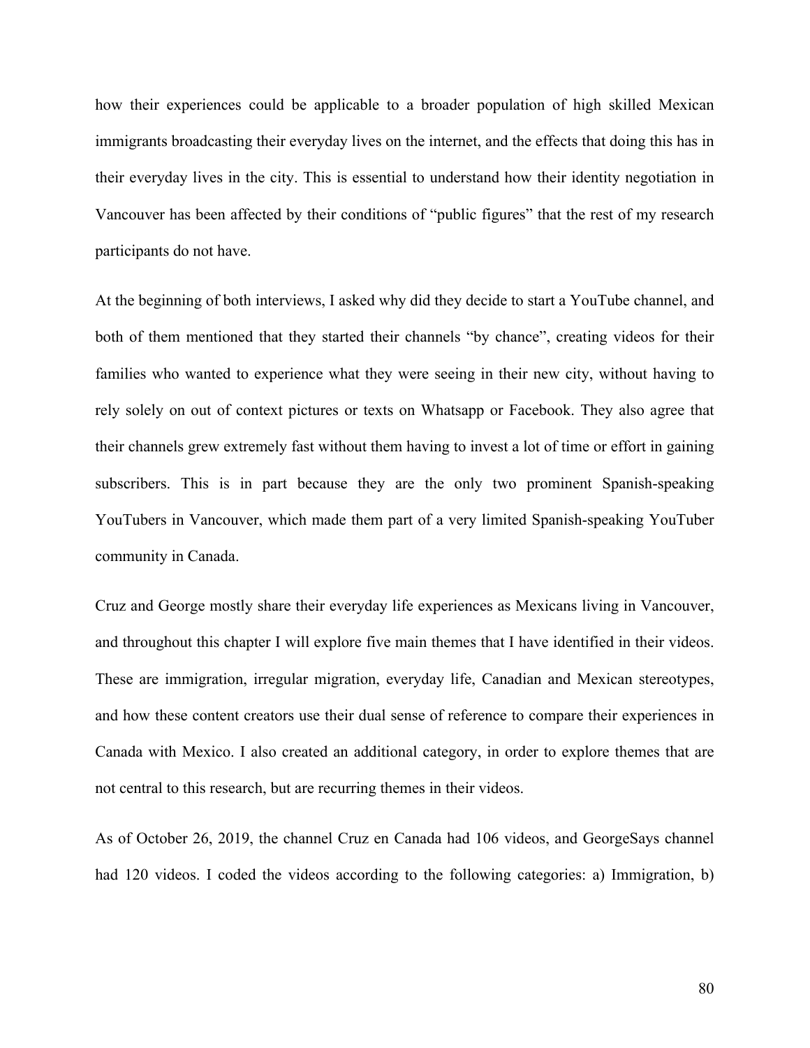how their experiences could be applicable to a broader population of high skilled Mexican immigrants broadcasting their everyday lives on the internet, and the effects that doing this has in their everyday lives in the city. This is essential to understand how their identity negotiation in Vancouver has been affected by their conditions of "public figures" that the rest of my research participants do not have.

At the beginning of both interviews, I asked why did they decide to start a YouTube channel, and both of them mentioned that they started their channels "by chance", creating videos for their families who wanted to experience what they were seeing in their new city, without having to rely solely on out of context pictures or texts on Whatsapp or Facebook. They also agree that their channels grew extremely fast without them having to invest a lot of time or effort in gaining subscribers. This is in part because they are the only two prominent Spanish-speaking YouTubers in Vancouver, which made them part of a very limited Spanish-speaking YouTuber community in Canada.

Cruz and George mostly share their everyday life experiences as Mexicans living in Vancouver, and throughout this chapter I will explore five main themes that I have identified in their videos. These are immigration, irregular migration, everyday life, Canadian and Mexican stereotypes, and how these content creators use their dual sense of reference to compare their experiences in Canada with Mexico. I also created an additional category, in order to explore themes that are not central to this research, but are recurring themes in their videos.

As of October 26, 2019, the channel Cruz en Canada had 106 videos, and GeorgeSays channel had 120 videos. I coded the videos according to the following categories: a) Immigration, b)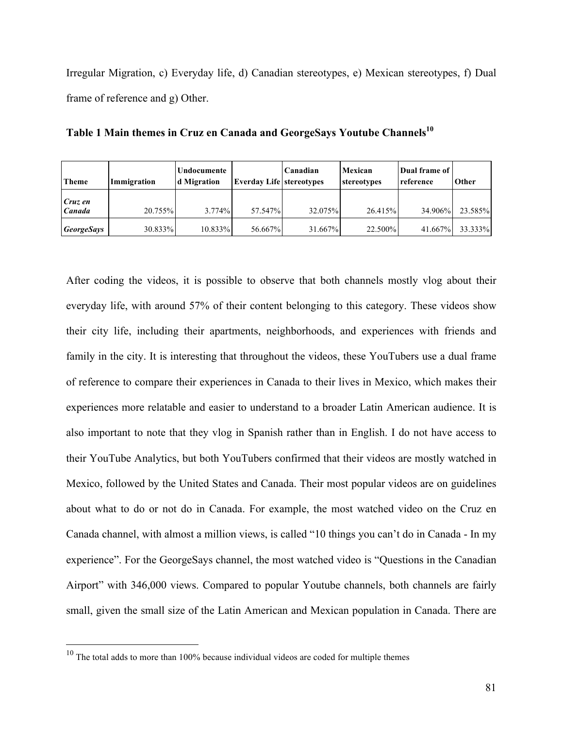Irregular Migration, c) Everyday life, d) Canadian stereotypes, e) Mexican stereotypes, f) Dual frame of reference and g) Other.

**Table 1 Main themes in Cruz en Canada and GeorgeSays Youtube Channels**[10]

| Theme | Immigration | Undocumented Migration | Everday Life | Canadian stereotypes | Mexican stereotypes | Dual frame of reference | Other |
|---|---|---|---|---|---|---|---|
| ***Cruz en Canada*** | 20.755% | 3.774% | 57.547% | 32.075% | 26.415% | 34.906% | 23.585% |
| ***GeorgeSays*** | 30.833% | 10.833% | 56.667% | 31.667% | 22.500% | 41.667% | 33.333% |

After coding the videos, it is possible to observe that both channels mostly vlog about their everyday life, with around 57% of their content belonging to this category. These videos show their city life, including their apartments, neighborhoods, and experiences with friends and family in the city. It is interesting that throughout the videos, these YouTubers use a dual frame of reference to compare their experiences in Canada to their lives in Mexico, which makes their experiences more relatable and easier to understand to a broader Latin American audience. It is also important to note that they vlog in Spanish rather than in English. I do not have access to their YouTube Analytics, but both YouTubers confirmed that their videos are mostly watched in Mexico, followed by the United States and Canada. Their most popular videos are on guidelines about what to do or not do in Canada. For example, the most watched video on the Cruz en Canada channel, with almost a million views, is called "10 things you can't do in Canada - In my experience". For the GeorgeSays channel, the most watched video is "Questions in the Canadian Airport" with 346,000 views. Compared to popular Youtube channels, both channels are fairly small, given the small size of the Latin American and Mexican population in Canada. There are

[10] The total adds to more than 100% because individual videos are coded for multiple themes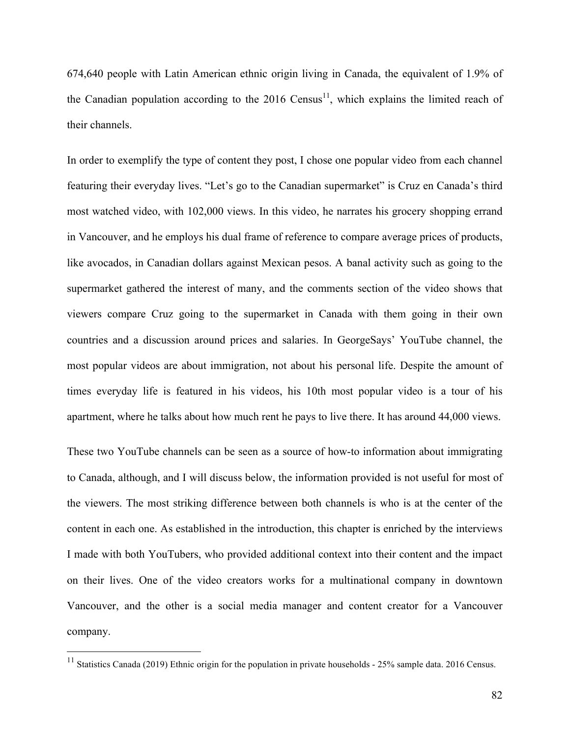674,640 people with Latin American ethnic origin living in Canada, the equivalent of 1.9% of the Canadian population according to the 2016 Census[11], which explains the limited reach of their channels.

In order to exemplify the type of content they post, I chose one popular video from each channel featuring their everyday lives. "Let's go to the Canadian supermarket" is Cruz en Canada's third most watched video, with 102,000 views. In this video, he narrates his grocery shopping errand in Vancouver, and he employs his dual frame of reference to compare average prices of products, like avocados, in Canadian dollars against Mexican pesos. A banal activity such as going to the supermarket gathered the interest of many, and the comments section of the video shows that viewers compare Cruz going to the supermarket in Canada with them going in their own countries and a discussion around prices and salaries. In GeorgeSays' YouTube channel, the most popular videos are about immigration, not about his personal life. Despite the amount of times everyday life is featured in his videos, his 10th most popular video is a tour of his apartment, where he talks about how much rent he pays to live there. It has around 44,000 views.

These two YouTube channels can be seen as a source of how-to information about immigrating to Canada, although, and I will discuss below, the information provided is not useful for most of the viewers. The most striking difference between both channels is who is at the center of the content in each one. As established in the introduction, this chapter is enriched by the interviews I made with both YouTubers, who provided additional context into their content and the impact on their lives. One of the video creators works for a multinational company in downtown Vancouver, and the other is a social media manager and content creator for a Vancouver company.

[11] Statistics Canada (2019) Ethnic origin for the population in private households - 25% sample data. 2016 Census.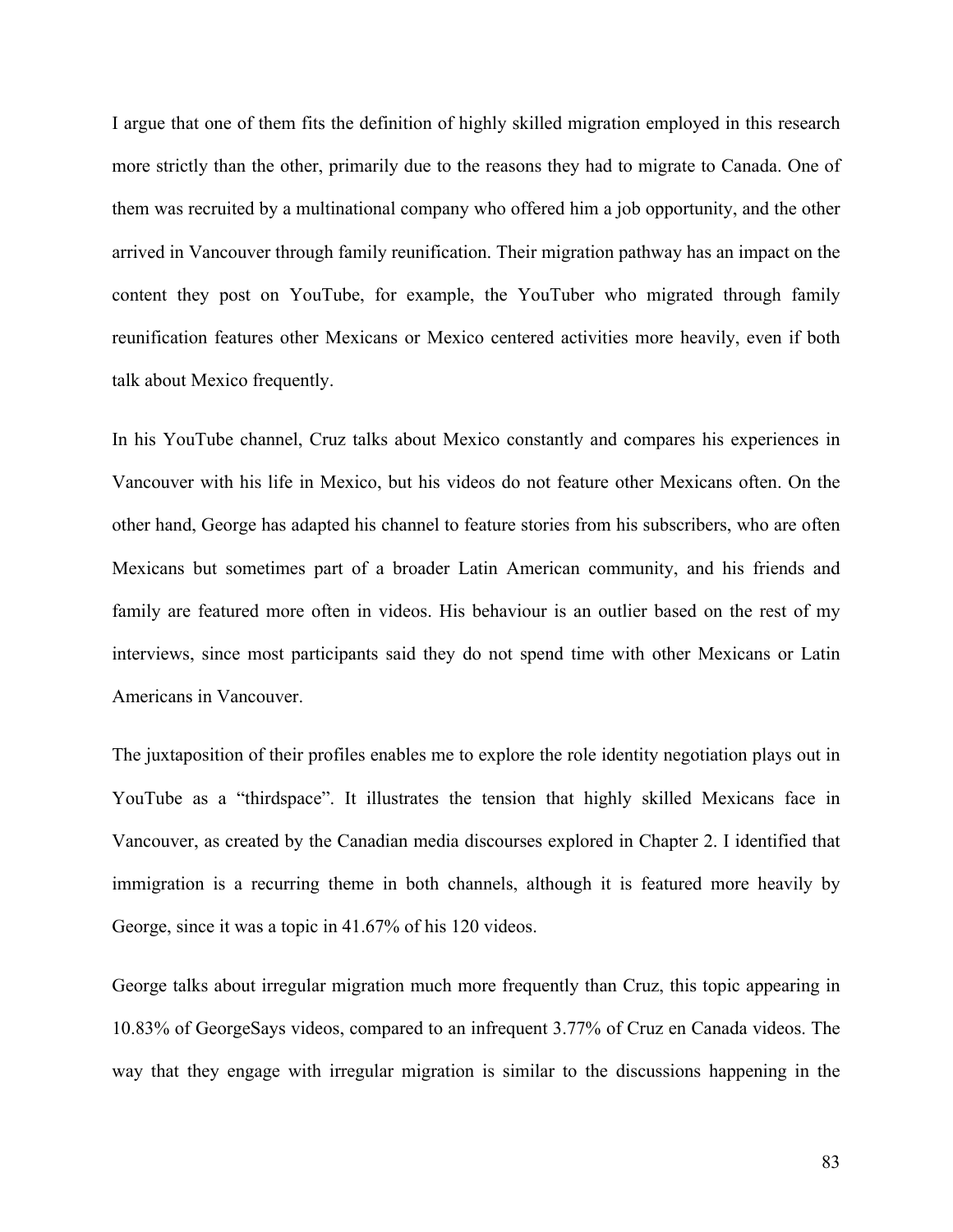I argue that one of them fits the definition of highly skilled migration employed in this research more strictly than the other, primarily due to the reasons they had to migrate to Canada. One of them was recruited by a multinational company who offered him a job opportunity, and the other arrived in Vancouver through family reunification. Their migration pathway has an impact on the content they post on YouTube, for example, the YouTuber who migrated through family reunification features other Mexicans or Mexico centered activities more heavily, even if both talk about Mexico frequently.

In his YouTube channel, Cruz talks about Mexico constantly and compares his experiences in Vancouver with his life in Mexico, but his videos do not feature other Mexicans often. On the other hand, George has adapted his channel to feature stories from his subscribers, who are often Mexicans but sometimes part of a broader Latin American community, and his friends and family are featured more often in videos. His behaviour is an outlier based on the rest of my interviews, since most participants said they do not spend time with other Mexicans or Latin Americans in Vancouver.

The juxtaposition of their profiles enables me to explore the role identity negotiation plays out in YouTube as a "thirdspace". It illustrates the tension that highly skilled Mexicans face in Vancouver, as created by the Canadian media discourses explored in Chapter 2. I identified that immigration is a recurring theme in both channels, although it is featured more heavily by George, since it was a topic in 41.67% of his 120 videos.

George talks about irregular migration much more frequently than Cruz, this topic appearing in 10.83% of GeorgeSays videos, compared to an infrequent 3.77% of Cruz en Canada videos. The way that they engage with irregular migration is similar to the discussions happening in the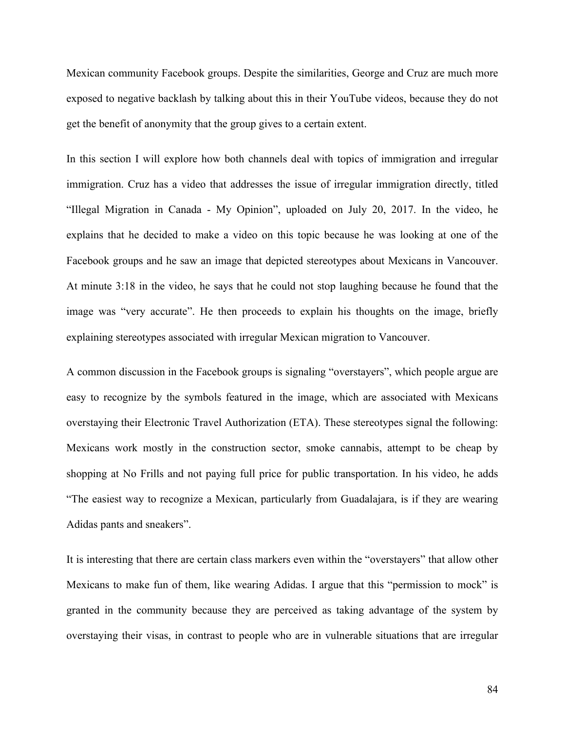Mexican community Facebook groups. Despite the similarities, George and Cruz are much more exposed to negative backlash by talking about this in their YouTube videos, because they do not get the benefit of anonymity that the group gives to a certain extent.

In this section I will explore how both channels deal with topics of immigration and irregular immigration. Cruz has a video that addresses the issue of irregular immigration directly, titled "Illegal Migration in Canada - My Opinion", uploaded on July 20, 2017. In the video, he explains that he decided to make a video on this topic because he was looking at one of the Facebook groups and he saw an image that depicted stereotypes about Mexicans in Vancouver. At minute 3:18 in the video, he says that he could not stop laughing because he found that the image was "very accurate". He then proceeds to explain his thoughts on the image, briefly explaining stereotypes associated with irregular Mexican migration to Vancouver.

A common discussion in the Facebook groups is signaling "overstayers", which people argue are easy to recognize by the symbols featured in the image, which are associated with Mexicans overstaying their Electronic Travel Authorization (ETA). These stereotypes signal the following: Mexicans work mostly in the construction sector, smoke cannabis, attempt to be cheap by shopping at No Frills and not paying full price for public transportation. In his video, he adds "The easiest way to recognize a Mexican, particularly from Guadalajara, is if they are wearing Adidas pants and sneakers".

It is interesting that there are certain class markers even within the "overstayers" that allow other Mexicans to make fun of them, like wearing Adidas. I argue that this "permission to mock" is granted in the community because they are perceived as taking advantage of the system by overstaying their visas, in contrast to people who are in vulnerable situations that are irregular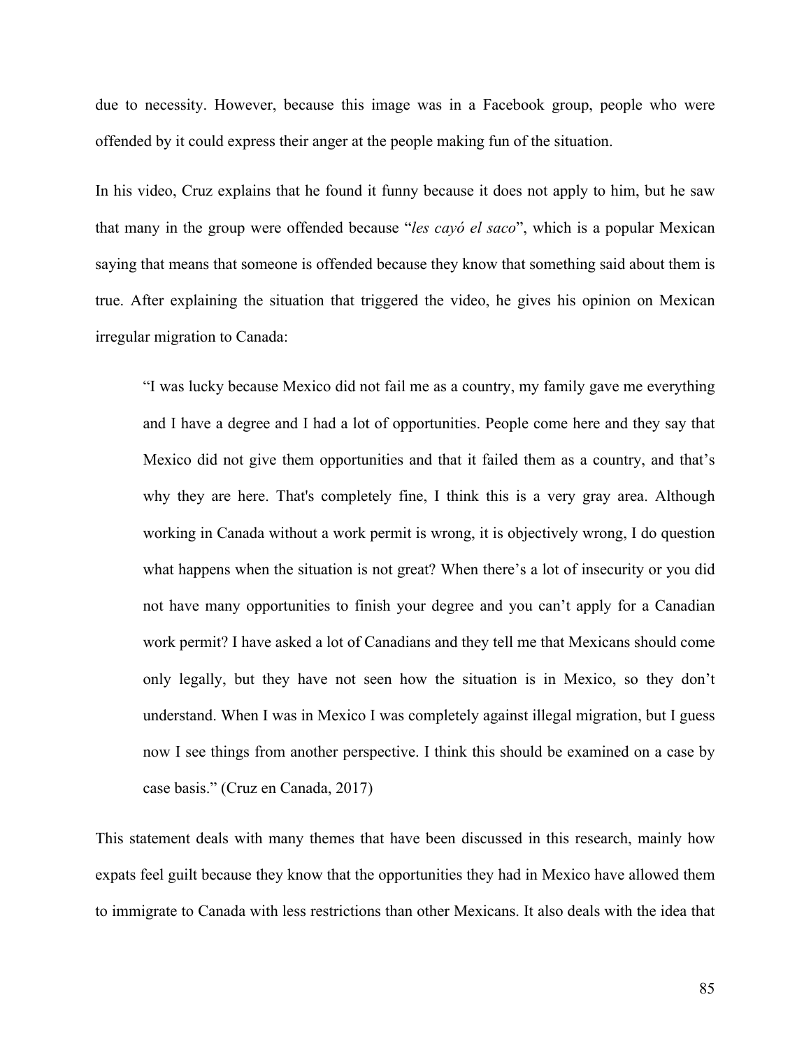due to necessity. However, because this image was in a Facebook group, people who were offended by it could express their anger at the people making fun of the situation.

In his video, Cruz explains that he found it funny because it does not apply to him, but he saw that many in the group were offended because "*les cayó el saco*", which is a popular Mexican saying that means that someone is offended because they know that something said about them is true. After explaining the situation that triggered the video, he gives his opinion on Mexican irregular migration to Canada:

> "I was lucky because Mexico did not fail me as a country, my family gave me everything and I have a degree and I had a lot of opportunities. People come here and they say that Mexico did not give them opportunities and that it failed them as a country, and that's why they are here. That's completely fine, I think this is a very gray area. Although working in Canada without a work permit is wrong, it is objectively wrong, I do question what happens when the situation is not great? When there's a lot of insecurity or you did not have many opportunities to finish your degree and you can't apply for a Canadian work permit? I have asked a lot of Canadians and they tell me that Mexicans should come only legally, but they have not seen how the situation is in Mexico, so they don't understand. When I was in Mexico I was completely against illegal migration, but I guess now I see things from another perspective. I think this should be examined on a case by case basis." (Cruz en Canada, 2017)

This statement deals with many themes that have been discussed in this research, mainly how expats feel guilt because they know that the opportunities they had in Mexico have allowed them to immigrate to Canada with less restrictions than other Mexicans. It also deals with the idea that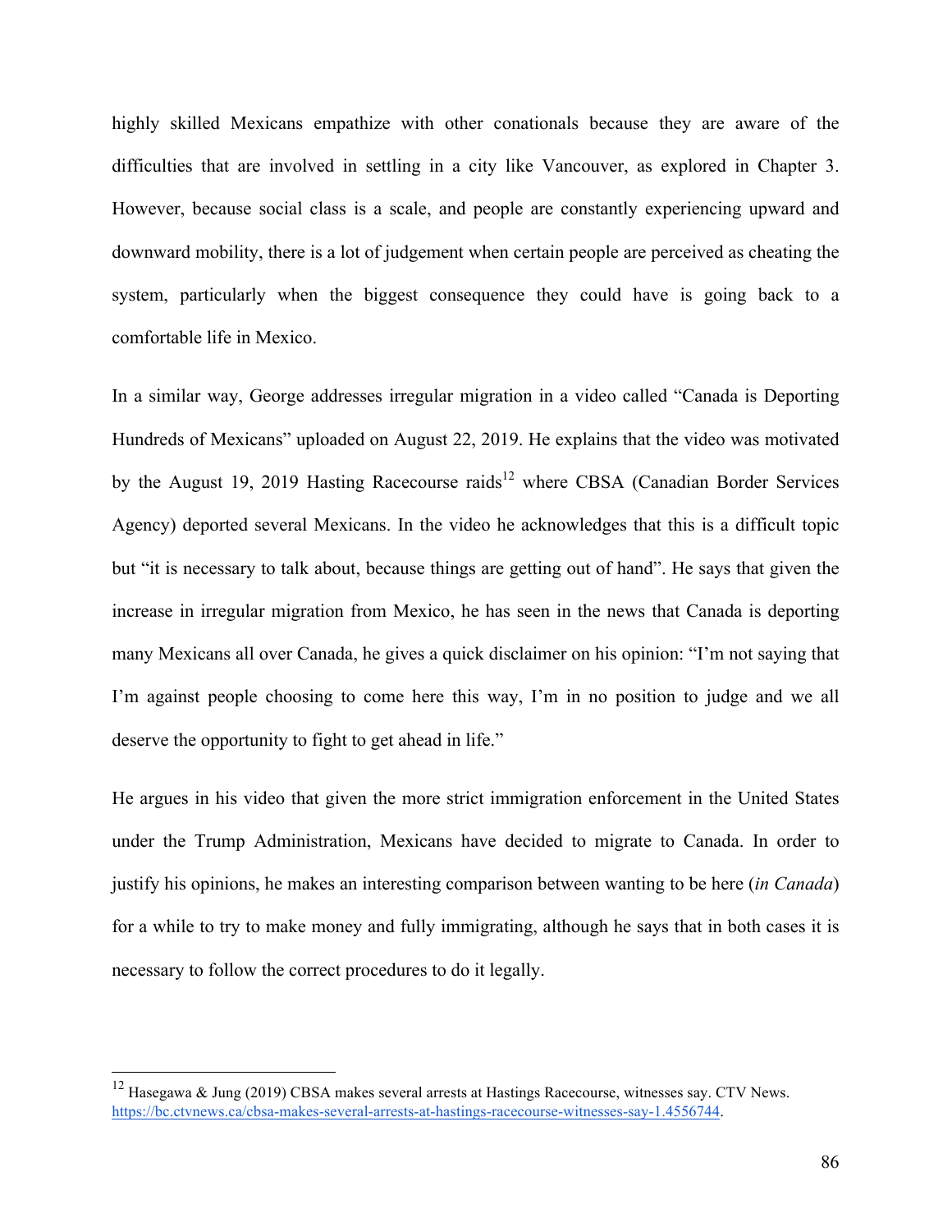highly skilled Mexicans empathize with other conationals because they are aware of the difficulties that are involved in settling in a city like Vancouver, as explored in Chapter 3. However, because social class is a scale, and people are constantly experiencing upward and downward mobility, there is a lot of judgement when certain people are perceived as cheating the system, particularly when the biggest consequence they could have is going back to a comfortable life in Mexico.

In a similar way, George addresses irregular migration in a video called "Canada is Deporting Hundreds of Mexicans" uploaded on August 22, 2019. He explains that the video was motivated by the August 19, 2019 Hasting Racecourse raids[12] where CBSA (Canadian Border Services Agency) deported several Mexicans. In the video he acknowledges that this is a difficult topic but "it is necessary to talk about, because things are getting out of hand". He says that given the increase in irregular migration from Mexico, he has seen in the news that Canada is deporting many Mexicans all over Canada, he gives a quick disclaimer on his opinion: "I'm not saying that I'm against people choosing to come here this way, I'm in no position to judge and we all deserve the opportunity to fight to get ahead in life."

He argues in his video that given the more strict immigration enforcement in the United States under the Trump Administration, Mexicans have decided to migrate to Canada. In order to justify his opinions, he makes an interesting comparison between wanting to be here (*in Canada*) for a while to try to make money and fully immigrating, although he says that in both cases it is necessary to follow the correct procedures to do it legally.

---

[12] Hasegawa & Jung (2019) CBSA makes several arrests at Hastings Racecourse, witnesses say. CTV News. https://bc.ctvnews.ca/cbsa-makes-several-arrests-at-hastings-racecourse-witnesses-say-1.4556744.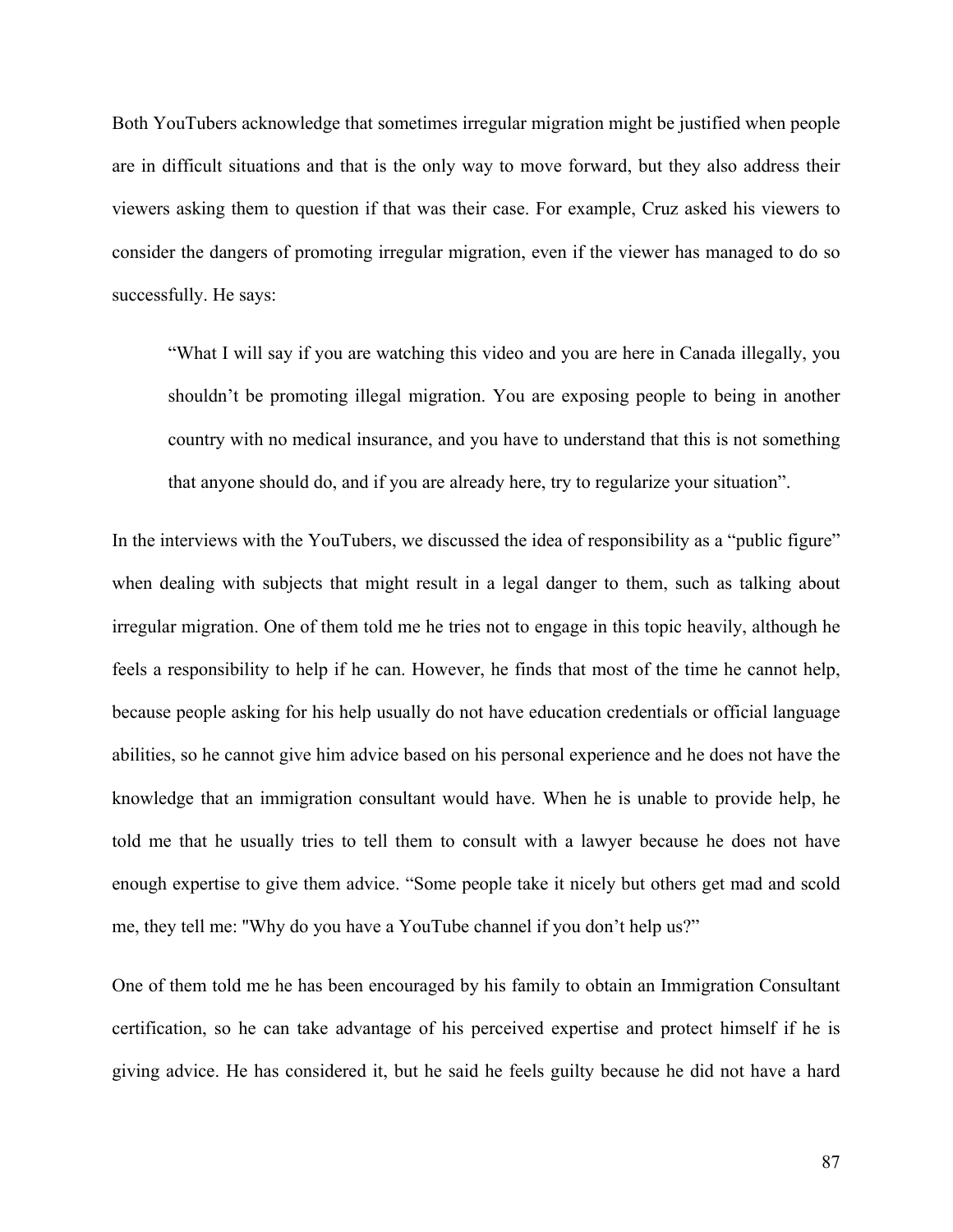Both YouTubers acknowledge that sometimes irregular migration might be justified when people are in difficult situations and that is the only way to move forward, but they also address their viewers asking them to question if that was their case. For example, Cruz asked his viewers to consider the dangers of promoting irregular migration, even if the viewer has managed to do so successfully. He says:

> "What I will say if you are watching this video and you are here in Canada illegally, you shouldn't be promoting illegal migration. You are exposing people to being in another country with no medical insurance, and you have to understand that this is not something that anyone should do, and if you are already here, try to regularize your situation".

In the interviews with the YouTubers, we discussed the idea of responsibility as a "public figure" when dealing with subjects that might result in a legal danger to them, such as talking about irregular migration. One of them told me he tries not to engage in this topic heavily, although he feels a responsibility to help if he can. However, he finds that most of the time he cannot help, because people asking for his help usually do not have education credentials or official language abilities, so he cannot give him advice based on his personal experience and he does not have the knowledge that an immigration consultant would have. When he is unable to provide help, he told me that he usually tries to tell them to consult with a lawyer because he does not have enough expertise to give them advice. "Some people take it nicely but others get mad and scold me, they tell me: "Why do you have a YouTube channel if you don't help us?"

One of them told me he has been encouraged by his family to obtain an Immigration Consultant certification, so he can take advantage of his perceived expertise and protect himself if he is giving advice. He has considered it, but he said he feels guilty because he did not have a hard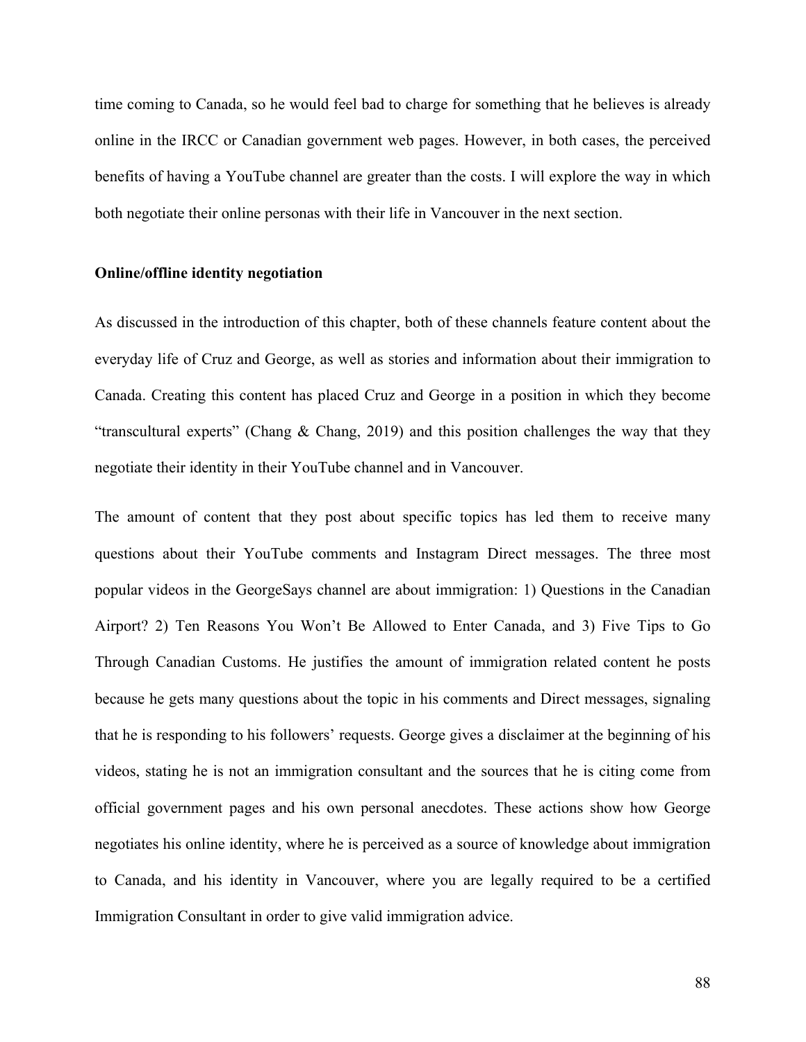time coming to Canada, so he would feel bad to charge for something that he believes is already online in the IRCC or Canadian government web pages. However, in both cases, the perceived benefits of having a YouTube channel are greater than the costs. I will explore the way in which both negotiate their online personas with their life in Vancouver in the next section.

### Online/offline identity negotiation

As discussed in the introduction of this chapter, both of these channels feature content about the everyday life of Cruz and George, as well as stories and information about their immigration to Canada. Creating this content has placed Cruz and George in a position in which they become "transcultural experts" (Chang & Chang, 2019) and this position challenges the way that they negotiate their identity in their YouTube channel and in Vancouver.

The amount of content that they post about specific topics has led them to receive many questions about their YouTube comments and Instagram Direct messages. The three most popular videos in the GeorgeSays channel are about immigration: 1) Questions in the Canadian Airport? 2) Ten Reasons You Won't Be Allowed to Enter Canada, and 3) Five Tips to Go Through Canadian Customs. He justifies the amount of immigration related content he posts because he gets many questions about the topic in his comments and Direct messages, signaling that he is responding to his followers' requests. George gives a disclaimer at the beginning of his videos, stating he is not an immigration consultant and the sources that he is citing come from official government pages and his own personal anecdotes. These actions show how George negotiates his online identity, where he is perceived as a source of knowledge about immigration to Canada, and his identity in Vancouver, where you are legally required to be a certified Immigration Consultant in order to give valid immigration advice.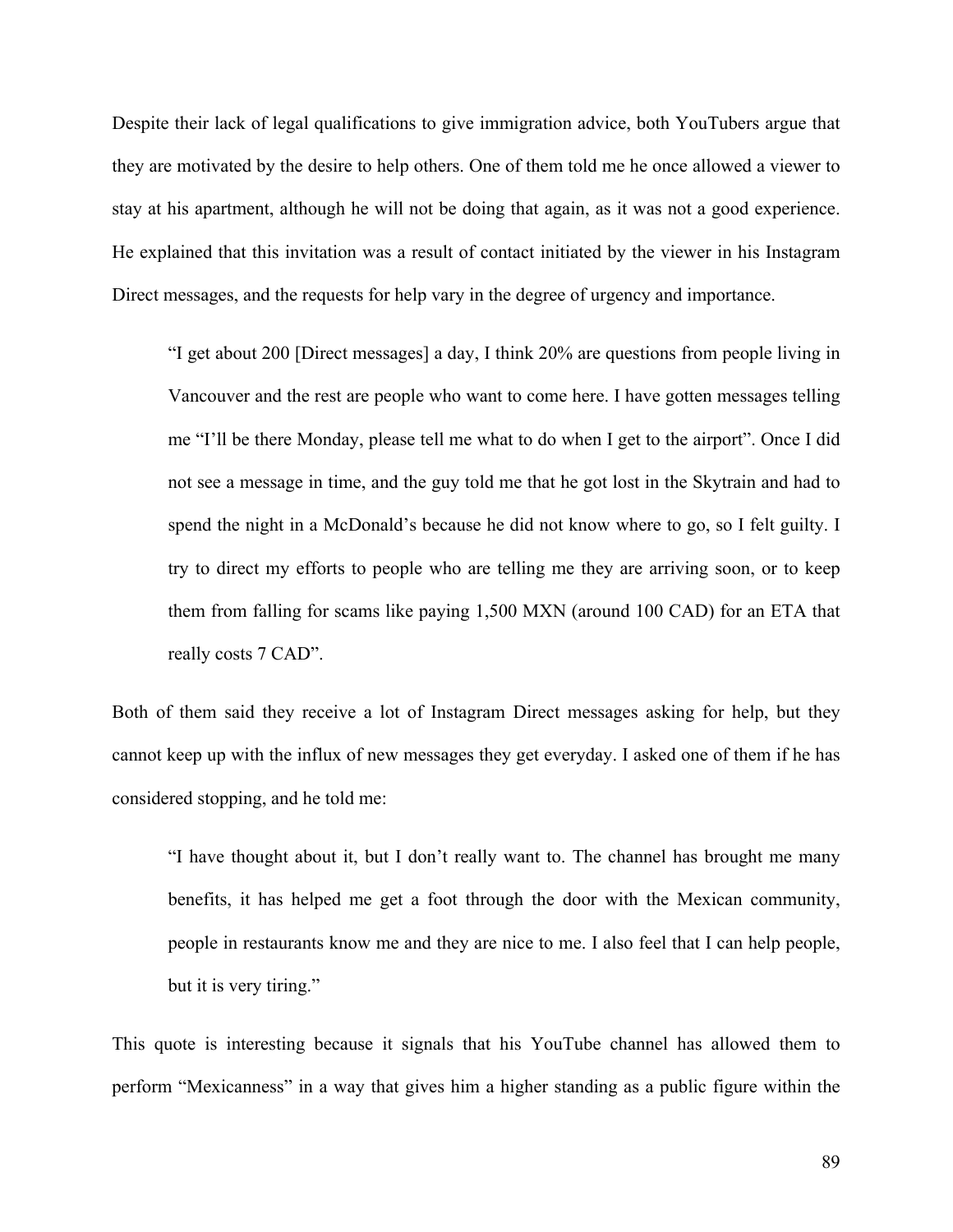Despite their lack of legal qualifications to give immigration advice, both YouTubers argue that they are motivated by the desire to help others. One of them told me he once allowed a viewer to stay at his apartment, although he will not be doing that again, as it was not a good experience. He explained that this invitation was a result of contact initiated by the viewer in his Instagram Direct messages, and the requests for help vary in the degree of urgency and importance.

> "I get about 200 [Direct messages] a day, I think 20% are questions from people living in Vancouver and the rest are people who want to come here. I have gotten messages telling me "I'll be there Monday, please tell me what to do when I get to the airport". Once I did not see a message in time, and the guy told me that he got lost in the Skytrain and had to spend the night in a McDonald's because he did not know where to go, so I felt guilty. I try to direct my efforts to people who are telling me they are arriving soon, or to keep them from falling for scams like paying 1,500 MXN (around 100 CAD) for an ETA that really costs 7 CAD".

Both of them said they receive a lot of Instagram Direct messages asking for help, but they cannot keep up with the influx of new messages they get everyday. I asked one of them if he has considered stopping, and he told me:

> "I have thought about it, but I don't really want to. The channel has brought me many benefits, it has helped me get a foot through the door with the Mexican community, people in restaurants know me and they are nice to me. I also feel that I can help people, but it is very tiring."

This quote is interesting because it signals that his YouTube channel has allowed them to perform "Mexicanness" in a way that gives him a higher standing as a public figure within the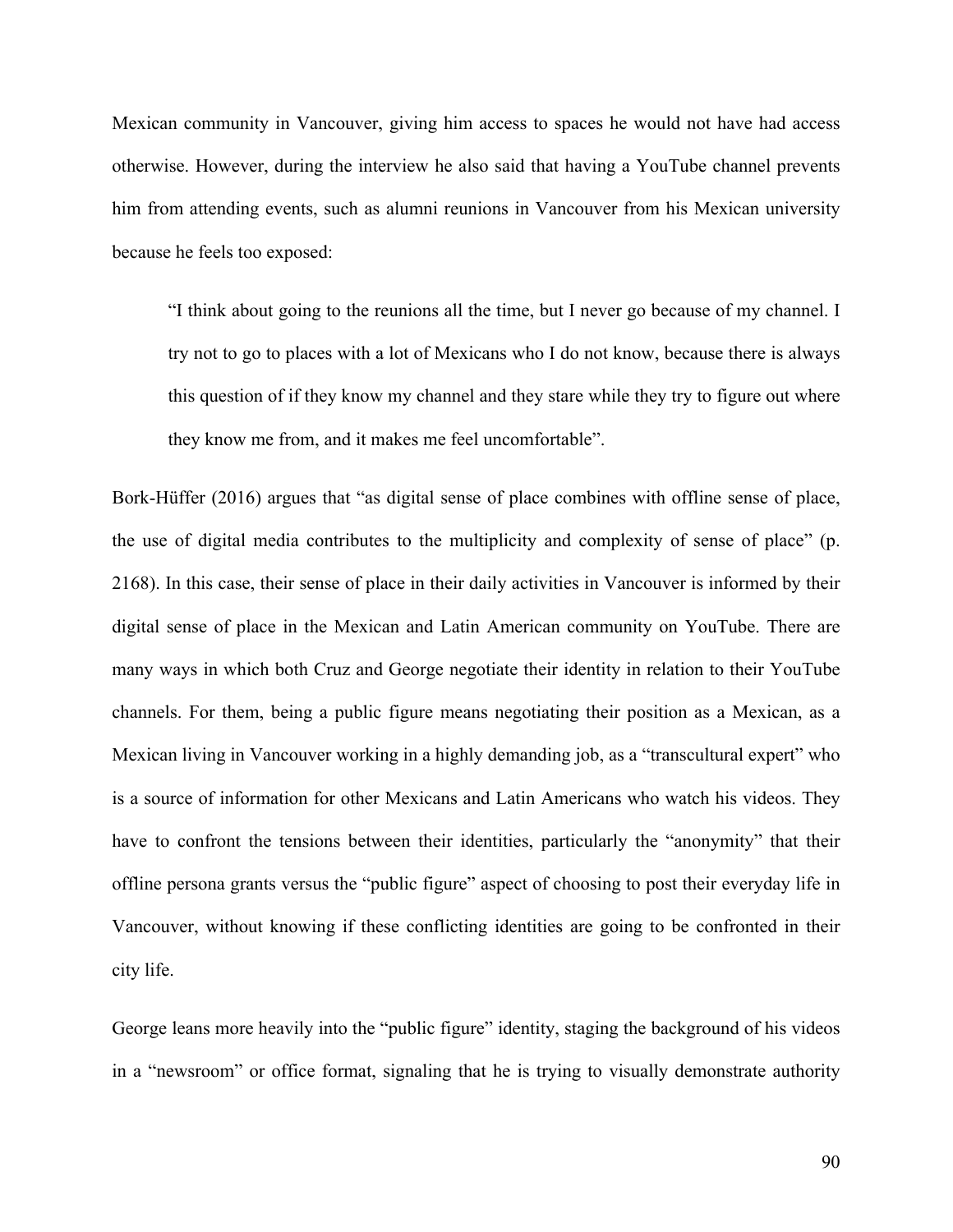Mexican community in Vancouver, giving him access to spaces he would not have had access otherwise. However, during the interview he also said that having a YouTube channel prevents him from attending events, such as alumni reunions in Vancouver from his Mexican university because he feels too exposed:

> "I think about going to the reunions all the time, but I never go because of my channel. I try not to go to places with a lot of Mexicans who I do not know, because there is always this question of if they know my channel and they stare while they try to figure out where they know me from, and it makes me feel uncomfortable".

Bork-Hüffer (2016) argues that "as digital sense of place combines with offline sense of place, the use of digital media contributes to the multiplicity and complexity of sense of place" (p. 2168). In this case, their sense of place in their daily activities in Vancouver is informed by their digital sense of place in the Mexican and Latin American community on YouTube. There are many ways in which both Cruz and George negotiate their identity in relation to their YouTube channels. For them, being a public figure means negotiating their position as a Mexican, as a Mexican living in Vancouver working in a highly demanding job, as a "transcultural expert" who is a source of information for other Mexicans and Latin Americans who watch his videos. They have to confront the tensions between their identities, particularly the "anonymity" that their offline persona grants versus the "public figure" aspect of choosing to post their everyday life in Vancouver, without knowing if these conflicting identities are going to be confronted in their city life.

George leans more heavily into the "public figure" identity, staging the background of his videos in a "newsroom" or office format, signaling that he is trying to visually demonstrate authority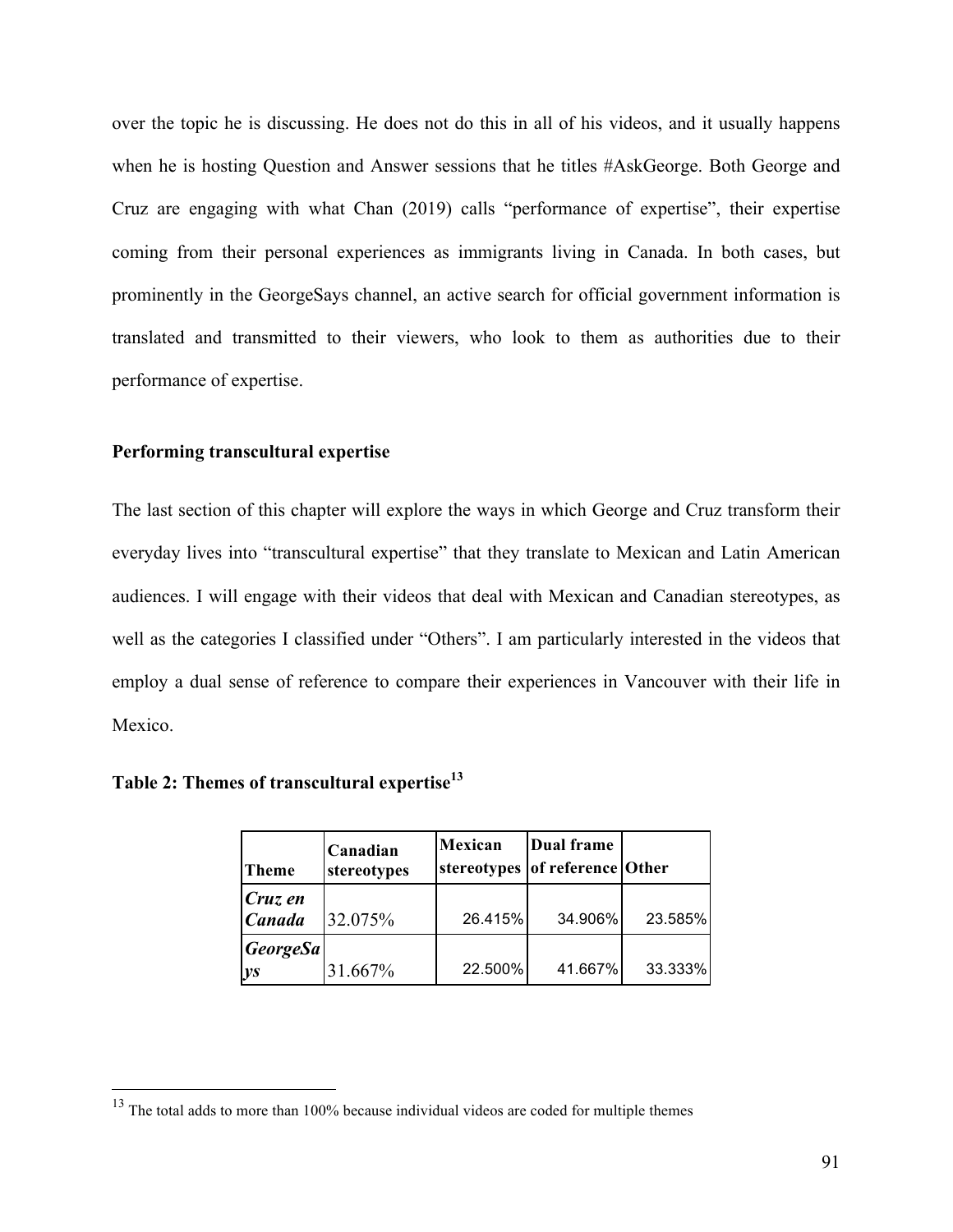over the topic he is discussing. He does not do this in all of his videos, and it usually happens when he is hosting Question and Answer sessions that he titles #AskGeorge. Both George and Cruz are engaging with what Chan (2019) calls "performance of expertise", their expertise coming from their personal experiences as immigrants living in Canada. In both cases, but prominently in the GeorgeSays channel, an active search for official government information is translated and transmitted to their viewers, who look to them as authorities due to their performance of expertise.

### Performing transcultural expertise

The last section of this chapter will explore the ways in which George and Cruz transform their everyday lives into "transcultural expertise" that they translate to Mexican and Latin American audiences. I will engage with their videos that deal with Mexican and Canadian stereotypes, as well as the categories I classified under "Others". I am particularly interested in the videos that employ a dual sense of reference to compare their experiences in Vancouver with their life in Mexico.

**Table 2: Themes of transcultural expertise[13]**

| Theme | Canadian stereotypes | Mexican stereotypes | Dual frame of reference | Other |
|---|---|---|---|---|
| ***Cruz en Canada*** | 32.075% | 26.415% | 34.906% | 23.585% |
| ***GeorgeSays*** | 31.667% | 22.500% | 41.667% | 33.333% |

[13] The total adds to more than 100% because individual videos are coded for multiple themes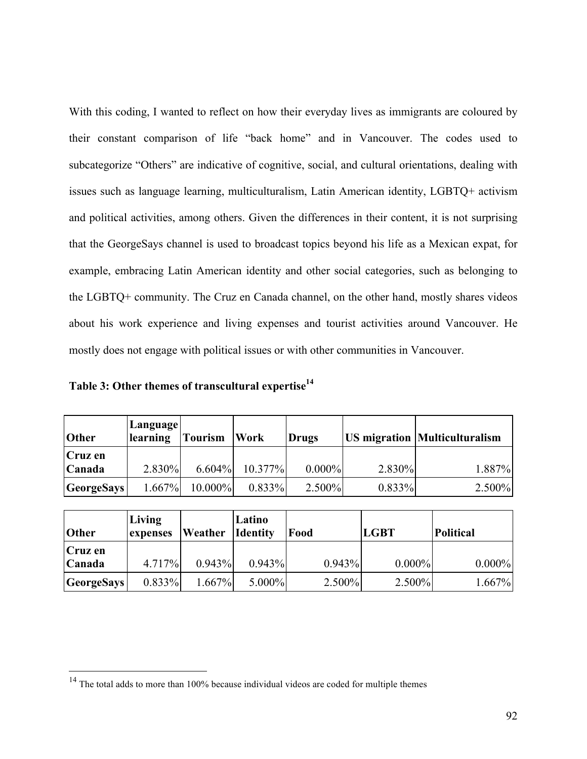With this coding, I wanted to reflect on how their everyday lives as immigrants are coloured by their constant comparison of life "back home" and in Vancouver. The codes used to subcategorize "Others" are indicative of cognitive, social, and cultural orientations, dealing with issues such as language learning, multiculturalism, Latin American identity, LGBTQ+ activism and political activities, among others. Given the differences in their content, it is not surprising that the GeorgeSays channel is used to broadcast topics beyond his life as a Mexican expat, for example, embracing Latin American identity and other social categories, such as belonging to the LGBTQ+ community. The Cruz en Canada channel, on the other hand, mostly shares videos about his work experience and living expenses and tourist activities around Vancouver. He mostly does not engage with political issues or with other communities in Vancouver.

**Table 3: Other themes of transcultural expertise[14]**

| Other | Language learning | Tourism | Work | Drugs | US migration | Multiculturalism |
|---|---|---|---|---|---|---|
| Cruz en Canada | 2.830% | 6.604% | 10.377% | 0.000% | 2.830% | 1.887% |
| GeorgeSays | 1.667% | 10.000% | 0.833% | 2.500% | 0.833% | 2.500% |

| Other | Living expenses | Weather | Latino Identity | Food | LGBT | Political |
|---|---|---|---|---|---|---|
| Cruz en Canada | 4.717% | 0.943% | 0.943% | 0.943% | 0.000% | 0.000% |
| GeorgeSays | 0.833% | 1.667% | 5.000% | 2.500% | 2.500% | 1.667% |

[14] The total adds to more than 100% because individual videos are coded for multiple themes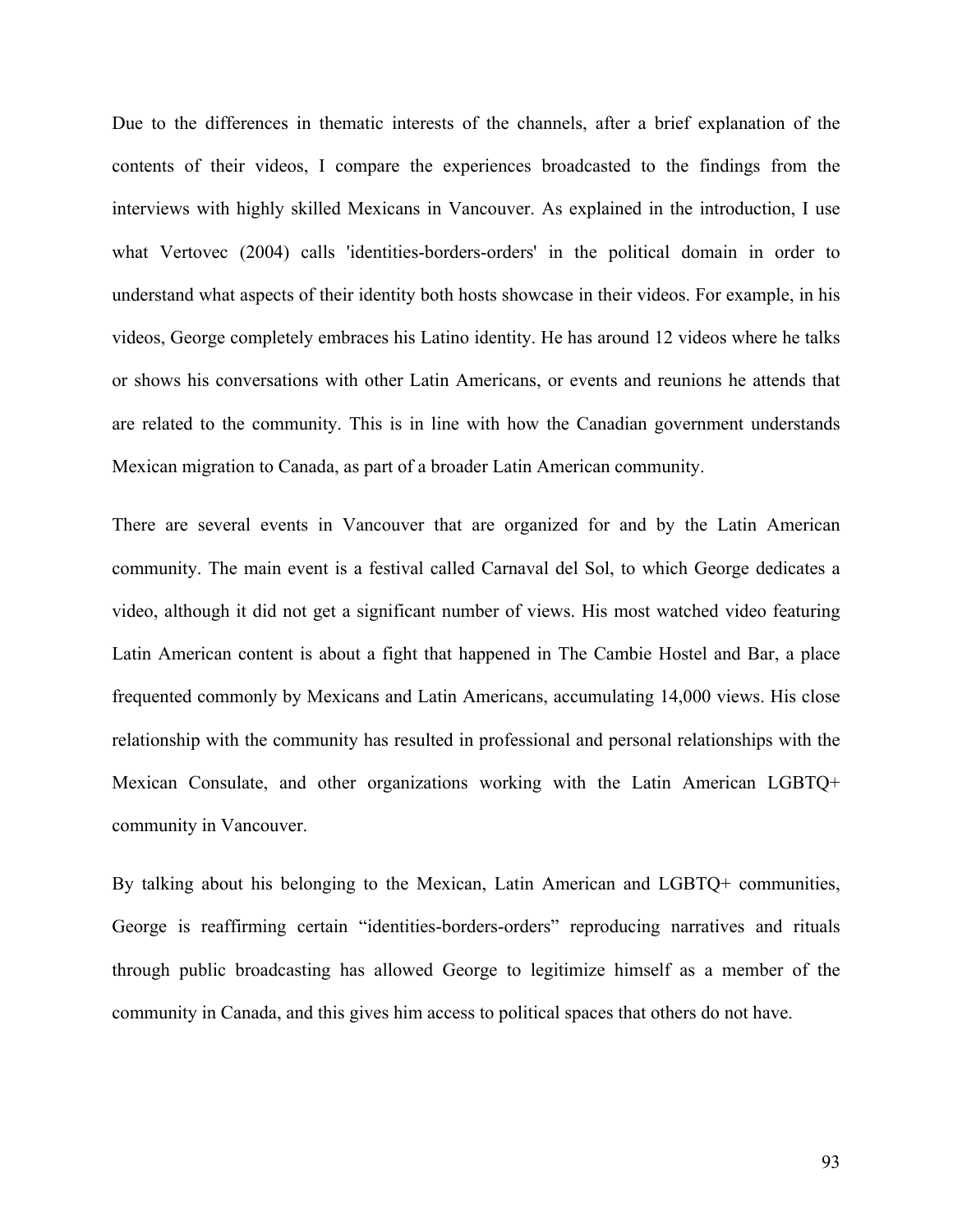Due to the differences in thematic interests of the channels, after a brief explanation of the contents of their videos, I compare the experiences broadcasted to the findings from the interviews with highly skilled Mexicans in Vancouver. As explained in the introduction, I use what Vertovec (2004) calls 'identities-borders-orders' in the political domain in order to understand what aspects of their identity both hosts showcase in their videos. For example, in his videos, George completely embraces his Latino identity. He has around 12 videos where he talks or shows his conversations with other Latin Americans, or events and reunions he attends that are related to the community. This is in line with how the Canadian government understands Mexican migration to Canada, as part of a broader Latin American community.

There are several events in Vancouver that are organized for and by the Latin American community. The main event is a festival called Carnaval del Sol, to which George dedicates a video, although it did not get a significant number of views. His most watched video featuring Latin American content is about a fight that happened in The Cambie Hostel and Bar, a place frequented commonly by Mexicans and Latin Americans, accumulating 14,000 views. His close relationship with the community has resulted in professional and personal relationships with the Mexican Consulate, and other organizations working with the Latin American LGBTQ+ community in Vancouver.

By talking about his belonging to the Mexican, Latin American and LGBTQ+ communities, George is reaffirming certain “identities-borders-orders” reproducing narratives and rituals through public broadcasting has allowed George to legitimize himself as a member of the community in Canada, and this gives him access to political spaces that others do not have.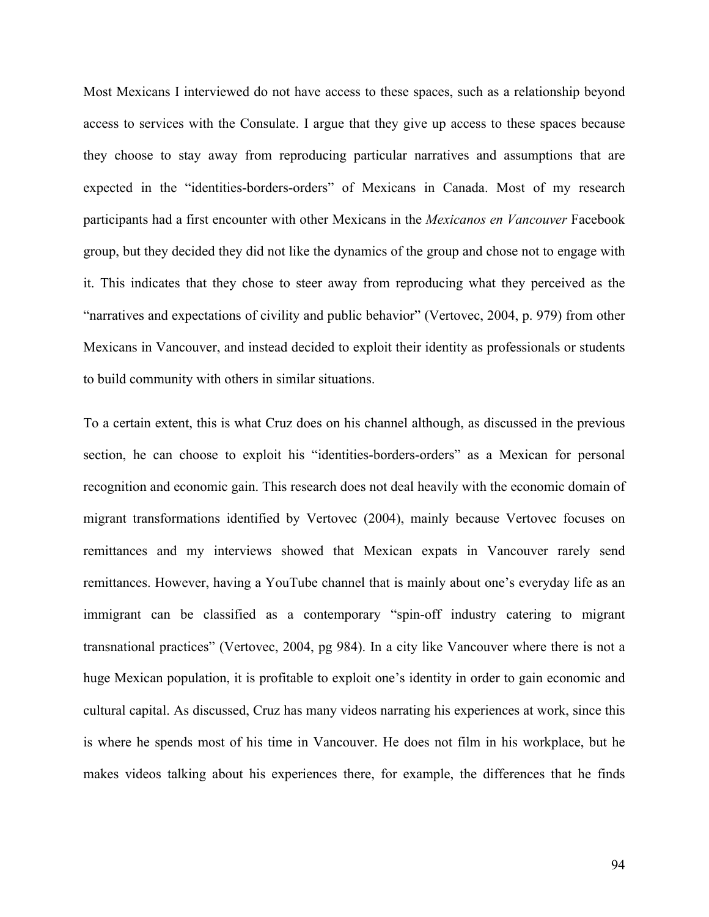Most Mexicans I interviewed do not have access to these spaces, such as a relationship beyond access to services with the Consulate. I argue that they give up access to these spaces because they choose to stay away from reproducing particular narratives and assumptions that are expected in the "identities-borders-orders" of Mexicans in Canada. Most of my research participants had a first encounter with other Mexicans in the *Mexicanos en Vancouver* Facebook group, but they decided they did not like the dynamics of the group and chose not to engage with it. This indicates that they chose to steer away from reproducing what they perceived as the "narratives and expectations of civility and public behavior" (Vertovec, 2004, p. 979) from other Mexicans in Vancouver, and instead decided to exploit their identity as professionals or students to build community with others in similar situations.

To a certain extent, this is what Cruz does on his channel although, as discussed in the previous section, he can choose to exploit his "identities-borders-orders" as a Mexican for personal recognition and economic gain. This research does not deal heavily with the economic domain of migrant transformations identified by Vertovec (2004), mainly because Vertovec focuses on remittances and my interviews showed that Mexican expats in Vancouver rarely send remittances. However, having a YouTube channel that is mainly about one's everyday life as an immigrant can be classified as a contemporary "spin-off industry catering to migrant transnational practices" (Vertovec, 2004, pg 984). In a city like Vancouver where there is not a huge Mexican population, it is profitable to exploit one's identity in order to gain economic and cultural capital. As discussed, Cruz has many videos narrating his experiences at work, since this is where he spends most of his time in Vancouver. He does not film in his workplace, but he makes videos talking about his experiences there, for example, the differences that he finds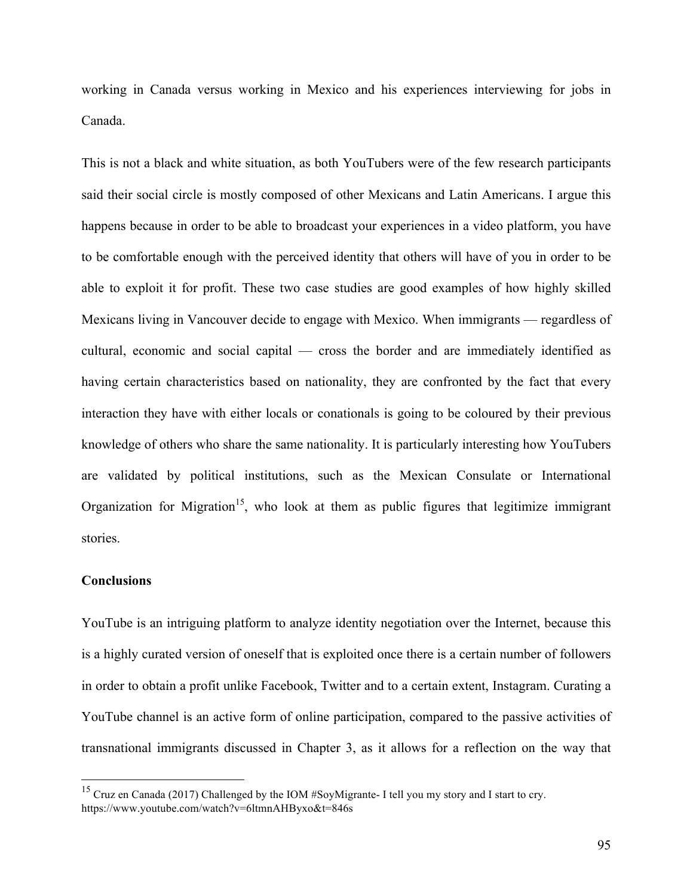working in Canada versus working in Mexico and his experiences interviewing for jobs in Canada.

This is not a black and white situation, as both YouTubers were of the few research participants said their social circle is mostly composed of other Mexicans and Latin Americans. I argue this happens because in order to be able to broadcast your experiences in a video platform, you have to be comfortable enough with the perceived identity that others will have of you in order to be able to exploit it for profit. These two case studies are good examples of how highly skilled Mexicans living in Vancouver decide to engage with Mexico. When immigrants — regardless of cultural, economic and social capital — cross the border and are immediately identified as having certain characteristics based on nationality, they are confronted by the fact that every interaction they have with either locals or conationals is going to be coloured by their previous knowledge of others who share the same nationality. It is particularly interesting how YouTubers are validated by political institutions, such as the Mexican Consulate or International Organization for Migration[15], who look at them as public figures that legitimize immigrant stories.

**Conclusions**

YouTube is an intriguing platform to analyze identity negotiation over the Internet, because this is a highly curated version of oneself that is exploited once there is a certain number of followers in order to obtain a profit unlike Facebook, Twitter and to a certain extent, Instagram. Curating a YouTube channel is an active form of online participation, compared to the passive activities of transnational immigrants discussed in Chapter 3, as it allows for a reflection on the way that

---

[15] Cruz en Canada (2017) Challenged by the IOM #SoyMigrante- I tell you my story and I start to cry. https://www.youtube.com/watch?v=6ltmnAHByxo&t=846s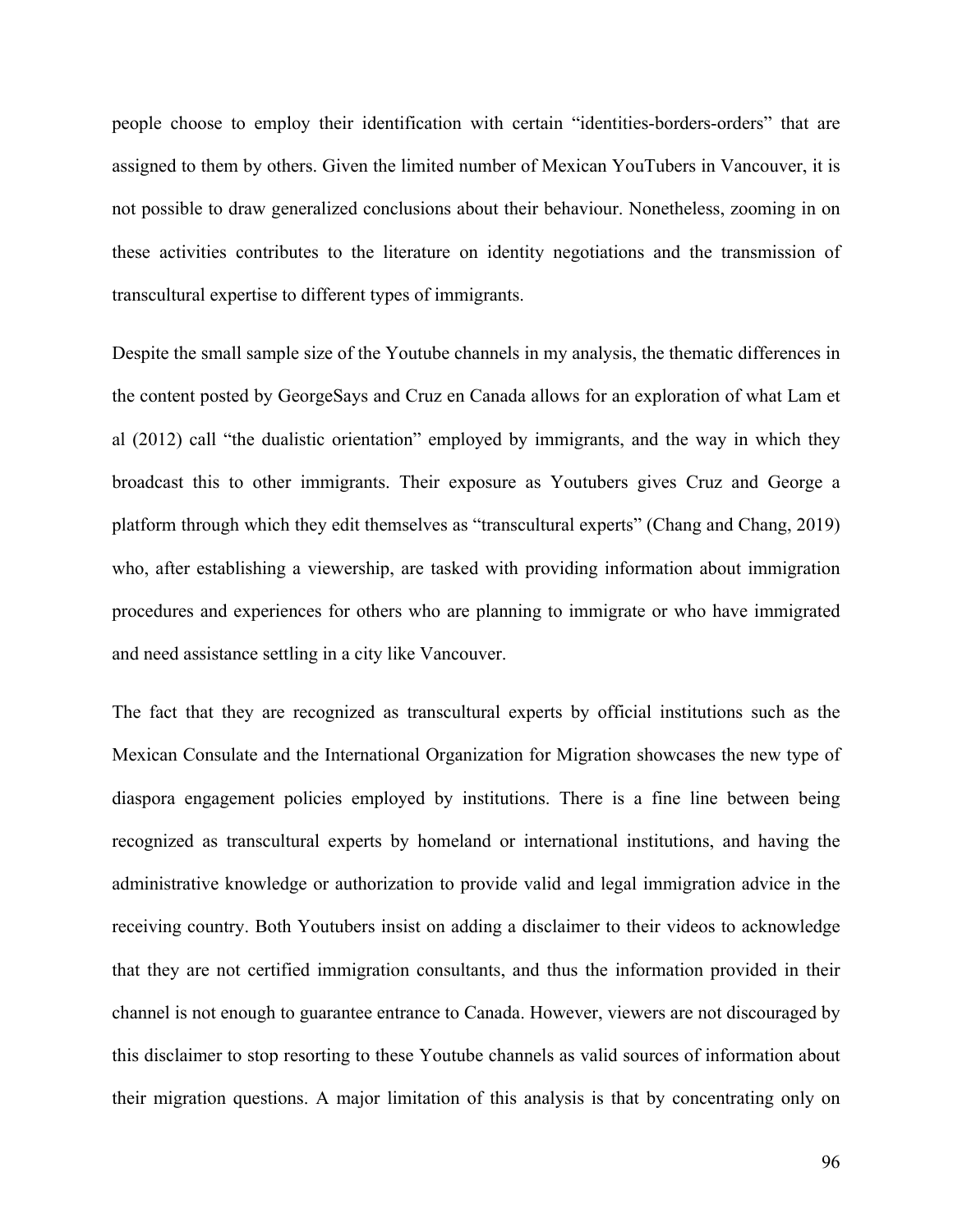people choose to employ their identification with certain "identities-borders-orders" that are assigned to them by others. Given the limited number of Mexican YouTubers in Vancouver, it is not possible to draw generalized conclusions about their behaviour. Nonetheless, zooming in on these activities contributes to the literature on identity negotiations and the transmission of transcultural expertise to different types of immigrants.

Despite the small sample size of the Youtube channels in my analysis, the thematic differences in the content posted by GeorgeSays and Cruz en Canada allows for an exploration of what Lam et al (2012) call "the dualistic orientation" employed by immigrants, and the way in which they broadcast this to other immigrants. Their exposure as Youtubers gives Cruz and George a platform through which they edit themselves as "transcultural experts" (Chang and Chang, 2019) who, after establishing a viewership, are tasked with providing information about immigration procedures and experiences for others who are planning to immigrate or who have immigrated and need assistance settling in a city like Vancouver.

The fact that they are recognized as transcultural experts by official institutions such as the Mexican Consulate and the International Organization for Migration showcases the new type of diaspora engagement policies employed by institutions. There is a fine line between being recognized as transcultural experts by homeland or international institutions, and having the administrative knowledge or authorization to provide valid and legal immigration advice in the receiving country. Both Youtubers insist on adding a disclaimer to their videos to acknowledge that they are not certified immigration consultants, and thus the information provided in their channel is not enough to guarantee entrance to Canada. However, viewers are not discouraged by this disclaimer to stop resorting to these Youtube channels as valid sources of information about their migration questions. A major limitation of this analysis is that by concentrating only on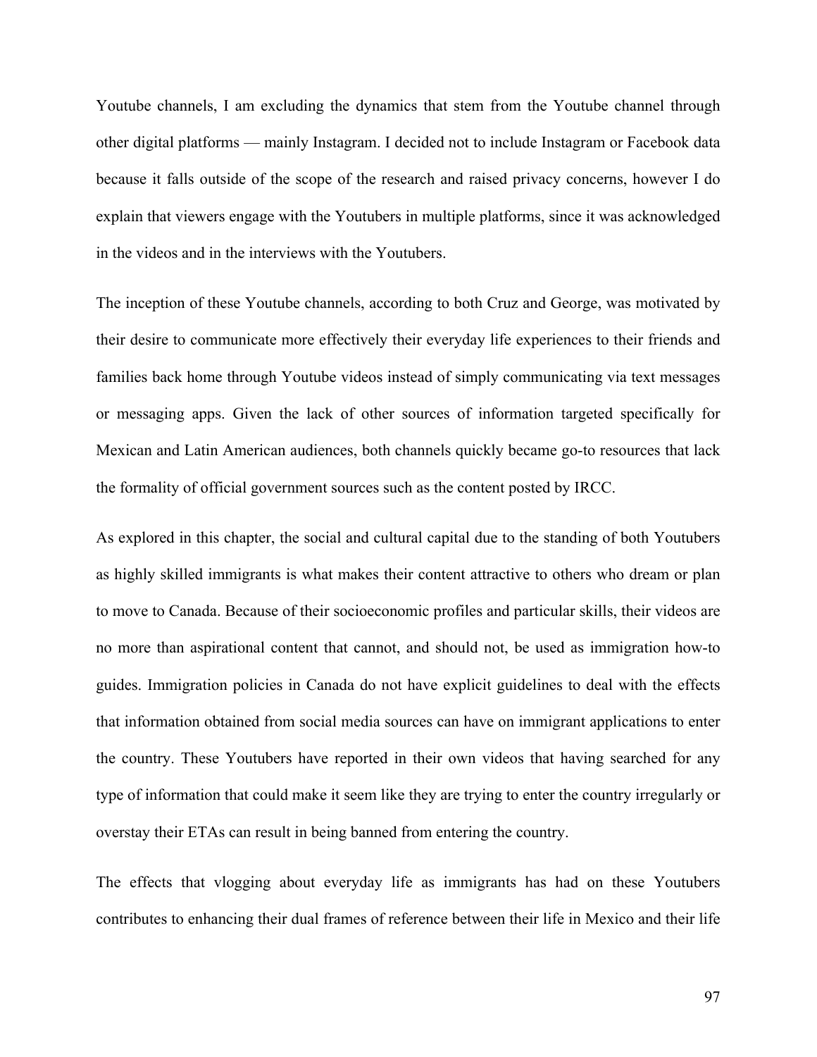Youtube channels, I am excluding the dynamics that stem from the Youtube channel through other digital platforms — mainly Instagram. I decided not to include Instagram or Facebook data because it falls outside of the scope of the research and raised privacy concerns, however I do explain that viewers engage with the Youtubers in multiple platforms, since it was acknowledged in the videos and in the interviews with the Youtubers.

The inception of these Youtube channels, according to both Cruz and George, was motivated by their desire to communicate more effectively their everyday life experiences to their friends and families back home through Youtube videos instead of simply communicating via text messages or messaging apps. Given the lack of other sources of information targeted specifically for Mexican and Latin American audiences, both channels quickly became go-to resources that lack the formality of official government sources such as the content posted by IRCC.

As explored in this chapter, the social and cultural capital due to the standing of both Youtubers as highly skilled immigrants is what makes their content attractive to others who dream or plan to move to Canada. Because of their socioeconomic profiles and particular skills, their videos are no more than aspirational content that cannot, and should not, be used as immigration how-to guides. Immigration policies in Canada do not have explicit guidelines to deal with the effects that information obtained from social media sources can have on immigrant applications to enter the country. These Youtubers have reported in their own videos that having searched for any type of information that could make it seem like they are trying to enter the country irregularly or overstay their ETAs can result in being banned from entering the country.

The effects that vlogging about everyday life as immigrants has had on these Youtubers contributes to enhancing their dual frames of reference between their life in Mexico and their life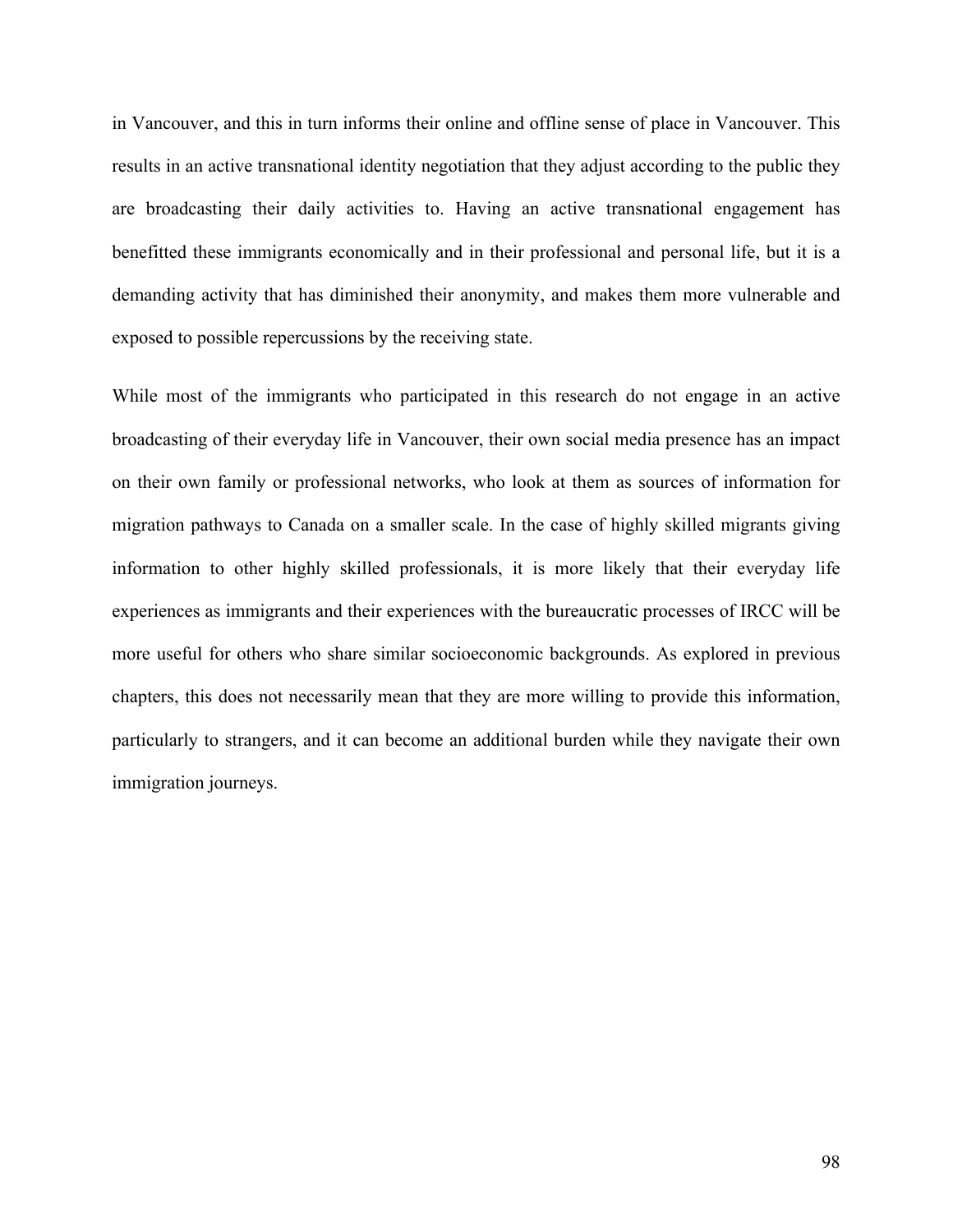in Vancouver, and this in turn informs their online and offline sense of place in Vancouver. This results in an active transnational identity negotiation that they adjust according to the public they are broadcasting their daily activities to. Having an active transnational engagement has benefitted these immigrants economically and in their professional and personal life, but it is a demanding activity that has diminished their anonymity, and makes them more vulnerable and exposed to possible repercussions by the receiving state.

While most of the immigrants who participated in this research do not engage in an active broadcasting of their everyday life in Vancouver, their own social media presence has an impact on their own family or professional networks, who look at them as sources of information for migration pathways to Canada on a smaller scale. In the case of highly skilled migrants giving information to other highly skilled professionals, it is more likely that their everyday life experiences as immigrants and their experiences with the bureaucratic processes of IRCC will be more useful for others who share similar socioeconomic backgrounds. As explored in previous chapters, this does not necessarily mean that they are more willing to provide this information, particularly to strangers, and it can become an additional burden while they navigate their own immigration journeys.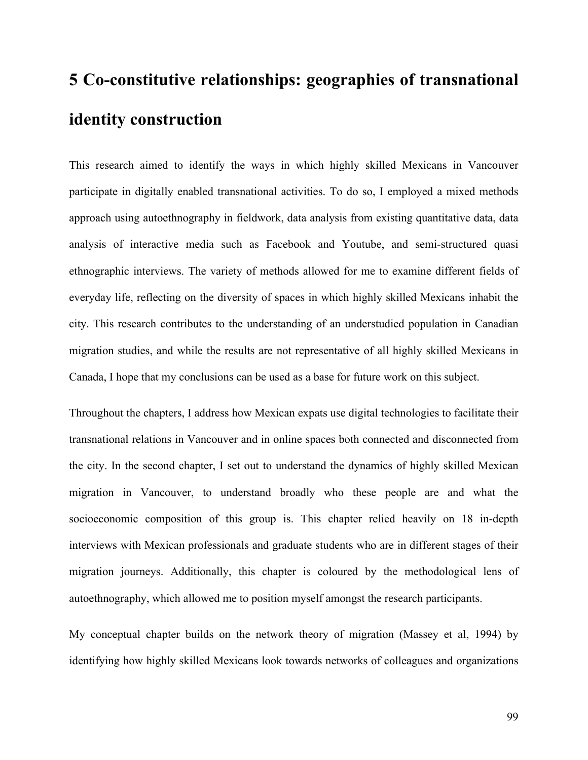# 5 Co-constitutive relationships: geographies of transnational identity construction

This research aimed to identify the ways in which highly skilled Mexicans in Vancouver participate in digitally enabled transnational activities. To do so, I employed a mixed methods approach using autoethnography in fieldwork, data analysis from existing quantitative data, data analysis of interactive media such as Facebook and Youtube, and semi-structured quasi ethnographic interviews. The variety of methods allowed for me to examine different fields of everyday life, reflecting on the diversity of spaces in which highly skilled Mexicans inhabit the city. This research contributes to the understanding of an understudied population in Canadian migration studies, and while the results are not representative of all highly skilled Mexicans in Canada, I hope that my conclusions can be used as a base for future work on this subject.

Throughout the chapters, I address how Mexican expats use digital technologies to facilitate their transnational relations in Vancouver and in online spaces both connected and disconnected from the city. In the second chapter, I set out to understand the dynamics of highly skilled Mexican migration in Vancouver, to understand broadly who these people are and what the socioeconomic composition of this group is. This chapter relied heavily on 18 in-depth interviews with Mexican professionals and graduate students who are in different stages of their migration journeys. Additionally, this chapter is coloured by the methodological lens of autoethnography, which allowed me to position myself amongst the research participants.

My conceptual chapter builds on the network theory of migration (Massey et al, 1994) by identifying how highly skilled Mexicans look towards networks of colleagues and organizations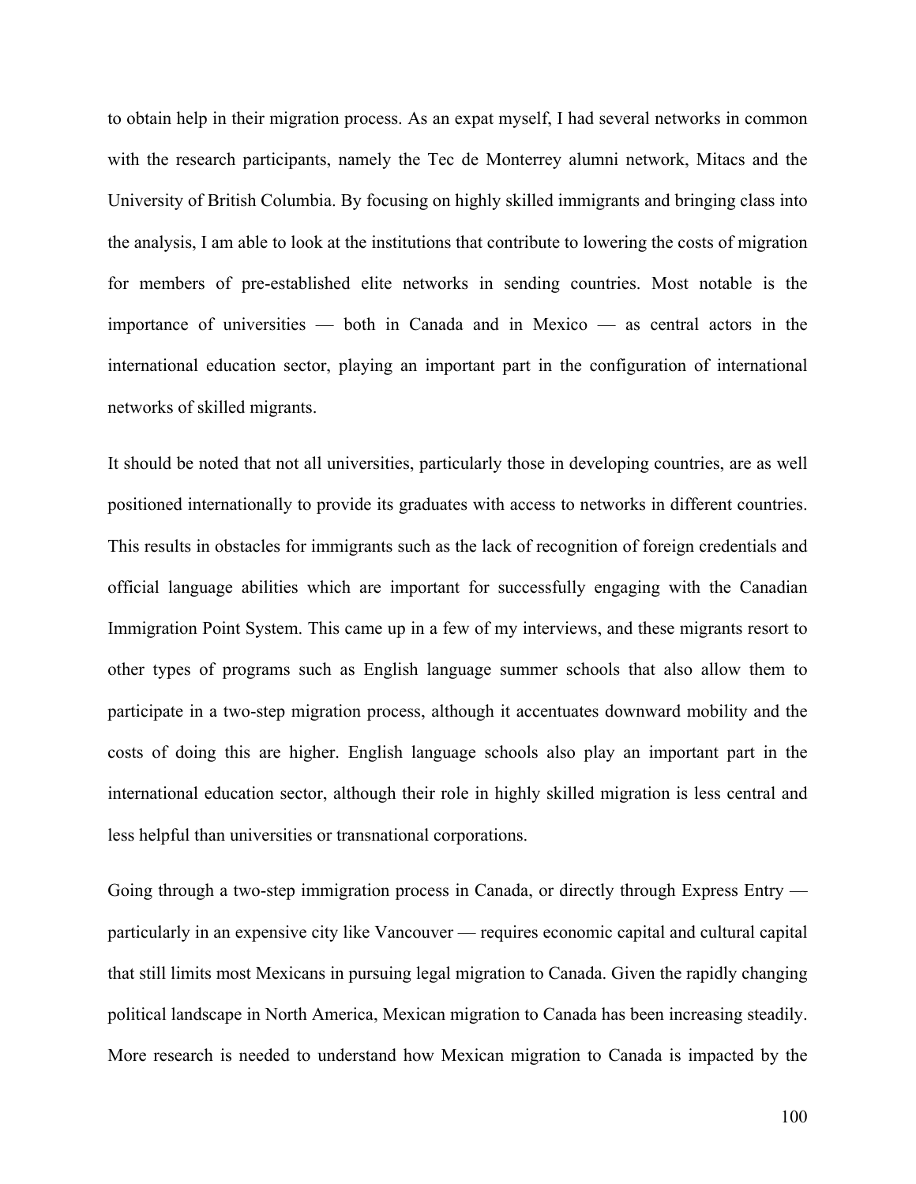to obtain help in their migration process. As an expat myself, I had several networks in common with the research participants, namely the Tec de Monterrey alumni network, Mitacs and the University of British Columbia. By focusing on highly skilled immigrants and bringing class into the analysis, I am able to look at the institutions that contribute to lowering the costs of migration for members of pre-established elite networks in sending countries. Most notable is the importance of universities — both in Canada and in Mexico — as central actors in the international education sector, playing an important part in the configuration of international networks of skilled migrants.

It should be noted that not all universities, particularly those in developing countries, are as well positioned internationally to provide its graduates with access to networks in different countries. This results in obstacles for immigrants such as the lack of recognition of foreign credentials and official language abilities which are important for successfully engaging with the Canadian Immigration Point System. This came up in a few of my interviews, and these migrants resort to other types of programs such as English language summer schools that also allow them to participate in a two-step migration process, although it accentuates downward mobility and the costs of doing this are higher. English language schools also play an important part in the international education sector, although their role in highly skilled migration is less central and less helpful than universities or transnational corporations.

Going through a two-step immigration process in Canada, or directly through Express Entry — particularly in an expensive city like Vancouver — requires economic capital and cultural capital that still limits most Mexicans in pursuing legal migration to Canada. Given the rapidly changing political landscape in North America, Mexican migration to Canada has been increasing steadily. More research is needed to understand how Mexican migration to Canada is impacted by the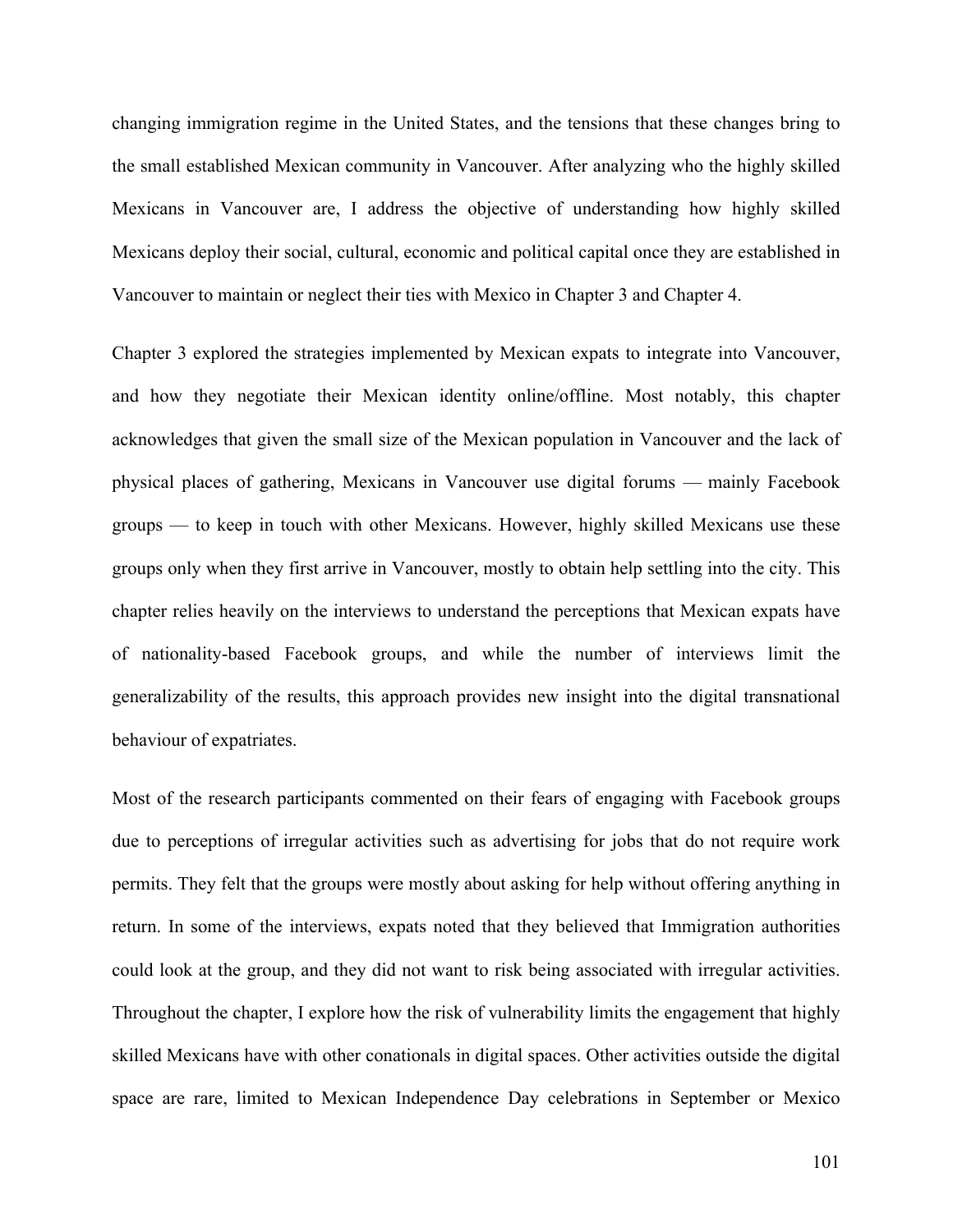changing immigration regime in the United States, and the tensions that these changes bring to the small established Mexican community in Vancouver. After analyzing who the highly skilled Mexicans in Vancouver are, I address the objective of understanding how highly skilled Mexicans deploy their social, cultural, economic and political capital once they are established in Vancouver to maintain or neglect their ties with Mexico in Chapter 3 and Chapter 4.

Chapter 3 explored the strategies implemented by Mexican expats to integrate into Vancouver, and how they negotiate their Mexican identity online/offline. Most notably, this chapter acknowledges that given the small size of the Mexican population in Vancouver and the lack of physical places of gathering, Mexicans in Vancouver use digital forums — mainly Facebook groups — to keep in touch with other Mexicans. However, highly skilled Mexicans use these groups only when they first arrive in Vancouver, mostly to obtain help settling into the city. This chapter relies heavily on the interviews to understand the perceptions that Mexican expats have of nationality-based Facebook groups, and while the number of interviews limit the generalizability of the results, this approach provides new insight into the digital transnational behaviour of expatriates.

Most of the research participants commented on their fears of engaging with Facebook groups due to perceptions of irregular activities such as advertising for jobs that do not require work permits. They felt that the groups were mostly about asking for help without offering anything in return. In some of the interviews, expats noted that they believed that Immigration authorities could look at the group, and they did not want to risk being associated with irregular activities. Throughout the chapter, I explore how the risk of vulnerability limits the engagement that highly skilled Mexicans have with other conationals in digital spaces. Other activities outside the digital space are rare, limited to Mexican Independence Day celebrations in September or Mexico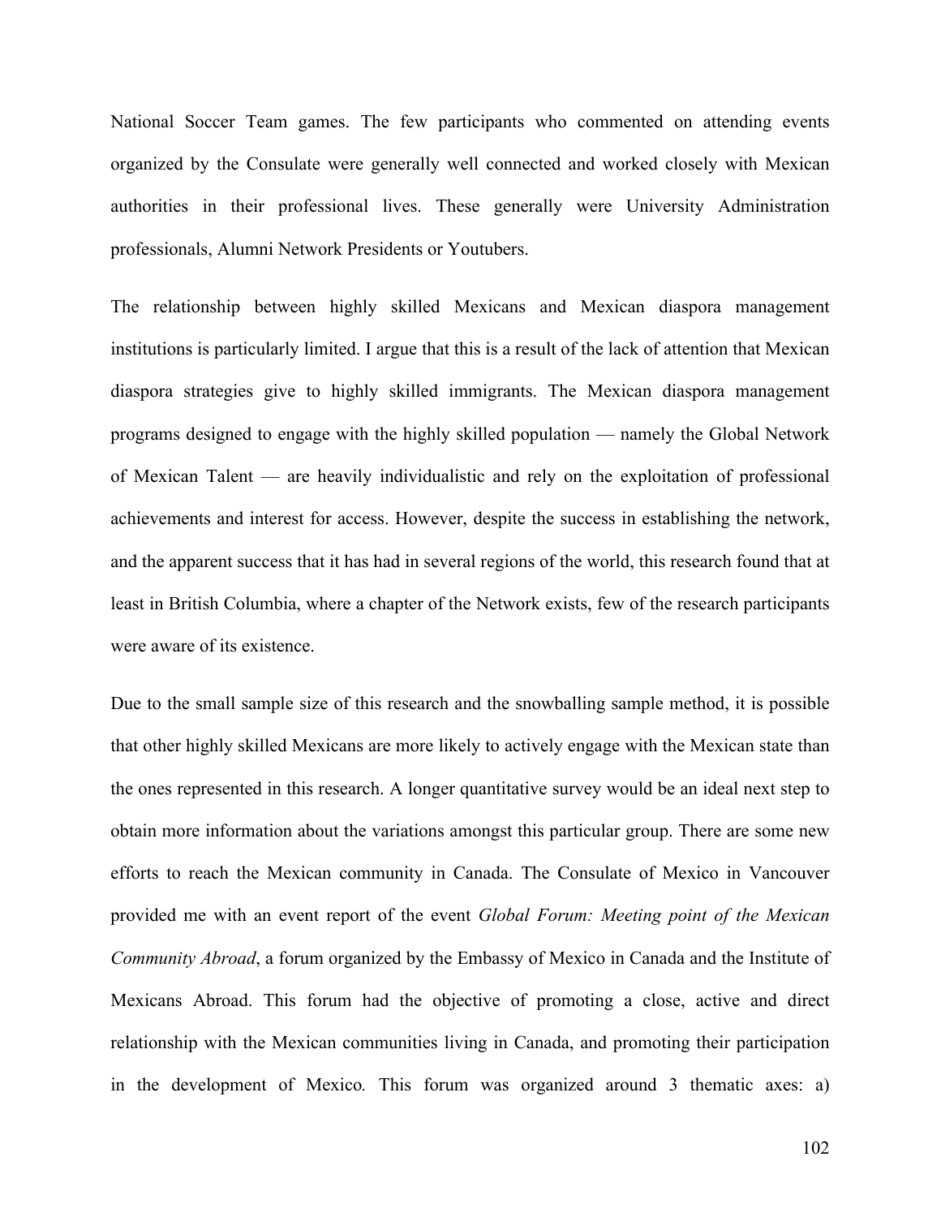National Soccer Team games. The few participants who commented on attending events organized by the Consulate were generally well connected and worked closely with Mexican authorities in their professional lives. These generally were University Administration professionals, Alumni Network Presidents or Youtubers.

The relationship between highly skilled Mexicans and Mexican diaspora management institutions is particularly limited. I argue that this is a result of the lack of attention that Mexican diaspora strategies give to highly skilled immigrants. The Mexican diaspora management programs designed to engage with the highly skilled population — namely the Global Network of Mexican Talent — are heavily individualistic and rely on the exploitation of professional achievements and interest for access. However, despite the success in establishing the network, and the apparent success that it has had in several regions of the world, this research found that at least in British Columbia, where a chapter of the Network exists, few of the research participants were aware of its existence.

Due to the small sample size of this research and the snowballing sample method, it is possible that other highly skilled Mexicans are more likely to actively engage with the Mexican state than the ones represented in this research. A longer quantitative survey would be an ideal next step to obtain more information about the variations amongst this particular group. There are some new efforts to reach the Mexican community in Canada. The Consulate of Mexico in Vancouver provided me with an event report of the event *Global Forum: Meeting point of the Mexican Community Abroad*, a forum organized by the Embassy of Mexico in Canada and the Institute of Mexicans Abroad. This forum had the objective of promoting a close, active and direct relationship with the Mexican communities living in Canada, and promoting their participation in the development of Mexico. This forum was organized around 3 thematic axes: a)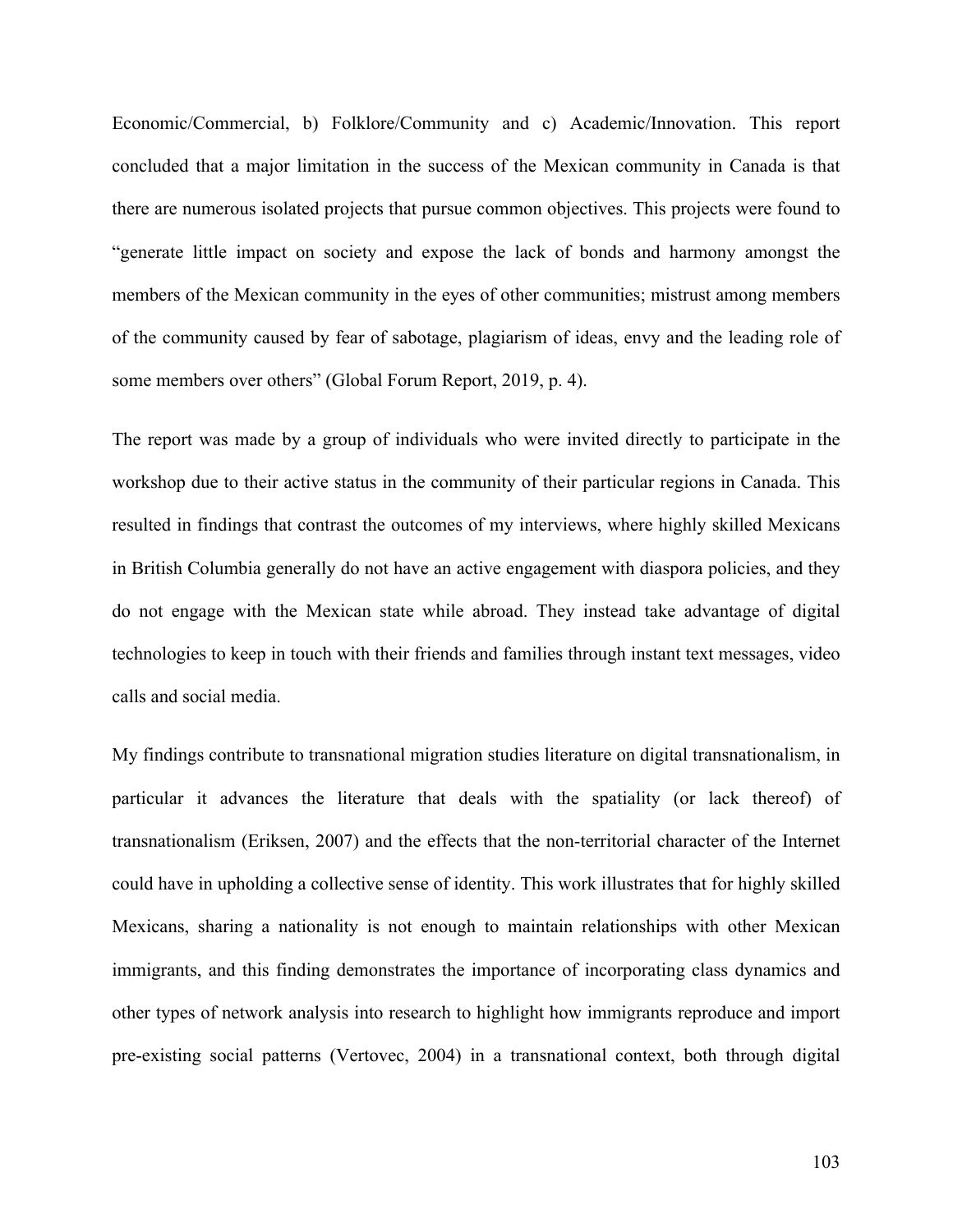Economic/Commercial, b) Folklore/Community and c) Academic/Innovation. This report concluded that a major limitation in the success of the Mexican community in Canada is that there are numerous isolated projects that pursue common objectives. This projects were found to "generate little impact on society and expose the lack of bonds and harmony amongst the members of the Mexican community in the eyes of other communities; mistrust among members of the community caused by fear of sabotage, plagiarism of ideas, envy and the leading role of some members over others" (Global Forum Report, 2019, p. 4).

The report was made by a group of individuals who were invited directly to participate in the workshop due to their active status in the community of their particular regions in Canada. This resulted in findings that contrast the outcomes of my interviews, where highly skilled Mexicans in British Columbia generally do not have an active engagement with diaspora policies, and they do not engage with the Mexican state while abroad. They instead take advantage of digital technologies to keep in touch with their friends and families through instant text messages, video calls and social media.

My findings contribute to transnational migration studies literature on digital transnationalism, in particular it advances the literature that deals with the spatiality (or lack thereof) of transnationalism (Eriksen, 2007) and the effects that the non-territorial character of the Internet could have in upholding a collective sense of identity. This work illustrates that for highly skilled Mexicans, sharing a nationality is not enough to maintain relationships with other Mexican immigrants, and this finding demonstrates the importance of incorporating class dynamics and other types of network analysis into research to highlight how immigrants reproduce and import pre-existing social patterns (Vertovec, 2004) in a transnational context, both through digital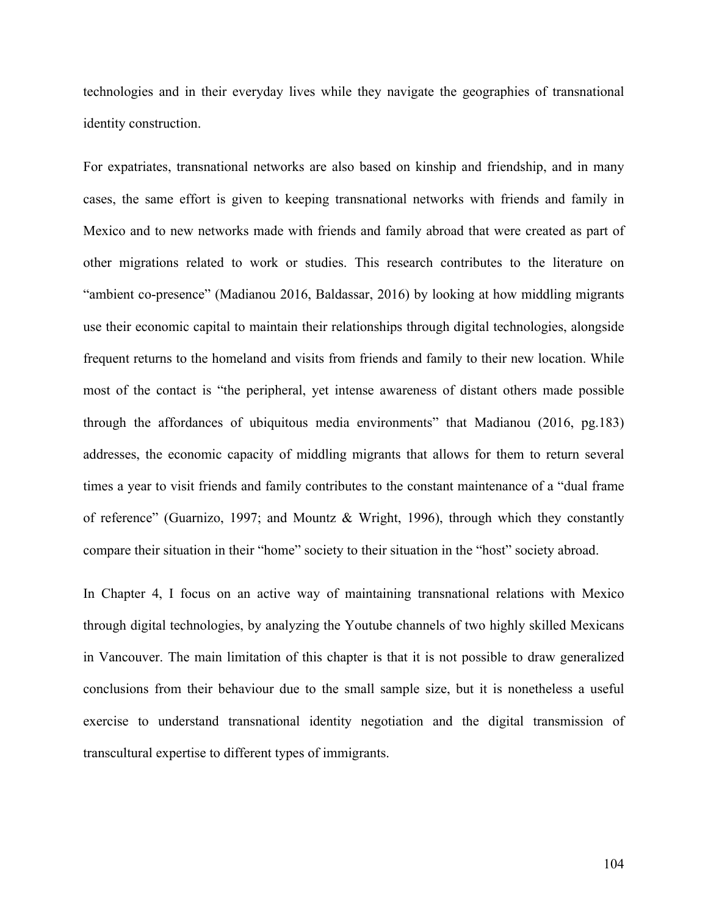technologies and in their everyday lives while they navigate the geographies of transnational identity construction.

For expatriates, transnational networks are also based on kinship and friendship, and in many cases, the same effort is given to keeping transnational networks with friends and family in Mexico and to new networks made with friends and family abroad that were created as part of other migrations related to work or studies. This research contributes to the literature on "ambient co-presence" (Madianou 2016, Baldassar, 2016) by looking at how middling migrants use their economic capital to maintain their relationships through digital technologies, alongside frequent returns to the homeland and visits from friends and family to their new location. While most of the contact is "the peripheral, yet intense awareness of distant others made possible through the affordances of ubiquitous media environments" that Madianou (2016, pg.183) addresses, the economic capacity of middling migrants that allows for them to return several times a year to visit friends and family contributes to the constant maintenance of a "dual frame of reference" (Guarnizo, 1997; and Mountz & Wright, 1996), through which they constantly compare their situation in their "home" society to their situation in the "host" society abroad.

In Chapter 4, I focus on an active way of maintaining transnational relations with Mexico through digital technologies, by analyzing the Youtube channels of two highly skilled Mexicans in Vancouver. The main limitation of this chapter is that it is not possible to draw generalized conclusions from their behaviour due to the small sample size, but it is nonetheless a useful exercise to understand transnational identity negotiation and the digital transmission of transcultural expertise to different types of immigrants.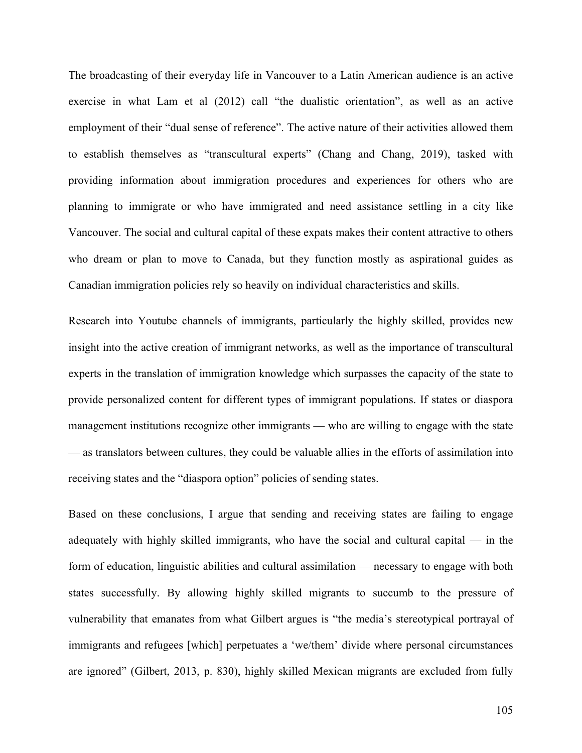The broadcasting of their everyday life in Vancouver to a Latin American audience is an active exercise in what Lam et al (2012) call “the dualistic orientation”, as well as an active employment of their “dual sense of reference”. The active nature of their activities allowed them to establish themselves as “transcultural experts” (Chang and Chang, 2019), tasked with providing information about immigration procedures and experiences for others who are planning to immigrate or who have immigrated and need assistance settling in a city like Vancouver. The social and cultural capital of these expats makes their content attractive to others who dream or plan to move to Canada, but they function mostly as aspirational guides as Canadian immigration policies rely so heavily on individual characteristics and skills.

Research into Youtube channels of immigrants, particularly the highly skilled, provides new insight into the active creation of immigrant networks, as well as the importance of transcultural experts in the translation of immigration knowledge which surpasses the capacity of the state to provide personalized content for different types of immigrant populations. If states or diaspora management institutions recognize other immigrants — who are willing to engage with the state — as translators between cultures, they could be valuable allies in the efforts of assimilation into receiving states and the “diaspora option” policies of sending states.

Based on these conclusions, I argue that sending and receiving states are failing to engage adequately with highly skilled immigrants, who have the social and cultural capital — in the form of education, linguistic abilities and cultural assimilation — necessary to engage with both states successfully. By allowing highly skilled migrants to succumb to the pressure of vulnerability that emanates from what Gilbert argues is “the media’s stereotypical portrayal of immigrants and refugees [which] perpetuates a ‘we/them’ divide where personal circumstances are ignored” (Gilbert, 2013, p. 830), highly skilled Mexican migrants are excluded from fully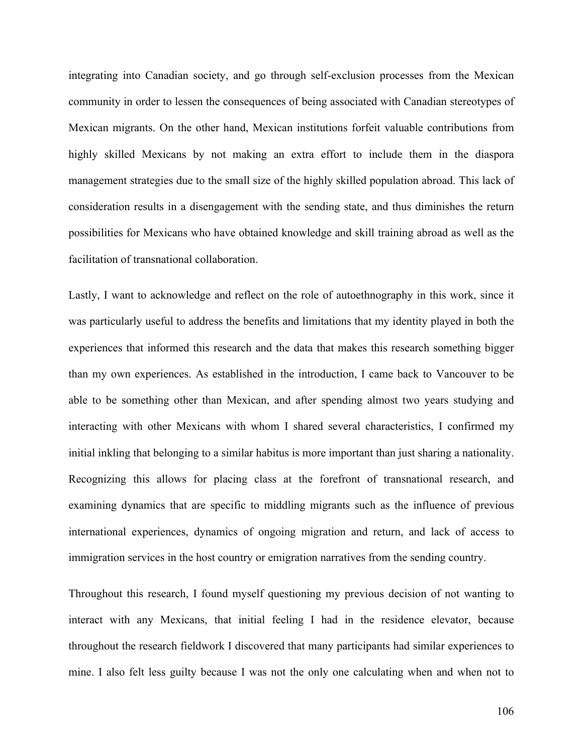integrating into Canadian society, and go through self-exclusion processes from the Mexican community in order to lessen the consequences of being associated with Canadian stereotypes of Mexican migrants. On the other hand, Mexican institutions forfeit valuable contributions from highly skilled Mexicans by not making an extra effort to include them in the diaspora management strategies due to the small size of the highly skilled population abroad. This lack of consideration results in a disengagement with the sending state, and thus diminishes the return possibilities for Mexicans who have obtained knowledge and skill training abroad as well as the facilitation of transnational collaboration.

Lastly, I want to acknowledge and reflect on the role of autoethnography in this work, since it was particularly useful to address the benefits and limitations that my identity played in both the experiences that informed this research and the data that makes this research something bigger than my own experiences. As established in the introduction, I came back to Vancouver to be able to be something other than Mexican, and after spending almost two years studying and interacting with other Mexicans with whom I shared several characteristics, I confirmed my initial inkling that belonging to a similar habitus is more important than just sharing a nationality. Recognizing this allows for placing class at the forefront of transnational research, and examining dynamics that are specific to middling migrants such as the influence of previous international experiences, dynamics of ongoing migration and return, and lack of access to immigration services in the host country or emigration narratives from the sending country.

Throughout this research, I found myself questioning my previous decision of not wanting to interact with any Mexicans, that initial feeling I had in the residence elevator, because throughout the research fieldwork I discovered that many participants had similar experiences to mine. I also felt less guilty because I was not the only one calculating when and when not to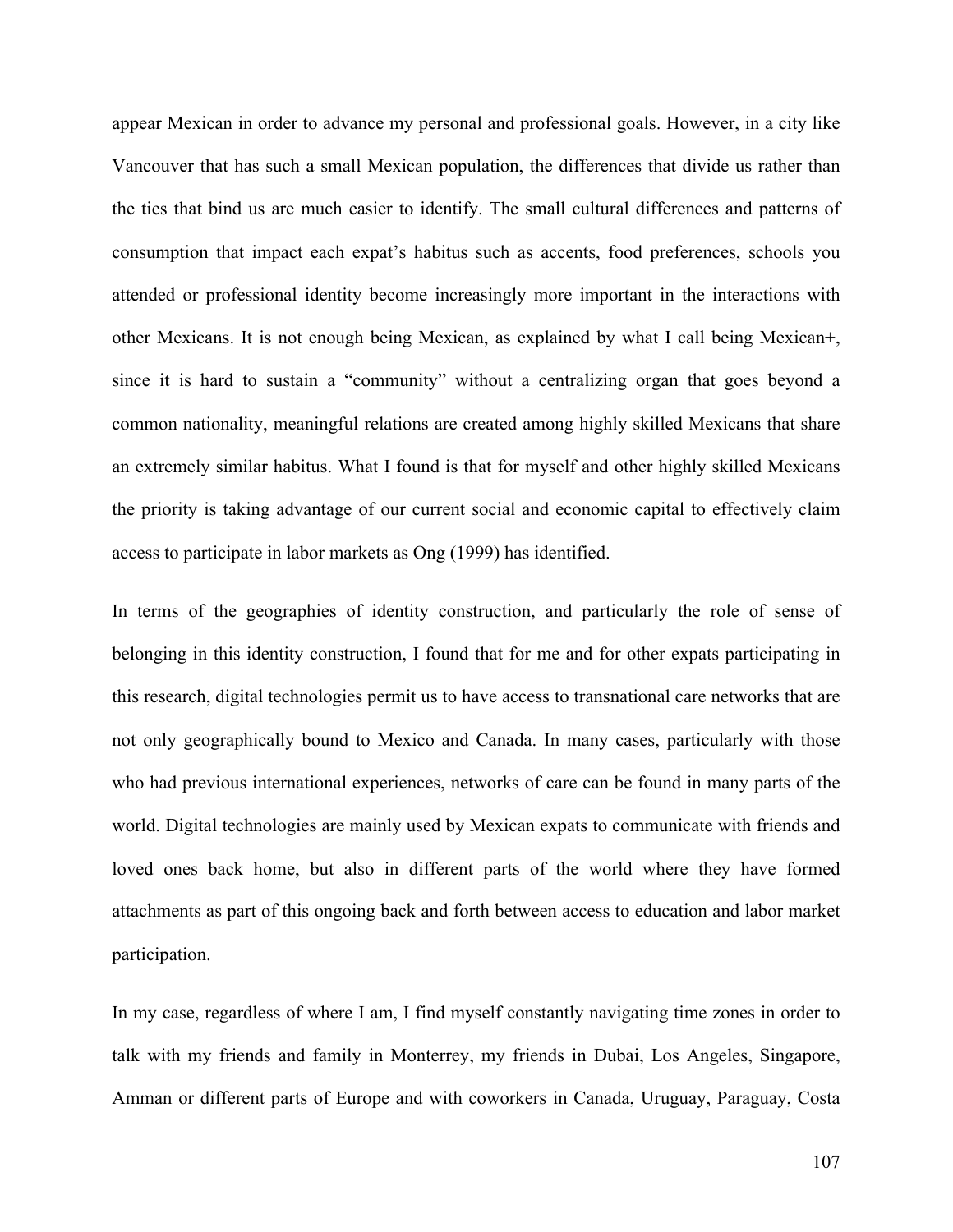appear Mexican in order to advance my personal and professional goals. However, in a city like Vancouver that has such a small Mexican population, the differences that divide us rather than the ties that bind us are much easier to identify. The small cultural differences and patterns of consumption that impact each expat's habitus such as accents, food preferences, schools you attended or professional identity become increasingly more important in the interactions with other Mexicans. It is not enough being Mexican, as explained by what I call being Mexican+, since it is hard to sustain a "community" without a centralizing organ that goes beyond a common nationality, meaningful relations are created among highly skilled Mexicans that share an extremely similar habitus. What I found is that for myself and other highly skilled Mexicans the priority is taking advantage of our current social and economic capital to effectively claim access to participate in labor markets as Ong (1999) has identified.

In terms of the geographies of identity construction, and particularly the role of sense of belonging in this identity construction, I found that for me and for other expats participating in this research, digital technologies permit us to have access to transnational care networks that are not only geographically bound to Mexico and Canada. In many cases, particularly with those who had previous international experiences, networks of care can be found in many parts of the world. Digital technologies are mainly used by Mexican expats to communicate with friends and loved ones back home, but also in different parts of the world where they have formed attachments as part of this ongoing back and forth between access to education and labor market participation.

In my case, regardless of where I am, I find myself constantly navigating time zones in order to talk with my friends and family in Monterrey, my friends in Dubai, Los Angeles, Singapore, Amman or different parts of Europe and with coworkers in Canada, Uruguay, Paraguay, Costa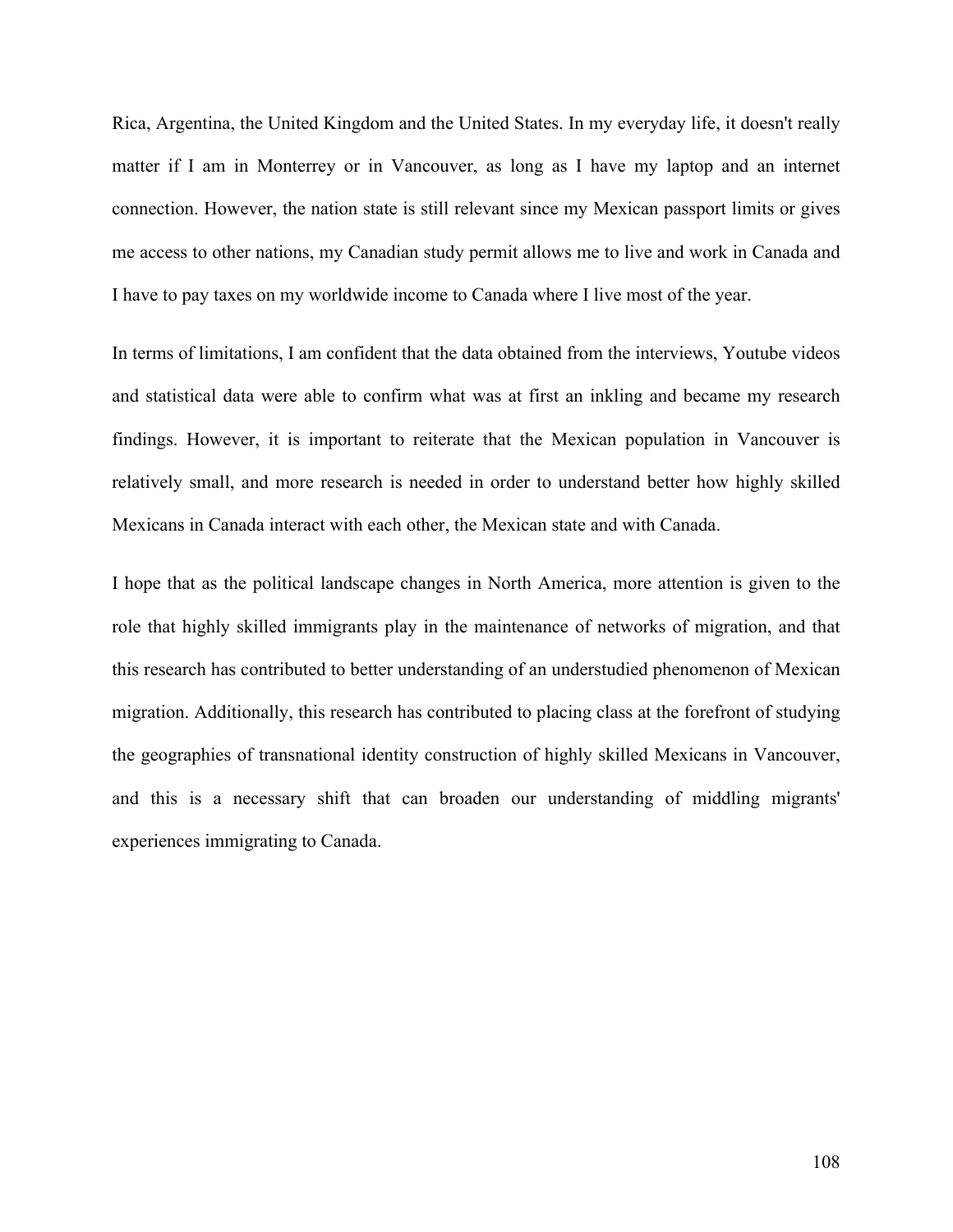Rica, Argentina, the United Kingdom and the United States. In my everyday life, it doesn't really matter if I am in Monterrey or in Vancouver, as long as I have my laptop and an internet connection. However, the nation state is still relevant since my Mexican passport limits or gives me access to other nations, my Canadian study permit allows me to live and work in Canada and I have to pay taxes on my worldwide income to Canada where I live most of the year.

In terms of limitations, I am confident that the data obtained from the interviews, Youtube videos and statistical data were able to confirm what was at first an inkling and became my research findings. However, it is important to reiterate that the Mexican population in Vancouver is relatively small, and more research is needed in order to understand better how highly skilled Mexicans in Canada interact with each other, the Mexican state and with Canada.

I hope that as the political landscape changes in North America, more attention is given to the role that highly skilled immigrants play in the maintenance of networks of migration, and that this research has contributed to better understanding of an understudied phenomenon of Mexican migration. Additionally, this research has contributed to placing class at the forefront of studying the geographies of transnational identity construction of highly skilled Mexicans in Vancouver, and this is a necessary shift that can broaden our understanding of middling migrants' experiences immigrating to Canada.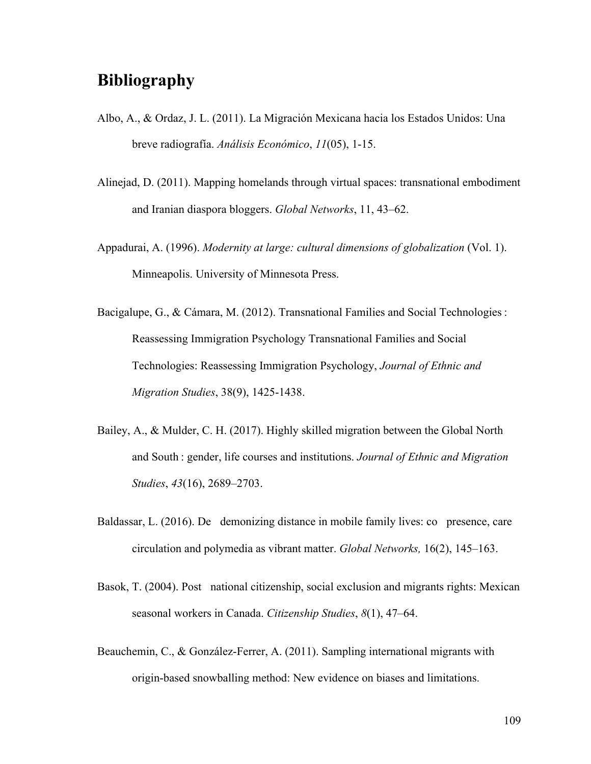## Bibliography

Albo, A., & Ordaz, J. L. (2011). La Migración Mexicana hacia los Estados Unidos: Una breve radiografía. *Análisis Económico*, *11*(05), 1-15.

Alinejad, D. (2011). Mapping homelands through virtual spaces: transnational embodiment and Iranian diaspora bloggers. *Global Networks*, 11, 43–62.

Appadurai, A. (1996). *Modernity at large: cultural dimensions of globalization* (Vol. 1). Minneapolis. University of Minnesota Press.

Bacigalupe, G., & Cámara, M. (2012). Transnational Families and Social Technologies : Reassessing Immigration Psychology Transnational Families and Social Technologies: Reassessing Immigration Psychology, *Journal of Ethnic and Migration Studies*, 38(9), 1425-1438.

Bailey, A., & Mulder, C. H. (2017). Highly skilled migration between the Global North and South : gender, life courses and institutions. *Journal of Ethnic and Migration Studies*, *43*(16), 2689–2703.

Baldassar, L. (2016). De demonizing distance in mobile family lives: co presence, care circulation and polymedia as vibrant matter. *Global Networks,* 16(2), 145–163.

Basok, T. (2004). Post national citizenship, social exclusion and migrants rights: Mexican seasonal workers in Canada. *Citizenship Studies*, *8*(1), 47–64.

Beauchemin, C., & González-Ferrer, A. (2011). Sampling international migrants with origin-based snowballing method: New evidence on biases and limitations.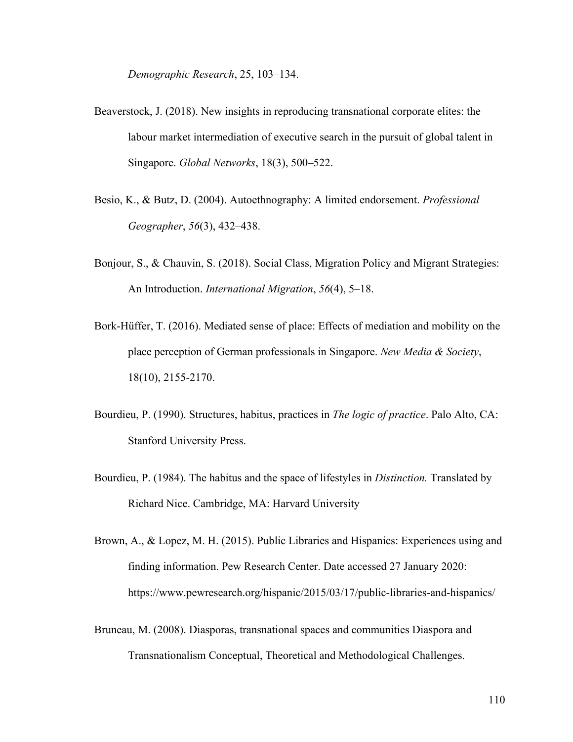*Demographic Research*, 25, 103–134.

Beaverstock, J. (2018). New insights in reproducing transnational corporate elites: the labour market intermediation of executive search in the pursuit of global talent in Singapore. *Global Networks*, 18(3), 500–522.

Besio, K., & Butz, D. (2004). Autoethnography: A limited endorsement. *Professional Geographer*, *56*(3), 432–438.

Bonjour, S., & Chauvin, S. (2018). Social Class, Migration Policy and Migrant Strategies: An Introduction. *International Migration*, *56*(4), 5–18.

Bork-Hüffer, T. (2016). Mediated sense of place: Effects of mediation and mobility on the place perception of German professionals in Singapore. *New Media & Society*, 18(10), 2155-2170.

Bourdieu, P. (1990). Structures, habitus, practices in *The logic of practice*. Palo Alto, CA: Stanford University Press.

Bourdieu, P. (1984). The habitus and the space of lifestyles in *Distinction.* Translated by Richard Nice. Cambridge, MA: Harvard University

Brown, A., & Lopez, M. H. (2015). Public Libraries and Hispanics: Experiences using and finding information. Pew Research Center. Date accessed 27 January 2020: https://www.pewresearch.org/hispanic/2015/03/17/public-libraries-and-hispanics/

Bruneau, M. (2008). Diasporas, transnational spaces and communities Diaspora and Transnationalism Conceptual, Theoretical and Methodological Challenges.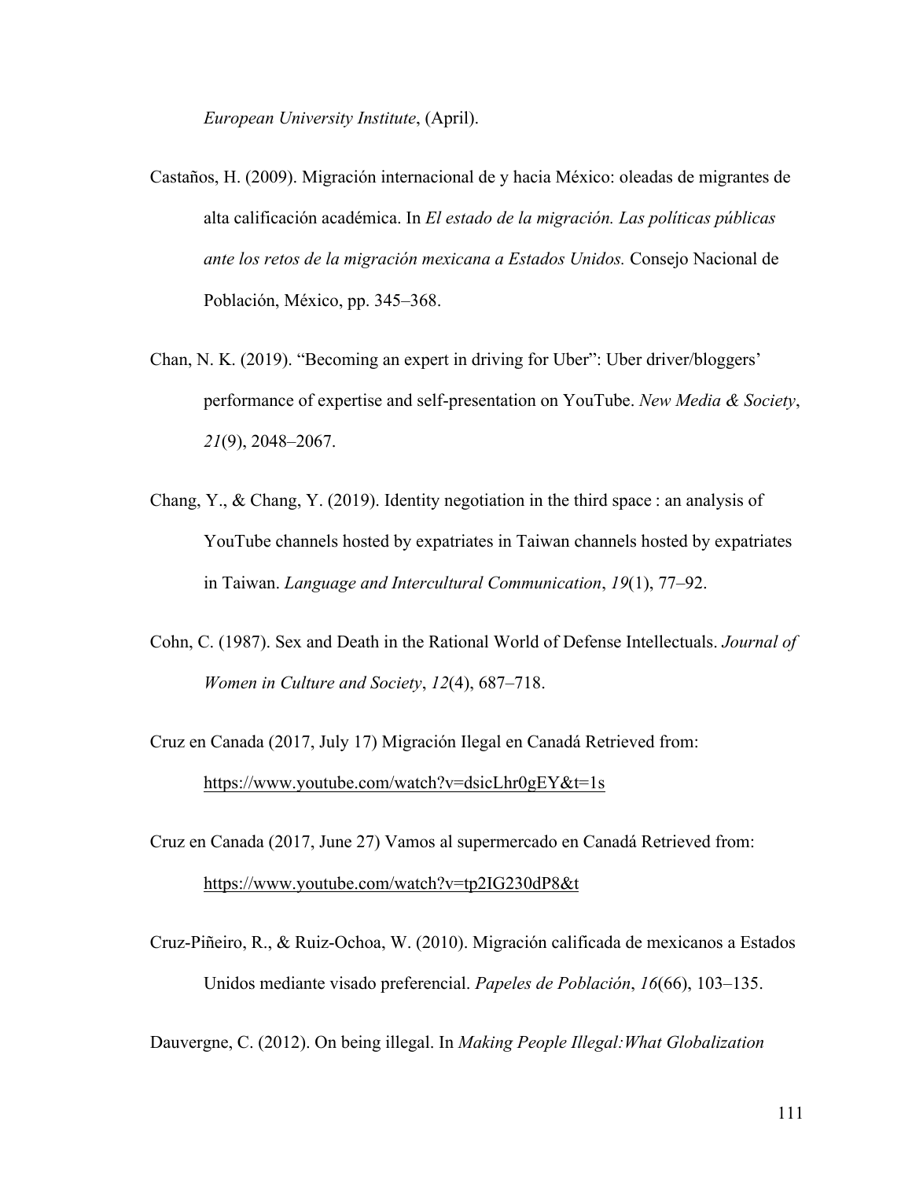*European University Institute*, (April).

Castaños, H. (2009). Migración internacional de y hacia México: oleadas de migrantes de alta calificación académica. In *El estado de la migración. Las políticas públicas ante los retos de la migración mexicana a Estados Unidos.* Consejo Nacional de Población, México, pp. 345–368.

Chan, N. K. (2019). "Becoming an expert in driving for Uber": Uber driver/bloggers' performance of expertise and self-presentation on YouTube. *New Media & Society*, *21*(9), 2048–2067.

Chang, Y., & Chang, Y. (2019). Identity negotiation in the third space : an analysis of YouTube channels hosted by expatriates in Taiwan channels hosted by expatriates in Taiwan. *Language and Intercultural Communication*, *19*(1), 77–92.

Cohn, C. (1987). Sex and Death in the Rational World of Defense Intellectuals. *Journal of Women in Culture and Society*, *12*(4), 687–718.

Cruz en Canada (2017, July 17) Migración Ilegal en Canadá Retrieved from: https://www.youtube.com/watch?v=dsicLhr0gEY&t=1s

Cruz en Canada (2017, June 27) Vamos al supermercado en Canadá Retrieved from: https://www.youtube.com/watch?v=tp2IG230dP8&t

Cruz-Piñeiro, R., & Ruiz-Ochoa, W. (2010). Migración calificada de mexicanos a Estados Unidos mediante visado preferencial. *Papeles de Población*, *16*(66), 103–135.

Dauvergne, C. (2012). On being illegal. In *Making People Illegal:What Globalization*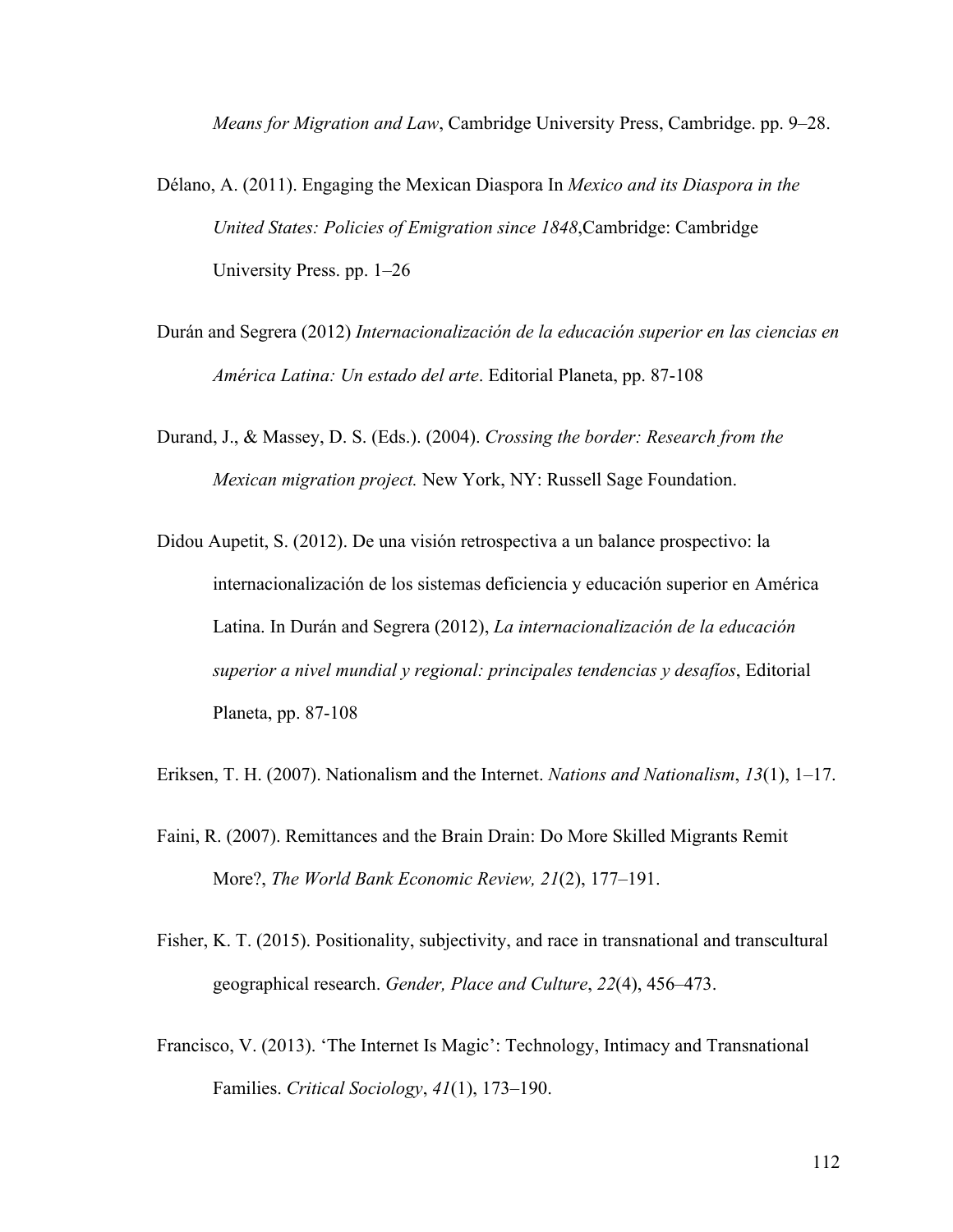*Means for Migration and Law*, Cambridge University Press, Cambridge. pp. 9–28.

Délano, A. (2011). Engaging the Mexican Diaspora In *Mexico and its Diaspora in the United States: Policies of Emigration since 1848*,Cambridge: Cambridge University Press. pp. 1–26

Durán and Segrera (2012) *Internacionalización de la educación superior en las ciencias en América Latina: Un estado del arte*. Editorial Planeta, pp. 87-108

Durand, J., & Massey, D. S. (Eds.). (2004). *Crossing the border: Research from the Mexican migration project.* New York, NY: Russell Sage Foundation.

Didou Aupetit, S. (2012). De una visión retrospectiva a un balance prospectivo: la internacionalización de los sistemas deficiencia y educación superior en América Latina. In Durán and Segrera (2012), *La internacionalización de la educación superior a nivel mundial y regional: principales tendencias y desafíos*, Editorial Planeta, pp. 87-108

Eriksen, T. H. (2007). Nationalism and the Internet. *Nations and Nationalism*, *13*(1), 1–17.

Faini, R. (2007). Remittances and the Brain Drain: Do More Skilled Migrants Remit More?, *The World Bank Economic Review, 21*(2), 177–191.

Fisher, K. T. (2015). Positionality, subjectivity, and race in transnational and transcultural geographical research. *Gender, Place and Culture*, *22*(4), 456–473.

Francisco, V. (2013). 'The Internet Is Magic': Technology, Intimacy and Transnational Families. *Critical Sociology*, *41*(1), 173–190.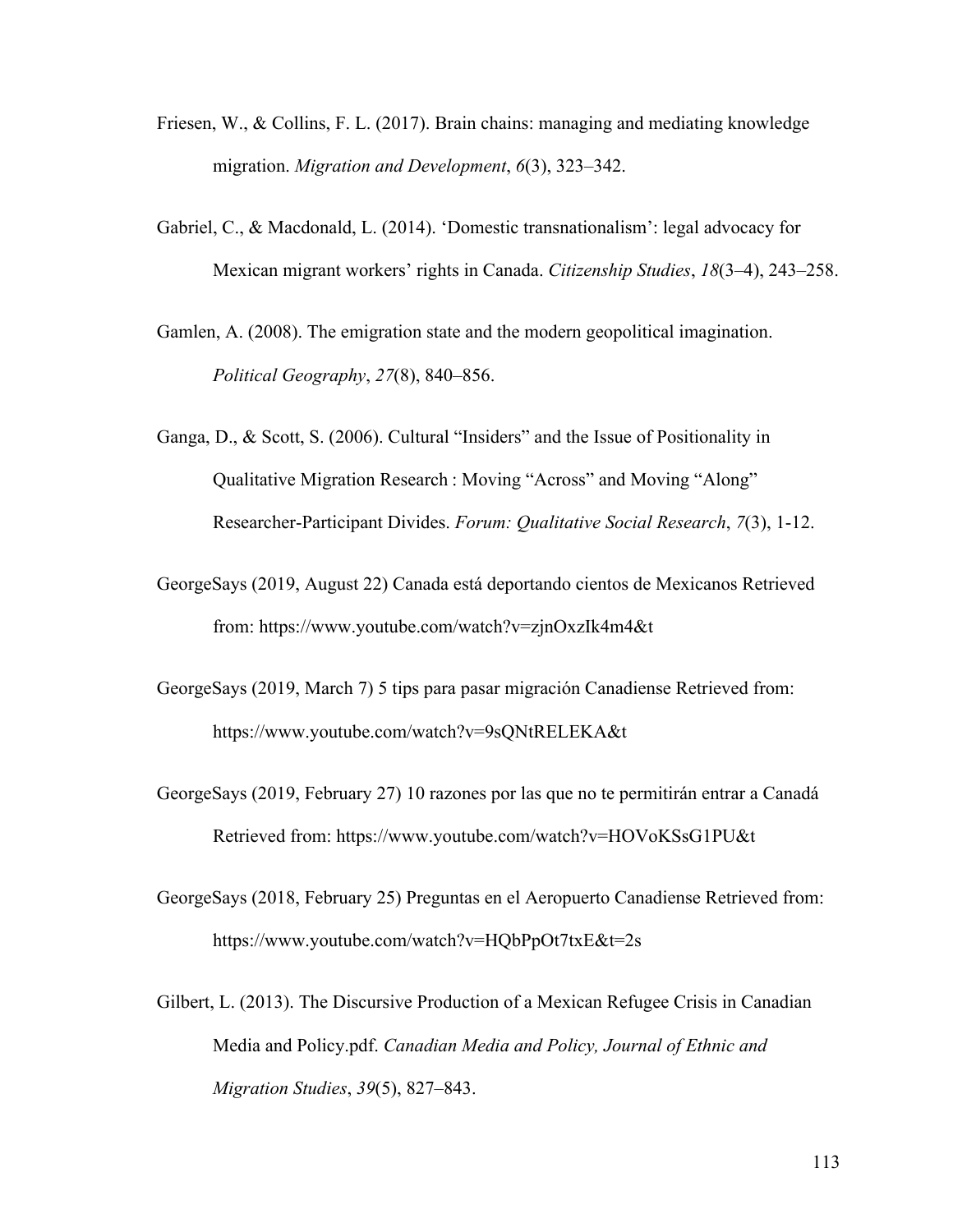Friesen, W., & Collins, F. L. (2017). Brain chains: managing and mediating knowledge migration. *Migration and Development*, *6*(3), 323–342.

Gabriel, C., & Macdonald, L. (2014). 'Domestic transnationalism': legal advocacy for Mexican migrant workers' rights in Canada. *Citizenship Studies*, *18*(3–4), 243–258.

Gamlen, A. (2008). The emigration state and the modern geopolitical imagination. *Political Geography*, *27*(8), 840–856.

Ganga, D., & Scott, S. (2006). Cultural "Insiders" and the Issue of Positionality in Qualitative Migration Research : Moving "Across" and Moving "Along" Researcher-Participant Divides. *Forum: Qualitative Social Research*, *7*(3), 1-12.

GeorgeSays (2019, August 22) Canada está deportando cientos de Mexicanos Retrieved from: https://www.youtube.com/watch?v=zjnOxzIk4m4&t

GeorgeSays (2019, March 7) 5 tips para pasar migración Canadiense Retrieved from: https://www.youtube.com/watch?v=9sQNtRELEKA&t

GeorgeSays (2019, February 27) 10 razones por las que no te permitirán entrar a Canadá Retrieved from: https://www.youtube.com/watch?v=HOVoKSsG1PU&t

GeorgeSays (2018, February 25) Preguntas en el Aeropuerto Canadiense Retrieved from: https://www.youtube.com/watch?v=HQbPpOt7txE&t=2s

Gilbert, L. (2013). The Discursive Production of a Mexican Refugee Crisis in Canadian Media and Policy.pdf. *Canadian Media and Policy, Journal of Ethnic and Migration Studies*, *39*(5), 827–843.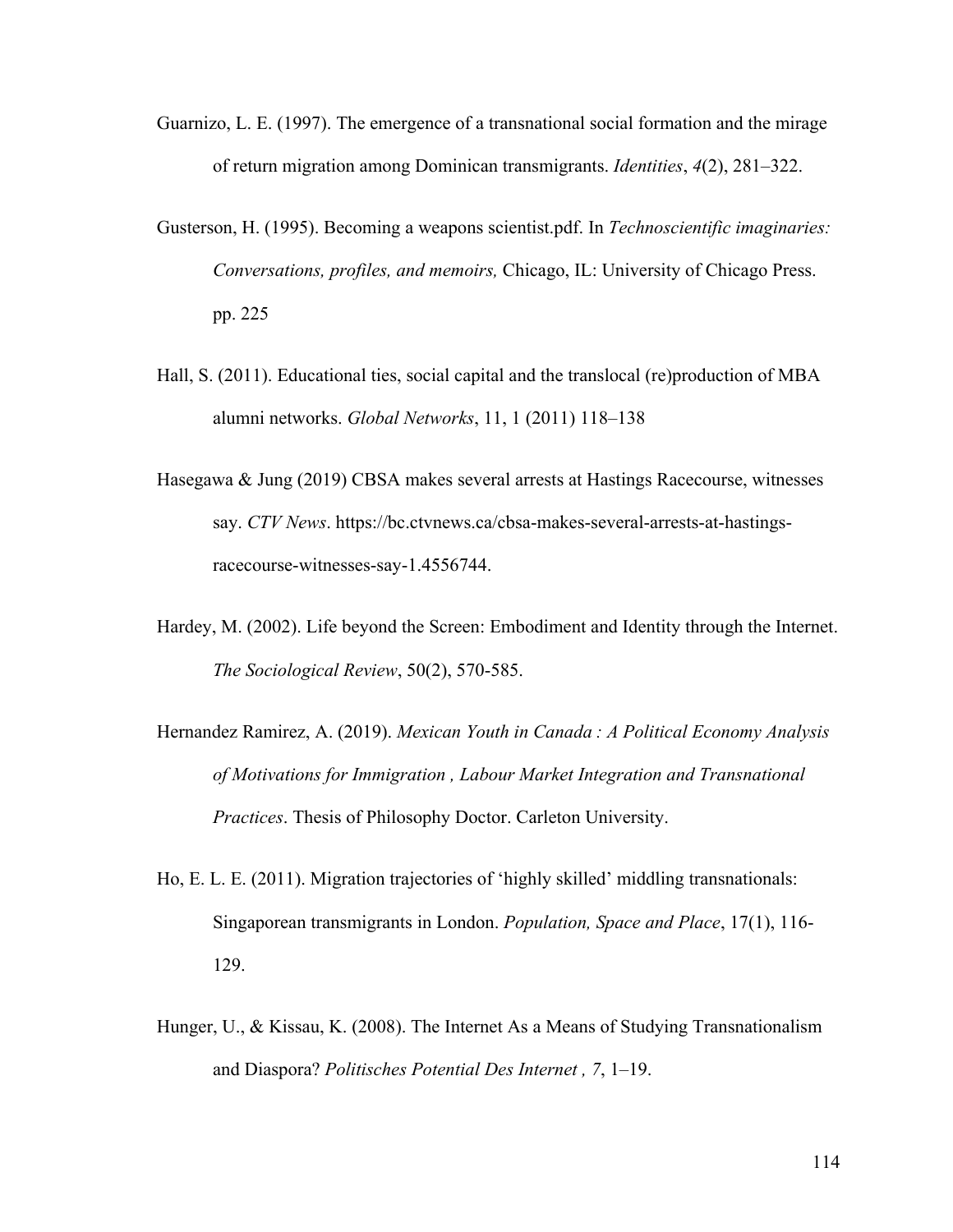Guarnizo, L. E. (1997). The emergence of a transnational social formation and the mirage of return migration among Dominican transmigrants. *Identities*, *4*(2), 281–322.

Gusterson, H. (1995). Becoming a weapons scientist.pdf. In *Technoscientific imaginaries: Conversations, profiles, and memoirs,* Chicago, IL: University of Chicago Press. pp. 225

Hall, S. (2011). Educational ties, social capital and the translocal (re)production of MBA alumni networks. *Global Networks*, 11, 1 (2011) 118–138

Hasegawa & Jung (2019) CBSA makes several arrests at Hastings Racecourse, witnesses say. *CTV News*. https://bc.ctvnews.ca/cbsa-makes-several-arrests-at-hastings-racecourse-witnesses-say-1.4556744.

Hardey, M. (2002). Life beyond the Screen: Embodiment and Identity through the Internet. *The Sociological Review*, 50(2), 570-585.

Hernandez Ramirez, A. (2019). *Mexican Youth in Canada : A Political Economy Analysis of Motivations for Immigration , Labour Market Integration and Transnational Practices*. Thesis of Philosophy Doctor. Carleton University.

Ho, E. L. E. (2011). Migration trajectories of 'highly skilled' middling transnationals: Singaporean transmigrants in London. *Population, Space and Place*, 17(1), 116-129.

Hunger, U., & Kissau, K. (2008). The Internet As a Means of Studying Transnationalism and Diaspora? *Politisches Potential Des Internet , 7*, 1–19.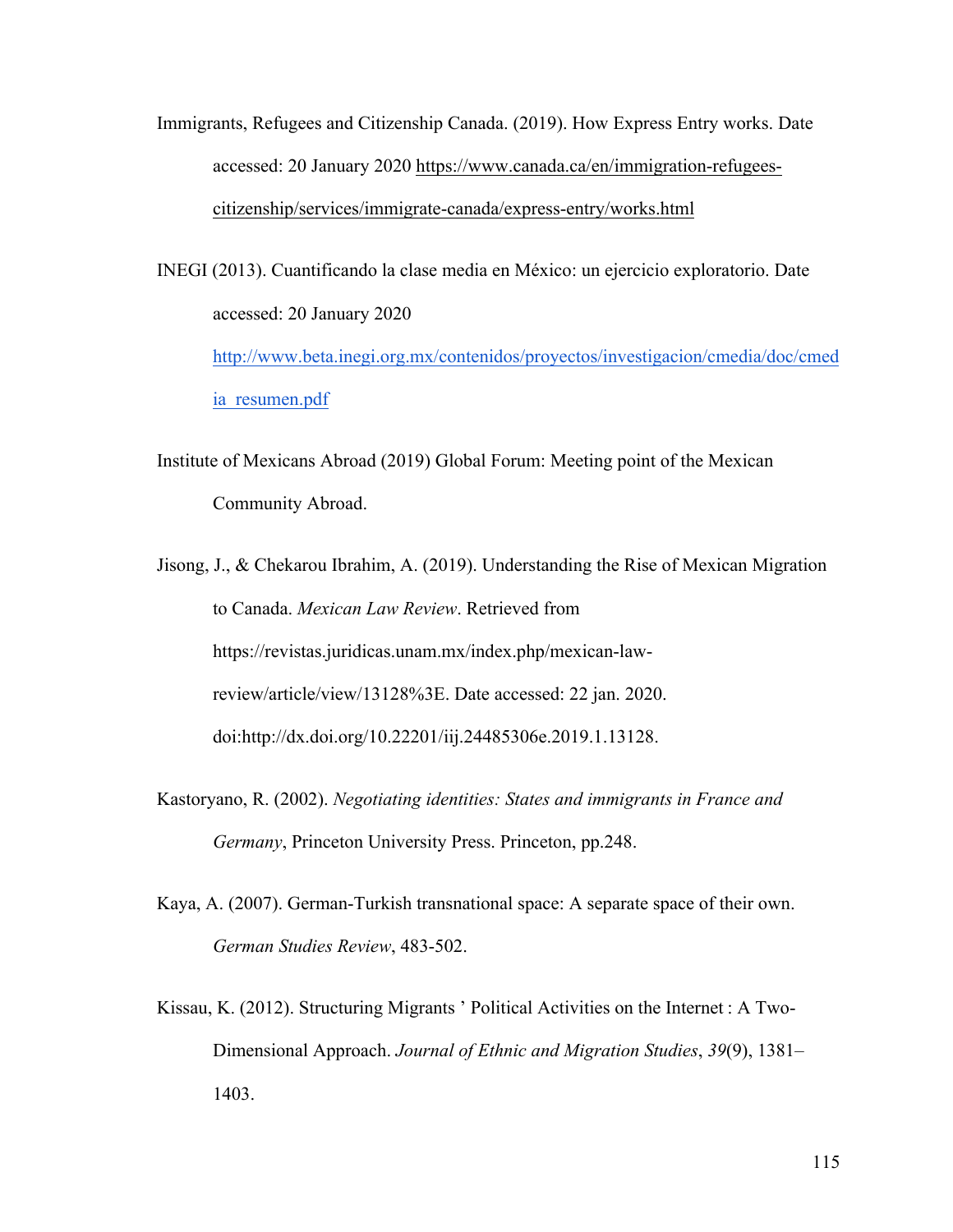Immigrants, Refugees and Citizenship Canada. (2019). How Express Entry works. Date accessed: 20 January 2020 https://www.canada.ca/en/immigration-refugees-citizenship/services/immigrate-canada/express-entry/works.html

INEGI (2013). Cuantificando la clase media en México: un ejercicio exploratorio. Date accessed: 20 January 2020 http://www.beta.inegi.org.mx/contenidos/proyectos/investigacion/cmedia/doc/cmedia_resumen.pdf

Institute of Mexicans Abroad (2019) Global Forum: Meeting point of the Mexican Community Abroad.

Jisong, J., & Chekarou Ibrahim, A. (2019). Understanding the Rise of Mexican Migration to Canada. *Mexican Law Review*. Retrieved from https://revistas.juridicas.unam.mx/index.php/mexican-law-review/article/view/13128%3E. Date accessed: 22 jan. 2020. doi:http://dx.doi.org/10.22201/iij.24485306e.2019.1.13128.

Kastoryano, R. (2002). *Negotiating identities: States and immigrants in France and Germany*, Princeton University Press. Princeton, pp.248.

Kaya, A. (2007). German-Turkish transnational space: A separate space of their own. *German Studies Review*, 483-502.

Kissau, K. (2012). Structuring Migrants ' Political Activities on the Internet : A Two-Dimensional Approach. *Journal of Ethnic and Migration Studies*, *39*(9), 1381–1403.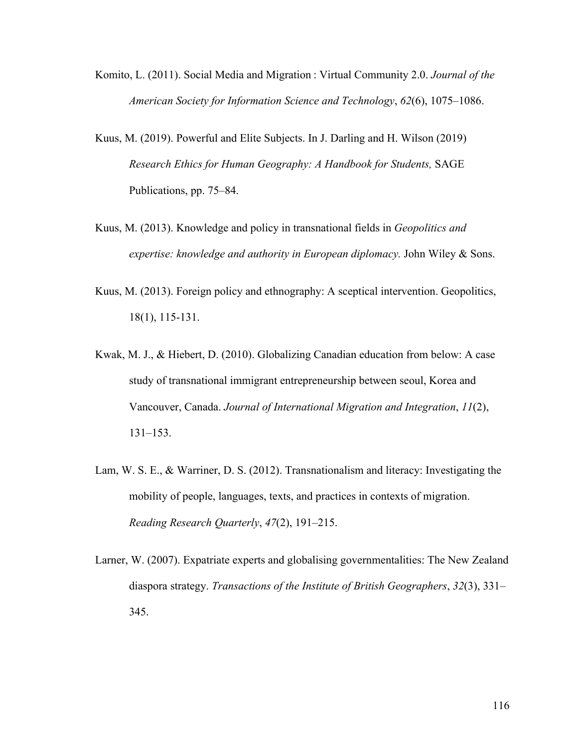Komito, L. (2011). Social Media and Migration : Virtual Community 2.0. *Journal of the American Society for Information Science and Technology*, *62*(6), 1075–1086.

Kuus, M. (2019). Powerful and Elite Subjects. In J. Darling and H. Wilson (2019) *Research Ethics for Human Geography: A Handbook for Students,* SAGE Publications, pp. 75–84.

Kuus, M. (2013). Knowledge and policy in transnational fields in *Geopolitics and expertise: knowledge and authority in European diplomacy.* John Wiley & Sons.

Kuus, M. (2013). Foreign policy and ethnography: A sceptical intervention. Geopolitics, 18(1), 115-131.

Kwak, M. J., & Hiebert, D. (2010). Globalizing Canadian education from below: A case study of transnational immigrant entrepreneurship between seoul, Korea and Vancouver, Canada. *Journal of International Migration and Integration*, *11*(2), 131–153.

Lam, W. S. E., & Warriner, D. S. (2012). Transnationalism and literacy: Investigating the mobility of people, languages, texts, and practices in contexts of migration. *Reading Research Quarterly*, *47*(2), 191–215.

Larner, W. (2007). Expatriate experts and globalising governmentalities: The New Zealand diaspora strategy. *Transactions of the Institute of British Geographers*, *32*(3), 331–345.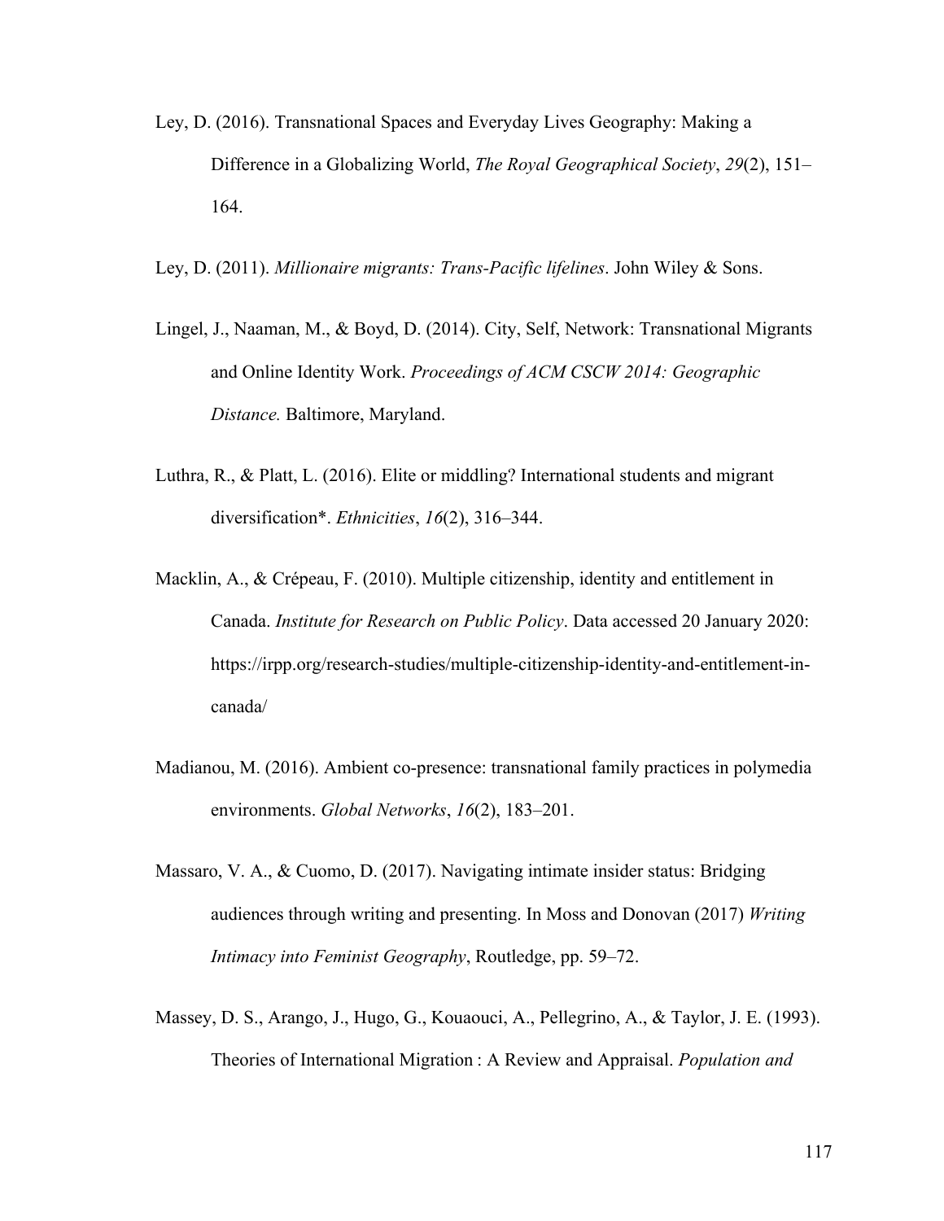Ley, D. (2016). Transnational Spaces and Everyday Lives Geography: Making a Difference in a Globalizing World, *The Royal Geographical Society*, *29*(2), 151–164.

Ley, D. (2011). *Millionaire migrants: Trans-Pacific lifelines*. John Wiley & Sons.

Lingel, J., Naaman, M., & Boyd, D. (2014). City, Self, Network: Transnational Migrants and Online Identity Work. *Proceedings of ACM CSCW 2014: Geographic Distance.* Baltimore, Maryland.

Luthra, R., & Platt, L. (2016). Elite or middling? International students and migrant diversification*. *Ethnicities*, *16*(2), 316–344.

Macklin, A., & Crépeau, F. (2010). Multiple citizenship, identity and entitlement in Canada. *Institute for Research on Public Policy*. Data accessed 20 January 2020: https://irpp.org/research-studies/multiple-citizenship-identity-and-entitlement-in-canada/

Madianou, M. (2016). Ambient co-presence: transnational family practices in polymedia environments. *Global Networks*, *16*(2), 183–201.

Massaro, V. A., & Cuomo, D. (2017). Navigating intimate insider status: Bridging audiences through writing and presenting. In Moss and Donovan (2017) *Writing Intimacy into Feminist Geography*, Routledge, pp. 59–72.

Massey, D. S., Arango, J., Hugo, G., Kouaouci, A., Pellegrino, A., & Taylor, J. E. (1993). Theories of International Migration : A Review and Appraisal. *Population and*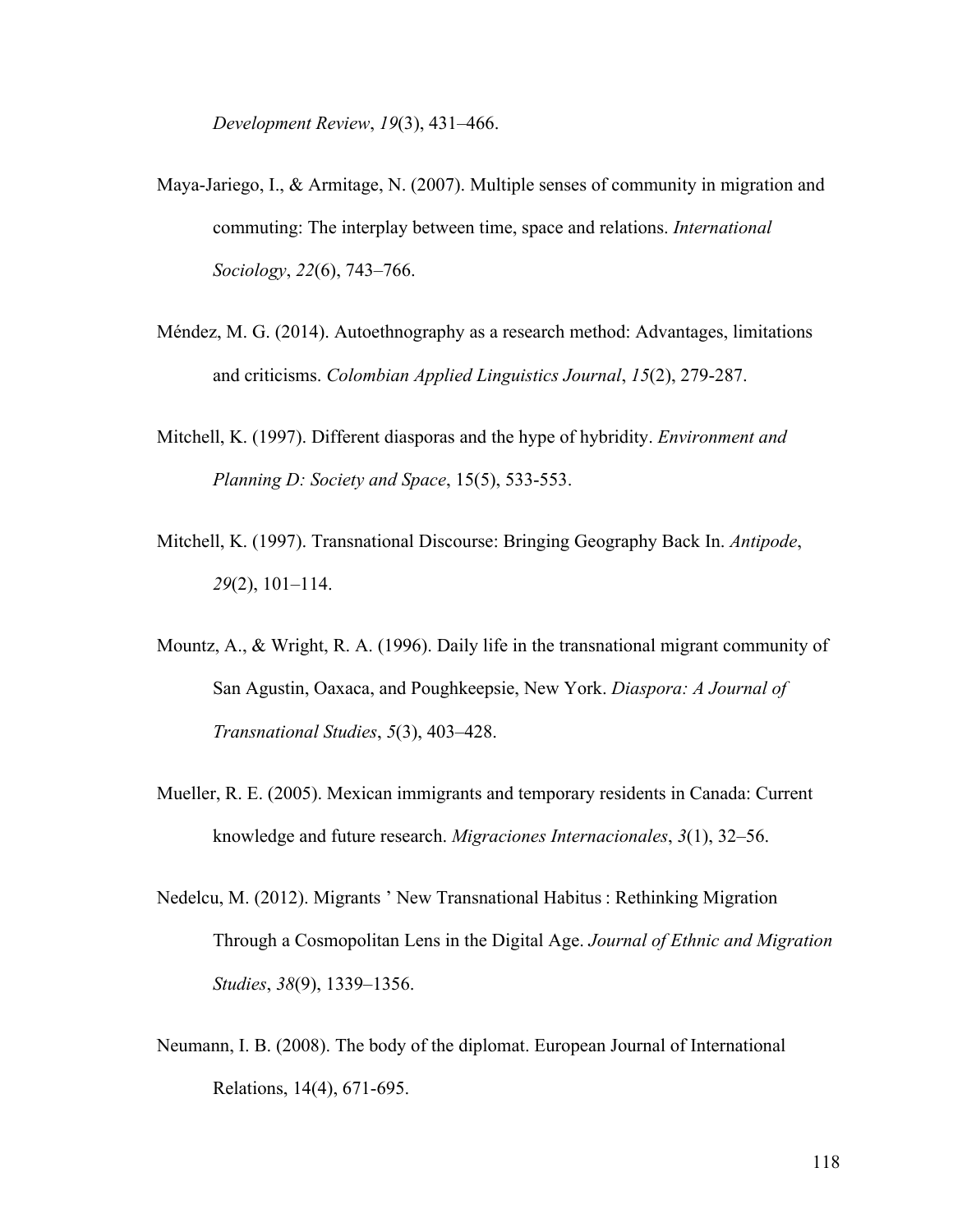*Development Review*, *19*(3), 431–466.

Maya-Jariego, I., & Armitage, N. (2007). Multiple senses of community in migration and commuting: The interplay between time, space and relations. *International Sociology*, *22*(6), 743–766.

Méndez, M. G. (2014). Autoethnography as a research method: Advantages, limitations and criticisms. *Colombian Applied Linguistics Journal*, *15*(2), 279-287.

Mitchell, K. (1997). Different diasporas and the hype of hybridity. *Environment and Planning D: Society and Space*, 15(5), 533-553.

Mitchell, K. (1997). Transnational Discourse: Bringing Geography Back In. *Antipode*, *29*(2), 101–114.

Mountz, A., & Wright, R. A. (1996). Daily life in the transnational migrant community of San Agustin, Oaxaca, and Poughkeepsie, New York. *Diaspora: A Journal of Transnational Studies*, *5*(3), 403–428.

Mueller, R. E. (2005). Mexican immigrants and temporary residents in Canada: Current knowledge and future research. *Migraciones Internacionales*, *3*(1), 32–56.

Nedelcu, M. (2012). Migrants ' New Transnational Habitus : Rethinking Migration Through a Cosmopolitan Lens in the Digital Age. *Journal of Ethnic and Migration Studies*, *38*(9), 1339–1356.

Neumann, I. B. (2008). The body of the diplomat. European Journal of International Relations, 14(4), 671-695.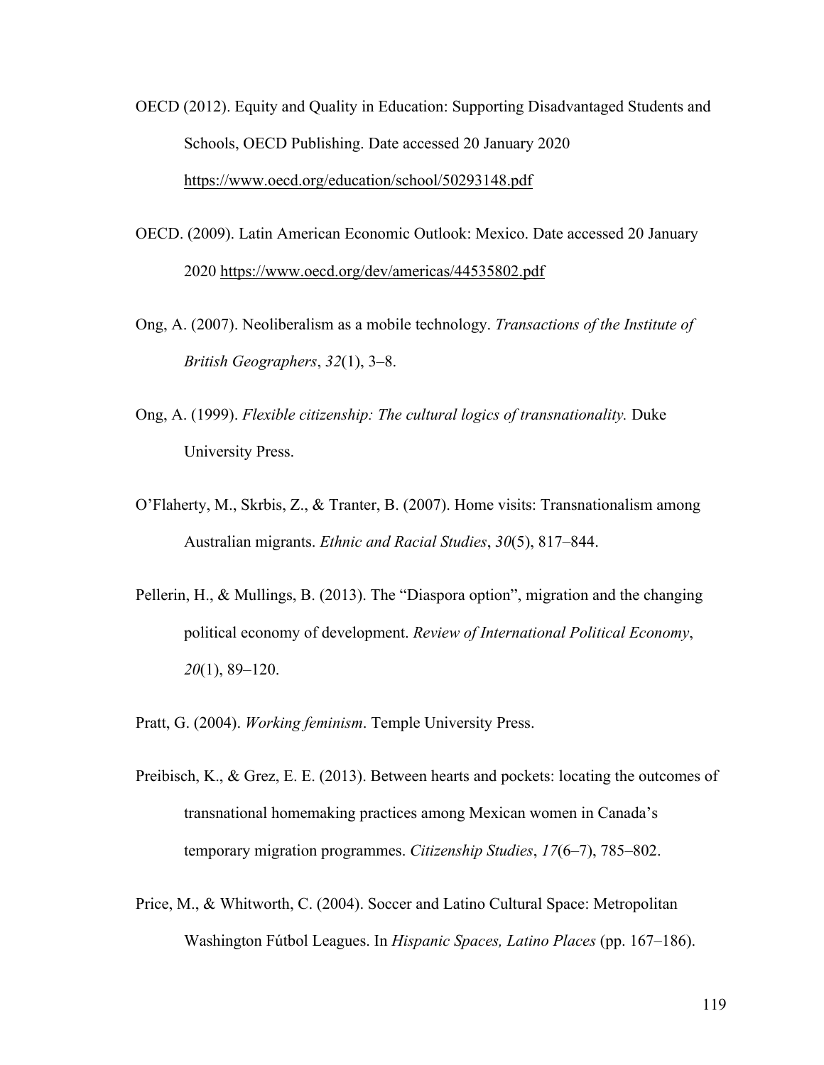OECD (2012). Equity and Quality in Education: Supporting Disadvantaged Students and Schools, OECD Publishing. Date accessed 20 January 2020 https://www.oecd.org/education/school/50293148.pdf

OECD. (2009). Latin American Economic Outlook: Mexico. Date accessed 20 January 2020 https://www.oecd.org/dev/americas/44535802.pdf

Ong, A. (2007). Neoliberalism as a mobile technology. *Transactions of the Institute of British Geographers*, *32*(1), 3–8.

Ong, A. (1999). *Flexible citizenship: The cultural logics of transnationality.* Duke University Press.

O'Flaherty, M., Skrbis, Z., & Tranter, B. (2007). Home visits: Transnationalism among Australian migrants. *Ethnic and Racial Studies*, *30*(5), 817–844.

Pellerin, H., & Mullings, B. (2013). The "Diaspora option", migration and the changing political economy of development. *Review of International Political Economy*, *20*(1), 89–120.

Pratt, G. (2004). *Working feminism*. Temple University Press.

Preibisch, K., & Grez, E. E. (2013). Between hearts and pockets: locating the outcomes of transnational homemaking practices among Mexican women in Canada's temporary migration programmes. *Citizenship Studies*, *17*(6–7), 785–802.

Price, M., & Whitworth, C. (2004). Soccer and Latino Cultural Space: Metropolitan Washington Fútbol Leagues. In *Hispanic Spaces, Latino Places* (pp. 167–186).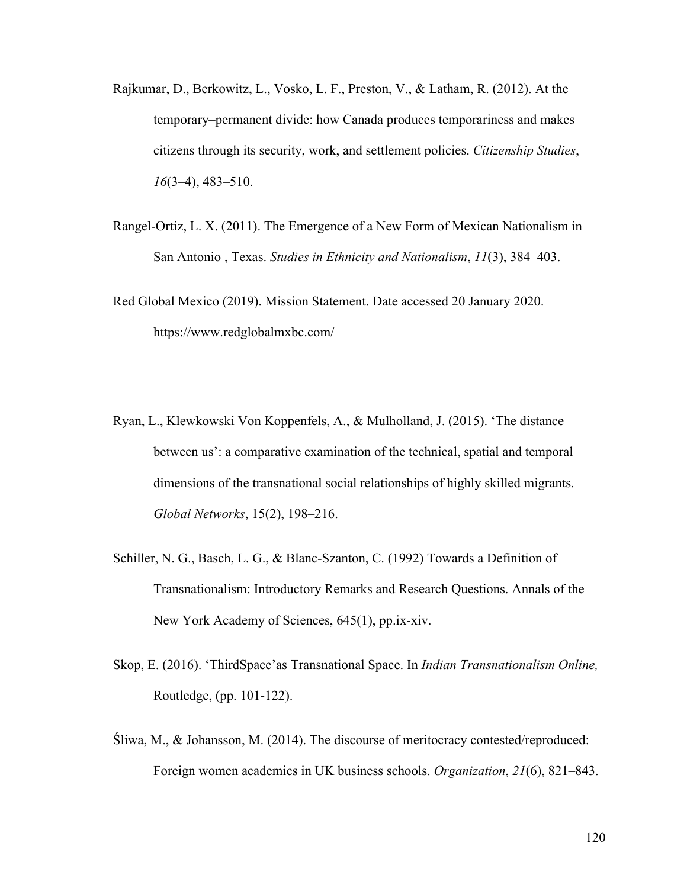Rajkumar, D., Berkowitz, L., Vosko, L. F., Preston, V., & Latham, R. (2012). At the temporary–permanent divide: how Canada produces temporariness and makes citizens through its security, work, and settlement policies. *Citizenship Studies*, *16*(3–4), 483–510.

Rangel-Ortiz, L. X. (2011). The Emergence of a New Form of Mexican Nationalism in San Antonio , Texas. *Studies in Ethnicity and Nationalism*, *11*(3), 384–403.

Red Global Mexico (2019). Mission Statement. Date accessed 20 January 2020. https://www.redglobalmxbc.com/

Ryan, L., Klewkowski Von Koppenfels, A., & Mulholland, J. (2015). 'The distance between us': a comparative examination of the technical, spatial and temporal dimensions of the transnational social relationships of highly skilled migrants. *Global Networks*, 15(2), 198–216.

Schiller, N. G., Basch, L. G., & Blanc-Szanton, C. (1992) Towards a Definition of Transnationalism: Introductory Remarks and Research Questions. Annals of the New York Academy of Sciences, 645(1), pp.ix-xiv.

Skop, E. (2016). 'ThirdSpace'as Transnational Space. In *Indian Transnationalism Online,* Routledge, (pp. 101-122).

Śliwa, M., & Johansson, M. (2014). The discourse of meritocracy contested/reproduced: Foreign women academics in UK business schools. *Organization*, *21*(6), 821–843.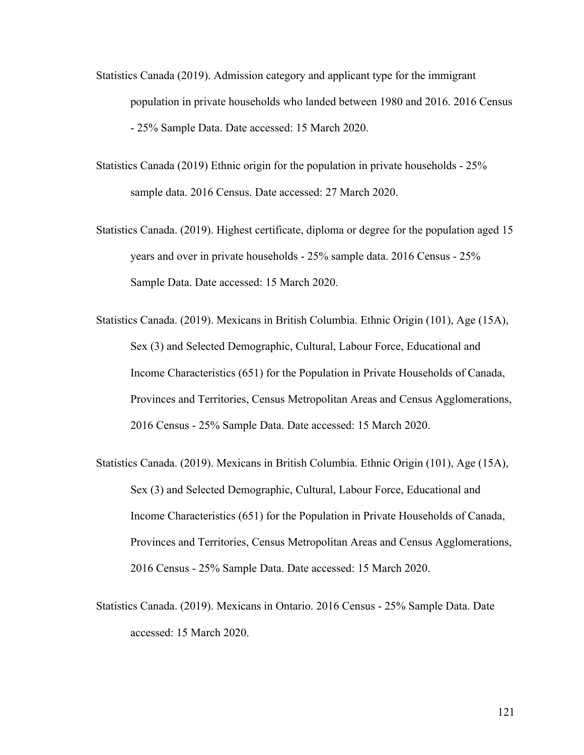Statistics Canada (2019). Admission category and applicant type for the immigrant population in private households who landed between 1980 and 2016. 2016 Census - 25% Sample Data. Date accessed: 15 March 2020.

Statistics Canada (2019) Ethnic origin for the population in private households - 25% sample data. 2016 Census. Date accessed: 27 March 2020.

Statistics Canada. (2019). Highest certificate, diploma or degree for the population aged 15 years and over in private households - 25% sample data. 2016 Census - 25% Sample Data. Date accessed: 15 March 2020.

Statistics Canada. (2019). Mexicans in British Columbia. Ethnic Origin (101), Age (15A), Sex (3) and Selected Demographic, Cultural, Labour Force, Educational and Income Characteristics (651) for the Population in Private Households of Canada, Provinces and Territories, Census Metropolitan Areas and Census Agglomerations, 2016 Census - 25% Sample Data. Date accessed: 15 March 2020.

Statistics Canada. (2019). Mexicans in British Columbia. Ethnic Origin (101), Age (15A), Sex (3) and Selected Demographic, Cultural, Labour Force, Educational and Income Characteristics (651) for the Population in Private Households of Canada, Provinces and Territories, Census Metropolitan Areas and Census Agglomerations, 2016 Census - 25% Sample Data. Date accessed: 15 March 2020.

Statistics Canada. (2019). Mexicans in Ontario. 2016 Census - 25% Sample Data. Date accessed: 15 March 2020.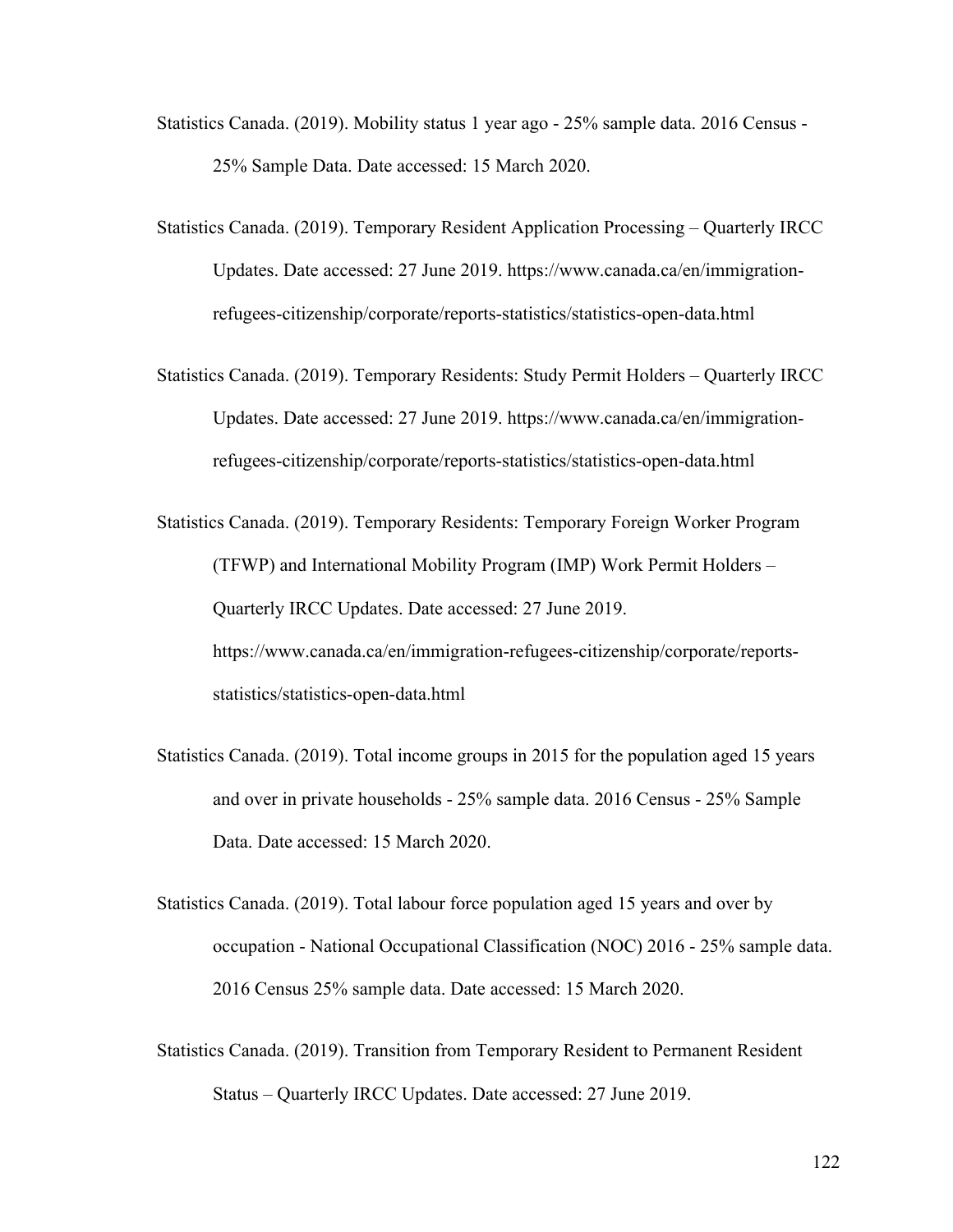Statistics Canada. (2019). Mobility status 1 year ago - 25% sample data. 2016 Census - 25% Sample Data. Date accessed: 15 March 2020.

Statistics Canada. (2019). Temporary Resident Application Processing – Quarterly IRCC Updates. Date accessed: 27 June 2019. https://www.canada.ca/en/immigration-refugees-citizenship/corporate/reports-statistics/statistics-open-data.html

Statistics Canada. (2019). Temporary Residents: Study Permit Holders – Quarterly IRCC Updates. Date accessed: 27 June 2019. https://www.canada.ca/en/immigration-refugees-citizenship/corporate/reports-statistics/statistics-open-data.html

Statistics Canada. (2019). Temporary Residents: Temporary Foreign Worker Program (TFWP) and International Mobility Program (IMP) Work Permit Holders – Quarterly IRCC Updates. Date accessed: 27 June 2019. https://www.canada.ca/en/immigration-refugees-citizenship/corporate/reports-statistics/statistics-open-data.html

Statistics Canada. (2019). Total income groups in 2015 for the population aged 15 years and over in private households - 25% sample data. 2016 Census - 25% Sample Data. Date accessed: 15 March 2020.

Statistics Canada. (2019). Total labour force population aged 15 years and over by occupation - National Occupational Classification (NOC) 2016 - 25% sample data. 2016 Census 25% sample data. Date accessed: 15 March 2020.

Statistics Canada. (2019). Transition from Temporary Resident to Permanent Resident Status – Quarterly IRCC Updates. Date accessed: 27 June 2019.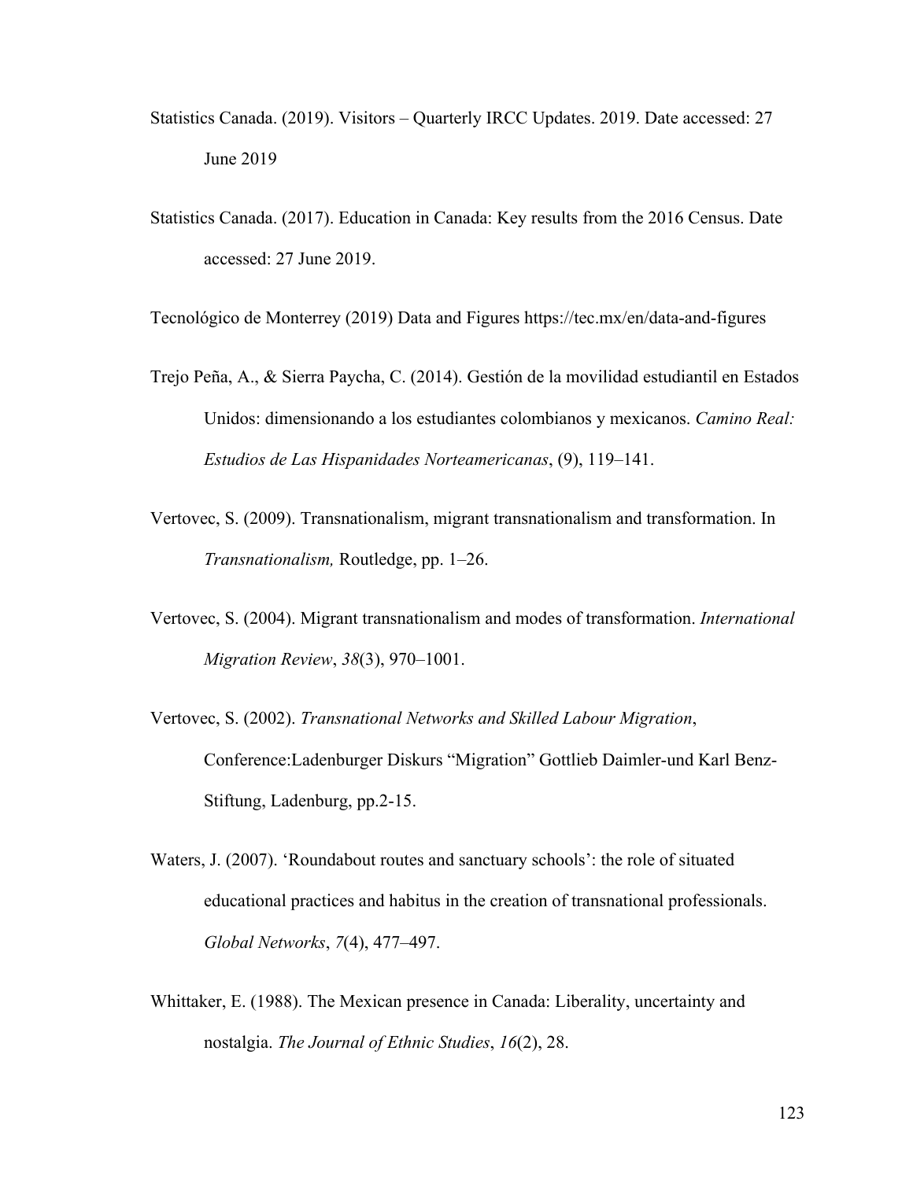Statistics Canada. (2019). Visitors – Quarterly IRCC Updates. 2019. Date accessed: 27 June 2019

Statistics Canada. (2017). Education in Canada: Key results from the 2016 Census. Date accessed: 27 June 2019.

Tecnológico de Monterrey (2019) Data and Figures https://tec.mx/en/data-and-figures

Trejo Peña, A., & Sierra Paycha, C. (2014). Gestión de la movilidad estudiantil en Estados Unidos: dimensionando a los estudiantes colombianos y mexicanos. *Camino Real: Estudios de Las Hispanidades Norteamericanas*, (9), 119–141.

Vertovec, S. (2009). Transnationalism, migrant transnationalism and transformation. In *Transnationalism,* Routledge, pp. 1–26.

Vertovec, S. (2004). Migrant transnationalism and modes of transformation. *International Migration Review*, *38*(3), 970–1001.

Vertovec, S. (2002). *Transnational Networks and Skilled Labour Migration*, Conference:Ladenburger Diskurs "Migration" Gottlieb Daimler-und Karl Benz-Stiftung, Ladenburg, pp.2-15.

Waters, J. (2007). 'Roundabout routes and sanctuary schools': the role of situated educational practices and habitus in the creation of transnational professionals. *Global Networks*, *7*(4), 477–497.

Whittaker, E. (1988). The Mexican presence in Canada: Liberality, uncertainty and nostalgia. *The Journal of Ethnic Studies*, *16*(2), 28.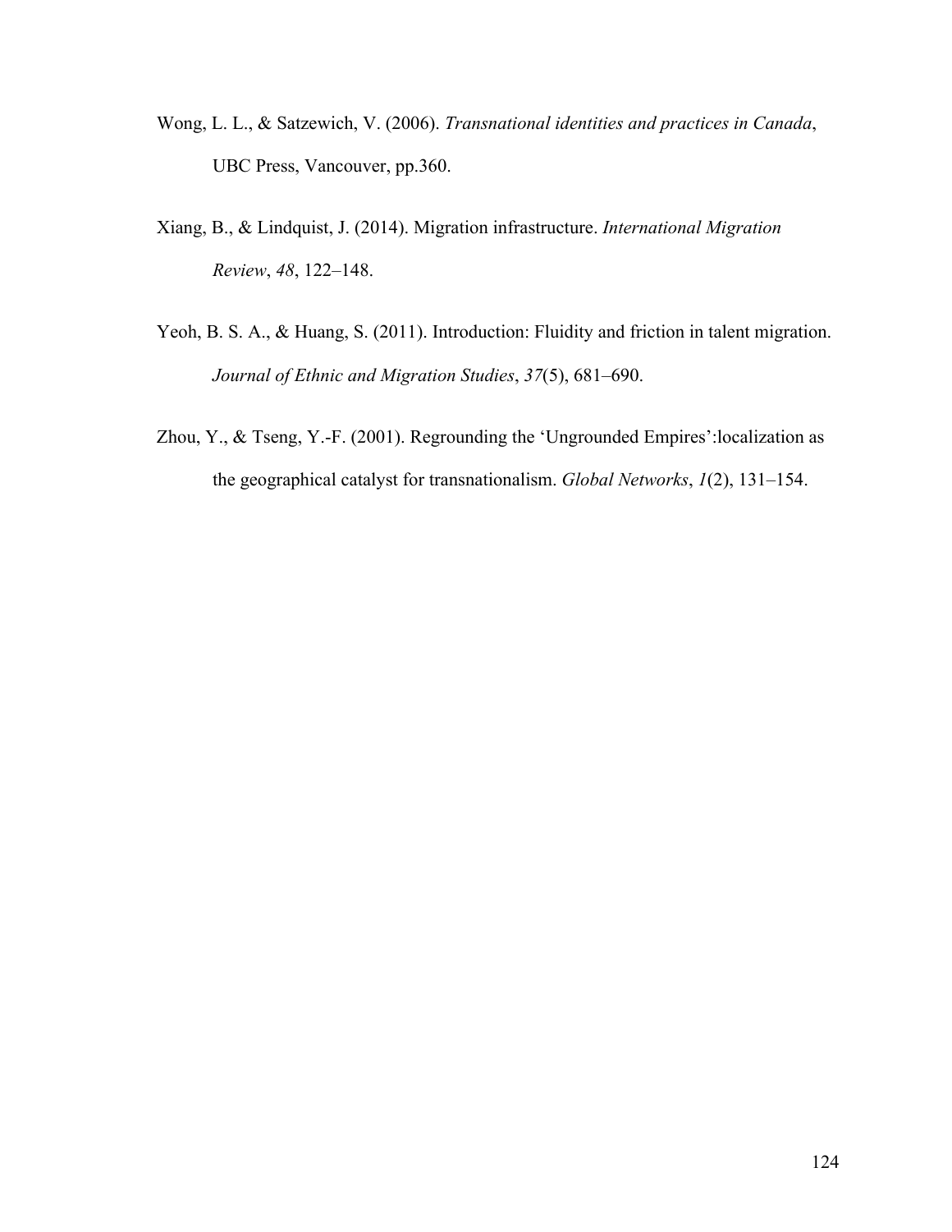Wong, L. L., & Satzewich, V. (2006). *Transnational identities and practices in Canada*, UBC Press, Vancouver, pp.360.

Xiang, B., & Lindquist, J. (2014). Migration infrastructure. *International Migration Review*, *48*, 122–148.

Yeoh, B. S. A., & Huang, S. (2011). Introduction: Fluidity and friction in talent migration. *Journal of Ethnic and Migration Studies*, *37*(5), 681–690.

Zhou, Y., & Tseng, Y.-F. (2001). Regrounding the 'Ungrounded Empires':localization as the geographical catalyst for transnationalism. *Global Networks*, *1*(2), 131–154.